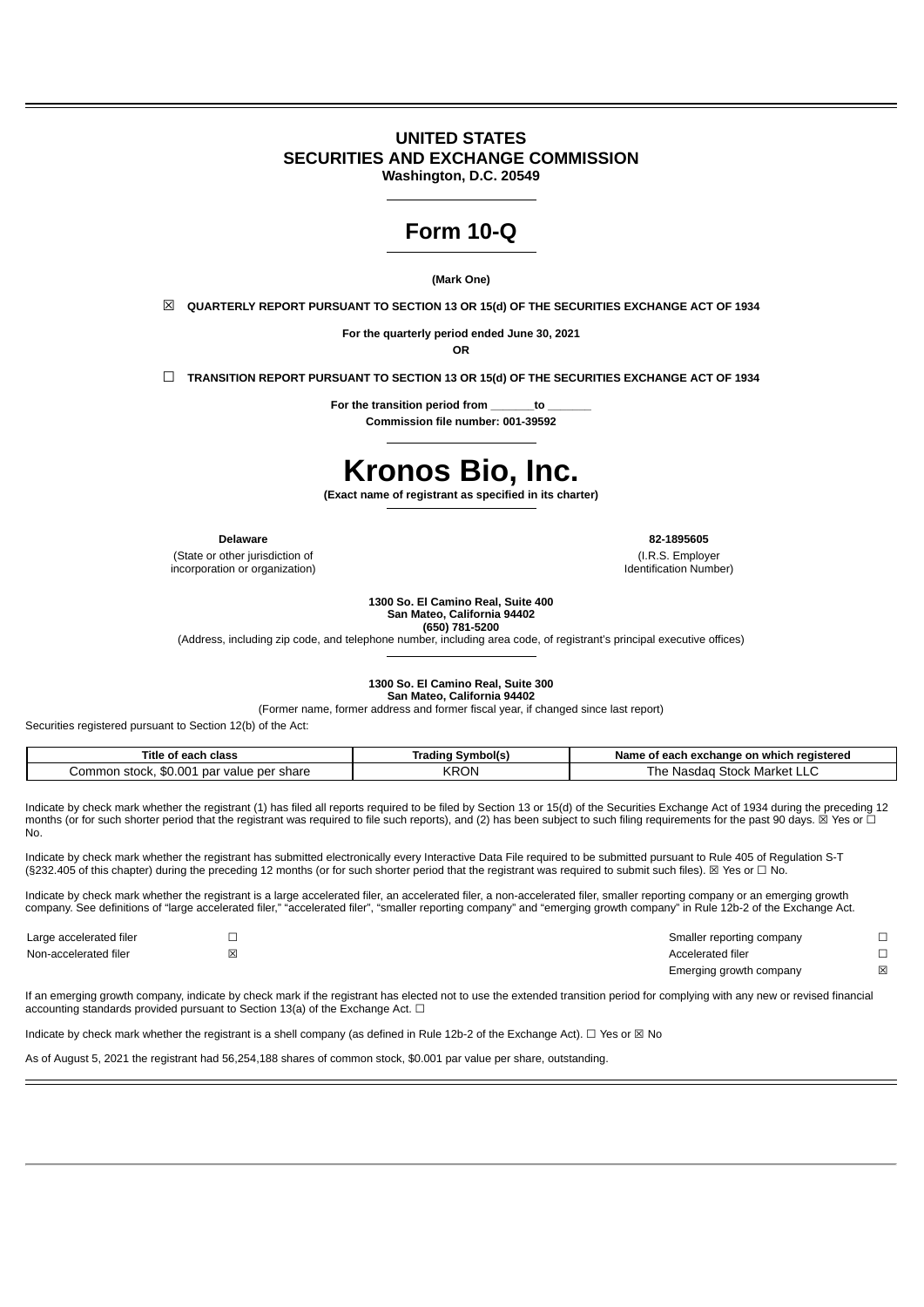# UNITED STATES
# SECURITIES AND EXCHANGE COMMISSION

**Washington, D.C. 20549**

# Form 10-Q

**(Mark One)**

☒ **QUARTERLY REPORT PURSUANT TO SECTION 13 OR 15(d) OF THE SECURITIES EXCHANGE ACT OF 1934**

**For the quarterly period ended June 30, 2021**

**OR**

☐ **TRANSITION REPORT PURSUANT TO SECTION 13 OR 15(d) OF THE SECURITIES EXCHANGE ACT OF 1934**

**For the transition period from _______to _______**

**Commission file number: 001-39592**

# Kronos Bio, Inc.

**(Exact name of registrant as specified in its charter)**

| **Delaware** | **82-1895605** |
|---|---|
| (State or other jurisdiction of incorporation or organization) | (I.R.S. Employer Identification Number) |

**1300 So. El Camino Real, Suite 400**
**San Mateo, California 94402**
**(650) 781-5200**
(Address, including zip code, and telephone number, including area code, of registrant's principal executive offices)

**1300 So. El Camino Real, Suite 300**
**San Mateo, California 94402**
(Former name, former address and former fiscal year, if changed since last report)

Securities registered pursuant to Section 12(b) of the Act:

| Title of each class | Trading Symbol(s) | Name of each exchange on which registered |
|---|---|---|
| Common stock, $0.001 par value per share | KRON | The Nasdaq Stock Market LLC |

Indicate by check mark whether the registrant (1) has filed all reports required to be filed by Section 13 or 15(d) of the Securities Exchange Act of 1934 during the preceding 12 months (or for such shorter period that the registrant was required to file such reports), and (2) has been subject to such filing requirements for the past 90 days. ☒ Yes or ☐ No.

Indicate by check mark whether the registrant has submitted electronically every Interactive Data File required to be submitted pursuant to Rule 405 of Regulation S-T (§232.405 of this chapter) during the preceding 12 months (or for such shorter period that the registrant was required to submit such files). ☒ Yes or ☐ No.

Indicate by check mark whether the registrant is a large accelerated filer, an accelerated filer, a non-accelerated filer, smaller reporting company or an emerging growth company. See definitions of "large accelerated filer," "accelerated filer", "smaller reporting company" and "emerging growth company" in Rule 12b-2 of the Exchange Act.

| | | | |
|---|---|---|---|
| Large accelerated filer | ☐ | Smaller reporting company | ☐ |
| Non-accelerated filer | ☒ | Accelerated filer | ☐ |
| | | Emerging growth company | ☒ |

If an emerging growth company, indicate by check mark if the registrant has elected not to use the extended transition period for complying with any new or revised financial accounting standards provided pursuant to Section 13(a) of the Exchange Act. ☐

Indicate by check mark whether the registrant is a shell company (as defined in Rule 12b-2 of the Exchange Act). ☐ Yes or ☒ No

As of August 5, 2021 the registrant had 56,254,188 shares of common stock, $0.001 par value per share, outstanding.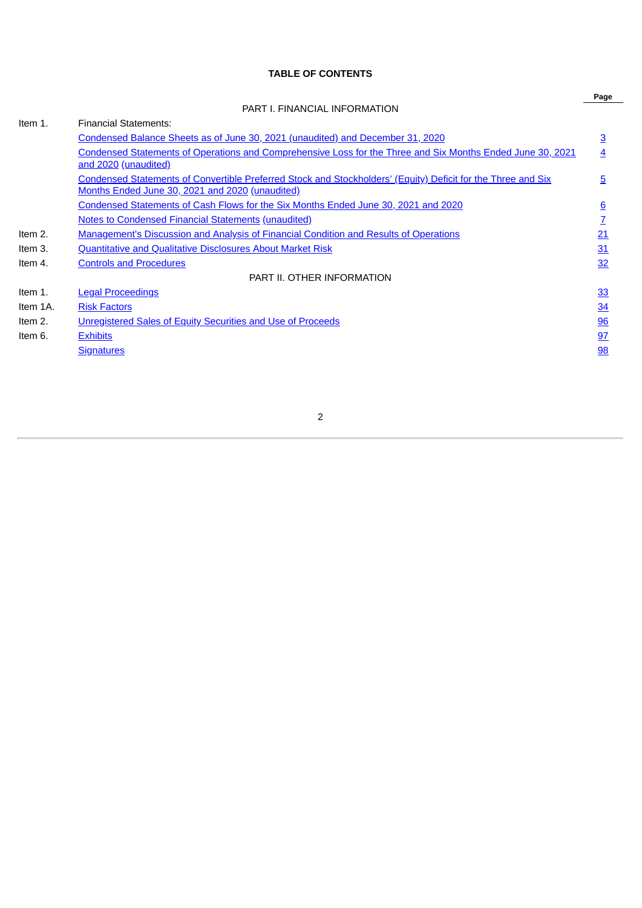# TABLE OF CONTENTS

| | | Page |
|---|---|---|
| | PART I. FINANCIAL INFORMATION | |
| Item 1. | Financial Statements: | |
| | Condensed Balance Sheets as of June 30, 2021 (unaudited) and December 31, 2020 | 3 |
| | Condensed Statements of Operations and Comprehensive Loss for the Three and Six Months Ended June 30, 2021 and 2020 (unaudited) | 4 |
| | Condensed Statements of Convertible Preferred Stock and Stockholders' (Equity) Deficit for the Three and Six Months Ended June 30, 2021 and 2020 (unaudited) | 5 |
| | Condensed Statements of Cash Flows for the Six Months Ended June 30, 2021 and 2020 | 6 |
| | Notes to Condensed Financial Statements (unaudited) | 7 |
| Item 2. | Management's Discussion and Analysis of Financial Condition and Results of Operations | 21 |
| Item 3. | Quantitative and Qualitative Disclosures About Market Risk | 31 |
| Item 4. | Controls and Procedures | 32 |
| | PART II. OTHER INFORMATION | |
| Item 1. | Legal Proceedings | 33 |
| Item 1A. | Risk Factors | 34 |
| Item 2. | Unregistered Sales of Equity Securities and Use of Proceeds | 96 |
| Item 6. | Exhibits | 97 |
| | Signatures | 98 |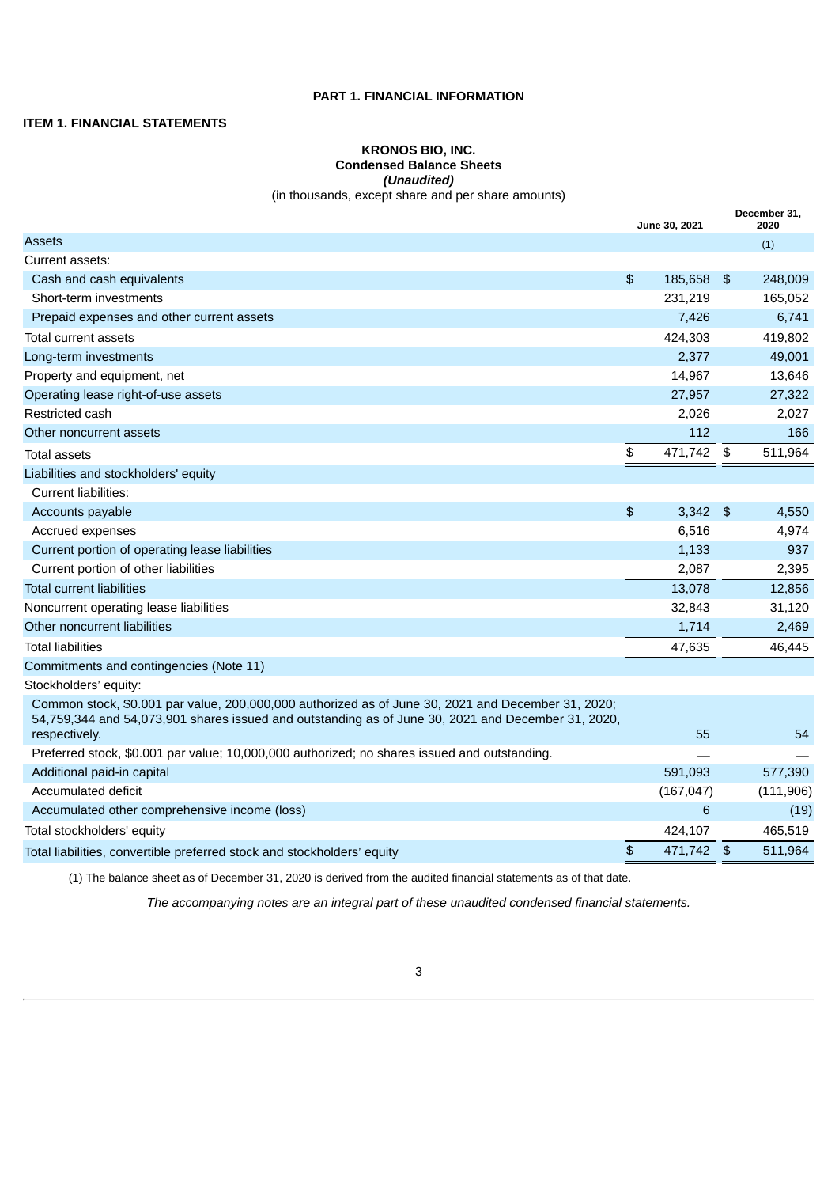**PART 1. FINANCIAL INFORMATION**

**ITEM 1. FINANCIAL STATEMENTS**

**KRONOS BIO, INC.**
**Condensed Balance Sheets**
***(Unaudited)***
(in thousands, except share and per share amounts)

| | June 30, 2021 | December 31, 2020 |
|---|---|---|
| Assets | | (1) |
| Current assets: | | |
| Cash and cash equivalents | $ 185,658 | $ 248,009 |
| Short-term investments | 231,219 | 165,052 |
| Prepaid expenses and other current assets | 7,426 | 6,741 |
| Total current assets | 424,303 | 419,802 |
| Long-term investments | 2,377 | 49,001 |
| Property and equipment, net | 14,967 | 13,646 |
| Operating lease right-of-use assets | 27,957 | 27,322 |
| Restricted cash | 2,026 | 2,027 |
| Other noncurrent assets | 112 | 166 |
| Total assets | $ 471,742 | $ 511,964 |
| Liabilities and stockholders' equity | | |
| Current liabilities: | | |
| Accounts payable | $ 3,342 | $ 4,550 |
| Accrued expenses | 6,516 | 4,974 |
| Current portion of operating lease liabilities | 1,133 | 937 |
| Current portion of other liabilities | 2,087 | 2,395 |
| Total current liabilities | 13,078 | 12,856 |
| Noncurrent operating lease liabilities | 32,843 | 31,120 |
| Other noncurrent liabilities | 1,714 | 2,469 |
| Total liabilities | 47,635 | 46,445 |
| Commitments and contingencies (Note 11) | | |
| Stockholders' equity: | | |
| Common stock, $0.001 par value, 200,000,000 authorized as of June 30, 2021 and December 31, 2020; 54,759,344 and 54,073,901 shares issued and outstanding as of June 30, 2021 and December 31, 2020, respectively. | 55 | 54 |
| Preferred stock, $0.001 par value; 10,000,000 authorized; no shares issued and outstanding. | — | — |
| Additional paid-in capital | 591,093 | 577,390 |
| Accumulated deficit | (167,047) | (111,906) |
| Accumulated other comprehensive income (loss) | 6 | (19) |
| Total stockholders' equity | 424,107 | 465,519 |
| Total liabilities, convertible preferred stock and stockholders' equity | $ 471,742 | $ 511,964 |

(1) The balance sheet as of December 31, 2020 is derived from the audited financial statements as of that date.

*The accompanying notes are an integral part of these unaudited condensed financial statements.*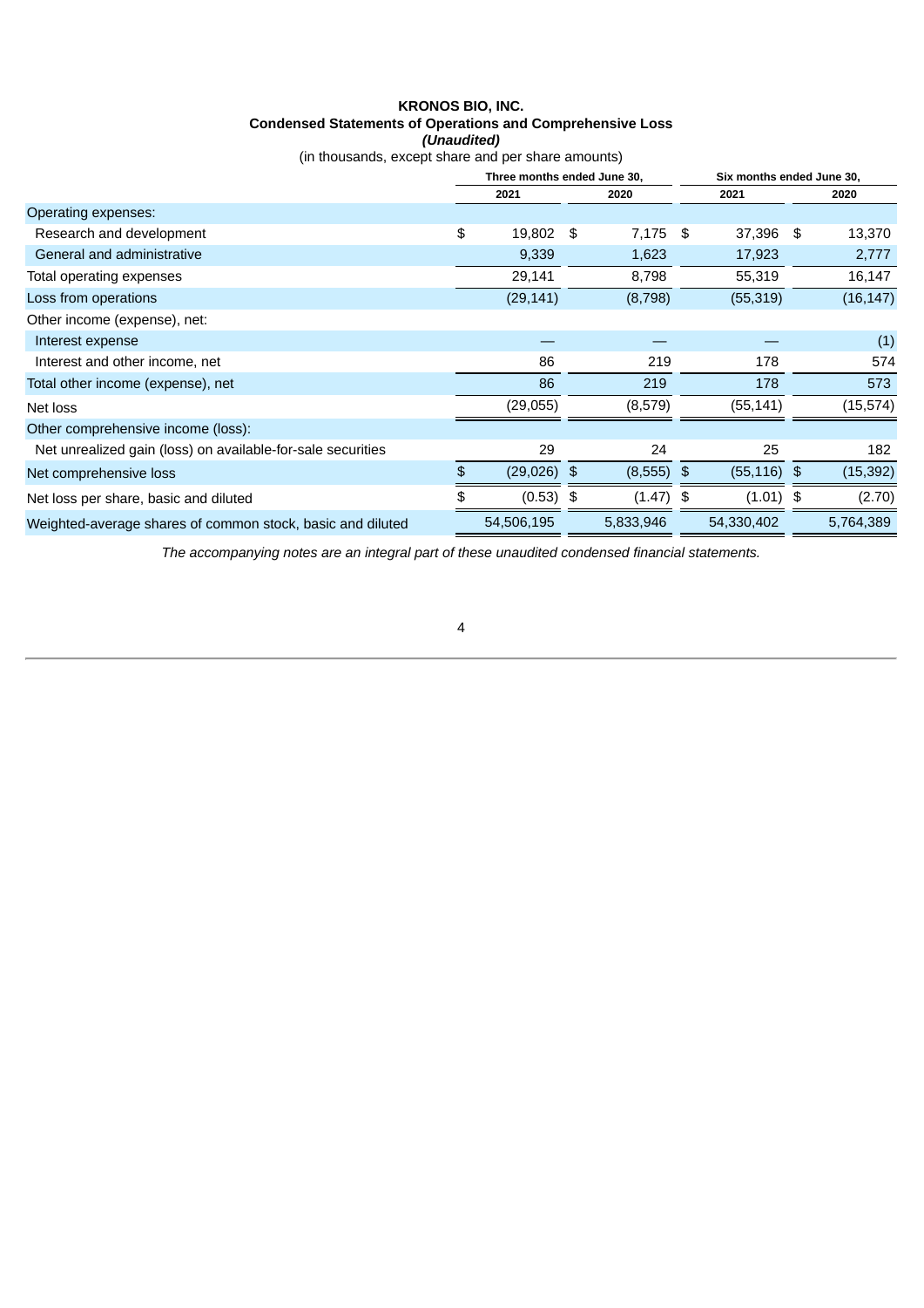**KRONOS BIO, INC.**
**Condensed Statements of Operations and Comprehensive Loss**
***(Unaudited)***
(in thousands, except share and per share amounts)

| | Three months ended June 30, | | Six months ended June 30, | |
|---|---|---|---|---|
| | 2021 | 2020 | 2021 | 2020 |
| Operating expenses: | | | | |
| Research and development | $ 19,802 | $ 7,175 | $ 37,396 | $ 13,370 |
| General and administrative | 9,339 | 1,623 | 17,923 | 2,777 |
| Total operating expenses | 29,141 | 8,798 | 55,319 | 16,147 |
| Loss from operations | (29,141) | (8,798) | (55,319) | (16,147) |
| Other income (expense), net: | | | | |
| Interest expense | — | — | — | (1) |
| Interest and other income, net | 86 | 219 | 178 | 574 |
| Total other income (expense), net | 86 | 219 | 178 | 573 |
| Net loss | (29,055) | (8,579) | (55,141) | (15,574) |
| Other comprehensive income (loss): | | | | |
| Net unrealized gain (loss) on available-for-sale securities | 29 | 24 | 25 | 182 |
| Net comprehensive loss | $ (29,026) | $ (8,555) | $ (55,116) | $ (15,392) |
| Net loss per share, basic and diluted | $ (0.53) | $ (1.47) | $ (1.01) | $ (2.70) |
| Weighted-average shares of common stock, basic and diluted | 54,506,195 | 5,833,946 | 54,330,402 | 5,764,389 |

*The accompanying notes are an integral part of these unaudited condensed financial statements.*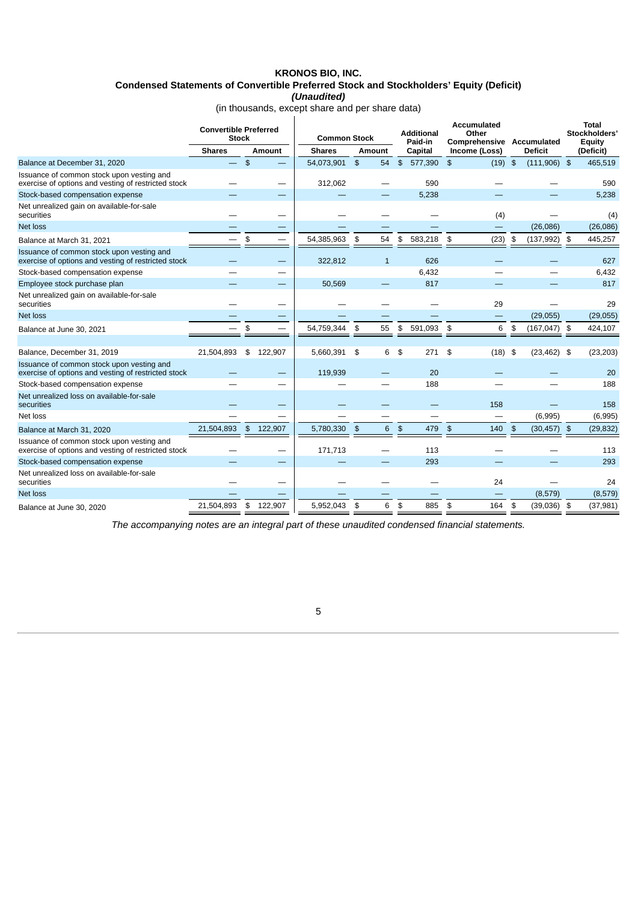**KRONOS BIO, INC.**

**Condensed Statements of Convertible Preferred Stock and Stockholders' Equity (Deficit)**

***(Unaudited)***

(in thousands, except share and per share data)

| | Convertible Preferred Stock | | Common Stock | | Additional Paid-in | Accumulated Other Comprehensive | Accumulated | Total Stockholders' Equity |
|---|---|---|---|---|---|---|---|---|
| | Shares | Amount | Shares | Amount | Capital | Income (Loss) | Deficit | (Deficit) |
| Balance at December 31, 2020 | — | $ — | 54,073,901 | $ 54 | $ 577,390 | $ (19) | $ (111,906) | $ 465,519 |
| Issuance of common stock upon vesting and exercise of options and vesting of restricted stock | — | — | 312,062 | — | 590 | — | — | 590 |
| Stock-based compensation expense | — | — | — | — | 5,238 | — | — | 5,238 |
| Net unrealized gain on available-for-sale securities | — | — | — | — | — | (4) | — | (4) |
| Net loss | — | — | — | — | — | — | (26,086) | (26,086) |
| Balance at March 31, 2021 | — | $ — | 54,385,963 | $ 54 | $ 583,218 | $ (23) | $ (137,992) | $ 445,257 |
| Issuance of common stock upon vesting and exercise of options and vesting of restricted stock | — | — | 322,812 | 1 | 626 | — | — | 627 |
| Stock-based compensation expense | — | — | | | 6,432 | — | — | 6,432 |
| Employee stock purchase plan | — | — | 50,569 | — | 817 | — | — | 817 |
| Net unrealized gain on available-for-sale securities | — | — | — | — | — | 29 | — | 29 |
| Net loss | — | — | — | — | — | — | (29,055) | (29,055) |
| Balance at June 30, 2021 | — | $ — | 54,759,344 | $ 55 | $ 591,093 | $ 6 | $ (167,047) | $ 424,107 |
| | | | | | | | | |
| Balance, December 31, 2019 | 21,504,893 | $ 122,907 | 5,660,391 | $ 6 | $ 271 | $ (18) | $ (23,462) | $ (23,203) |
| Issuance of common stock upon vesting and exercise of options and vesting of restricted stock | — | — | 119,939 | — | 20 | — | — | 20 |
| Stock-based compensation expense | — | — | — | — | 188 | — | — | 188 |
| Net unrealized loss on available-for-sale securities | — | — | — | — | — | 158 | — | 158 |
| Net loss | — | — | — | — | — | — | (6,995) | (6,995) |
| Balance at March 31, 2020 | 21,504,893 | $ 122,907 | 5,780,330 | $ 6 | $ 479 | $ 140 | $ (30,457) | $ (29,832) |
| Issuance of common stock upon vesting and exercise of options and vesting of restricted stock | — | — | 171,713 | — | 113 | — | — | 113 |
| Stock-based compensation expense | — | — | — | — | 293 | — | — | 293 |
| Net unrealized loss on available-for-sale securities | — | — | — | — | — | 24 | — | 24 |
| Net loss | — | — | — | — | — | — | (8,579) | (8,579) |
| Balance at June 30, 2020 | 21,504,893 | $ 122,907 | 5,952,043 | $ 6 | $ 885 | $ 164 | $ (39,036) | $ (37,981) |

*The accompanying notes are an integral part of these unaudited condensed financial statements.*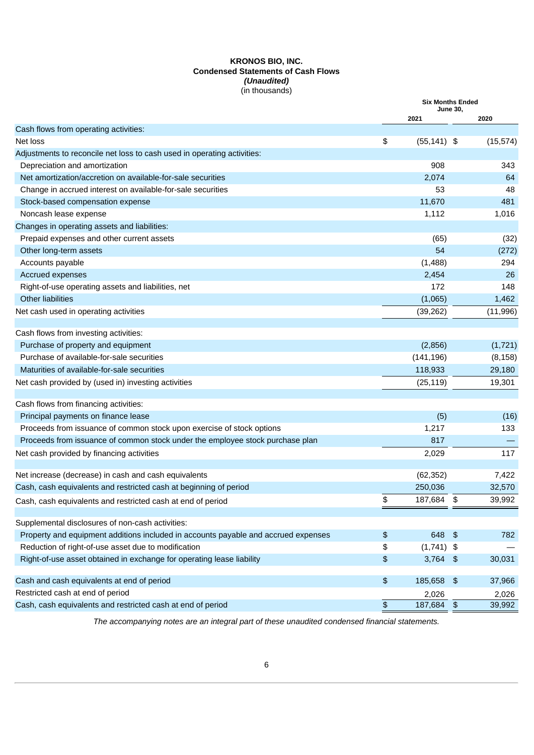**KRONOS BIO, INC.**
**Condensed Statements of Cash Flows**
***(Unaudited)***
(in thousands)

| | Six Months Ended June 30, | |
|---|---|---|
| | 2021 | 2020 |
| Cash flows from operating activities: | | |
| Net loss | $ (55,141) | $ (15,574) |
| Adjustments to reconcile net loss to cash used in operating activities: | | |
| Depreciation and amortization | 908 | 343 |
| Net amortization/accretion on available-for-sale securities | 2,074 | 64 |
| Change in accrued interest on available-for-sale securities | 53 | 48 |
| Stock-based compensation expense | 11,670 | 481 |
| Noncash lease expense | 1,112 | 1,016 |
| Changes in operating assets and liabilities: | | |
| Prepaid expenses and other current assets | (65) | (32) |
| Other long-term assets | 54 | (272) |
| Accounts payable | (1,488) | 294 |
| Accrued expenses | 2,454 | 26 |
| Right-of-use operating assets and liabilities, net | 172 | 148 |
| Other liabilities | (1,065) | 1,462 |
| Net cash used in operating activities | (39,262) | (11,996) |
| Cash flows from investing activities: | | |
| Purchase of property and equipment | (2,856) | (1,721) |
| Purchase of available-for-sale securities | (141,196) | (8,158) |
| Maturities of available-for-sale securities | 118,933 | 29,180 |
| Net cash provided by (used in) investing activities | (25,119) | 19,301 |
| Cash flows from financing activities: | | |
| Principal payments on finance lease | (5) | (16) |
| Proceeds from issuance of common stock upon exercise of stock options | 1,217 | 133 |
| Proceeds from issuance of common stock under the employee stock purchase plan | 817 | — |
| Net cash provided by financing activities | 2,029 | 117 |
| Net increase (decrease) in cash and cash equivalents | (62,352) | 7,422 |
| Cash, cash equivalents and restricted cash at beginning of period | 250,036 | 32,570 |
| Cash, cash equivalents and restricted cash at end of period | $ 187,684 | $ 39,992 |
| Supplemental disclosures of non-cash activities: | | |
| Property and equipment additions included in accounts payable and accrued expenses | $ 648 | $ 782 |
| Reduction of right-of-use asset due to modification | $ (1,741) | $ — |
| Right-of-use asset obtained in exchange for operating lease liability | $ 3,764 | $ 30,031 |
| Cash and cash equivalents at end of period | $ 185,658 | $ 37,966 |
| Restricted cash at end of period | 2,026 | 2,026 |
| Cash, cash equivalents and restricted cash at end of period | $ 187,684 | $ 39,992 |

*The accompanying notes are an integral part of these unaudited condensed financial statements.*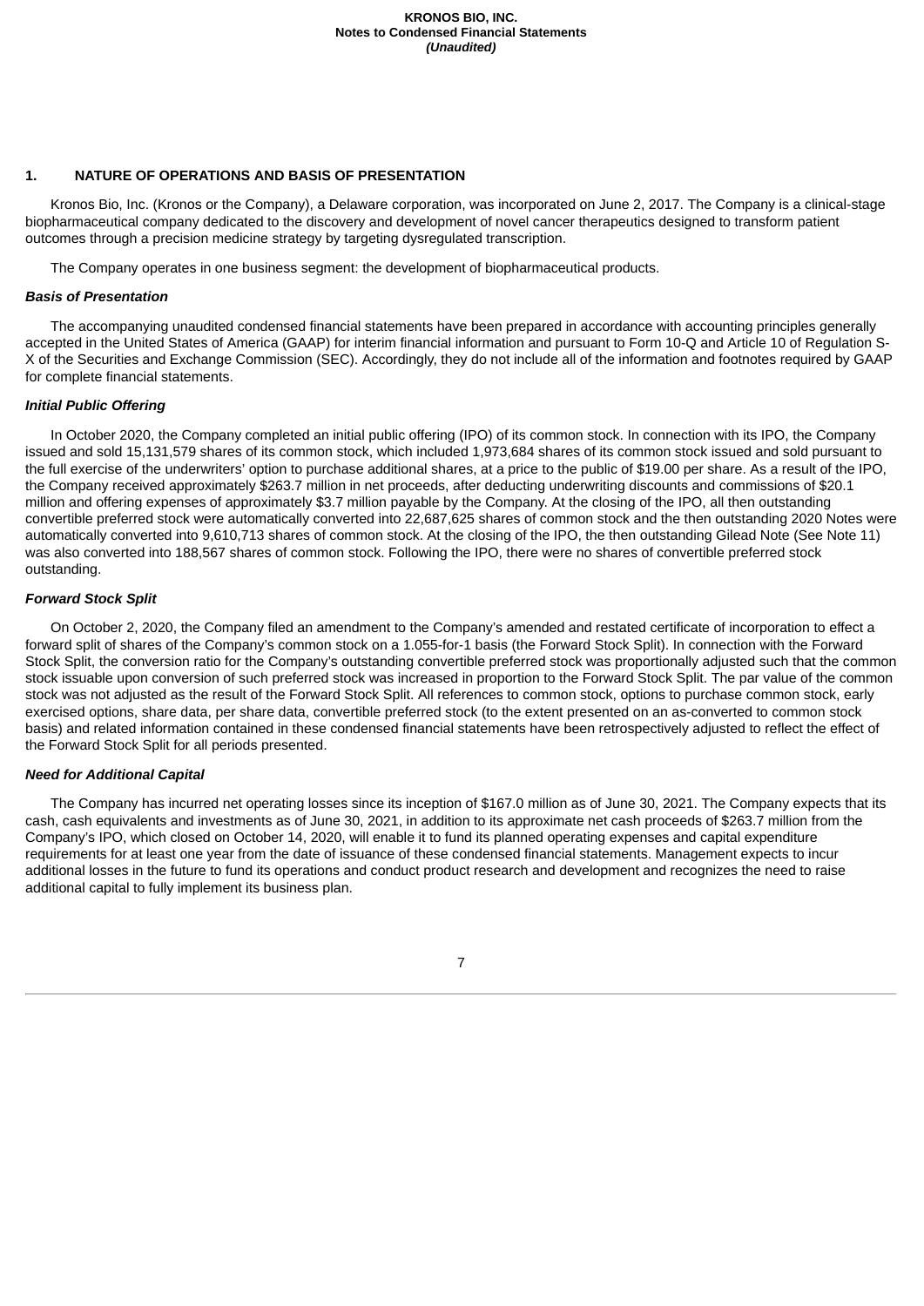## 1. NATURE OF OPERATIONS AND BASIS OF PRESENTATION

Kronos Bio, Inc. (Kronos or the Company), a Delaware corporation, was incorporated on June 2, 2017. The Company is a clinical-stage biopharmaceutical company dedicated to the discovery and development of novel cancer therapeutics designed to transform patient outcomes through a precision medicine strategy by targeting dysregulated transcription.

The Company operates in one business segment: the development of biopharmaceutical products.

### *Basis of Presentation*

The accompanying unaudited condensed financial statements have been prepared in accordance with accounting principles generally accepted in the United States of America (GAAP) for interim financial information and pursuant to Form 10-Q and Article 10 of Regulation S-X of the Securities and Exchange Commission (SEC). Accordingly, they do not include all of the information and footnotes required by GAAP for complete financial statements.

### *Initial Public Offering*

In October 2020, the Company completed an initial public offering (IPO) of its common stock. In connection with its IPO, the Company issued and sold 15,131,579 shares of its common stock, which included 1,973,684 shares of its common stock issued and sold pursuant to the full exercise of the underwriters' option to purchase additional shares, at a price to the public of $19.00 per share. As a result of the IPO, the Company received approximately $263.7 million in net proceeds, after deducting underwriting discounts and commissions of $20.1 million and offering expenses of approximately $3.7 million payable by the Company. At the closing of the IPO, all then outstanding convertible preferred stock were automatically converted into 22,687,625 shares of common stock and the then outstanding 2020 Notes were automatically converted into 9,610,713 shares of common stock. At the closing of the IPO, the then outstanding Gilead Note (See Note 11) was also converted into 188,567 shares of common stock. Following the IPO, there were no shares of convertible preferred stock outstanding.

### *Forward Stock Split*

On October 2, 2020, the Company filed an amendment to the Company's amended and restated certificate of incorporation to effect a forward split of shares of the Company's common stock on a 1.055-for-1 basis (the Forward Stock Split). In connection with the Forward Stock Split, the conversion ratio for the Company's outstanding convertible preferred stock was proportionally adjusted such that the common stock issuable upon conversion of such preferred stock was increased in proportion to the Forward Stock Split. The par value of the common stock was not adjusted as the result of the Forward Stock Split. All references to common stock, options to purchase common stock, early exercised options, share data, per share data, convertible preferred stock (to the extent presented on an as-converted to common stock basis) and related information contained in these condensed financial statements have been retrospectively adjusted to reflect the effect of the Forward Stock Split for all periods presented.

### *Need for Additional Capital*

The Company has incurred net operating losses since its inception of $167.0 million as of June 30, 2021. The Company expects that its cash, cash equivalents and investments as of June 30, 2021, in addition to its approximate net cash proceeds of $263.7 million from the Company's IPO, which closed on October 14, 2020, will enable it to fund its planned operating expenses and capital expenditure requirements for at least one year from the date of issuance of these condensed financial statements. Management expects to incur additional losses in the future to fund its operations and conduct product research and development and recognizes the need to raise additional capital to fully implement its business plan.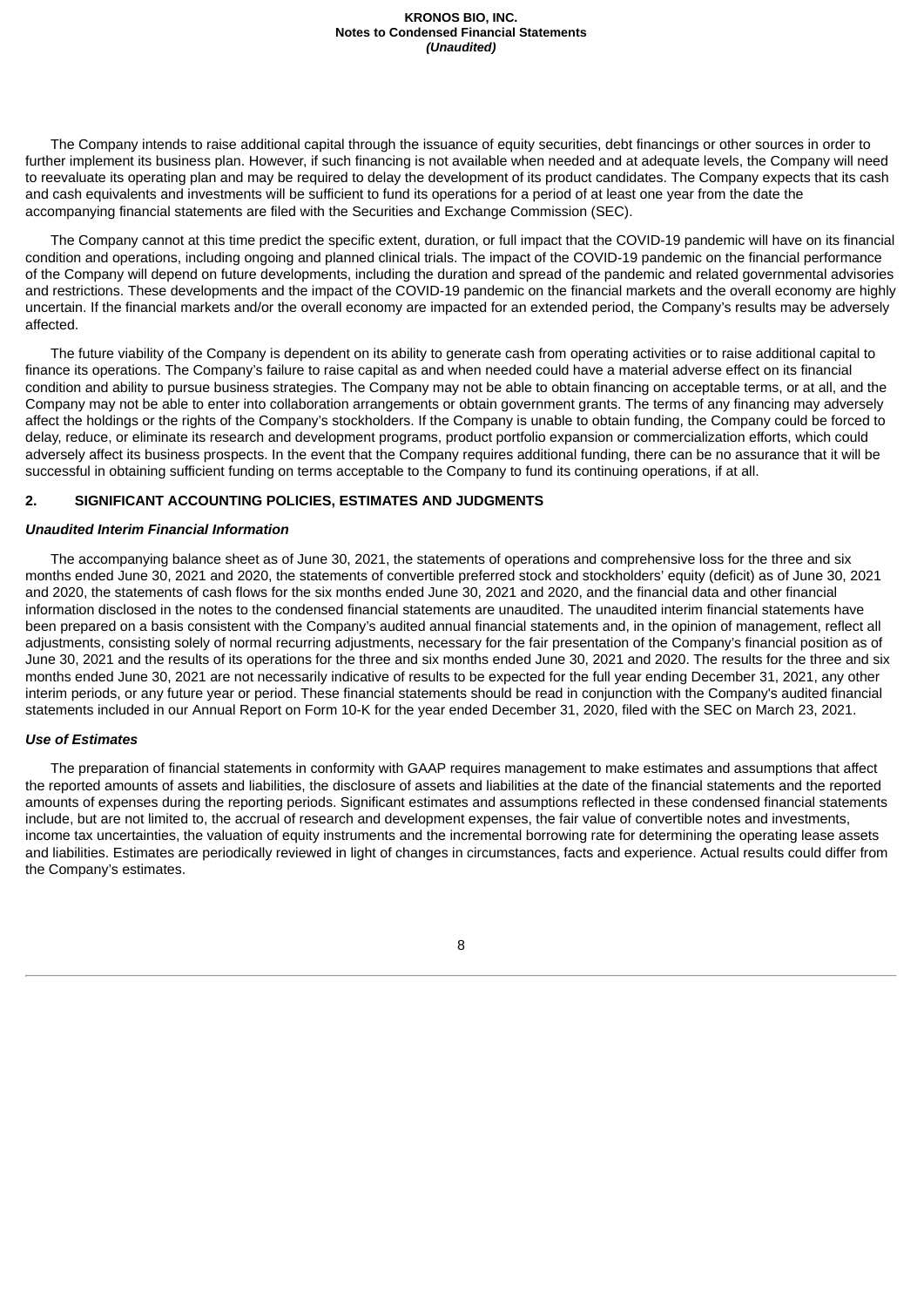The Company intends to raise additional capital through the issuance of equity securities, debt financings or other sources in order to further implement its business plan. However, if such financing is not available when needed and at adequate levels, the Company will need to reevaluate its operating plan and may be required to delay the development of its product candidates. The Company expects that its cash and cash equivalents and investments will be sufficient to fund its operations for a period of at least one year from the date the accompanying financial statements are filed with the Securities and Exchange Commission (SEC).

The Company cannot at this time predict the specific extent, duration, or full impact that the COVID-19 pandemic will have on its financial condition and operations, including ongoing and planned clinical trials. The impact of the COVID-19 pandemic on the financial performance of the Company will depend on future developments, including the duration and spread of the pandemic and related governmental advisories and restrictions. These developments and the impact of the COVID-19 pandemic on the financial markets and the overall economy are highly uncertain. If the financial markets and/or the overall economy are impacted for an extended period, the Company's results may be adversely affected.

The future viability of the Company is dependent on its ability to generate cash from operating activities or to raise additional capital to finance its operations. The Company's failure to raise capital as and when needed could have a material adverse effect on its financial condition and ability to pursue business strategies. The Company may not be able to obtain financing on acceptable terms, or at all, and the Company may not be able to enter into collaboration arrangements or obtain government grants. The terms of any financing may adversely affect the holdings or the rights of the Company's stockholders. If the Company is unable to obtain funding, the Company could be forced to delay, reduce, or eliminate its research and development programs, product portfolio expansion or commercialization efforts, which could adversely affect its business prospects. In the event that the Company requires additional funding, there can be no assurance that it will be successful in obtaining sufficient funding on terms acceptable to the Company to fund its continuing operations, if at all.

## 2. SIGNIFICANT ACCOUNTING POLICIES, ESTIMATES AND JUDGMENTS

### *Unaudited Interim Financial Information*

The accompanying balance sheet as of June 30, 2021, the statements of operations and comprehensive loss for the three and six months ended June 30, 2021 and 2020, the statements of convertible preferred stock and stockholders' equity (deficit) as of June 30, 2021 and 2020, the statements of cash flows for the six months ended June 30, 2021 and 2020, and the financial data and other financial information disclosed in the notes to the condensed financial statements are unaudited. The unaudited interim financial statements have been prepared on a basis consistent with the Company's audited annual financial statements and, in the opinion of management, reflect all adjustments, consisting solely of normal recurring adjustments, necessary for the fair presentation of the Company's financial position as of June 30, 2021 and the results of its operations for the three and six months ended June 30, 2021 and 2020. The results for the three and six months ended June 30, 2021 are not necessarily indicative of results to be expected for the full year ending December 31, 2021, any other interim periods, or any future year or period. These financial statements should be read in conjunction with the Company's audited financial statements included in our Annual Report on Form 10-K for the year ended December 31, 2020, filed with the SEC on March 23, 2021.

### *Use of Estimates*

The preparation of financial statements in conformity with GAAP requires management to make estimates and assumptions that affect the reported amounts of assets and liabilities, the disclosure of assets and liabilities at the date of the financial statements and the reported amounts of expenses during the reporting periods. Significant estimates and assumptions reflected in these condensed financial statements include, but are not limited to, the accrual of research and development expenses, the fair value of convertible notes and investments, income tax uncertainties, the valuation of equity instruments and the incremental borrowing rate for determining the operating lease assets and liabilities. Estimates are periodically reviewed in light of changes in circumstances, facts and experience. Actual results could differ from the Company's estimates.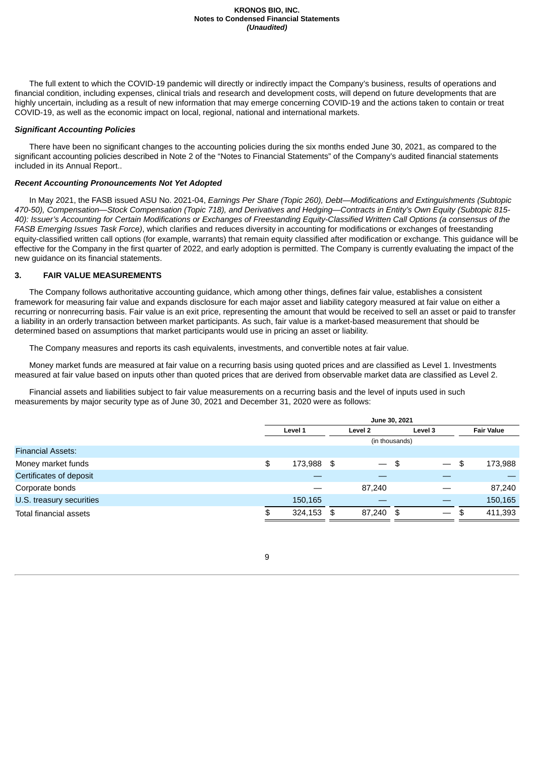The full extent to which the COVID-19 pandemic will directly or indirectly impact the Company's business, results of operations and financial condition, including expenses, clinical trials and research and development costs, will depend on future developments that are highly uncertain, including as a result of new information that may emerge concerning COVID-19 and the actions taken to contain or treat COVID-19, as well as the economic impact on local, regional, national and international markets.

***Significant Accounting Policies***

There have been no significant changes to the accounting policies during the six months ended June 30, 2021, as compared to the significant accounting policies described in Note 2 of the "Notes to Financial Statements" of the Company's audited financial statements included in its Annual Report..

***Recent Accounting Pronouncements Not Yet Adopted***

In May 2021, the FASB issued ASU No. 2021-04, *Earnings Per Share (Topic 260), Debt—Modifications and Extinguishments (Subtopic 470-50), Compensation—Stock Compensation (Topic 718), and Derivatives and Hedging—Contracts in Entity's Own Equity (Subtopic 815-40): Issuer's Accounting for Certain Modifications or Exchanges of Freestanding Equity-Classified Written Call Options (a consensus of the FASB Emerging Issues Task Force)*, which clarifies and reduces diversity in accounting for modifications or exchanges of freestanding equity-classified written call options (for example, warrants) that remain equity classified after modification or exchange. This guidance will be effective for the Company in the first quarter of 2022, and early adoption is permitted. The Company is currently evaluating the impact of the new guidance on its financial statements.

## 3. FAIR VALUE MEASUREMENTS

The Company follows authoritative accounting guidance, which among other things, defines fair value, establishes a consistent framework for measuring fair value and expands disclosure for each major asset and liability category measured at fair value on either a recurring or nonrecurring basis. Fair value is an exit price, representing the amount that would be received to sell an asset or paid to transfer a liability in an orderly transaction between market participants. As such, fair value is a market-based measurement that should be determined based on assumptions that market participants would use in pricing an asset or liability.

The Company measures and reports its cash equivalents, investments, and convertible notes at fair value.

Money market funds are measured at fair value on a recurring basis using quoted prices and are classified as Level 1. Investments measured at fair value based on inputs other than quoted prices that are derived from observable market data are classified as Level 2.

Financial assets and liabilities subject to fair value measurements on a recurring basis and the level of inputs used in such measurements by major security type as of June 30, 2021 and December 31, 2020 were as follows:

| | June 30, 2021 | | | |
|---|---|---|---|---|
| | Level 1 | Level 2 | Level 3 | Fair Value |
| | (in thousands) | | | |
| Financial Assets: | | | | |
| Money market funds | $ 173,988 | $ — | $ — | $ 173,988 |
| Certificates of deposit | — | — | — | — |
| Corporate bonds | — | 87,240 | — | 87,240 |
| U.S. treasury securities | 150,165 | — | — | 150,165 |
| Total financial assets | $ 324,153 | $ 87,240 | $ — | $ 411,393 |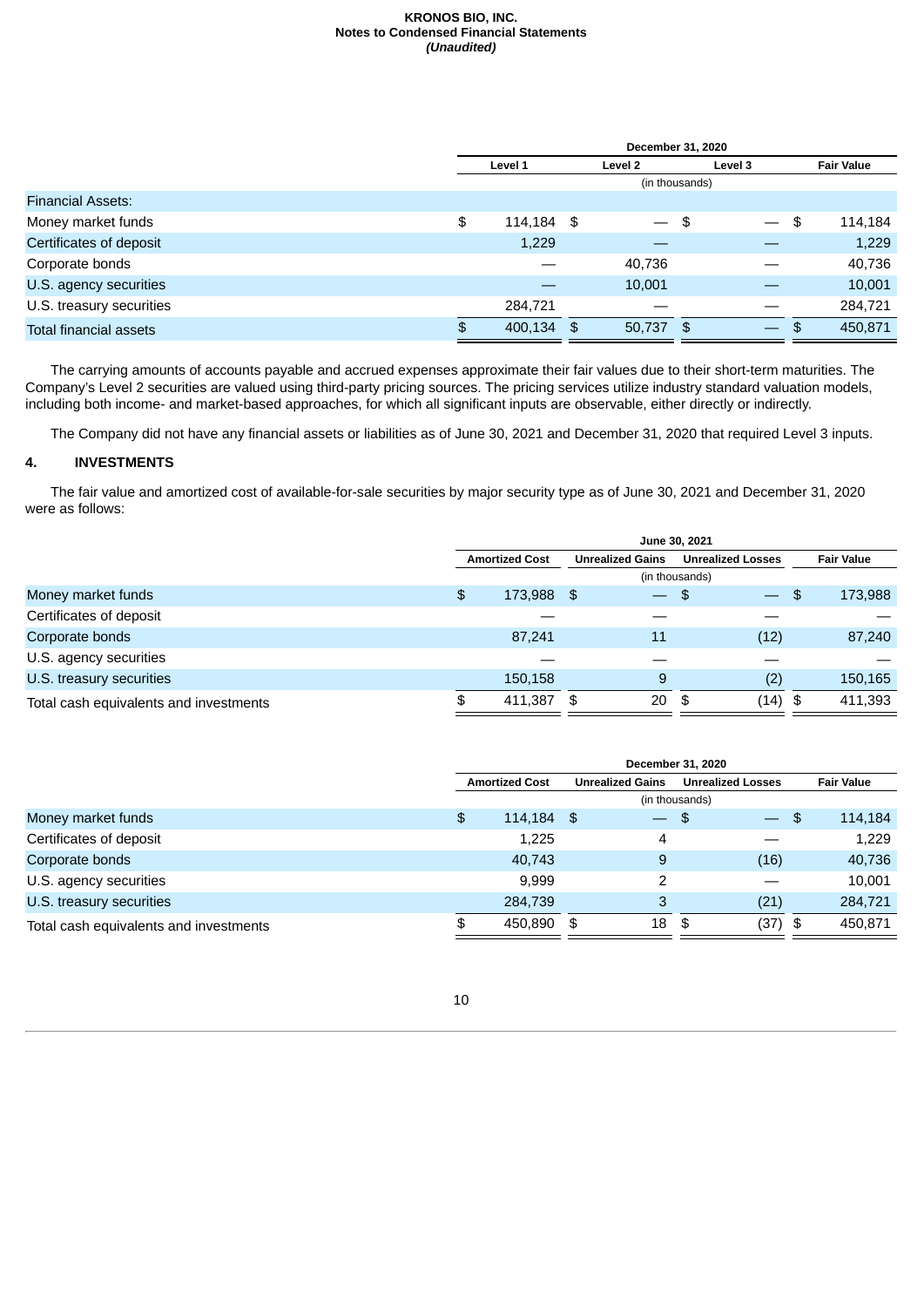| | December 31, 2020 | | | |
|---|---|---|---|---|
| | Level 1 | Level 2 | Level 3 | Fair Value |
| | (in thousands) | | | |
| Financial Assets: | | | | |
| Money market funds | $ 114,184 | $ — | $ — | $ 114,184 |
| Certificates of deposit | 1,229 | — | — | 1,229 |
| Corporate bonds | — | 40,736 | — | 40,736 |
| U.S. agency securities | — | 10,001 | — | 10,001 |
| U.S. treasury securities | 284,721 | — | — | 284,721 |
| Total financial assets | $ 400,134 | $ 50,737 | $ — | $ 450,871 |

The carrying amounts of accounts payable and accrued expenses approximate their fair values due to their short-term maturities. The Company's Level 2 securities are valued using third-party pricing sources. The pricing services utilize industry standard valuation models, including both income- and market-based approaches, for which all significant inputs are observable, either directly or indirectly.

The Company did not have any financial assets or liabilities as of June 30, 2021 and December 31, 2020 that required Level 3 inputs.

## 4. INVESTMENTS

The fair value and amortized cost of available-for-sale securities by major security type as of June 30, 2021 and December 31, 2020 were as follows:

| | June 30, 2021 | | | |
|---|---|---|---|---|
| | Amortized Cost | Unrealized Gains | Unrealized Losses | Fair Value |
| | (in thousands) | | | |
| Money market funds | $ 173,988 | $ — | $ — | $ 173,988 |
| Certificates of deposit | — | — | — | — |
| Corporate bonds | 87,241 | 11 | (12) | 87,240 |
| U.S. agency securities | — | — | — | — |
| U.S. treasury securities | 150,158 | 9 | (2) | 150,165 |
| Total cash equivalents and investments | $ 411,387 | $ 20 | $ (14) | $ 411,393 |

| | December 31, 2020 | | | |
|---|---|---|---|---|
| | Amortized Cost | Unrealized Gains | Unrealized Losses | Fair Value |
| | (in thousands) | | | |
| Money market funds | $ 114,184 | $ — | $ — | $ 114,184 |
| Certificates of deposit | 1,225 | 4 | — | 1,229 |
| Corporate bonds | 40,743 | 9 | (16) | 40,736 |
| U.S. agency securities | 9,999 | 2 | — | 10,001 |
| U.S. treasury securities | 284,739 | 3 | (21) | 284,721 |
| Total cash equivalents and investments | $ 450,890 | $ 18 | $ (37) | $ 450,871 |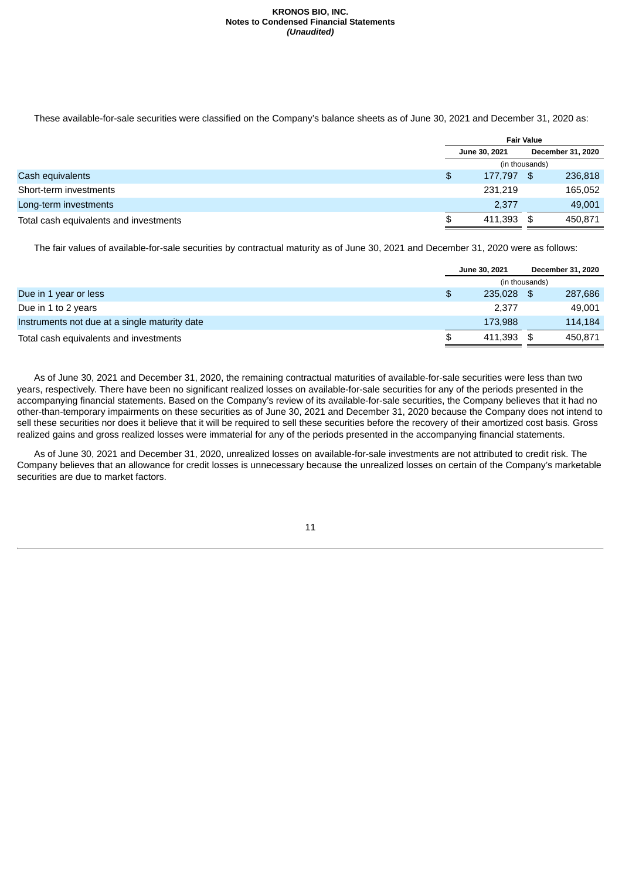These available-for-sale securities were classified on the Company's balance sheets as of June 30, 2021 and December 31, 2020 as:

| | Fair Value | |
|---|---|---|
| | June 30, 2021 | December 31, 2020 |
| | (in thousands) | |
| Cash equivalents | $ 177,797 | $ 236,818 |
| Short-term investments | 231,219 | 165,052 |
| Long-term investments | 2,377 | 49,001 |
| Total cash equivalents and investments | $ 411,393 | $ 450,871 |

The fair values of available-for-sale securities by contractual maturity as of June 30, 2021 and December 31, 2020 were as follows:

| | June 30, 2021 | December 31, 2020 |
|---|---|---|
| | (in thousands) | |
| Due in 1 year or less | $ 235,028 | $ 287,686 |
| Due in 1 to 2 years | 2,377 | 49,001 |
| Instruments not due at a single maturity date | 173,988 | 114,184 |
| Total cash equivalents and investments | $ 411,393 | $ 450,871 |

As of June 30, 2021 and December 31, 2020, the remaining contractual maturities of available-for-sale securities were less than two years, respectively. There have been no significant realized losses on available-for-sale securities for any of the periods presented in the accompanying financial statements. Based on the Company's review of its available-for-sale securities, the Company believes that it had no other-than-temporary impairments on these securities as of June 30, 2021 and December 31, 2020 because the Company does not intend to sell these securities nor does it believe that it will be required to sell these securities before the recovery of their amortized cost basis. Gross realized gains and gross realized losses were immaterial for any of the periods presented in the accompanying financial statements.

As of June 30, 2021 and December 31, 2020, unrealized losses on available-for-sale investments are not attributed to credit risk. The Company believes that an allowance for credit losses is unnecessary because the unrealized losses on certain of the Company's marketable securities are due to market factors.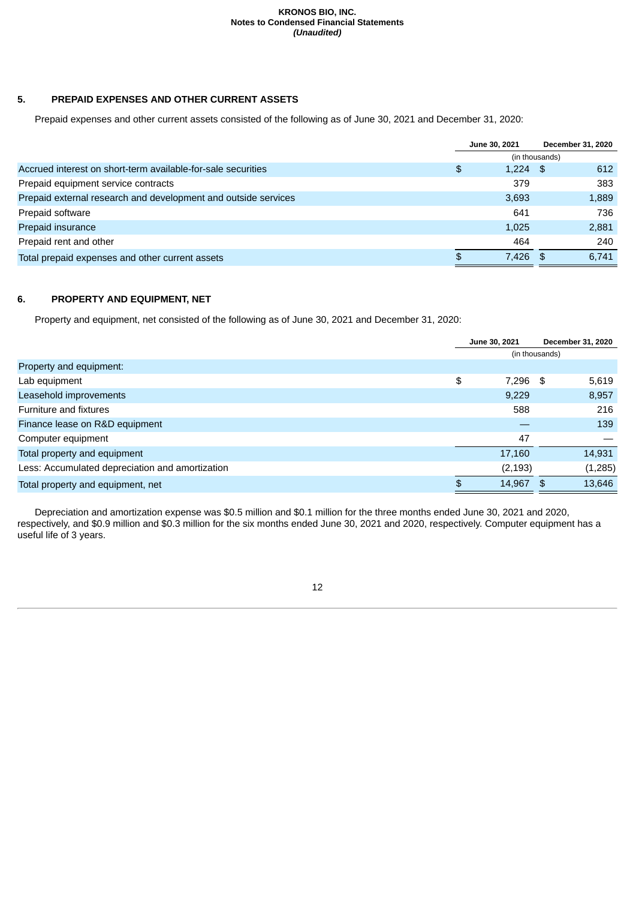## 5. PREPAID EXPENSES AND OTHER CURRENT ASSETS

Prepaid expenses and other current assets consisted of the following as of June 30, 2021 and December 31, 2020:

| | June 30, 2021 | December 31, 2020 |
|---|---|---|
| | (in thousands) | |
| Accrued interest on short-term available-for-sale securities | $ 1,224 | $ 612 |
| Prepaid equipment service contracts | 379 | 383 |
| Prepaid external research and development and outside services | 3,693 | 1,889 |
| Prepaid software | 641 | 736 |
| Prepaid insurance | 1,025 | 2,881 |
| Prepaid rent and other | 464 | 240 |
| Total prepaid expenses and other current assets | $ 7,426 | $ 6,741 |

## 6. PROPERTY AND EQUIPMENT, NET

Property and equipment, net consisted of the following as of June 30, 2021 and December 31, 2020:

| | June 30, 2021 | December 31, 2020 |
|---|---|---|
| | (in thousands) | |
| Property and equipment: | | |
| Lab equipment | $ 7,296 | $ 5,619 |
| Leasehold improvements | 9,229 | 8,957 |
| Furniture and fixtures | 588 | 216 |
| Finance lease on R&D equipment | — | 139 |
| Computer equipment | 47 | — |
| Total property and equipment | 17,160 | 14,931 |
| Less: Accumulated depreciation and amortization | (2,193) | (1,285) |
| Total property and equipment, net | $ 14,967 | $ 13,646 |

Depreciation and amortization expense was $0.5 million and $0.1 million for the three months ended June 30, 2021 and 2020, respectively, and $0.9 million and $0.3 million for the six months ended June 30, 2021 and 2020, respectively. Computer equipment has a useful life of 3 years.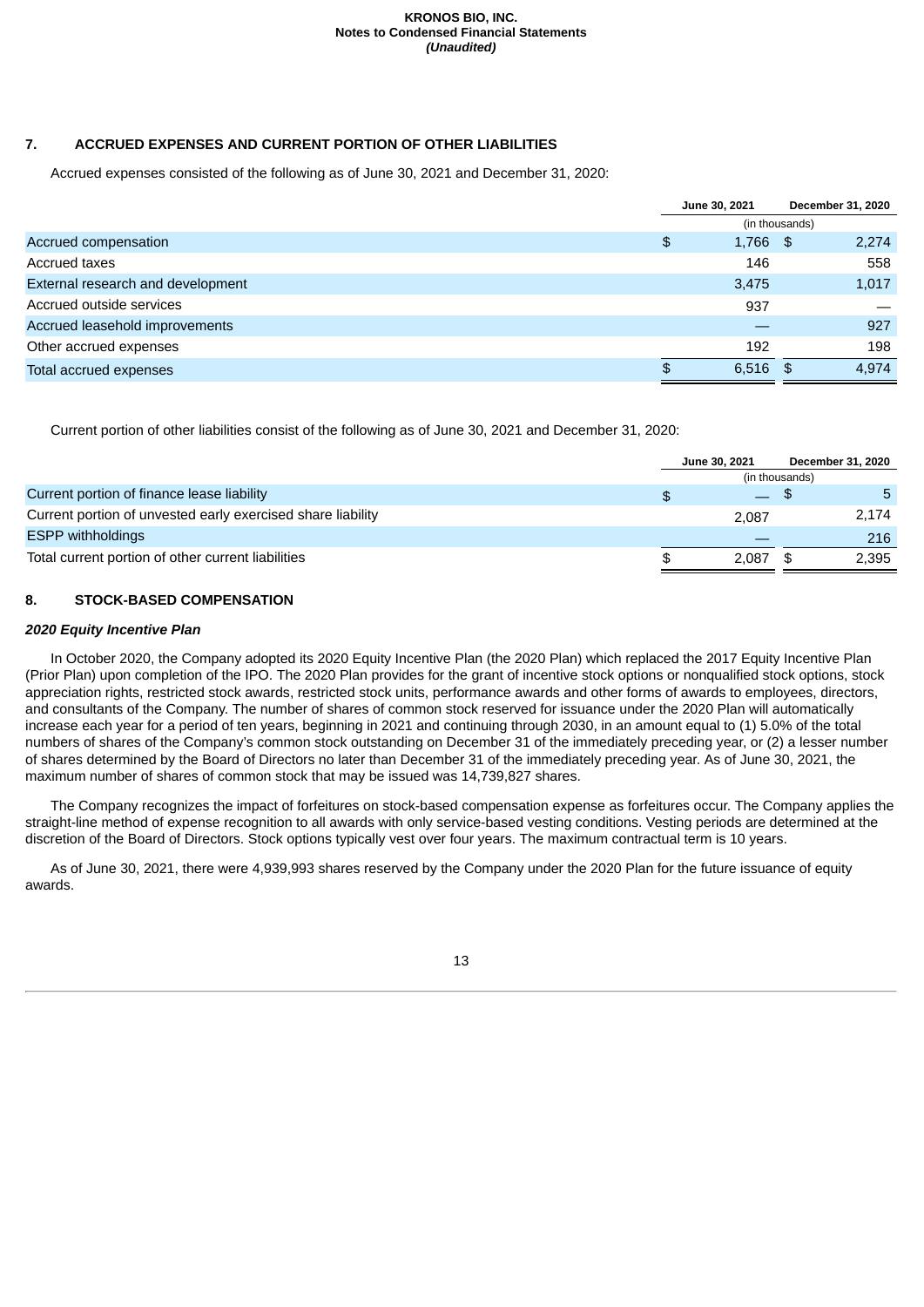## 7. ACCRUED EXPENSES AND CURRENT PORTION OF OTHER LIABILITIES

Accrued expenses consisted of the following as of June 30, 2021 and December 31, 2020:

| | June 30, 2021 | December 31, 2020 |
|---|---|---|
| | (in thousands) | |
| Accrued compensation | $ 1,766 | $ 2,274 |
| Accrued taxes | 146 | 558 |
| External research and development | 3,475 | 1,017 |
| Accrued outside services | 937 | — |
| Accrued leasehold improvements | — | 927 |
| Other accrued expenses | 192 | 198 |
| Total accrued expenses | $ 6,516 | $ 4,974 |

Current portion of other liabilities consist of the following as of June 30, 2021 and December 31, 2020:

| | June 30, 2021 | December 31, 2020 |
|---|---|---|
| | (in thousands) | |
| Current portion of finance lease liability | $ — | $ 5 |
| Current portion of unvested early exercised share liability | 2,087 | 2,174 |
| ESPP withholdings | — | 216 |
| Total current portion of other current liabilities | $ 2,087 | $ 2,395 |

## 8. STOCK-BASED COMPENSATION

### *2020 Equity Incentive Plan*

In October 2020, the Company adopted its 2020 Equity Incentive Plan (the 2020 Plan) which replaced the 2017 Equity Incentive Plan (Prior Plan) upon completion of the IPO. The 2020 Plan provides for the grant of incentive stock options or nonqualified stock options, stock appreciation rights, restricted stock awards, restricted stock units, performance awards and other forms of awards to employees, directors, and consultants of the Company. The number of shares of common stock reserved for issuance under the 2020 Plan will automatically increase each year for a period of ten years, beginning in 2021 and continuing through 2030, in an amount equal to (1) 5.0% of the total numbers of shares of the Company's common stock outstanding on December 31 of the immediately preceding year, or (2) a lesser number of shares determined by the Board of Directors no later than December 31 of the immediately preceding year. As of June 30, 2021, the maximum number of shares of common stock that may be issued was 14,739,827 shares.

The Company recognizes the impact of forfeitures on stock-based compensation expense as forfeitures occur. The Company applies the straight-line method of expense recognition to all awards with only service-based vesting conditions. Vesting periods are determined at the discretion of the Board of Directors. Stock options typically vest over four years. The maximum contractual term is 10 years.

As of June 30, 2021, there were 4,939,993 shares reserved by the Company under the 2020 Plan for the future issuance of equity awards.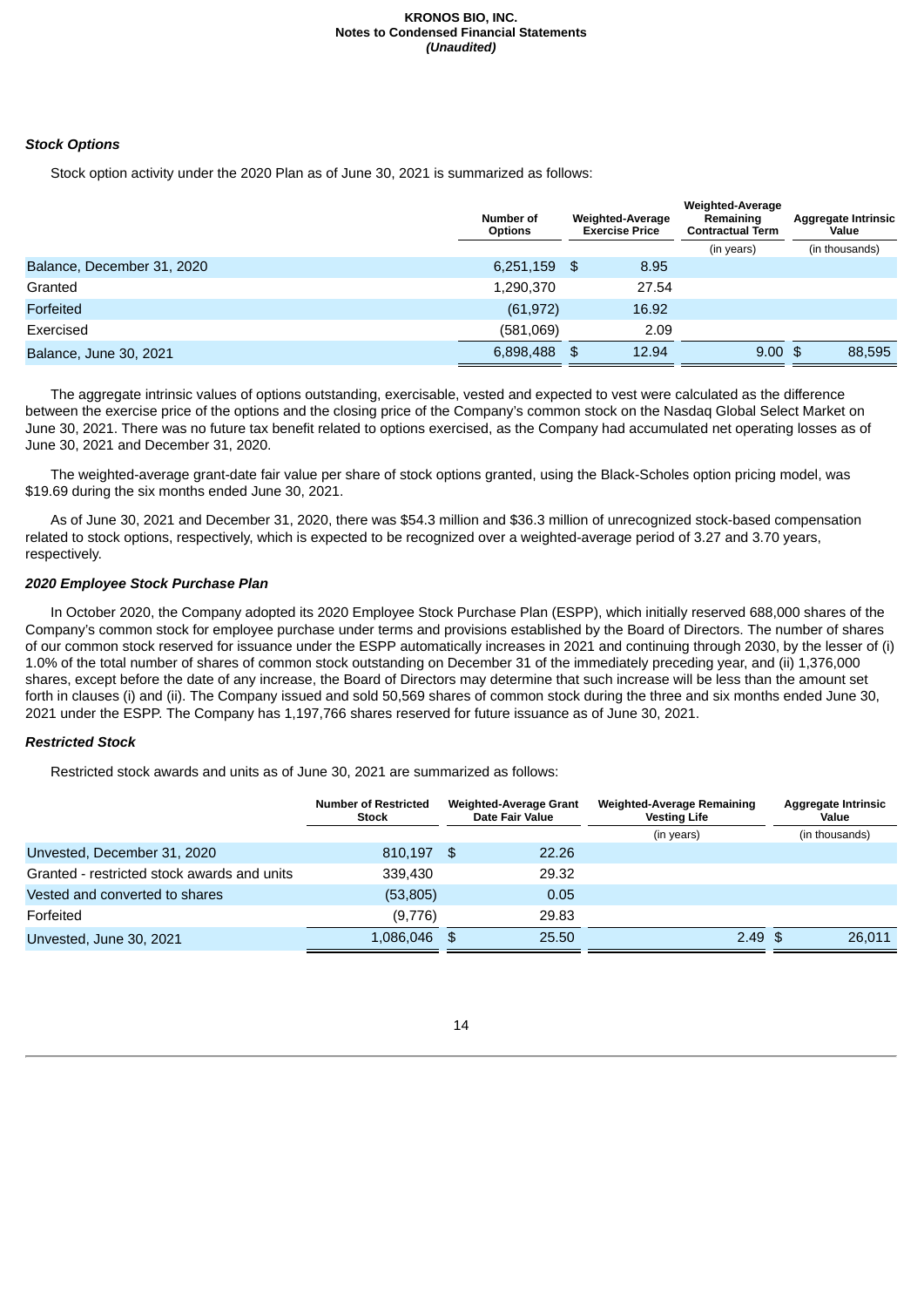***Stock Options***

Stock option activity under the 2020 Plan as of June 30, 2021 is summarized as follows:

| | Number of Options | Weighted-Average Exercise Price | Weighted-Average Remaining Contractual Term | Aggregate Intrinsic Value |
|---|---|---|---|---|
| | | | (in years) | (in thousands) |
| Balance, December 31, 2020 | 6,251,159 | $ 8.95 | | |
| Granted | 1,290,370 | 27.54 | | |
| Forfeited | (61,972) | 16.92 | | |
| Exercised | (581,069) | 2.09 | | |
| Balance, June 30, 2021 | 6,898,488 | $ 12.94 | 9.00 | $ 88,595 |

The aggregate intrinsic values of options outstanding, exercisable, vested and expected to vest were calculated as the difference between the exercise price of the options and the closing price of the Company's common stock on the Nasdaq Global Select Market on June 30, 2021. There was no future tax benefit related to options exercised, as the Company had accumulated net operating losses as of June 30, 2021 and December 31, 2020.

The weighted-average grant-date fair value per share of stock options granted, using the Black-Scholes option pricing model, was $19.69 during the six months ended June 30, 2021.

As of June 30, 2021 and December 31, 2020, there was $54.3 million and $36.3 million of unrecognized stock-based compensation related to stock options, respectively, which is expected to be recognized over a weighted-average period of 3.27 and 3.70 years, respectively.

***2020 Employee Stock Purchase Plan***

In October 2020, the Company adopted its 2020 Employee Stock Purchase Plan (ESPP), which initially reserved 688,000 shares of the Company's common stock for employee purchase under terms and provisions established by the Board of Directors. The number of shares of our common stock reserved for issuance under the ESPP automatically increases in 2021 and continuing through 2030, by the lesser of (i) 1.0% of the total number of shares of common stock outstanding on December 31 of the immediately preceding year, and (ii) 1,376,000 shares, except before the date of any increase, the Board of Directors may determine that such increase will be less than the amount set forth in clauses (i) and (ii). The Company issued and sold 50,569 shares of common stock during the three and six months ended June 30, 2021 under the ESPP. The Company has 1,197,766 shares reserved for future issuance as of June 30, 2021.

***Restricted Stock***

Restricted stock awards and units as of June 30, 2021 are summarized as follows:

| | Number of Restricted Stock | Weighted-Average Grant Date Fair Value | Weighted-Average Remaining Vesting Life | Aggregate Intrinsic Value |
|---|---|---|---|---|
| | | | (in years) | (in thousands) |
| Unvested, December 31, 2020 | 810,197 | $ 22.26 | | |
| Granted - restricted stock awards and units | 339,430 | 29.32 | | |
| Vested and converted to shares | (53,805) | 0.05 | | |
| Forfeited | (9,776) | 29.83 | | |
| Unvested, June 30, 2021 | 1,086,046 | $ 25.50 | 2.49 | $ 26,011 |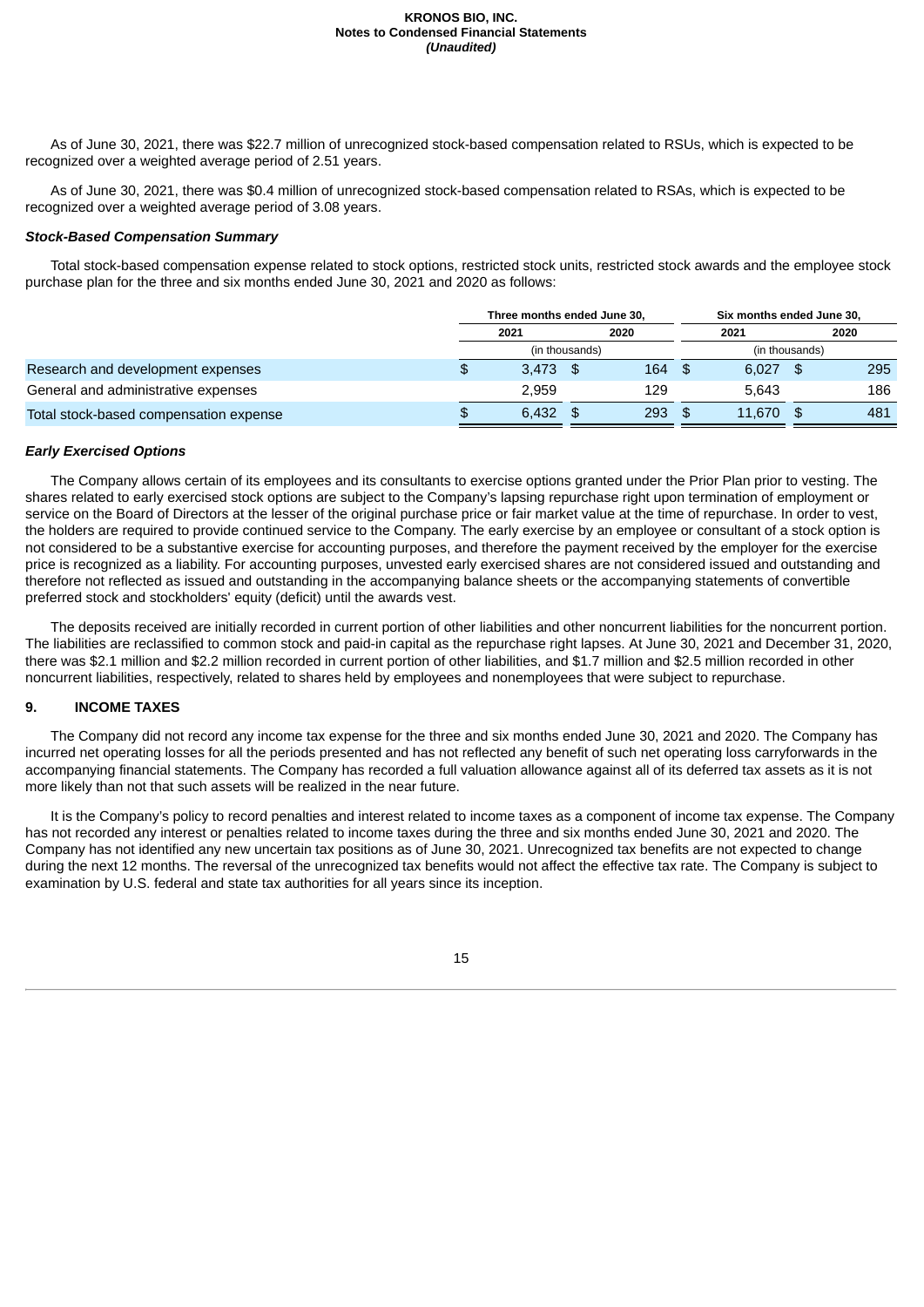As of June 30, 2021, there was $22.7 million of unrecognized stock-based compensation related to RSUs, which is expected to be recognized over a weighted average period of 2.51 years.

As of June 30, 2021, there was $0.4 million of unrecognized stock-based compensation related to RSAs, which is expected to be recognized over a weighted average period of 3.08 years.

***Stock-Based Compensation Summary***

Total stock-based compensation expense related to stock options, restricted stock units, restricted stock awards and the employee stock purchase plan for the three and six months ended June 30, 2021 and 2020 as follows:

| | Three months ended June 30, | | Six months ended June 30, | |
|---|---|---|---|---|
| | 2021 | 2020 | 2021 | 2020 |
| | (in thousands) | | (in thousands) | |
| Research and development expenses | $ 3,473 | $ 164 | $ 6,027 | $ 295 |
| General and administrative expenses | 2,959 | 129 | 5,643 | 186 |
| Total stock-based compensation expense | $ 6,432 | $ 293 | $ 11,670 | $ 481 |

***Early Exercised Options***

The Company allows certain of its employees and its consultants to exercise options granted under the Prior Plan prior to vesting. The shares related to early exercised stock options are subject to the Company's lapsing repurchase right upon termination of employment or service on the Board of Directors at the lesser of the original purchase price or fair market value at the time of repurchase. In order to vest, the holders are required to provide continued service to the Company. The early exercise by an employee or consultant of a stock option is not considered to be a substantive exercise for accounting purposes, and therefore the payment received by the employer for the exercise price is recognized as a liability. For accounting purposes, unvested early exercised shares are not considered issued and outstanding and therefore not reflected as issued and outstanding in the accompanying balance sheets or the accompanying statements of convertible preferred stock and stockholders' equity (deficit) until the awards vest.

The deposits received are initially recorded in current portion of other liabilities and other noncurrent liabilities for the noncurrent portion. The liabilities are reclassified to common stock and paid-in capital as the repurchase right lapses. At June 30, 2021 and December 31, 2020, there was $2.1 million and $2.2 million recorded in current portion of other liabilities, and $1.7 million and $2.5 million recorded in other noncurrent liabilities, respectively, related to shares held by employees and nonemployees that were subject to repurchase.

## 9. INCOME TAXES

The Company did not record any income tax expense for the three and six months ended June 30, 2021 and 2020. The Company has incurred net operating losses for all the periods presented and has not reflected any benefit of such net operating loss carryforwards in the accompanying financial statements. The Company has recorded a full valuation allowance against all of its deferred tax assets as it is not more likely than not that such assets will be realized in the near future.

It is the Company's policy to record penalties and interest related to income taxes as a component of income tax expense. The Company has not recorded any interest or penalties related to income taxes during the three and six months ended June 30, 2021 and 2020. The Company has not identified any new uncertain tax positions as of June 30, 2021. Unrecognized tax benefits are not expected to change during the next 12 months. The reversal of the unrecognized tax benefits would not affect the effective tax rate. The Company is subject to examination by U.S. federal and state tax authorities for all years since its inception.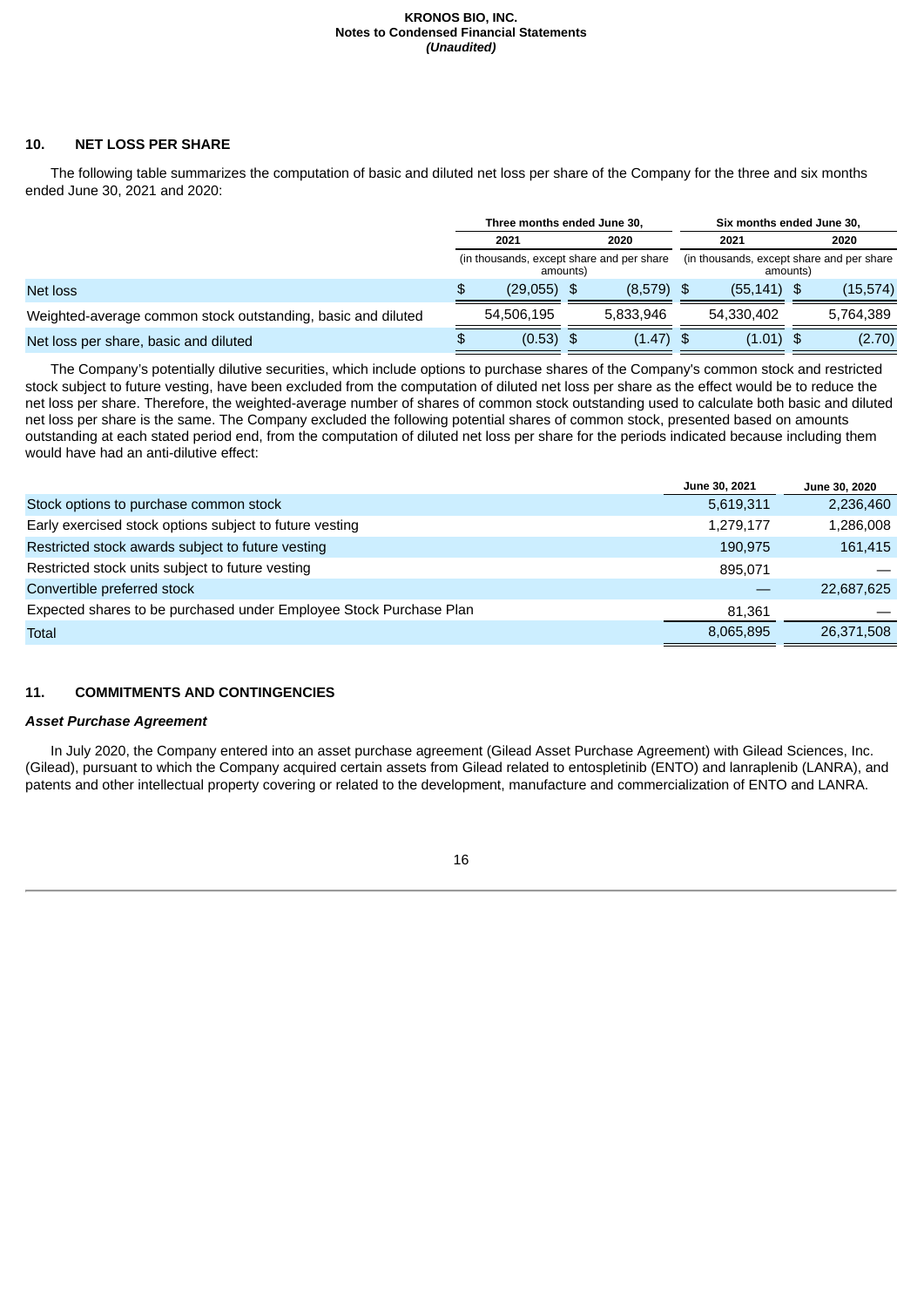**KRONOS BIO, INC.**
**Notes to Condensed Financial Statements**
***(Unaudited)***

## 10. NET LOSS PER SHARE

The following table summarizes the computation of basic and diluted net loss per share of the Company for the three and six months ended June 30, 2021 and 2020:

| | Three months ended June 30, | | Six months ended June 30, | |
|---|---|---|---|---|
| | 2021 | 2020 | 2021 | 2020 |
| | (in thousands, except share and per share amounts) | | (in thousands, except share and per share amounts) | |
| Net loss | $ (29,055) | $ (8,579) | $ (55,141) | $ (15,574) |
| Weighted-average common stock outstanding, basic and diluted | 54,506,195 | 5,833,946 | 54,330,402 | 5,764,389 |
| Net loss per share, basic and diluted | $ (0.53) | $ (1.47) | $ (1.01) | $ (2.70) |

The Company's potentially dilutive securities, which include options to purchase shares of the Company's common stock and restricted stock subject to future vesting, have been excluded from the computation of diluted net loss per share as the effect would be to reduce the net loss per share. Therefore, the weighted-average number of shares of common stock outstanding used to calculate both basic and diluted net loss per share is the same. The Company excluded the following potential shares of common stock, presented based on amounts outstanding at each stated period end, from the computation of diluted net loss per share for the periods indicated because including them would have had an anti-dilutive effect:

| | June 30, 2021 | June 30, 2020 |
|---|---|---|
| Stock options to purchase common stock | 5,619,311 | 2,236,460 |
| Early exercised stock options subject to future vesting | 1,279,177 | 1,286,008 |
| Restricted stock awards subject to future vesting | 190,975 | 161,415 |
| Restricted stock units subject to future vesting | 895,071 | — |
| Convertible preferred stock | — | 22,687,625 |
| Expected shares to be purchased under Employee Stock Purchase Plan | 81,361 | — |
| Total | 8,065,895 | 26,371,508 |

## 11. COMMITMENTS AND CONTINGENCIES

***Asset Purchase Agreement***

In July 2020, the Company entered into an asset purchase agreement (Gilead Asset Purchase Agreement) with Gilead Sciences, Inc. (Gilead), pursuant to which the Company acquired certain assets from Gilead related to entospletinib (ENTO) and lanraplenib (LANRA), and patents and other intellectual property covering or related to the development, manufacture and commercialization of ENTO and LANRA.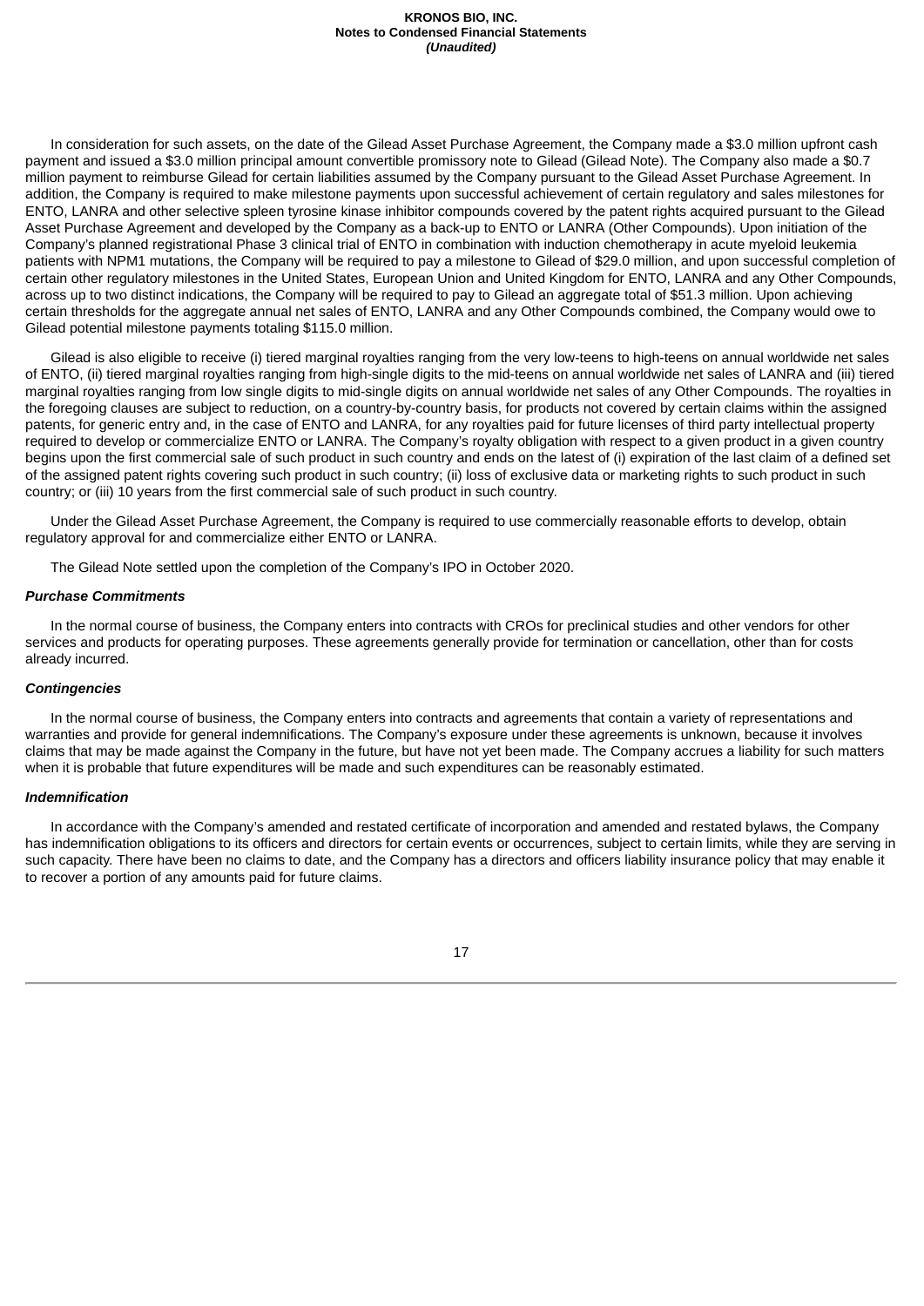In consideration for such assets, on the date of the Gilead Asset Purchase Agreement, the Company made a $3.0 million upfront cash payment and issued a $3.0 million principal amount convertible promissory note to Gilead (Gilead Note). The Company also made a $0.7 million payment to reimburse Gilead for certain liabilities assumed by the Company pursuant to the Gilead Asset Purchase Agreement. In addition, the Company is required to make milestone payments upon successful achievement of certain regulatory and sales milestones for ENTO, LANRA and other selective spleen tyrosine kinase inhibitor compounds covered by the patent rights acquired pursuant to the Gilead Asset Purchase Agreement and developed by the Company as a back-up to ENTO or LANRA (Other Compounds). Upon initiation of the Company's planned registrational Phase 3 clinical trial of ENTO in combination with induction chemotherapy in acute myeloid leukemia patients with NPM1 mutations, the Company will be required to pay a milestone to Gilead of $29.0 million, and upon successful completion of certain other regulatory milestones in the United States, European Union and United Kingdom for ENTO, LANRA and any Other Compounds, across up to two distinct indications, the Company will be required to pay to Gilead an aggregate total of $51.3 million. Upon achieving certain thresholds for the aggregate annual net sales of ENTO, LANRA and any Other Compounds combined, the Company would owe to Gilead potential milestone payments totaling $115.0 million.

Gilead is also eligible to receive (i) tiered marginal royalties ranging from the very low-teens to high-teens on annual worldwide net sales of ENTO, (ii) tiered marginal royalties ranging from high-single digits to the mid-teens on annual worldwide net sales of LANRA and (iii) tiered marginal royalties ranging from low single digits to mid-single digits on annual worldwide net sales of any Other Compounds. The royalties in the foregoing clauses are subject to reduction, on a country-by-country basis, for products not covered by certain claims within the assigned patents, for generic entry and, in the case of ENTO and LANRA, for any royalties paid for future licenses of third party intellectual property required to develop or commercialize ENTO or LANRA. The Company's royalty obligation with respect to a given product in a given country begins upon the first commercial sale of such product in such country and ends on the latest of (i) expiration of the last claim of a defined set of the assigned patent rights covering such product in such country; (ii) loss of exclusive data or marketing rights to such product in such country; or (iii) 10 years from the first commercial sale of such product in such country.

Under the Gilead Asset Purchase Agreement, the Company is required to use commercially reasonable efforts to develop, obtain regulatory approval for and commercialize either ENTO or LANRA.

The Gilead Note settled upon the completion of the Company's IPO in October 2020.

***Purchase Commitments***

In the normal course of business, the Company enters into contracts with CROs for preclinical studies and other vendors for other services and products for operating purposes. These agreements generally provide for termination or cancellation, other than for costs already incurred.

***Contingencies***

In the normal course of business, the Company enters into contracts and agreements that contain a variety of representations and warranties and provide for general indemnifications. The Company's exposure under these agreements is unknown, because it involves claims that may be made against the Company in the future, but have not yet been made. The Company accrues a liability for such matters when it is probable that future expenditures will be made and such expenditures can be reasonably estimated.

***Indemnification***

In accordance with the Company's amended and restated certificate of incorporation and amended and restated bylaws, the Company has indemnification obligations to its officers and directors for certain events or occurrences, subject to certain limits, while they are serving in such capacity. There have been no claims to date, and the Company has a directors and officers liability insurance policy that may enable it to recover a portion of any amounts paid for future claims.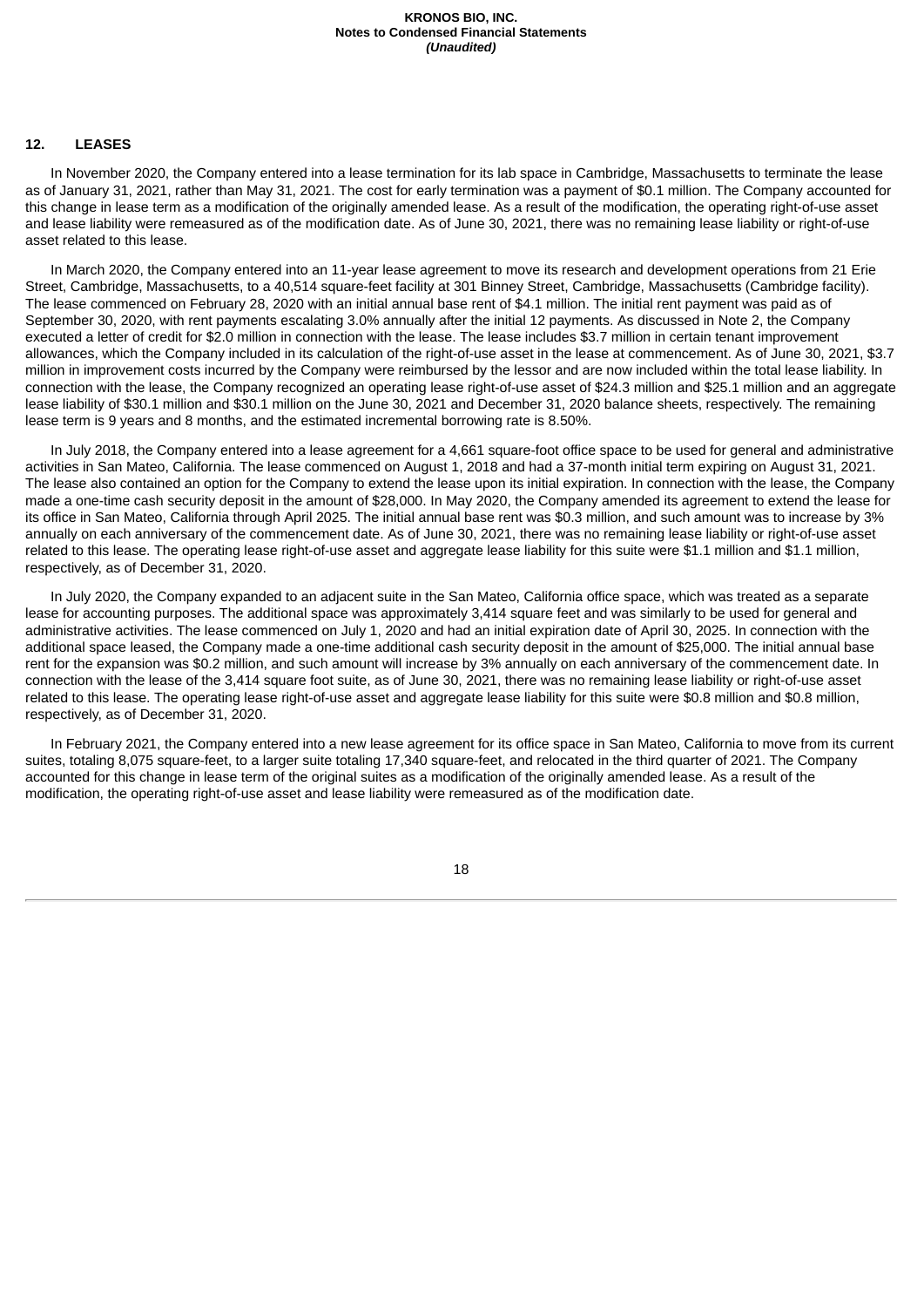## 12. LEASES

In November 2020, the Company entered into a lease termination for its lab space in Cambridge, Massachusetts to terminate the lease as of January 31, 2021, rather than May 31, 2021. The cost for early termination was a payment of $0.1 million. The Company accounted for this change in lease term as a modification of the originally amended lease. As a result of the modification, the operating right-of-use asset and lease liability were remeasured as of the modification date. As of June 30, 2021, there was no remaining lease liability or right-of-use asset related to this lease.

In March 2020, the Company entered into an 11-year lease agreement to move its research and development operations from 21 Erie Street, Cambridge, Massachusetts, to a 40,514 square-feet facility at 301 Binney Street, Cambridge, Massachusetts (Cambridge facility). The lease commenced on February 28, 2020 with an initial annual base rent of $4.1 million. The initial rent payment was paid as of September 30, 2020, with rent payments escalating 3.0% annually after the initial 12 payments. As discussed in Note 2, the Company executed a letter of credit for $2.0 million in connection with the lease. The lease includes $3.7 million in certain tenant improvement allowances, which the Company included in its calculation of the right-of-use asset in the lease at commencement. As of June 30, 2021, $3.7 million in improvement costs incurred by the Company were reimbursed by the lessor and are now included within the total lease liability. In connection with the lease, the Company recognized an operating lease right-of-use asset of $24.3 million and $25.1 million and an aggregate lease liability of $30.1 million and $30.1 million on the June 30, 2021 and December 31, 2020 balance sheets, respectively. The remaining lease term is 9 years and 8 months, and the estimated incremental borrowing rate is 8.50%.

In July 2018, the Company entered into a lease agreement for a 4,661 square-foot office space to be used for general and administrative activities in San Mateo, California. The lease commenced on August 1, 2018 and had a 37-month initial term expiring on August 31, 2021. The lease also contained an option for the Company to extend the lease upon its initial expiration. In connection with the lease, the Company made a one-time cash security deposit in the amount of $28,000. In May 2020, the Company amended its agreement to extend the lease for its office in San Mateo, California through April 2025. The initial annual base rent was $0.3 million, and such amount was to increase by 3% annually on each anniversary of the commencement date. As of June 30, 2021, there was no remaining lease liability or right-of-use asset related to this lease. The operating lease right-of-use asset and aggregate lease liability for this suite were $1.1 million and $1.1 million, respectively, as of December 31, 2020.

In July 2020, the Company expanded to an adjacent suite in the San Mateo, California office space, which was treated as a separate lease for accounting purposes. The additional space was approximately 3,414 square feet and was similarly to be used for general and administrative activities. The lease commenced on July 1, 2020 and had an initial expiration date of April 30, 2025. In connection with the additional space leased, the Company made a one-time additional cash security deposit in the amount of $25,000. The initial annual base rent for the expansion was $0.2 million, and such amount will increase by 3% annually on each anniversary of the commencement date. In connection with the lease of the 3,414 square foot suite, as of June 30, 2021, there was no remaining lease liability or right-of-use asset related to this lease. The operating lease right-of-use asset and aggregate lease liability for this suite were $0.8 million and $0.8 million, respectively, as of December 31, 2020.

In February 2021, the Company entered into a new lease agreement for its office space in San Mateo, California to move from its current suites, totaling 8,075 square-feet, to a larger suite totaling 17,340 square-feet, and relocated in the third quarter of 2021. The Company accounted for this change in lease term of the original suites as a modification of the originally amended lease. As a result of the modification, the operating right-of-use asset and lease liability were remeasured as of the modification date.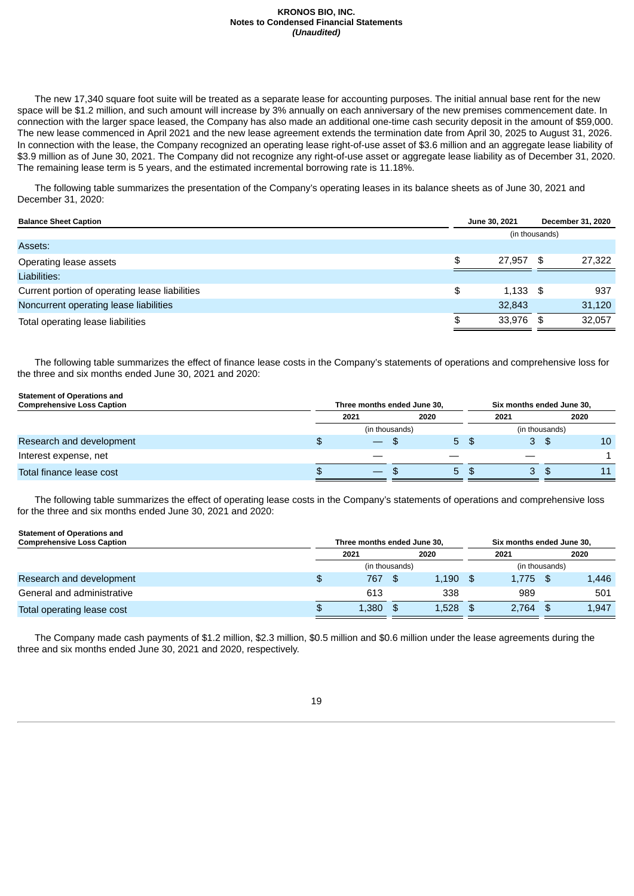The new 17,340 square foot suite will be treated as a separate lease for accounting purposes. The initial annual base rent for the new space will be $1.2 million, and such amount will increase by 3% annually on each anniversary of the new premises commencement date. In connection with the larger space leased, the Company has also made an additional one-time cash security deposit in the amount of $59,000. The new lease commenced in April 2021 and the new lease agreement extends the termination date from April 30, 2025 to August 31, 2026. In connection with the lease, the Company recognized an operating lease right-of-use asset of $3.6 million and an aggregate lease liability of $3.9 million as of June 30, 2021. The Company did not recognize any right-of-use asset or aggregate lease liability as of December 31, 2020. The remaining lease term is 5 years, and the estimated incremental borrowing rate is 11.18%.

The following table summarizes the presentation of the Company's operating leases in its balance sheets as of June 30, 2021 and December 31, 2020:

| Balance Sheet Caption | June 30, 2021 | December 31, 2020 |
|---|---|---|
| | (in thousands) | |
| Assets: | | |
| Operating lease assets | $ 27,957 | $ 27,322 |
| Liabilities: | | |
| Current portion of operating lease liabilities | $ 1,133 | $ 937 |
| Noncurrent operating lease liabilities | 32,843 | 31,120 |
| Total operating lease liabilities | $ 33,976 | $ 32,057 |

The following table summarizes the effect of finance lease costs in the Company's statements of operations and comprehensive loss for the three and six months ended June 30, 2021 and 2020:

| Statement of Operations and Comprehensive Loss Caption | Three months ended June 30, | | Six months ended June 30, | |
|---|---|---|---|---|
| | 2021 | 2020 | 2021 | 2020 |
| | (in thousands) | | (in thousands) | |
| Research and development | $ — | $ 5 | $ 3 | $ 10 |
| Interest expense, net | — | — | — | 1 |
| Total finance lease cost | $ — | $ 5 | $ 3 | $ 11 |

The following table summarizes the effect of operating lease costs in the Company's statements of operations and comprehensive loss for the three and six months ended June 30, 2021 and 2020:

| Statement of Operations and Comprehensive Loss Caption | Three months ended June 30, | | Six months ended June 30, | |
|---|---|---|---|---|
| | 2021 | 2020 | 2021 | 2020 |
| | (in thousands) | | (in thousands) | |
| Research and development | $ 767 | $ 1,190 | $ 1,775 | $ 1,446 |
| General and administrative | 613 | 338 | 989 | 501 |
| Total operating lease cost | $ 1,380 | $ 1,528 | $ 2,764 | $ 1,947 |

The Company made cash payments of $1.2 million, $2.3 million, $0.5 million and $0.6 million under the lease agreements during the three and six months ended June 30, 2021 and 2020, respectively.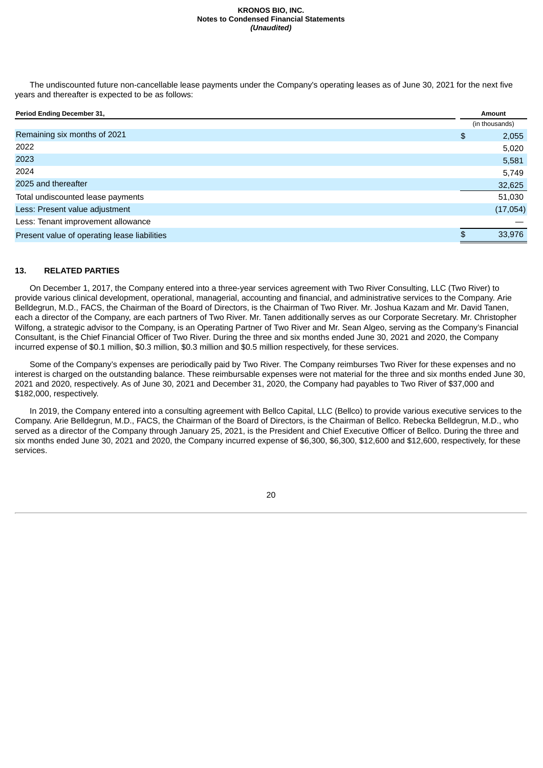The undiscounted future non-cancellable lease payments under the Company's operating leases as of June 30, 2021 for the next five years and thereafter is expected to be as follows:

| Period Ending December 31, | Amount |
|---|---|
| | (in thousands) |
| Remaining six months of 2021 | $ 2,055 |
| 2022 | 5,020 |
| 2023 | 5,581 |
| 2024 | 5,749 |
| 2025 and thereafter | 32,625 |
| Total undiscounted lease payments | 51,030 |
| Less: Present value adjustment | (17,054) |
| Less: Tenant improvement allowance | — |
| Present value of operating lease liabilities | $ 33,976 |

## 13. RELATED PARTIES

On December 1, 2017, the Company entered into a three-year services agreement with Two River Consulting, LLC (Two River) to provide various clinical development, operational, managerial, accounting and financial, and administrative services to the Company. Arie Belldegrun, M.D., FACS, the Chairman of the Board of Directors, is the Chairman of Two River. Mr. Joshua Kazam and Mr. David Tanen, each a director of the Company, are each partners of Two River. Mr. Tanen additionally serves as our Corporate Secretary. Mr. Christopher Wilfong, a strategic advisor to the Company, is an Operating Partner of Two River and Mr. Sean Algeo, serving as the Company's Financial Consultant, is the Chief Financial Officer of Two River. During the three and six months ended June 30, 2021 and 2020, the Company incurred expense of $0.1 million, $0.3 million, $0.3 million and $0.5 million respectively, for these services.

Some of the Company's expenses are periodically paid by Two River. The Company reimburses Two River for these expenses and no interest is charged on the outstanding balance. These reimbursable expenses were not material for the three and six months ended June 30, 2021 and 2020, respectively. As of June 30, 2021 and December 31, 2020, the Company had payables to Two River of $37,000 and $182,000, respectively.

In 2019, the Company entered into a consulting agreement with Bellco Capital, LLC (Bellco) to provide various executive services to the Company. Arie Belldegrun, M.D., FACS, the Chairman of the Board of Directors, is the Chairman of Bellco. Rebecka Belldegrun, M.D., who served as a director of the Company through January 25, 2021, is the President and Chief Executive Officer of Bellco. During the three and six months ended June 30, 2021 and 2020, the Company incurred expense of $6,300, $6,300, $12,600 and $12,600, respectively, for these services.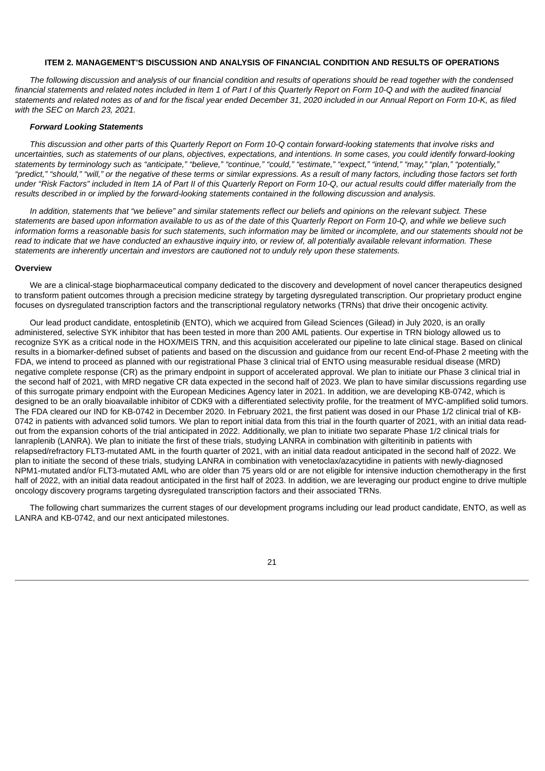## ITEM 2. MANAGEMENT'S DISCUSSION AND ANALYSIS OF FINANCIAL CONDITION AND RESULTS OF OPERATIONS

*The following discussion and analysis of our financial condition and results of operations should be read together with the condensed financial statements and related notes included in Item 1 of Part I of this Quarterly Report on Form 10-Q and with the audited financial statements and related notes as of and for the fiscal year ended December 31, 2020 included in our Annual Report on Form 10-K, as filed with the SEC on March 23, 2021.*

***Forward Looking Statements***

*This discussion and other parts of this Quarterly Report on Form 10-Q contain forward-looking statements that involve risks and uncertainties, such as statements of our plans, objectives, expectations, and intentions. In some cases, you could identify forward-looking statements by terminology such as "anticipate," "believe," "continue," "could," "estimate," "expect," "intend," "may," "plan," "potentially," "predict," "should," "will," or the negative of these terms or similar expressions. As a result of many factors, including those factors set forth under "Risk Factors" included in Item 1A of Part II of this Quarterly Report on Form 10-Q, our actual results could differ materially from the results described in or implied by the forward-looking statements contained in the following discussion and analysis.*

*In addition, statements that "we believe" and similar statements reflect our beliefs and opinions on the relevant subject. These statements are based upon information available to us as of the date of this Quarterly Report on Form 10-Q, and while we believe such information forms a reasonable basis for such statements, such information may be limited or incomplete, and our statements should not be read to indicate that we have conducted an exhaustive inquiry into, or review of, all potentially available relevant information. These statements are inherently uncertain and investors are cautioned not to unduly rely upon these statements.*

**Overview**

We are a clinical-stage biopharmaceutical company dedicated to the discovery and development of novel cancer therapeutics designed to transform patient outcomes through a precision medicine strategy by targeting dysregulated transcription. Our proprietary product engine focuses on dysregulated transcription factors and the transcriptional regulatory networks (TRNs) that drive their oncogenic activity.

Our lead product candidate, entospletinib (ENTO), which we acquired from Gilead Sciences (Gilead) in July 2020, is an orally administered, selective SYK inhibitor that has been tested in more than 200 AML patients. Our expertise in TRN biology allowed us to recognize SYK as a critical node in the HOX/MEIS TRN, and this acquisition accelerated our pipeline to late clinical stage. Based on clinical results in a biomarker-defined subset of patients and based on the discussion and guidance from our recent End-of-Phase 2 meeting with the FDA, we intend to proceed as planned with our registrational Phase 3 clinical trial of ENTO using measurable residual disease (MRD) negative complete response (CR) as the primary endpoint in support of accelerated approval. We plan to initiate our Phase 3 clinical trial in the second half of 2021, with MRD negative CR data expected in the second half of 2023. We plan to have similar discussions regarding use of this surrogate primary endpoint with the European Medicines Agency later in 2021. In addition, we are developing KB-0742, which is designed to be an orally bioavailable inhibitor of CDK9 with a differentiated selectivity profile, for the treatment of MYC-amplified solid tumors. The FDA cleared our IND for KB-0742 in December 2020. In February 2021, the first patient was dosed in our Phase 1/2 clinical trial of KB-0742 in patients with advanced solid tumors. We plan to report initial data from this trial in the fourth quarter of 2021, with an initial data read-out from the expansion cohorts of the trial anticipated in 2022. Additionally, we plan to initiate two separate Phase 1/2 clinical trials for lanraplenib (LANRA). We plan to initiate the first of these trials, studying LANRA in combination with gilteritinib in patients with relapsed/refractory FLT3-mutated AML in the fourth quarter of 2021, with an initial data readout anticipated in the second half of 2022. We plan to initiate the second of these trials, studying LANRA in combination with venetoclax/azacytidine in patients with newly-diagnosed NPM1-mutated and/or FLT3-mutated AML who are older than 75 years old or are not eligible for intensive induction chemotherapy in the first half of 2022, with an initial data readout anticipated in the first half of 2023. In addition, we are leveraging our product engine to drive multiple oncology discovery programs targeting dysregulated transcription factors and their associated TRNs.

The following chart summarizes the current stages of our development programs including our lead product candidate, ENTO, as well as LANRA and KB-0742, and our next anticipated milestones.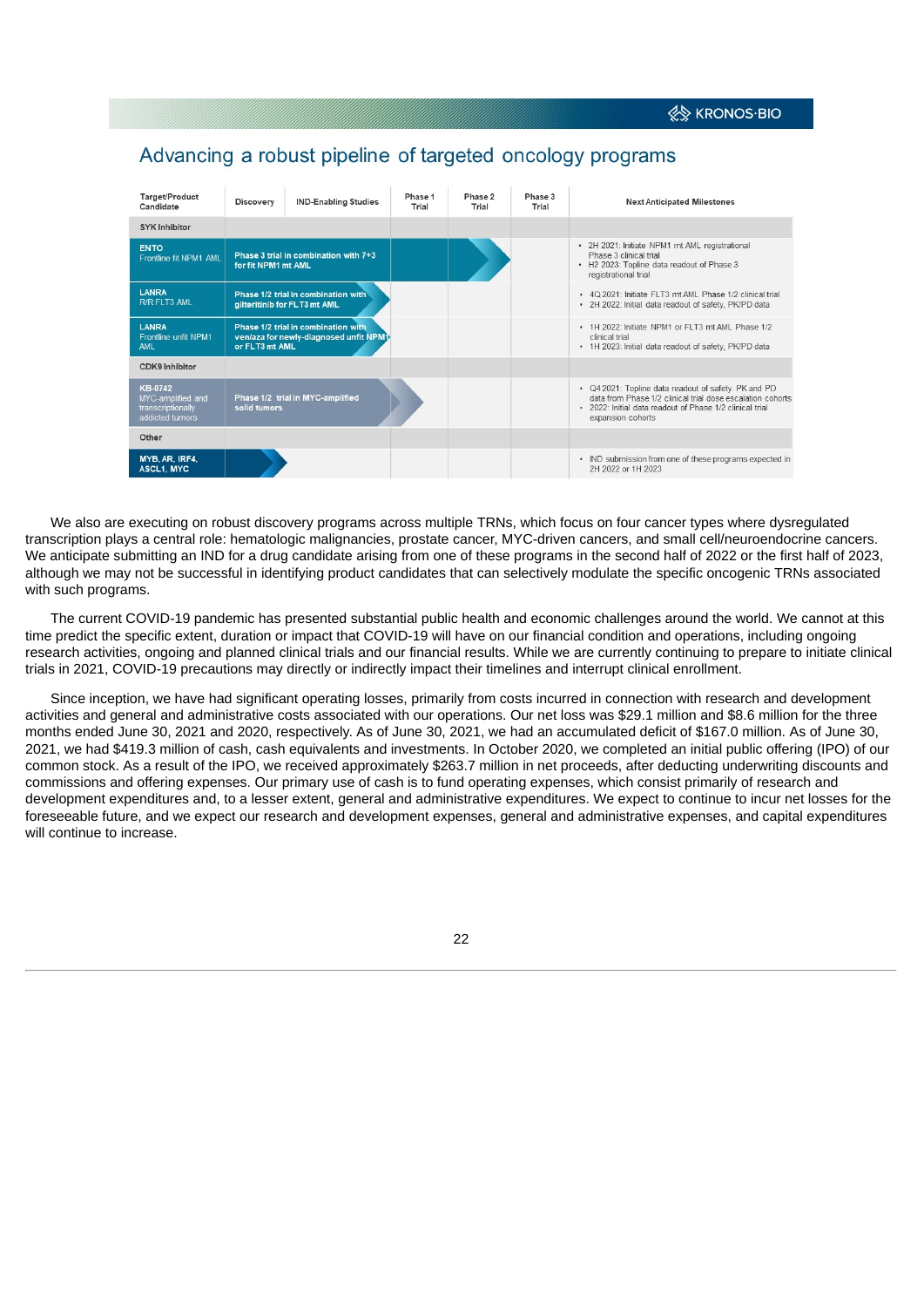## Advancing a robust pipeline of targeted oncology programs

| Target/Product Candidate | Discovery | IND-Enabling Studies | Phase 1 Trial | Phase 2 Trial | Phase 3 Trial | Next Anticipated Milestones |
|---|---|---|---|---|---|---|
| **SYK Inhibitor** | | | | | | |
| **ENTO** Frontline fit NPM1 AML | Phase 3 trial in combination with 7+3 for fit NPM1 mt AML | | | | | • 2H 2021: Initiate NPM1 mt AML registrational Phase 3 clinical trial<br>• H2 2023: Topline data readout of Phase 3 registrational trial |
| **LANRA** R/R FLT3 AML | Phase 1/2 trial in combination with gilteritinib for FLT3 mt AML | | | | | • 4Q 2021: Initiate FLT3 mt AML Phase 1/2 clinical trial<br>• 2H 2022: Initial data readout of safety, PK/PD data |
| **LANRA** Frontline unfit NPM1 AML | Phase 1/2 trial in combination with ven/aza for newly-diagnosed unfit NPM1 or FLT3 mt AML | | | | | • 1H 2022: Initiate NPM1 or FLT3 mt AML Phase 1/2 clinical trial<br>• 1H 2023: Initial data readout of safety, PK/PD data |
| **CDK9 Inhibitor** | | | | | | |
| **KB-0742** MYC-amplified and transcriptionally addicted tumors | Phase 1/2 trial in MYC-amplified solid tumors | | | | | • Q4 2021: Topline data readout of safety, PK and PD data from Phase 1/2 clinical trial dose escalation cohorts<br>• 2022: Initial data readout of Phase 1/2 clinical trial expansion cohorts |
| **Other** | | | | | | |
| **MYB, AR, IRF4, ASCL1, MYC** | | | | | | • IND submission from one of these programs expected in 2H 2022 or 1H 2023 |

We also are executing on robust discovery programs across multiple TRNs, which focus on four cancer types where dysregulated transcription plays a central role: hematologic malignancies, prostate cancer, MYC-driven cancers, and small cell/neuroendocrine cancers. We anticipate submitting an IND for a drug candidate arising from one of these programs in the second half of 2022 or the first half of 2023, although we may not be successful in identifying product candidates that can selectively modulate the specific oncogenic TRNs associated with such programs.

The current COVID-19 pandemic has presented substantial public health and economic challenges around the world. We cannot at this time predict the specific extent, duration or impact that COVID-19 will have on our financial condition and operations, including ongoing research activities, ongoing and planned clinical trials and our financial results. While we are currently continuing to prepare to initiate clinical trials in 2021, COVID-19 precautions may directly or indirectly impact their timelines and interrupt clinical enrollment.

Since inception, we have had significant operating losses, primarily from costs incurred in connection with research and development activities and general and administrative costs associated with our operations. Our net loss was $29.1 million and $8.6 million for the three months ended June 30, 2021 and 2020, respectively. As of June 30, 2021, we had an accumulated deficit of $167.0 million. As of June 30, 2021, we had $419.3 million of cash, cash equivalents and investments. In October 2020, we completed an initial public offering (IPO) of our common stock. As a result of the IPO, we received approximately $263.7 million in net proceeds, after deducting underwriting discounts and commissions and offering expenses. Our primary use of cash is to fund operating expenses, which consist primarily of research and development expenditures and, to a lesser extent, general and administrative expenditures. We expect to continue to incur net losses for the foreseeable future, and we expect our research and development expenses, general and administrative expenses, and capital expenditures will continue to increase.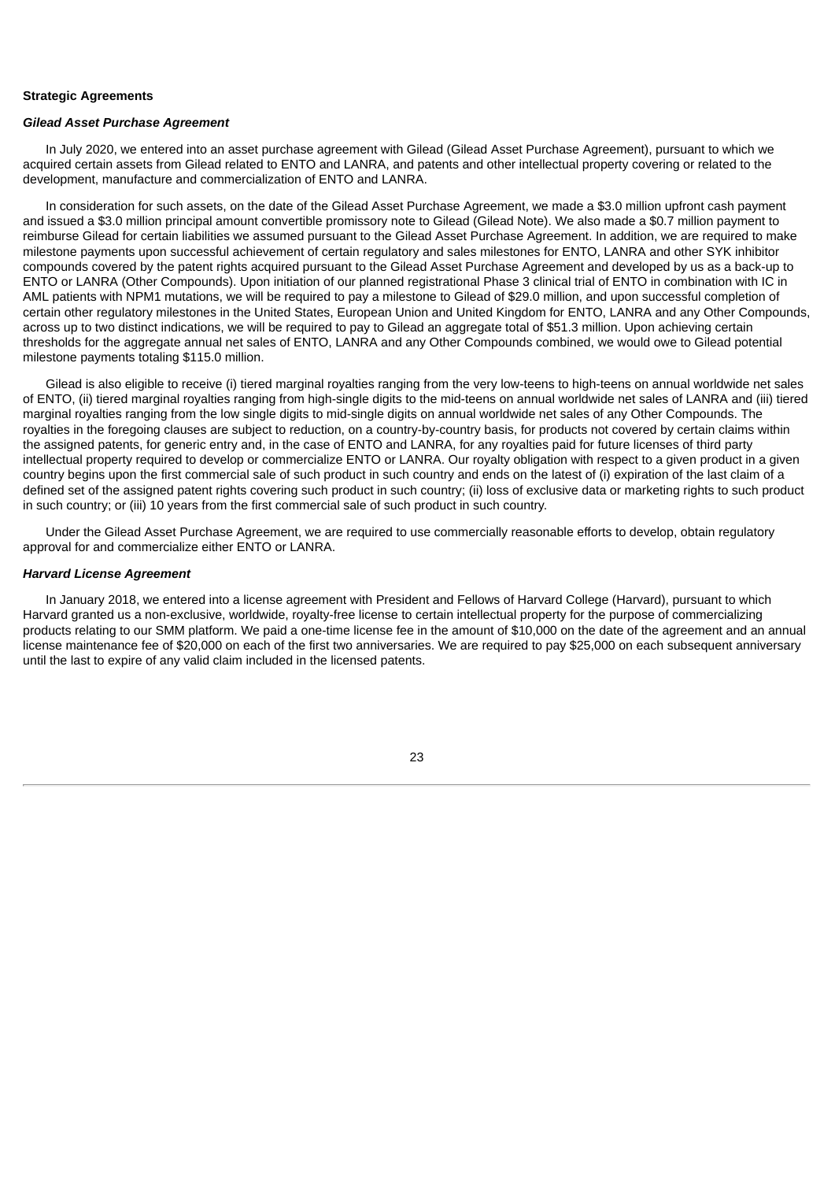**Strategic Agreements**

***Gilead Asset Purchase Agreement***

In July 2020, we entered into an asset purchase agreement with Gilead (Gilead Asset Purchase Agreement), pursuant to which we acquired certain assets from Gilead related to ENTO and LANRA, and patents and other intellectual property covering or related to the development, manufacture and commercialization of ENTO and LANRA.

In consideration for such assets, on the date of the Gilead Asset Purchase Agreement, we made a $3.0 million upfront cash payment and issued a $3.0 million principal amount convertible promissory note to Gilead (Gilead Note). We also made a $0.7 million payment to reimburse Gilead for certain liabilities we assumed pursuant to the Gilead Asset Purchase Agreement. In addition, we are required to make milestone payments upon successful achievement of certain regulatory and sales milestones for ENTO, LANRA and other SYK inhibitor compounds covered by the patent rights acquired pursuant to the Gilead Asset Purchase Agreement and developed by us as a back-up to ENTO or LANRA (Other Compounds). Upon initiation of our planned registrational Phase 3 clinical trial of ENTO in combination with IC in AML patients with NPM1 mutations, we will be required to pay a milestone to Gilead of $29.0 million, and upon successful completion of certain other regulatory milestones in the United States, European Union and United Kingdom for ENTO, LANRA and any Other Compounds, across up to two distinct indications, we will be required to pay to Gilead an aggregate total of $51.3 million. Upon achieving certain thresholds for the aggregate annual net sales of ENTO, LANRA and any Other Compounds combined, we would owe to Gilead potential milestone payments totaling $115.0 million.

Gilead is also eligible to receive (i) tiered marginal royalties ranging from the very low-teens to high-teens on annual worldwide net sales of ENTO, (ii) tiered marginal royalties ranging from high-single digits to the mid-teens on annual worldwide net sales of LANRA and (iii) tiered marginal royalties ranging from the low single digits to mid-single digits on annual worldwide net sales of any Other Compounds. The royalties in the foregoing clauses are subject to reduction, on a country-by-country basis, for products not covered by certain claims within the assigned patents, for generic entry and, in the case of ENTO and LANRA, for any royalties paid for future licenses of third party intellectual property required to develop or commercialize ENTO or LANRA. Our royalty obligation with respect to a given product in a given country begins upon the first commercial sale of such product in such country and ends on the latest of (i) expiration of the last claim of a defined set of the assigned patent rights covering such product in such country; (ii) loss of exclusive data or marketing rights to such product in such country; or (iii) 10 years from the first commercial sale of such product in such country.

Under the Gilead Asset Purchase Agreement, we are required to use commercially reasonable efforts to develop, obtain regulatory approval for and commercialize either ENTO or LANRA.

***Harvard License Agreement***

In January 2018, we entered into a license agreement with President and Fellows of Harvard College (Harvard), pursuant to which Harvard granted us a non-exclusive, worldwide, royalty-free license to certain intellectual property for the purpose of commercializing products relating to our SMM platform. We paid a one-time license fee in the amount of $10,000 on the date of the agreement and an annual license maintenance fee of $20,000 on each of the first two anniversaries. We are required to pay $25,000 on each subsequent anniversary until the last to expire of any valid claim included in the licensed patents.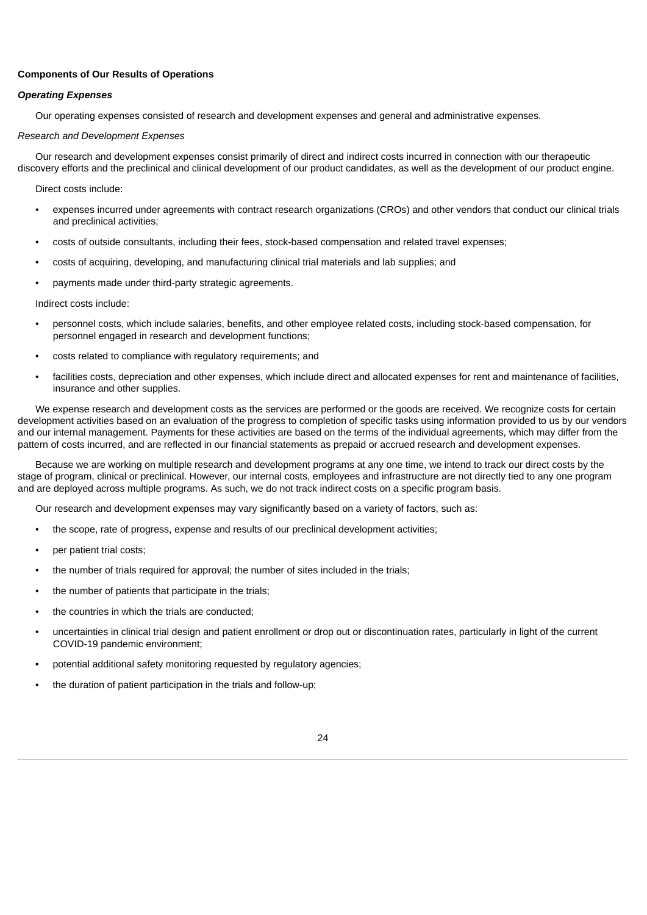**Components of Our Results of Operations**

***Operating Expenses***

Our operating expenses consisted of research and development expenses and general and administrative expenses.

*Research and Development Expenses*

Our research and development expenses consist primarily of direct and indirect costs incurred in connection with our therapeutic discovery efforts and the preclinical and clinical development of our product candidates, as well as the development of our product engine.

Direct costs include:

- expenses incurred under agreements with contract research organizations (CROs) and other vendors that conduct our clinical trials and preclinical activities;
- costs of outside consultants, including their fees, stock-based compensation and related travel expenses;
- costs of acquiring, developing, and manufacturing clinical trial materials and lab supplies; and
- payments made under third-party strategic agreements.

Indirect costs include:

- personnel costs, which include salaries, benefits, and other employee related costs, including stock-based compensation, for personnel engaged in research and development functions;
- costs related to compliance with regulatory requirements; and
- facilities costs, depreciation and other expenses, which include direct and allocated expenses for rent and maintenance of facilities, insurance and other supplies.

We expense research and development costs as the services are performed or the goods are received. We recognize costs for certain development activities based on an evaluation of the progress to completion of specific tasks using information provided to us by our vendors and our internal management. Payments for these activities are based on the terms of the individual agreements, which may differ from the pattern of costs incurred, and are reflected in our financial statements as prepaid or accrued research and development expenses.

Because we are working on multiple research and development programs at any one time, we intend to track our direct costs by the stage of program, clinical or preclinical. However, our internal costs, employees and infrastructure are not directly tied to any one program and are deployed across multiple programs. As such, we do not track indirect costs on a specific program basis.

Our research and development expenses may vary significantly based on a variety of factors, such as:

- the scope, rate of progress, expense and results of our preclinical development activities;
- per patient trial costs;
- the number of trials required for approval; the number of sites included in the trials;
- the number of patients that participate in the trials;
- the countries in which the trials are conducted;
- uncertainties in clinical trial design and patient enrollment or drop out or discontinuation rates, particularly in light of the current COVID-19 pandemic environment;
- potential additional safety monitoring requested by regulatory agencies;
- the duration of patient participation in the trials and follow-up;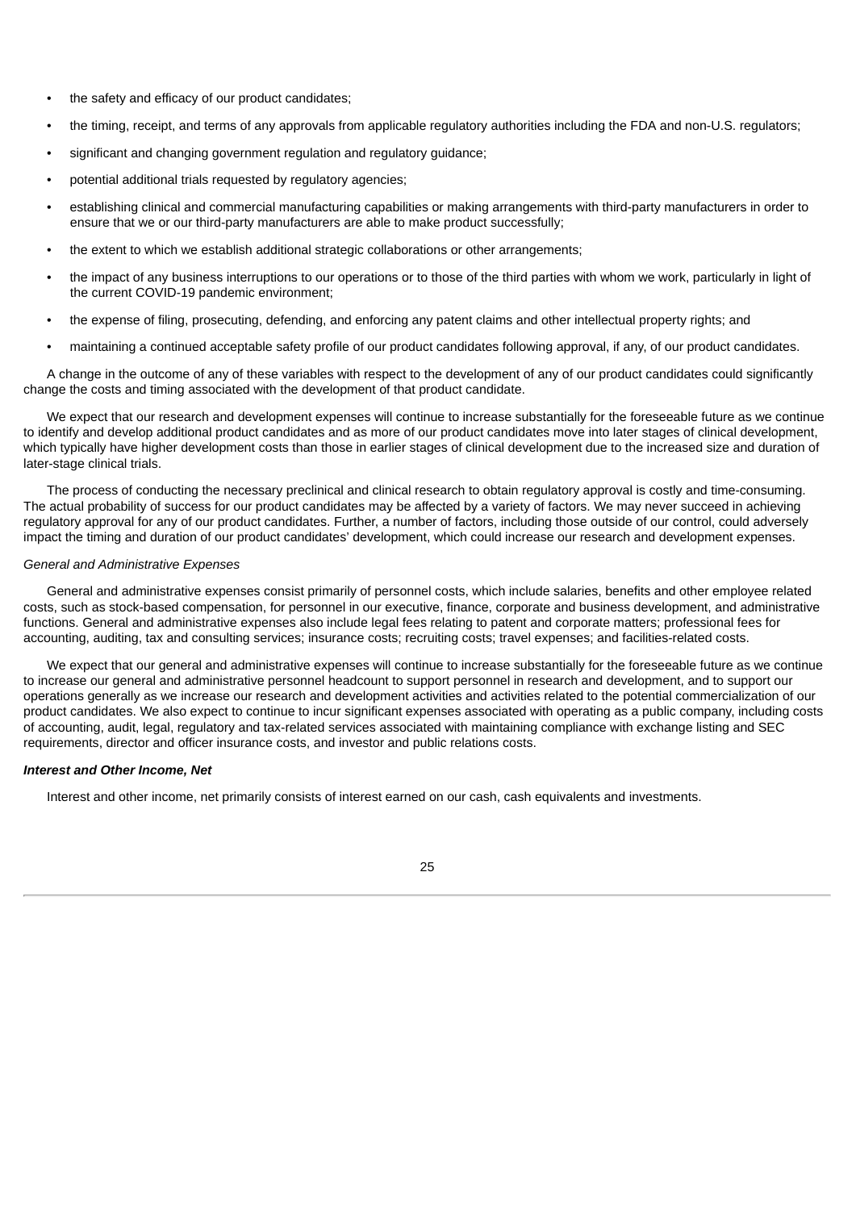- the safety and efficacy of our product candidates;
- the timing, receipt, and terms of any approvals from applicable regulatory authorities including the FDA and non-U.S. regulators;
- significant and changing government regulation and regulatory guidance;
- potential additional trials requested by regulatory agencies;
- establishing clinical and commercial manufacturing capabilities or making arrangements with third-party manufacturers in order to ensure that we or our third-party manufacturers are able to make product successfully;
- the extent to which we establish additional strategic collaborations or other arrangements;
- the impact of any business interruptions to our operations or to those of the third parties with whom we work, particularly in light of the current COVID-19 pandemic environment;
- the expense of filing, prosecuting, defending, and enforcing any patent claims and other intellectual property rights; and
- maintaining a continued acceptable safety profile of our product candidates following approval, if any, of our product candidates.

A change in the outcome of any of these variables with respect to the development of any of our product candidates could significantly change the costs and timing associated with the development of that product candidate.

We expect that our research and development expenses will continue to increase substantially for the foreseeable future as we continue to identify and develop additional product candidates and as more of our product candidates move into later stages of clinical development, which typically have higher development costs than those in earlier stages of clinical development due to the increased size and duration of later-stage clinical trials.

The process of conducting the necessary preclinical and clinical research to obtain regulatory approval is costly and time-consuming. The actual probability of success for our product candidates may be affected by a variety of factors. We may never succeed in achieving regulatory approval for any of our product candidates. Further, a number of factors, including those outside of our control, could adversely impact the timing and duration of our product candidates' development, which could increase our research and development expenses.

*General and Administrative Expenses*

General and administrative expenses consist primarily of personnel costs, which include salaries, benefits and other employee related costs, such as stock-based compensation, for personnel in our executive, finance, corporate and business development, and administrative functions. General and administrative expenses also include legal fees relating to patent and corporate matters; professional fees for accounting, auditing, tax and consulting services; insurance costs; recruiting costs; travel expenses; and facilities-related costs.

We expect that our general and administrative expenses will continue to increase substantially for the foreseeable future as we continue to increase our general and administrative personnel headcount to support personnel in research and development, and to support our operations generally as we increase our research and development activities and activities related to the potential commercialization of our product candidates. We also expect to continue to incur significant expenses associated with operating as a public company, including costs of accounting, audit, legal, regulatory and tax-related services associated with maintaining compliance with exchange listing and SEC requirements, director and officer insurance costs, and investor and public relations costs.

***Interest and Other Income, Net***

Interest and other income, net primarily consists of interest earned on our cash, cash equivalents and investments.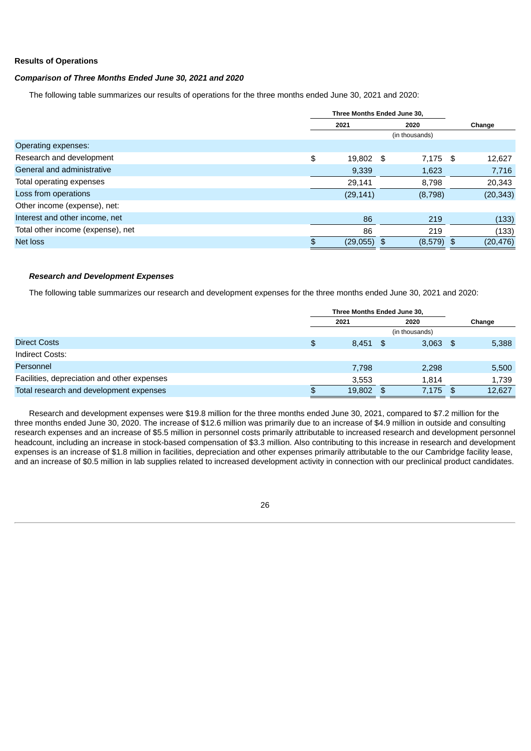**Results of Operations**

***Comparison of Three Months Ended June 30, 2021 and 2020***

The following table summarizes our results of operations for the three months ended June 30, 2021 and 2020:

| | Three Months Ended June 30, | | |
|---|---|---|---|
| | 2021 | 2020 | Change |
| | (in thousands) | | |
| Operating expenses: | | | |
| Research and development | $ 19,802 | $ 7,175 | $ 12,627 |
| General and administrative | 9,339 | 1,623 | 7,716 |
| Total operating expenses | 29,141 | 8,798 | 20,343 |
| Loss from operations | (29,141) | (8,798) | (20,343) |
| Other income (expense), net: | | | |
| Interest and other income, net | 86 | 219 | (133) |
| Total other income (expense), net | 86 | 219 | (133) |
| Net loss | $ (29,055) | $ (8,579) | $ (20,476) |

***Research and Development Expenses***

The following table summarizes our research and development expenses for the three months ended June 30, 2021 and 2020:

| | Three Months Ended June 30, | | |
|---|---|---|---|
| | 2021 | 2020 | Change |
| | (in thousands) | | |
| Direct Costs | $ 8,451 | $ 3,063 | $ 5,388 |
| Indirect Costs: | | | |
| Personnel | 7,798 | 2,298 | 5,500 |
| Facilities, depreciation and other expenses | 3,553 | 1,814 | 1,739 |
| Total research and development expenses | $ 19,802 | $ 7,175 | $ 12,627 |

Research and development expenses were $19.8 million for the three months ended June 30, 2021, compared to $7.2 million for the three months ended June 30, 2020. The increase of $12.6 million was primarily due to an increase of $4.9 million in outside and consulting research expenses and an increase of $5.5 million in personnel costs primarily attributable to increased research and development personnel headcount, including an increase in stock-based compensation of $3.3 million. Also contributing to this increase in research and development expenses is an increase of $1.8 million in facilities, depreciation and other expenses primarily attributable to the our Cambridge facility lease, and an increase of $0.5 million in lab supplies related to increased development activity in connection with our preclinical product candidates.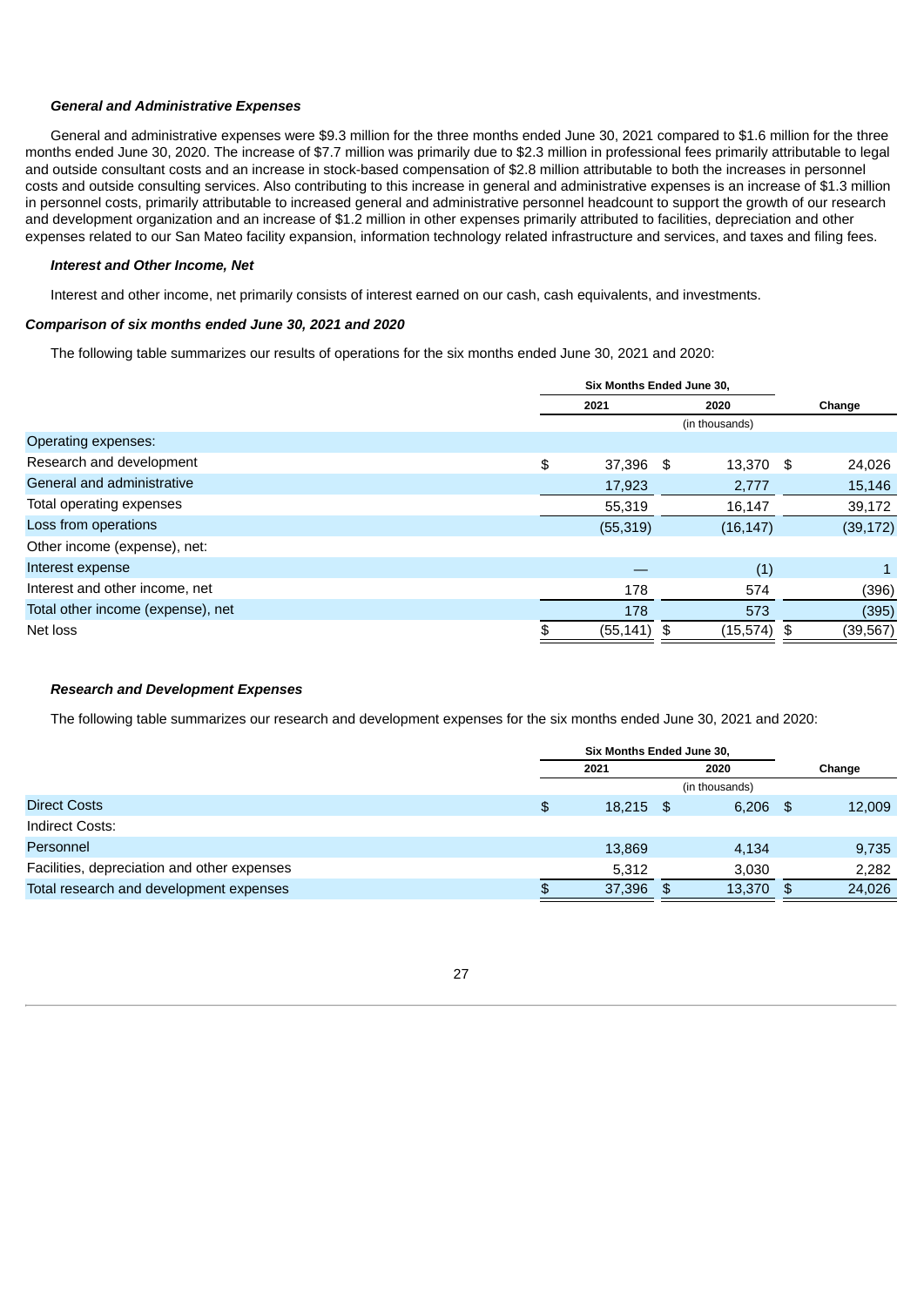***General and Administrative Expenses***

General and administrative expenses were $9.3 million for the three months ended June 30, 2021 compared to $1.6 million for the three months ended June 30, 2020. The increase of $7.7 million was primarily due to $2.3 million in professional fees primarily attributable to legal and outside consultant costs and an increase in stock-based compensation of $2.8 million attributable to both the increases in personnel costs and outside consulting services. Also contributing to this increase in general and administrative expenses is an increase of $1.3 million in personnel costs, primarily attributable to increased general and administrative personnel headcount to support the growth of our research and development organization and an increase of $1.2 million in other expenses primarily attributed to facilities, depreciation and other expenses related to our San Mateo facility expansion, information technology related infrastructure and services, and taxes and filing fees.

***Interest and Other Income, Net***

Interest and other income, net primarily consists of interest earned on our cash, cash equivalents, and investments.

***Comparison of six months ended June 30, 2021 and 2020***

The following table summarizes our results of operations for the six months ended June 30, 2021 and 2020:

| | Six Months Ended June 30, | | |
|---|---|---|---|
| | 2021 | 2020 | Change |
| | (in thousands) | | |
| Operating expenses: | | | |
| Research and development | $ 37,396 | $ 13,370 | $ 24,026 |
| General and administrative | 17,923 | 2,777 | 15,146 |
| Total operating expenses | 55,319 | 16,147 | 39,172 |
| Loss from operations | (55,319) | (16,147) | (39,172) |
| Other income (expense), net: | | | |
| Interest expense | — | (1) | 1 |
| Interest and other income, net | 178 | 574 | (396) |
| Total other income (expense), net | 178 | 573 | (395) |
| Net loss | $ (55,141) | $ (15,574) | $ (39,567) |

***Research and Development Expenses***

The following table summarizes our research and development expenses for the six months ended June 30, 2021 and 2020:

| | Six Months Ended June 30, | | |
|---|---|---|---|
| | 2021 | 2020 | Change |
| | (in thousands) | | |
| Direct Costs | $ 18,215 | $ 6,206 | $ 12,009 |
| Indirect Costs: | | | |
| Personnel | 13,869 | 4,134 | 9,735 |
| Facilities, depreciation and other expenses | 5,312 | 3,030 | 2,282 |
| Total research and development expenses | $ 37,396 | $ 13,370 | $ 24,026 |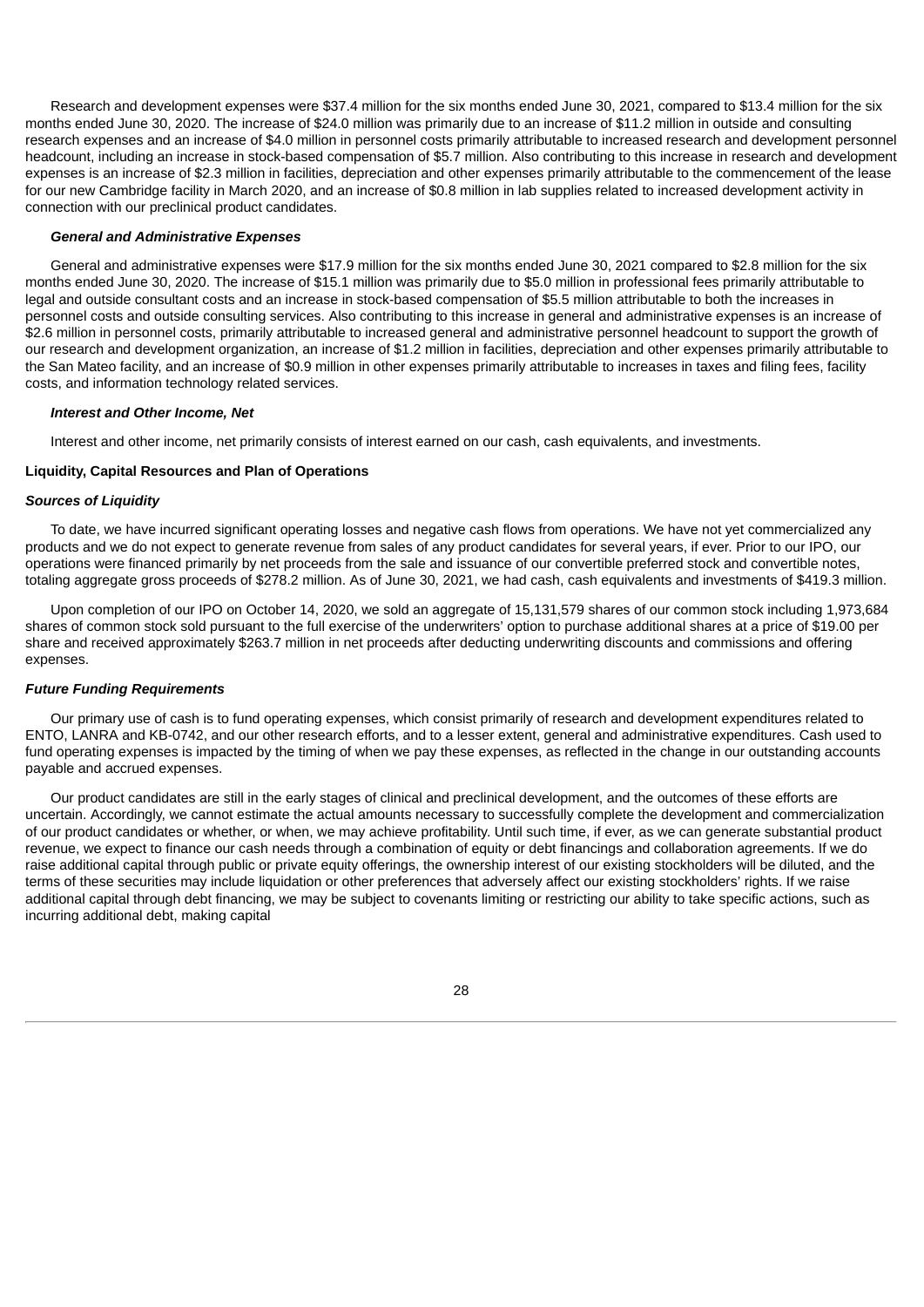Research and development expenses were $37.4 million for the six months ended June 30, 2021, compared to $13.4 million for the six months ended June 30, 2020. The increase of $24.0 million was primarily due to an increase of $11.2 million in outside and consulting research expenses and an increase of $4.0 million in personnel costs primarily attributable to increased research and development personnel headcount, including an increase in stock-based compensation of $5.7 million. Also contributing to this increase in research and development expenses is an increase of $2.3 million in facilities, depreciation and other expenses primarily attributable to the commencement of the lease for our new Cambridge facility in March 2020, and an increase of $0.8 million in lab supplies related to increased development activity in connection with our preclinical product candidates.

***General and Administrative Expenses***

General and administrative expenses were $17.9 million for the six months ended June 30, 2021 compared to $2.8 million for the six months ended June 30, 2020. The increase of $15.1 million was primarily due to $5.0 million in professional fees primarily attributable to legal and outside consultant costs and an increase in stock-based compensation of $5.5 million attributable to both the increases in personnel costs and outside consulting services. Also contributing to this increase in general and administrative expenses is an increase of $2.6 million in personnel costs, primarily attributable to increased general and administrative personnel headcount to support the growth of our research and development organization, an increase of $1.2 million in facilities, depreciation and other expenses primarily attributable to the San Mateo facility, and an increase of $0.9 million in other expenses primarily attributable to increases in taxes and filing fees, facility costs, and information technology related services.

***Interest and Other Income, Net***

Interest and other income, net primarily consists of interest earned on our cash, cash equivalents, and investments.

**Liquidity, Capital Resources and Plan of Operations**

***Sources of Liquidity***

To date, we have incurred significant operating losses and negative cash flows from operations. We have not yet commercialized any products and we do not expect to generate revenue from sales of any product candidates for several years, if ever. Prior to our IPO, our operations were financed primarily by net proceeds from the sale and issuance of our convertible preferred stock and convertible notes, totaling aggregate gross proceeds of $278.2 million. As of June 30, 2021, we had cash, cash equivalents and investments of $419.3 million.

Upon completion of our IPO on October 14, 2020, we sold an aggregate of 15,131,579 shares of our common stock including 1,973,684 shares of common stock sold pursuant to the full exercise of the underwriters' option to purchase additional shares at a price of $19.00 per share and received approximately $263.7 million in net proceeds after deducting underwriting discounts and commissions and offering expenses.

***Future Funding Requirements***

Our primary use of cash is to fund operating expenses, which consist primarily of research and development expenditures related to ENTO, LANRA and KB-0742, and our other research efforts, and to a lesser extent, general and administrative expenditures. Cash used to fund operating expenses is impacted by the timing of when we pay these expenses, as reflected in the change in our outstanding accounts payable and accrued expenses.

Our product candidates are still in the early stages of clinical and preclinical development, and the outcomes of these efforts are uncertain. Accordingly, we cannot estimate the actual amounts necessary to successfully complete the development and commercialization of our product candidates or whether, or when, we may achieve profitability. Until such time, if ever, as we can generate substantial product revenue, we expect to finance our cash needs through a combination of equity or debt financings and collaboration agreements. If we do raise additional capital through public or private equity offerings, the ownership interest of our existing stockholders will be diluted, and the terms of these securities may include liquidation or other preferences that adversely affect our existing stockholders' rights. If we raise additional capital through debt financing, we may be subject to covenants limiting or restricting our ability to take specific actions, such as incurring additional debt, making capital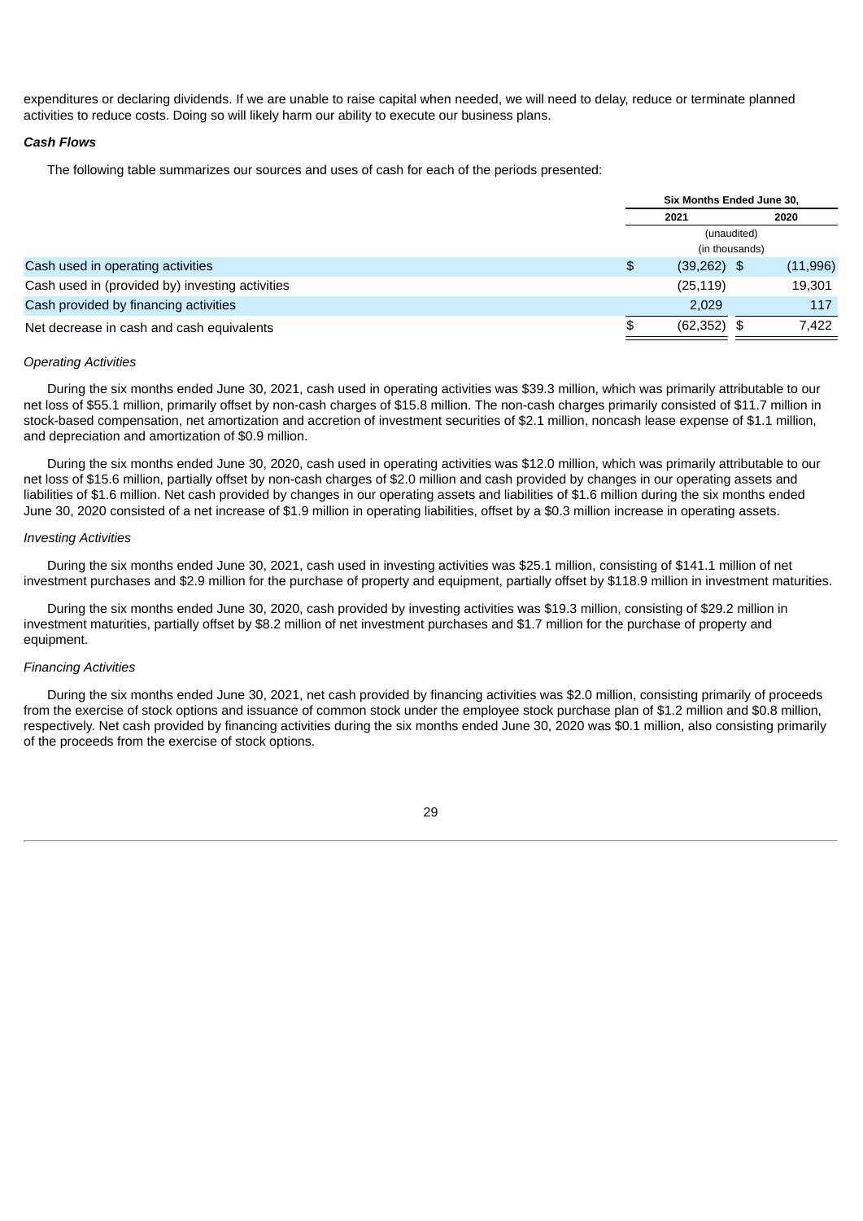expenditures or declaring dividends. If we are unable to raise capital when needed, we will need to delay, reduce or terminate planned activities to reduce costs. Doing so will likely harm our ability to execute our business plans.

***Cash Flows***

The following table summarizes our sources and uses of cash for each of the periods presented:

| | Six Months Ended June 30, | |
|---|---|---|
| | 2021 | 2020 |
| | (unaudited) (in thousands) | |
| Cash used in operating activities | $ (39,262) | $ (11,996) |
| Cash used in (provided by) investing activities | (25,119) | 19,301 |
| Cash provided by financing activities | 2,029 | 117 |
| Net decrease in cash and cash equivalents | $ (62,352) | $ 7,422 |

*Operating Activities*

During the six months ended June 30, 2021, cash used in operating activities was $39.3 million, which was primarily attributable to our net loss of $55.1 million, primarily offset by non-cash charges of $15.8 million. The non-cash charges primarily consisted of $11.7 million in stock-based compensation, net amortization and accretion of investment securities of $2.1 million, noncash lease expense of $1.1 million, and depreciation and amortization of $0.9 million.

During the six months ended June 30, 2020, cash used in operating activities was $12.0 million, which was primarily attributable to our net loss of $15.6 million, partially offset by non-cash charges of $2.0 million and cash provided by changes in our operating assets and liabilities of $1.6 million. Net cash provided by changes in our operating assets and liabilities of $1.6 million during the six months ended June 30, 2020 consisted of a net increase of $1.9 million in operating liabilities, offset by a $0.3 million increase in operating assets.

*Investing Activities*

During the six months ended June 30, 2021, cash used in investing activities was $25.1 million, consisting of $141.1 million of net investment purchases and $2.9 million for the purchase of property and equipment, partially offset by $118.9 million in investment maturities.

During the six months ended June 30, 2020, cash provided by investing activities was $19.3 million, consisting of $29.2 million in investment maturities, partially offset by $8.2 million of net investment purchases and $1.7 million for the purchase of property and equipment.

*Financing Activities*

During the six months ended June 30, 2021, net cash provided by financing activities was $2.0 million, consisting primarily of proceeds from the exercise of stock options and issuance of common stock under the employee stock purchase plan of $1.2 million and $0.8 million, respectively. Net cash provided by financing activities during the six months ended June 30, 2020 was $0.1 million, also consisting primarily of the proceeds from the exercise of stock options.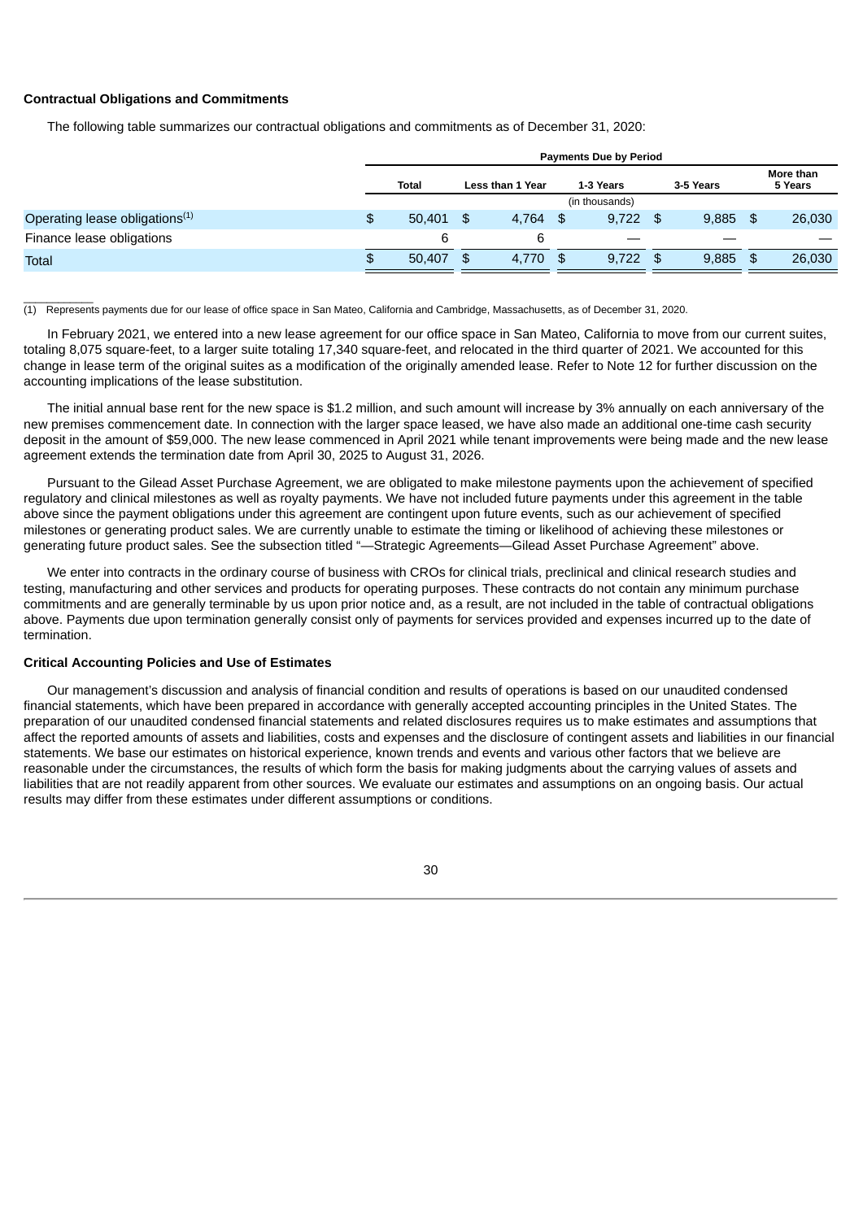**Contractual Obligations and Commitments**

The following table summarizes our contractual obligations and commitments as of December 31, 2020:

| | Payments Due by Period | | | | |
|---|---|---|---|---|---|
| | Total | Less than 1 Year | 1-3 Years | 3-5 Years | More than 5 Years |
| | (in thousands) | | | | |
| Operating lease obligations[(1)] | $ 50,401 | $ 4,764 | $ 9,722 | $ 9,885 | $ 26,030 |
| Finance lease obligations | 6 | 6 | — | — | — |
| Total | $ 50,407 | $ 4,770 | $ 9,722 | $ 9,885 | $ 26,030 |

(1) Represents payments due for our lease of office space in San Mateo, California and Cambridge, Massachusetts, as of December 31, 2020.

In February 2021, we entered into a new lease agreement for our office space in San Mateo, California to move from our current suites, totaling 8,075 square-feet, to a larger suite totaling 17,340 square-feet, and relocated in the third quarter of 2021. We accounted for this change in lease term of the original suites as a modification of the originally amended lease. Refer to Note 12 for further discussion on the accounting implications of the lease substitution.

The initial annual base rent for the new space is $1.2 million, and such amount will increase by 3% annually on each anniversary of the new premises commencement date. In connection with the larger space leased, we have also made an additional one-time cash security deposit in the amount of $59,000. The new lease commenced in April 2021 while tenant improvements were being made and the new lease agreement extends the termination date from April 30, 2025 to August 31, 2026.

Pursuant to the Gilead Asset Purchase Agreement, we are obligated to make milestone payments upon the achievement of specified regulatory and clinical milestones as well as royalty payments. We have not included future payments under this agreement in the table above since the payment obligations under this agreement are contingent upon future events, such as our achievement of specified milestones or generating product sales. We are currently unable to estimate the timing or likelihood of achieving these milestones or generating future product sales. See the subsection titled "—Strategic Agreements—Gilead Asset Purchase Agreement" above.

We enter into contracts in the ordinary course of business with CROs for clinical trials, preclinical and clinical research studies and testing, manufacturing and other services and products for operating purposes. These contracts do not contain any minimum purchase commitments and are generally terminable by us upon prior notice and, as a result, are not included in the table of contractual obligations above. Payments due upon termination generally consist only of payments for services provided and expenses incurred up to the date of termination.

**Critical Accounting Policies and Use of Estimates**

Our management's discussion and analysis of financial condition and results of operations is based on our unaudited condensed financial statements, which have been prepared in accordance with generally accepted accounting principles in the United States. The preparation of our unaudited condensed financial statements and related disclosures requires us to make estimates and assumptions that affect the reported amounts of assets and liabilities, costs and expenses and the disclosure of contingent assets and liabilities in our financial statements. We base our estimates on historical experience, known trends and events and various other factors that we believe are reasonable under the circumstances, the results of which form the basis for making judgments about the carrying values of assets and liabilities that are not readily apparent from other sources. We evaluate our estimates and assumptions on an ongoing basis. Our actual results may differ from these estimates under different assumptions or conditions.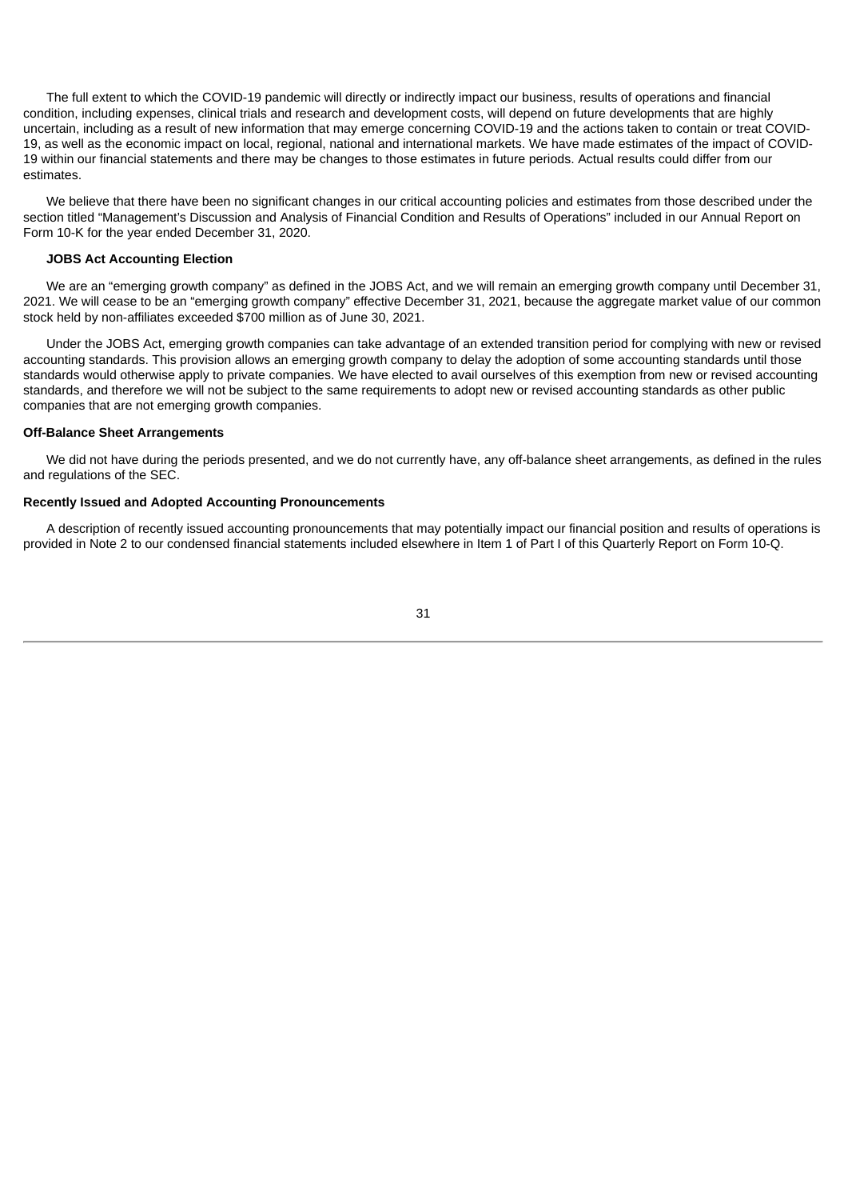The full extent to which the COVID-19 pandemic will directly or indirectly impact our business, results of operations and financial condition, including expenses, clinical trials and research and development costs, will depend on future developments that are highly uncertain, including as a result of new information that may emerge concerning COVID-19 and the actions taken to contain or treat COVID-19, as well as the economic impact on local, regional, national and international markets. We have made estimates of the impact of COVID-19 within our financial statements and there may be changes to those estimates in future periods. Actual results could differ from our estimates.

We believe that there have been no significant changes in our critical accounting policies and estimates from those described under the section titled "Management's Discussion and Analysis of Financial Condition and Results of Operations" included in our Annual Report on Form 10-K for the year ended December 31, 2020.

**JOBS Act Accounting Election**

We are an "emerging growth company" as defined in the JOBS Act, and we will remain an emerging growth company until December 31, 2021. We will cease to be an "emerging growth company" effective December 31, 2021, because the aggregate market value of our common stock held by non-affiliates exceeded $700 million as of June 30, 2021.

Under the JOBS Act, emerging growth companies can take advantage of an extended transition period for complying with new or revised accounting standards. This provision allows an emerging growth company to delay the adoption of some accounting standards until those standards would otherwise apply to private companies. We have elected to avail ourselves of this exemption from new or revised accounting standards, and therefore we will not be subject to the same requirements to adopt new or revised accounting standards as other public companies that are not emerging growth companies.

**Off-Balance Sheet Arrangements**

We did not have during the periods presented, and we do not currently have, any off-balance sheet arrangements, as defined in the rules and regulations of the SEC.

**Recently Issued and Adopted Accounting Pronouncements**

A description of recently issued accounting pronouncements that may potentially impact our financial position and results of operations is provided in Note 2 to our condensed financial statements included elsewhere in Item 1 of Part I of this Quarterly Report on Form 10-Q.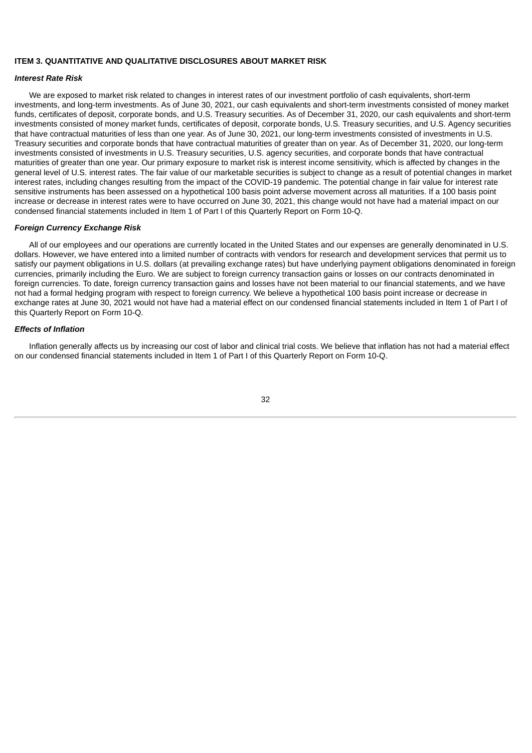## ITEM 3. QUANTITATIVE AND QUALITATIVE DISCLOSURES ABOUT MARKET RISK

### *Interest Rate Risk*

We are exposed to market risk related to changes in interest rates of our investment portfolio of cash equivalents, short-term investments, and long-term investments. As of June 30, 2021, our cash equivalents and short-term investments consisted of money market funds, certificates of deposit, corporate bonds, and U.S. Treasury securities. As of December 31, 2020, our cash equivalents and short-term investments consisted of money market funds, certificates of deposit, corporate bonds, U.S. Treasury securities, and U.S. Agency securities that have contractual maturities of less than one year. As of June 30, 2021, our long-term investments consisted of investments in U.S. Treasury securities and corporate bonds that have contractual maturities of greater than on year. As of December 31, 2020, our long-term investments consisted of investments in U.S. Treasury securities, U.S. agency securities, and corporate bonds that have contractual maturities of greater than one year. Our primary exposure to market risk is interest income sensitivity, which is affected by changes in the general level of U.S. interest rates. The fair value of our marketable securities is subject to change as a result of potential changes in market interest rates, including changes resulting from the impact of the COVID-19 pandemic. The potential change in fair value for interest rate sensitive instruments has been assessed on a hypothetical 100 basis point adverse movement across all maturities. If a 100 basis point increase or decrease in interest rates were to have occurred on June 30, 2021, this change would not have had a material impact on our condensed financial statements included in Item 1 of Part I of this Quarterly Report on Form 10-Q.

### *Foreign Currency Exchange Risk*

All of our employees and our operations are currently located in the United States and our expenses are generally denominated in U.S. dollars. However, we have entered into a limited number of contracts with vendors for research and development services that permit us to satisfy our payment obligations in U.S. dollars (at prevailing exchange rates) but have underlying payment obligations denominated in foreign currencies, primarily including the Euro. We are subject to foreign currency transaction gains or losses on our contracts denominated in foreign currencies. To date, foreign currency transaction gains and losses have not been material to our financial statements, and we have not had a formal hedging program with respect to foreign currency. We believe a hypothetical 100 basis point increase or decrease in exchange rates at June 30, 2021 would not have had a material effect on our condensed financial statements included in Item 1 of Part I of this Quarterly Report on Form 10-Q.

### *Effects of Inflation*

Inflation generally affects us by increasing our cost of labor and clinical trial costs. We believe that inflation has not had a material effect on our condensed financial statements included in Item 1 of Part I of this Quarterly Report on Form 10-Q.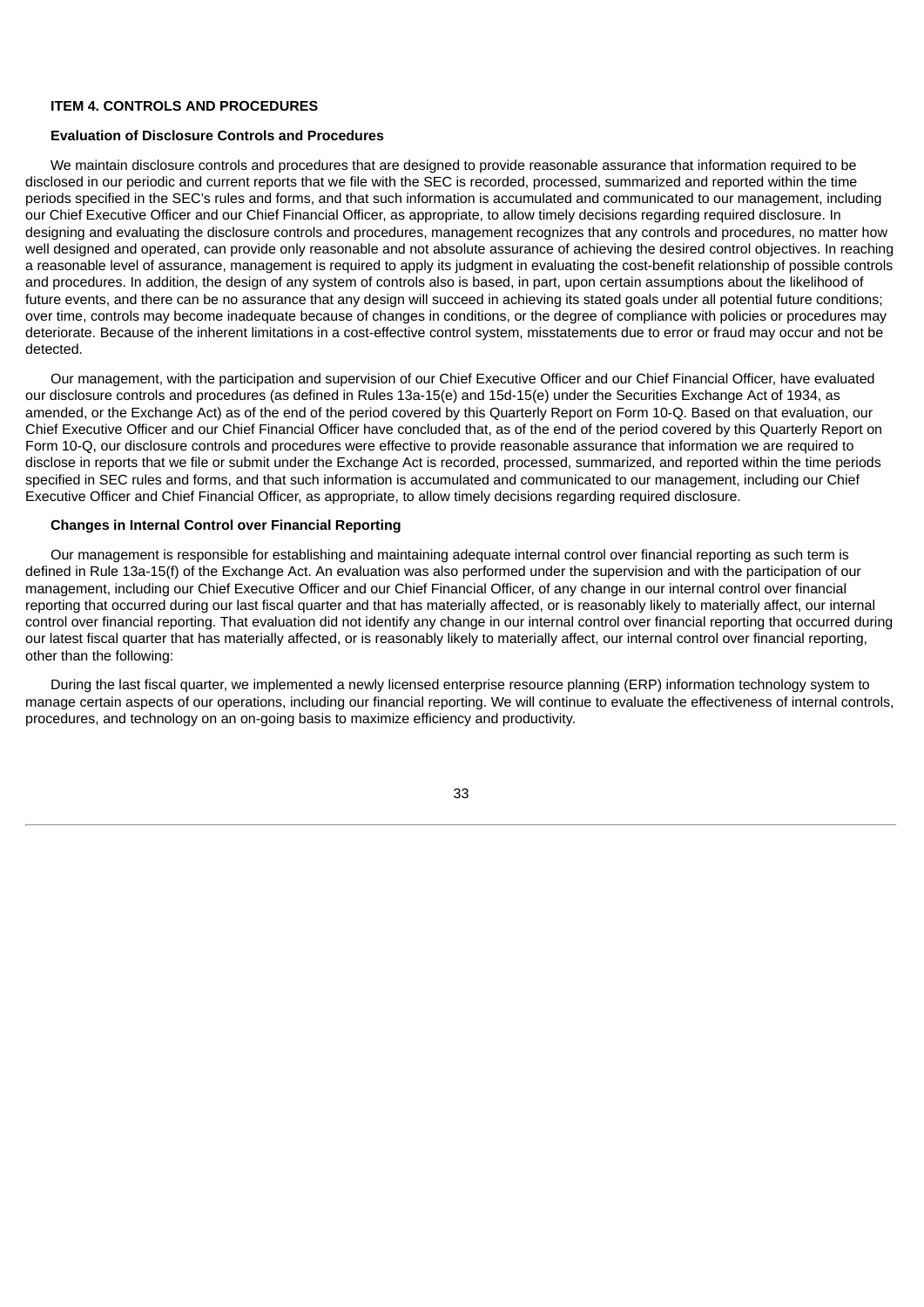## ITEM 4. CONTROLS AND PROCEDURES

### Evaluation of Disclosure Controls and Procedures

We maintain disclosure controls and procedures that are designed to provide reasonable assurance that information required to be disclosed in our periodic and current reports that we file with the SEC is recorded, processed, summarized and reported within the time periods specified in the SEC's rules and forms, and that such information is accumulated and communicated to our management, including our Chief Executive Officer and our Chief Financial Officer, as appropriate, to allow timely decisions regarding required disclosure. In designing and evaluating the disclosure controls and procedures, management recognizes that any controls and procedures, no matter how well designed and operated, can provide only reasonable and not absolute assurance of achieving the desired control objectives. In reaching a reasonable level of assurance, management is required to apply its judgment in evaluating the cost-benefit relationship of possible controls and procedures. In addition, the design of any system of controls also is based, in part, upon certain assumptions about the likelihood of future events, and there can be no assurance that any design will succeed in achieving its stated goals under all potential future conditions; over time, controls may become inadequate because of changes in conditions, or the degree of compliance with policies or procedures may deteriorate. Because of the inherent limitations in a cost-effective control system, misstatements due to error or fraud may occur and not be detected.

Our management, with the participation and supervision of our Chief Executive Officer and our Chief Financial Officer, have evaluated our disclosure controls and procedures (as defined in Rules 13a-15(e) and 15d-15(e) under the Securities Exchange Act of 1934, as amended, or the Exchange Act) as of the end of the period covered by this Quarterly Report on Form 10-Q. Based on that evaluation, our Chief Executive Officer and our Chief Financial Officer have concluded that, as of the end of the period covered by this Quarterly Report on Form 10-Q, our disclosure controls and procedures were effective to provide reasonable assurance that information we are required to disclose in reports that we file or submit under the Exchange Act is recorded, processed, summarized, and reported within the time periods specified in SEC rules and forms, and that such information is accumulated and communicated to our management, including our Chief Executive Officer and Chief Financial Officer, as appropriate, to allow timely decisions regarding required disclosure.

### Changes in Internal Control over Financial Reporting

Our management is responsible for establishing and maintaining adequate internal control over financial reporting as such term is defined in Rule 13a-15(f) of the Exchange Act. An evaluation was also performed under the supervision and with the participation of our management, including our Chief Executive Officer and our Chief Financial Officer, of any change in our internal control over financial reporting that occurred during our last fiscal quarter and that has materially affected, or is reasonably likely to materially affect, our internal control over financial reporting. That evaluation did not identify any change in our internal control over financial reporting that occurred during our latest fiscal quarter that has materially affected, or is reasonably likely to materially affect, our internal control over financial reporting, other than the following:

During the last fiscal quarter, we implemented a newly licensed enterprise resource planning (ERP) information technology system to manage certain aspects of our operations, including our financial reporting. We will continue to evaluate the effectiveness of internal controls, procedures, and technology on an on-going basis to maximize efficiency and productivity.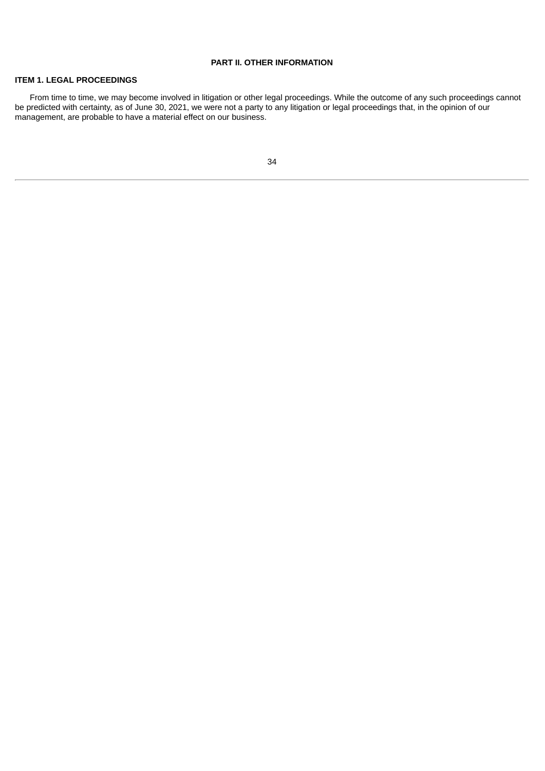# PART II. OTHER INFORMATION

## ITEM 1. LEGAL PROCEEDINGS

From time to time, we may become involved in litigation or other legal proceedings. While the outcome of any such proceedings cannot be predicted with certainty, as of June 30, 2021, we were not a party to any litigation or legal proceedings that, in the opinion of our management, are probable to have a material effect on our business.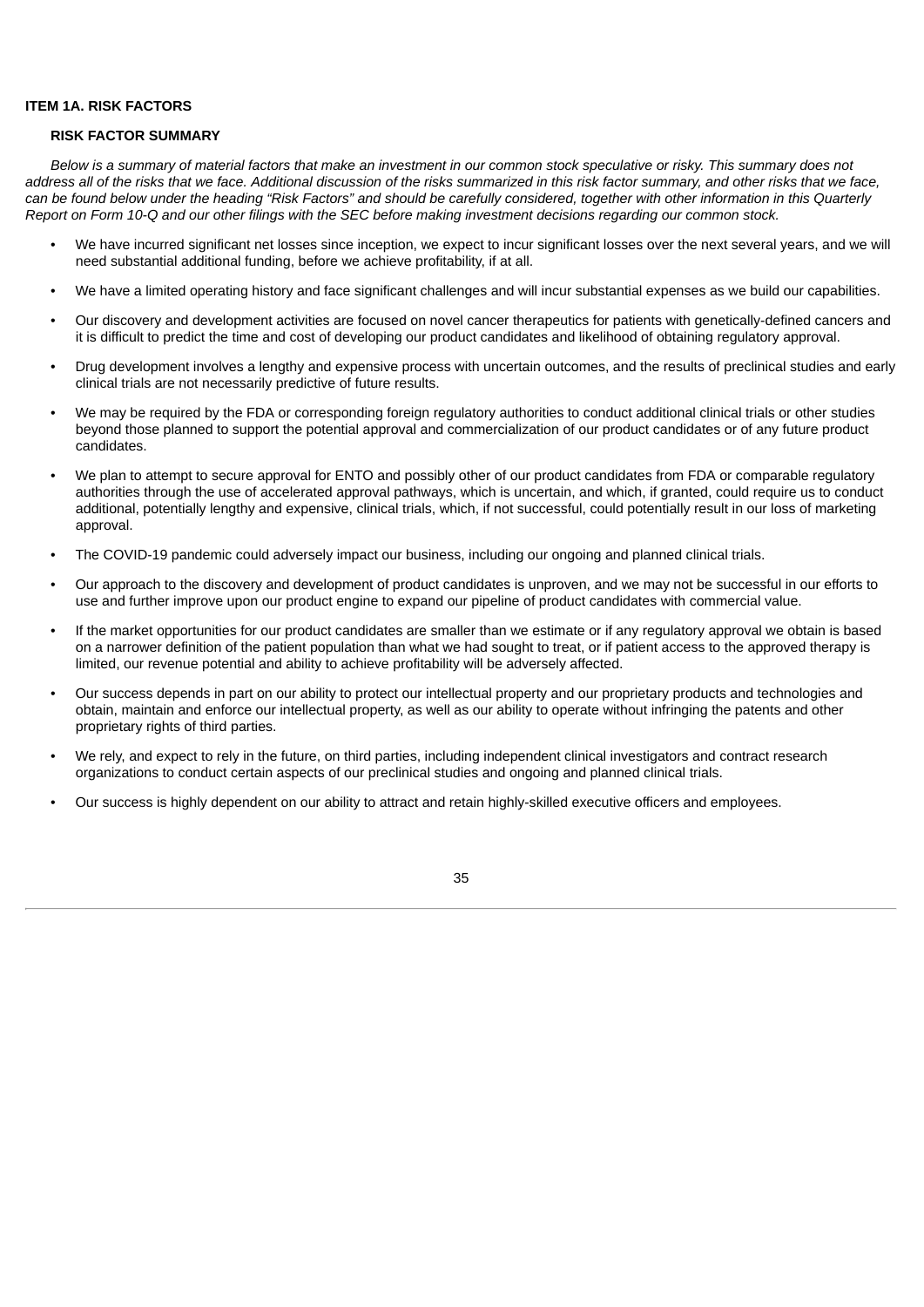## ITEM 1A. RISK FACTORS

### RISK FACTOR SUMMARY

*Below is a summary of material factors that make an investment in our common stock speculative or risky. This summary does not address all of the risks that we face. Additional discussion of the risks summarized in this risk factor summary, and other risks that we face, can be found below under the heading "Risk Factors" and should be carefully considered, together with other information in this Quarterly Report on Form 10-Q and our other filings with the SEC before making investment decisions regarding our common stock.*

- We have incurred significant net losses since inception, we expect to incur significant losses over the next several years, and we will need substantial additional funding, before we achieve profitability, if at all.
- We have a limited operating history and face significant challenges and will incur substantial expenses as we build our capabilities.
- Our discovery and development activities are focused on novel cancer therapeutics for patients with genetically-defined cancers and it is difficult to predict the time and cost of developing our product candidates and likelihood of obtaining regulatory approval.
- Drug development involves a lengthy and expensive process with uncertain outcomes, and the results of preclinical studies and early clinical trials are not necessarily predictive of future results.
- We may be required by the FDA or corresponding foreign regulatory authorities to conduct additional clinical trials or other studies beyond those planned to support the potential approval and commercialization of our product candidates or of any future product candidates.
- We plan to attempt to secure approval for ENTO and possibly other of our product candidates from FDA or comparable regulatory authorities through the use of accelerated approval pathways, which is uncertain, and which, if granted, could require us to conduct additional, potentially lengthy and expensive, clinical trials, which, if not successful, could potentially result in our loss of marketing approval.
- The COVID-19 pandemic could adversely impact our business, including our ongoing and planned clinical trials.
- Our approach to the discovery and development of product candidates is unproven, and we may not be successful in our efforts to use and further improve upon our product engine to expand our pipeline of product candidates with commercial value.
- If the market opportunities for our product candidates are smaller than we estimate or if any regulatory approval we obtain is based on a narrower definition of the patient population than what we had sought to treat, or if patient access to the approved therapy is limited, our revenue potential and ability to achieve profitability will be adversely affected.
- Our success depends in part on our ability to protect our intellectual property and our proprietary products and technologies and obtain, maintain and enforce our intellectual property, as well as our ability to operate without infringing the patents and other proprietary rights of third parties.
- We rely, and expect to rely in the future, on third parties, including independent clinical investigators and contract research organizations to conduct certain aspects of our preclinical studies and ongoing and planned clinical trials.
- Our success is highly dependent on our ability to attract and retain highly-skilled executive officers and employees.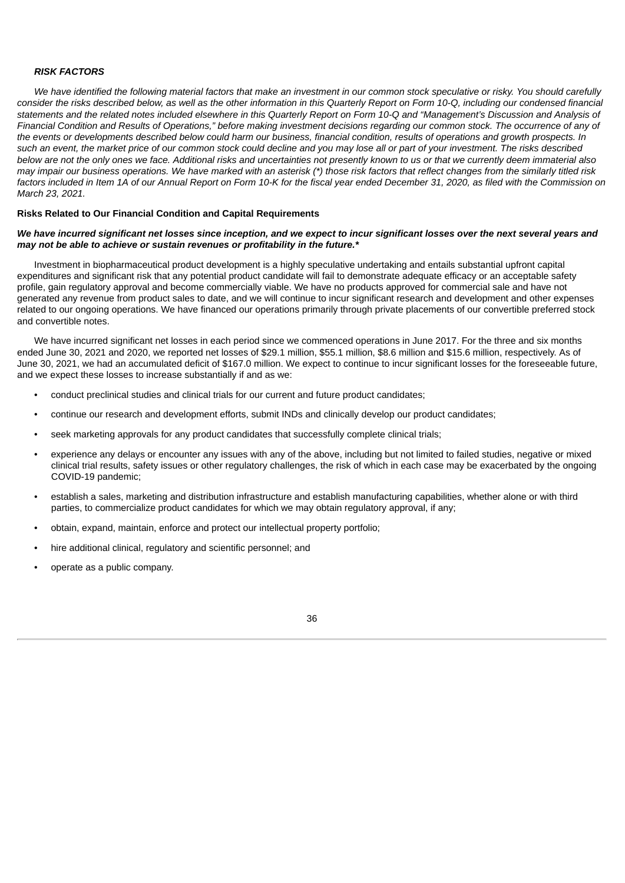***RISK FACTORS***

*We have identified the following material factors that make an investment in our common stock speculative or risky. You should carefully consider the risks described below, as well as the other information in this Quarterly Report on Form 10-Q, including our condensed financial statements and the related notes included elsewhere in this Quarterly Report on Form 10-Q and "Management's Discussion and Analysis of Financial Condition and Results of Operations," before making investment decisions regarding our common stock. The occurrence of any of the events or developments described below could harm our business, financial condition, results of operations and growth prospects. In such an event, the market price of our common stock could decline and you may lose all or part of your investment. The risks described below are not the only ones we face. Additional risks and uncertainties not presently known to us or that we currently deem immaterial also may impair our business operations. We have marked with an asterisk (*) those risk factors that reflect changes from the similarly titled risk factors included in Item 1A of our Annual Report on Form 10-K for the fiscal year ended December 31, 2020, as filed with the Commission on March 23, 2021.*

**Risks Related to Our Financial Condition and Capital Requirements**

***We have incurred significant net losses since inception, and we expect to incur significant losses over the next several years and may not be able to achieve or sustain revenues or profitability in the future.****

Investment in biopharmaceutical product development is a highly speculative undertaking and entails substantial upfront capital expenditures and significant risk that any potential product candidate will fail to demonstrate adequate efficacy or an acceptable safety profile, gain regulatory approval and become commercially viable. We have no products approved for commercial sale and have not generated any revenue from product sales to date, and we will continue to incur significant research and development and other expenses related to our ongoing operations. We have financed our operations primarily through private placements of our convertible preferred stock and convertible notes.

We have incurred significant net losses in each period since we commenced operations in June 2017. For the three and six months ended June 30, 2021 and 2020, we reported net losses of $29.1 million, $55.1 million, $8.6 million and $15.6 million, respectively. As of June 30, 2021, we had an accumulated deficit of $167.0 million. We expect to continue to incur significant losses for the foreseeable future, and we expect these losses to increase substantially if and as we:

- conduct preclinical studies and clinical trials for our current and future product candidates;
- continue our research and development efforts, submit INDs and clinically develop our product candidates;
- seek marketing approvals for any product candidates that successfully complete clinical trials;
- experience any delays or encounter any issues with any of the above, including but not limited to failed studies, negative or mixed clinical trial results, safety issues or other regulatory challenges, the risk of which in each case may be exacerbated by the ongoing COVID-19 pandemic;
- establish a sales, marketing and distribution infrastructure and establish manufacturing capabilities, whether alone or with third parties, to commercialize product candidates for which we may obtain regulatory approval, if any;
- obtain, expand, maintain, enforce and protect our intellectual property portfolio;
- hire additional clinical, regulatory and scientific personnel; and
- operate as a public company.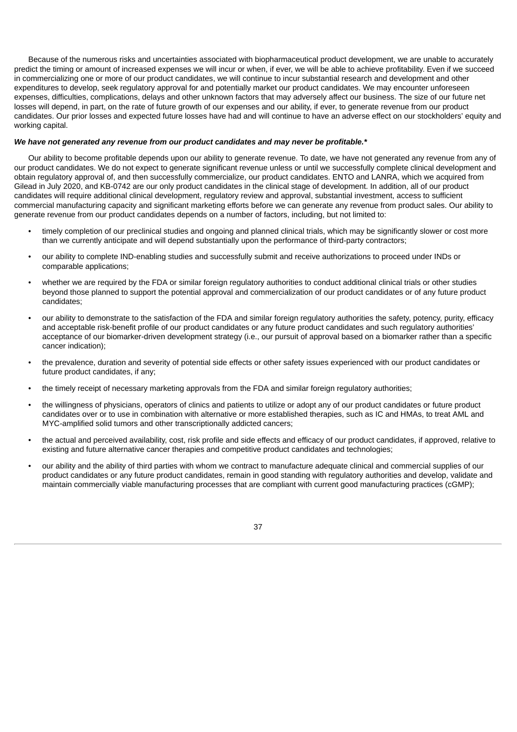Because of the numerous risks and uncertainties associated with biopharmaceutical product development, we are unable to accurately predict the timing or amount of increased expenses we will incur or when, if ever, we will be able to achieve profitability. Even if we succeed in commercializing one or more of our product candidates, we will continue to incur substantial research and development and other expenditures to develop, seek regulatory approval for and potentially market our product candidates. We may encounter unforeseen expenses, difficulties, complications, delays and other unknown factors that may adversely affect our business. The size of our future net losses will depend, in part, on the rate of future growth of our expenses and our ability, if ever, to generate revenue from our product candidates. Our prior losses and expected future losses have had and will continue to have an adverse effect on our stockholders' equity and working capital.

***We have not generated any revenue from our product candidates and may never be profitable.****

Our ability to become profitable depends upon our ability to generate revenue. To date, we have not generated any revenue from any of our product candidates. We do not expect to generate significant revenue unless or until we successfully complete clinical development and obtain regulatory approval of, and then successfully commercialize, our product candidates. ENTO and LANRA, which we acquired from Gilead in July 2020, and KB-0742 are our only product candidates in the clinical stage of development. In addition, all of our product candidates will require additional clinical development, regulatory review and approval, substantial investment, access to sufficient commercial manufacturing capacity and significant marketing efforts before we can generate any revenue from product sales. Our ability to generate revenue from our product candidates depends on a number of factors, including, but not limited to:

- timely completion of our preclinical studies and ongoing and planned clinical trials, which may be significantly slower or cost more than we currently anticipate and will depend substantially upon the performance of third-party contractors;
- our ability to complete IND-enabling studies and successfully submit and receive authorizations to proceed under INDs or comparable applications;
- whether we are required by the FDA or similar foreign regulatory authorities to conduct additional clinical trials or other studies beyond those planned to support the potential approval and commercialization of our product candidates or of any future product candidates;
- our ability to demonstrate to the satisfaction of the FDA and similar foreign regulatory authorities the safety, potency, purity, efficacy and acceptable risk-benefit profile of our product candidates or any future product candidates and such regulatory authorities' acceptance of our biomarker-driven development strategy (i.e., our pursuit of approval based on a biomarker rather than a specific cancer indication);
- the prevalence, duration and severity of potential side effects or other safety issues experienced with our product candidates or future product candidates, if any;
- the timely receipt of necessary marketing approvals from the FDA and similar foreign regulatory authorities;
- the willingness of physicians, operators of clinics and patients to utilize or adopt any of our product candidates or future product candidates over or to use in combination with alternative or more established therapies, such as IC and HMAs, to treat AML and MYC-amplified solid tumors and other transcriptionally addicted cancers;
- the actual and perceived availability, cost, risk profile and side effects and efficacy of our product candidates, if approved, relative to existing and future alternative cancer therapies and competitive product candidates and technologies;
- our ability and the ability of third parties with whom we contract to manufacture adequate clinical and commercial supplies of our product candidates or any future product candidates, remain in good standing with regulatory authorities and develop, validate and maintain commercially viable manufacturing processes that are compliant with current good manufacturing practices (cGMP);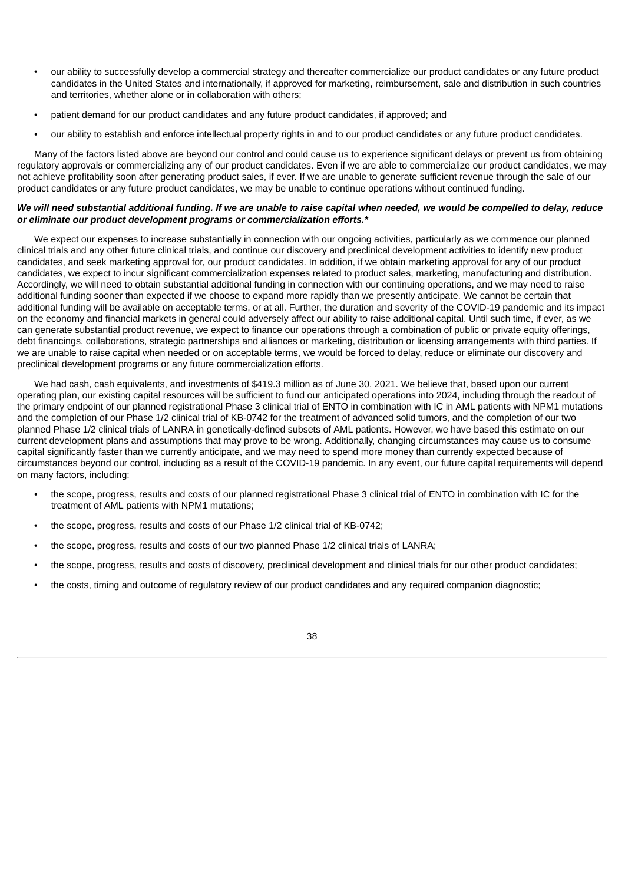- our ability to successfully develop a commercial strategy and thereafter commercialize our product candidates or any future product candidates in the United States and internationally, if approved for marketing, reimbursement, sale and distribution in such countries and territories, whether alone or in collaboration with others;
- patient demand for our product candidates and any future product candidates, if approved; and
- our ability to establish and enforce intellectual property rights in and to our product candidates or any future product candidates.

Many of the factors listed above are beyond our control and could cause us to experience significant delays or prevent us from obtaining regulatory approvals or commercializing any of our product candidates. Even if we are able to commercialize our product candidates, we may not achieve profitability soon after generating product sales, if ever. If we are unable to generate sufficient revenue through the sale of our product candidates or any future product candidates, we may be unable to continue operations without continued funding.

***We will need substantial additional funding. If we are unable to raise capital when needed, we would be compelled to delay, reduce or eliminate our product development programs or commercialization efforts.****

We expect our expenses to increase substantially in connection with our ongoing activities, particularly as we commence our planned clinical trials and any other future clinical trials, and continue our discovery and preclinical development activities to identify new product candidates, and seek marketing approval for, our product candidates. In addition, if we obtain marketing approval for any of our product candidates, we expect to incur significant commercialization expenses related to product sales, marketing, manufacturing and distribution. Accordingly, we will need to obtain substantial additional funding in connection with our continuing operations, and we may need to raise additional funding sooner than expected if we choose to expand more rapidly than we presently anticipate. We cannot be certain that additional funding will be available on acceptable terms, or at all. Further, the duration and severity of the COVID-19 pandemic and its impact on the economy and financial markets in general could adversely affect our ability to raise additional capital. Until such time, if ever, as we can generate substantial product revenue, we expect to finance our operations through a combination of public or private equity offerings, debt financings, collaborations, strategic partnerships and alliances or marketing, distribution or licensing arrangements with third parties. If we are unable to raise capital when needed or on acceptable terms, we would be forced to delay, reduce or eliminate our discovery and preclinical development programs or any future commercialization efforts.

We had cash, cash equivalents, and investments of $419.3 million as of June 30, 2021. We believe that, based upon our current operating plan, our existing capital resources will be sufficient to fund our anticipated operations into 2024, including through the readout of the primary endpoint of our planned registrational Phase 3 clinical trial of ENTO in combination with IC in AML patients with NPM1 mutations and the completion of our Phase 1/2 clinical trial of KB-0742 for the treatment of advanced solid tumors, and the completion of our two planned Phase 1/2 clinical trials of LANRA in genetically-defined subsets of AML patients. However, we have based this estimate on our current development plans and assumptions that may prove to be wrong. Additionally, changing circumstances may cause us to consume capital significantly faster than we currently anticipate, and we may need to spend more money than currently expected because of circumstances beyond our control, including as a result of the COVID-19 pandemic. In any event, our future capital requirements will depend on many factors, including:

- the scope, progress, results and costs of our planned registrational Phase 3 clinical trial of ENTO in combination with IC for the treatment of AML patients with NPM1 mutations;
- the scope, progress, results and costs of our Phase 1/2 clinical trial of KB-0742;
- the scope, progress, results and costs of our two planned Phase 1/2 clinical trials of LANRA;
- the scope, progress, results and costs of discovery, preclinical development and clinical trials for our other product candidates;
- the costs, timing and outcome of regulatory review of our product candidates and any required companion diagnostic;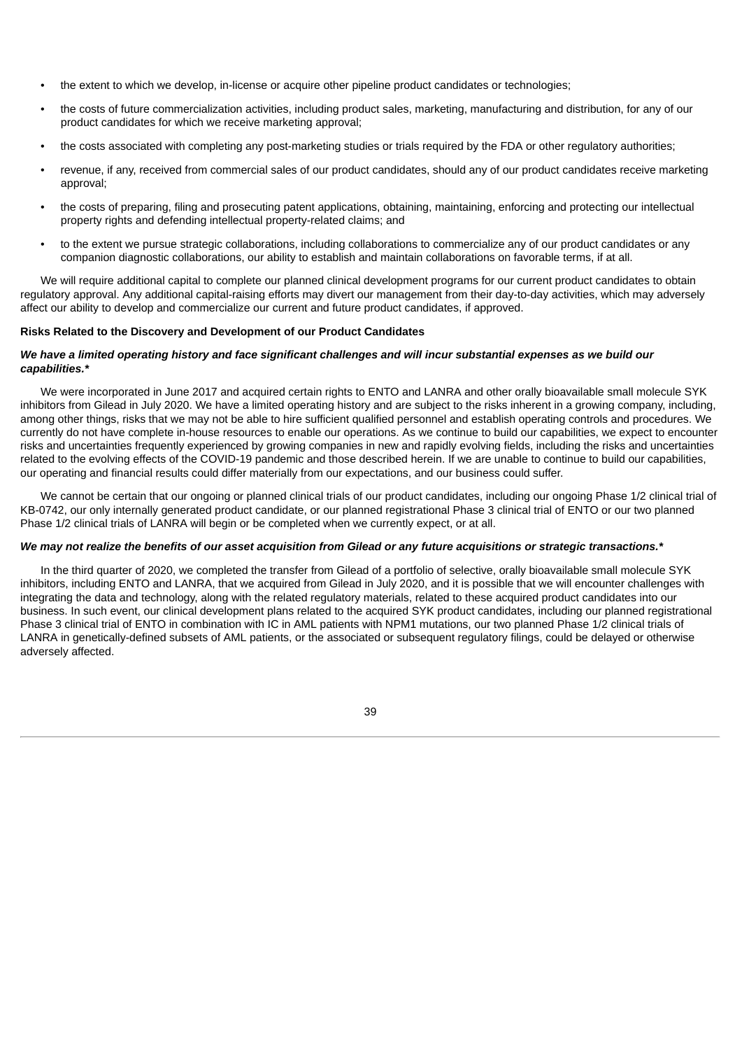- the extent to which we develop, in-license or acquire other pipeline product candidates or technologies;
- the costs of future commercialization activities, including product sales, marketing, manufacturing and distribution, for any of our product candidates for which we receive marketing approval;
- the costs associated with completing any post-marketing studies or trials required by the FDA or other regulatory authorities;
- revenue, if any, received from commercial sales of our product candidates, should any of our product candidates receive marketing approval;
- the costs of preparing, filing and prosecuting patent applications, obtaining, maintaining, enforcing and protecting our intellectual property rights and defending intellectual property-related claims; and
- to the extent we pursue strategic collaborations, including collaborations to commercialize any of our product candidates or any companion diagnostic collaborations, our ability to establish and maintain collaborations on favorable terms, if at all.

We will require additional capital to complete our planned clinical development programs for our current product candidates to obtain regulatory approval. Any additional capital-raising efforts may divert our management from their day-to-day activities, which may adversely affect our ability to develop and commercialize our current and future product candidates, if approved.

**Risks Related to the Discovery and Development of our Product Candidates**

***We have a limited operating history and face significant challenges and will incur substantial expenses as we build our capabilities.****

We were incorporated in June 2017 and acquired certain rights to ENTO and LANRA and other orally bioavailable small molecule SYK inhibitors from Gilead in July 2020. We have a limited operating history and are subject to the risks inherent in a growing company, including, among other things, risks that we may not be able to hire sufficient qualified personnel and establish operating controls and procedures. We currently do not have complete in-house resources to enable our operations. As we continue to build our capabilities, we expect to encounter risks and uncertainties frequently experienced by growing companies in new and rapidly evolving fields, including the risks and uncertainties related to the evolving effects of the COVID-19 pandemic and those described herein. If we are unable to continue to build our capabilities, our operating and financial results could differ materially from our expectations, and our business could suffer.

We cannot be certain that our ongoing or planned clinical trials of our product candidates, including our ongoing Phase 1/2 clinical trial of KB-0742, our only internally generated product candidate, or our planned registrational Phase 3 clinical trial of ENTO or our two planned Phase 1/2 clinical trials of LANRA will begin or be completed when we currently expect, or at all.

***We may not realize the benefits of our asset acquisition from Gilead or any future acquisitions or strategic transactions.****

In the third quarter of 2020, we completed the transfer from Gilead of a portfolio of selective, orally bioavailable small molecule SYK inhibitors, including ENTO and LANRA, that we acquired from Gilead in July 2020, and it is possible that we will encounter challenges with integrating the data and technology, along with the related regulatory materials, related to these acquired product candidates into our business. In such event, our clinical development plans related to the acquired SYK product candidates, including our planned registrational Phase 3 clinical trial of ENTO in combination with IC in AML patients with NPM1 mutations, our two planned Phase 1/2 clinical trials of LANRA in genetically-defined subsets of AML patients, or the associated or subsequent regulatory filings, could be delayed or otherwise adversely affected.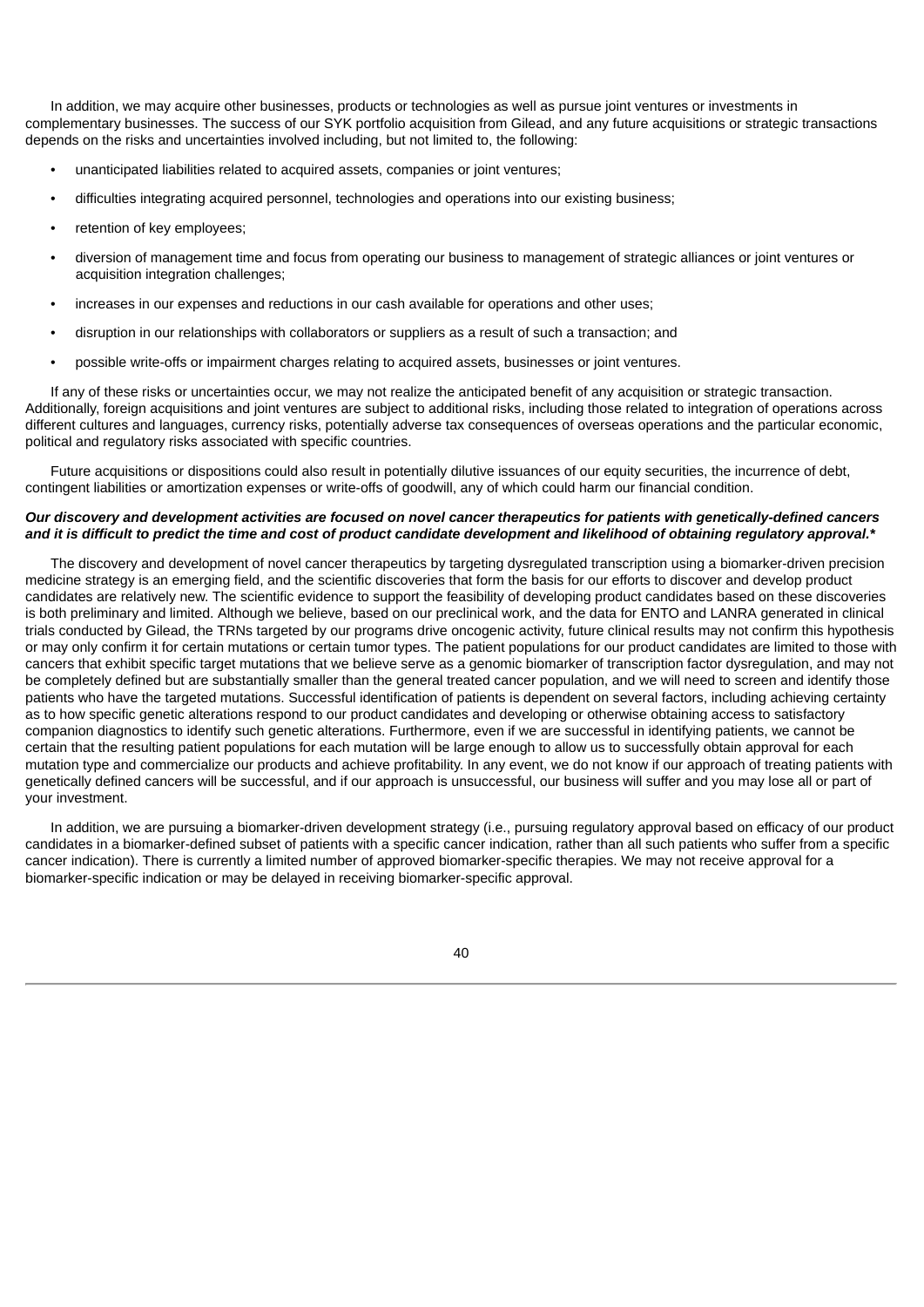In addition, we may acquire other businesses, products or technologies as well as pursue joint ventures or investments in complementary businesses. The success of our SYK portfolio acquisition from Gilead, and any future acquisitions or strategic transactions depends on the risks and uncertainties involved including, but not limited to, the following:

- unanticipated liabilities related to acquired assets, companies or joint ventures;
- difficulties integrating acquired personnel, technologies and operations into our existing business;
- retention of key employees;
- diversion of management time and focus from operating our business to management of strategic alliances or joint ventures or acquisition integration challenges;
- increases in our expenses and reductions in our cash available for operations and other uses;
- disruption in our relationships with collaborators or suppliers as a result of such a transaction; and
- possible write-offs or impairment charges relating to acquired assets, businesses or joint ventures.

If any of these risks or uncertainties occur, we may not realize the anticipated benefit of any acquisition or strategic transaction. Additionally, foreign acquisitions and joint ventures are subject to additional risks, including those related to integration of operations across different cultures and languages, currency risks, potentially adverse tax consequences of overseas operations and the particular economic, political and regulatory risks associated with specific countries.

Future acquisitions or dispositions could also result in potentially dilutive issuances of our equity securities, the incurrence of debt, contingent liabilities or amortization expenses or write-offs of goodwill, any of which could harm our financial condition.

***Our discovery and development activities are focused on novel cancer therapeutics for patients with genetically-defined cancers and it is difficult to predict the time and cost of product candidate development and likelihood of obtaining regulatory approval.****

The discovery and development of novel cancer therapeutics by targeting dysregulated transcription using a biomarker-driven precision medicine strategy is an emerging field, and the scientific discoveries that form the basis for our efforts to discover and develop product candidates are relatively new. The scientific evidence to support the feasibility of developing product candidates based on these discoveries is both preliminary and limited. Although we believe, based on our preclinical work, and the data for ENTO and LANRA generated in clinical trials conducted by Gilead, the TRNs targeted by our programs drive oncogenic activity, future clinical results may not confirm this hypothesis or may only confirm it for certain mutations or certain tumor types. The patient populations for our product candidates are limited to those with cancers that exhibit specific target mutations that we believe serve as a genomic biomarker of transcription factor dysregulation, and may not be completely defined but are substantially smaller than the general treated cancer population, and we will need to screen and identify those patients who have the targeted mutations. Successful identification of patients is dependent on several factors, including achieving certainty as to how specific genetic alterations respond to our product candidates and developing or otherwise obtaining access to satisfactory companion diagnostics to identify such genetic alterations. Furthermore, even if we are successful in identifying patients, we cannot be certain that the resulting patient populations for each mutation will be large enough to allow us to successfully obtain approval for each mutation type and commercialize our products and achieve profitability. In any event, we do not know if our approach of treating patients with genetically defined cancers will be successful, and if our approach is unsuccessful, our business will suffer and you may lose all or part of your investment.

In addition, we are pursuing a biomarker-driven development strategy (i.e., pursuing regulatory approval based on efficacy of our product candidates in a biomarker-defined subset of patients with a specific cancer indication, rather than all such patients who suffer from a specific cancer indication). There is currently a limited number of approved biomarker-specific therapies. We may not receive approval for a biomarker-specific indication or may be delayed in receiving biomarker-specific approval.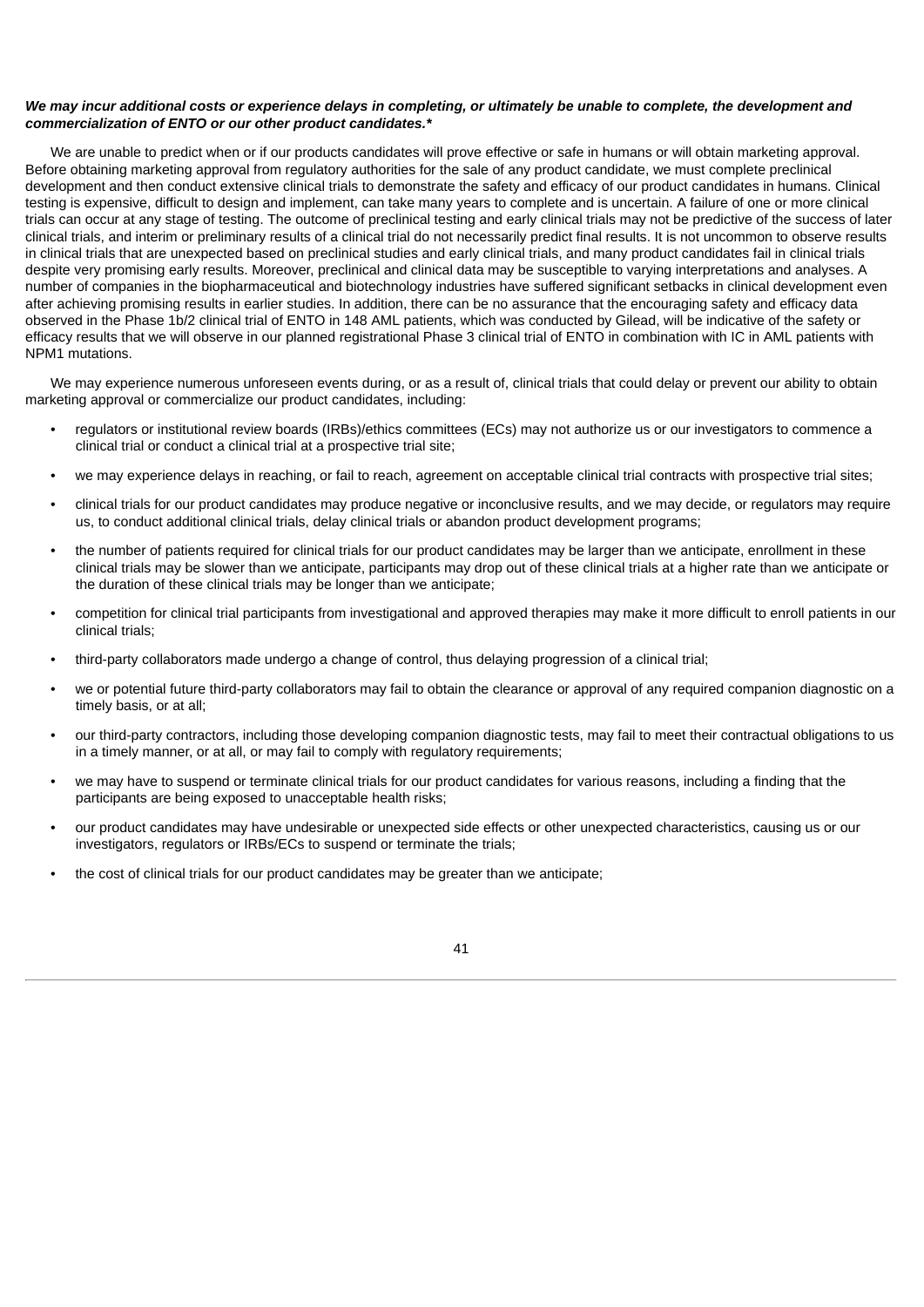***We may incur additional costs or experience delays in completing, or ultimately be unable to complete, the development and commercialization of ENTO or our other product candidates.****

We are unable to predict when or if our products candidates will prove effective or safe in humans or will obtain marketing approval. Before obtaining marketing approval from regulatory authorities for the sale of any product candidate, we must complete preclinical development and then conduct extensive clinical trials to demonstrate the safety and efficacy of our product candidates in humans. Clinical testing is expensive, difficult to design and implement, can take many years to complete and is uncertain. A failure of one or more clinical trials can occur at any stage of testing. The outcome of preclinical testing and early clinical trials may not be predictive of the success of later clinical trials, and interim or preliminary results of a clinical trial do not necessarily predict final results. It is not uncommon to observe results in clinical trials that are unexpected based on preclinical studies and early clinical trials, and many product candidates fail in clinical trials despite very promising early results. Moreover, preclinical and clinical data may be susceptible to varying interpretations and analyses. A number of companies in the biopharmaceutical and biotechnology industries have suffered significant setbacks in clinical development even after achieving promising results in earlier studies. In addition, there can be no assurance that the encouraging safety and efficacy data observed in the Phase 1b/2 clinical trial of ENTO in 148 AML patients, which was conducted by Gilead, will be indicative of the safety or efficacy results that we will observe in our planned registrational Phase 3 clinical trial of ENTO in combination with IC in AML patients with NPM1 mutations.

We may experience numerous unforeseen events during, or as a result of, clinical trials that could delay or prevent our ability to obtain marketing approval or commercialize our product candidates, including:

- regulators or institutional review boards (IRBs)/ethics committees (ECs) may not authorize us or our investigators to commence a clinical trial or conduct a clinical trial at a prospective trial site;
- we may experience delays in reaching, or fail to reach, agreement on acceptable clinical trial contracts with prospective trial sites;
- clinical trials for our product candidates may produce negative or inconclusive results, and we may decide, or regulators may require us, to conduct additional clinical trials, delay clinical trials or abandon product development programs;
- the number of patients required for clinical trials for our product candidates may be larger than we anticipate, enrollment in these clinical trials may be slower than we anticipate, participants may drop out of these clinical trials at a higher rate than we anticipate or the duration of these clinical trials may be longer than we anticipate;
- competition for clinical trial participants from investigational and approved therapies may make it more difficult to enroll patients in our clinical trials;
- third-party collaborators made undergo a change of control, thus delaying progression of a clinical trial;
- we or potential future third-party collaborators may fail to obtain the clearance or approval of any required companion diagnostic on a timely basis, or at all;
- our third-party contractors, including those developing companion diagnostic tests, may fail to meet their contractual obligations to us in a timely manner, or at all, or may fail to comply with regulatory requirements;
- we may have to suspend or terminate clinical trials for our product candidates for various reasons, including a finding that the participants are being exposed to unacceptable health risks;
- our product candidates may have undesirable or unexpected side effects or other unexpected characteristics, causing us or our investigators, regulators or IRBs/ECs to suspend or terminate the trials;
- the cost of clinical trials for our product candidates may be greater than we anticipate;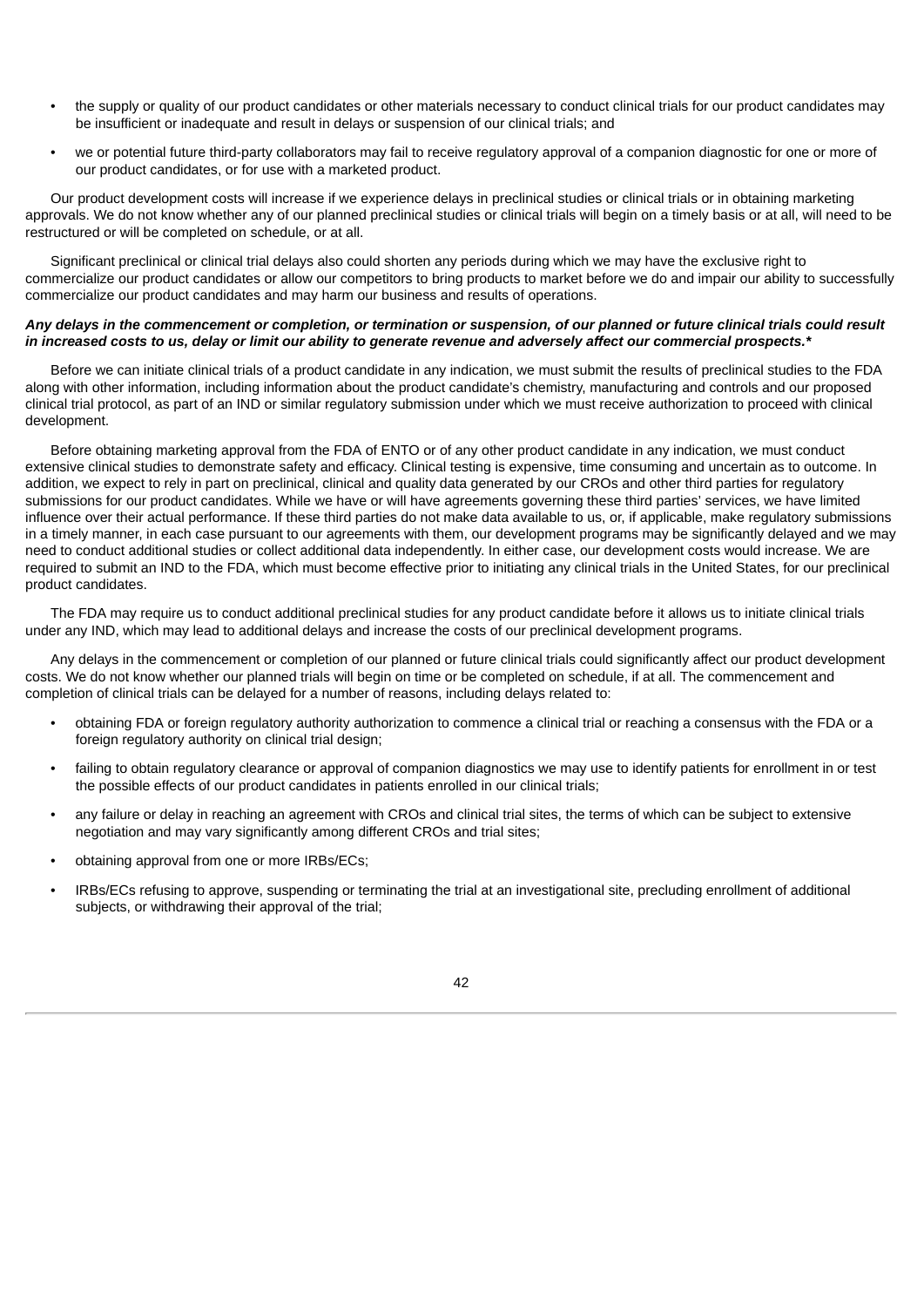- the supply or quality of our product candidates or other materials necessary to conduct clinical trials for our product candidates may be insufficient or inadequate and result in delays or suspension of our clinical trials; and
- we or potential future third-party collaborators may fail to receive regulatory approval of a companion diagnostic for one or more of our product candidates, or for use with a marketed product.

Our product development costs will increase if we experience delays in preclinical studies or clinical trials or in obtaining marketing approvals. We do not know whether any of our planned preclinical studies or clinical trials will begin on a timely basis or at all, will need to be restructured or will be completed on schedule, or at all.

Significant preclinical or clinical trial delays also could shorten any periods during which we may have the exclusive right to commercialize our product candidates or allow our competitors to bring products to market before we do and impair our ability to successfully commercialize our product candidates and may harm our business and results of operations.

***Any delays in the commencement or completion, or termination or suspension, of our planned or future clinical trials could result in increased costs to us, delay or limit our ability to generate revenue and adversely affect our commercial prospects.****

Before we can initiate clinical trials of a product candidate in any indication, we must submit the results of preclinical studies to the FDA along with other information, including information about the product candidate's chemistry, manufacturing and controls and our proposed clinical trial protocol, as part of an IND or similar regulatory submission under which we must receive authorization to proceed with clinical development.

Before obtaining marketing approval from the FDA of ENTO or of any other product candidate in any indication, we must conduct extensive clinical studies to demonstrate safety and efficacy. Clinical testing is expensive, time consuming and uncertain as to outcome. In addition, we expect to rely in part on preclinical, clinical and quality data generated by our CROs and other third parties for regulatory submissions for our product candidates. While we have or will have agreements governing these third parties' services, we have limited influence over their actual performance. If these third parties do not make data available to us, or, if applicable, make regulatory submissions in a timely manner, in each case pursuant to our agreements with them, our development programs may be significantly delayed and we may need to conduct additional studies or collect additional data independently. In either case, our development costs would increase. We are required to submit an IND to the FDA, which must become effective prior to initiating any clinical trials in the United States, for our preclinical product candidates.

The FDA may require us to conduct additional preclinical studies for any product candidate before it allows us to initiate clinical trials under any IND, which may lead to additional delays and increase the costs of our preclinical development programs.

Any delays in the commencement or completion of our planned or future clinical trials could significantly affect our product development costs. We do not know whether our planned trials will begin on time or be completed on schedule, if at all. The commencement and completion of clinical trials can be delayed for a number of reasons, including delays related to:

- obtaining FDA or foreign regulatory authority authorization to commence a clinical trial or reaching a consensus with the FDA or a foreign regulatory authority on clinical trial design;
- failing to obtain regulatory clearance or approval of companion diagnostics we may use to identify patients for enrollment in or test the possible effects of our product candidates in patients enrolled in our clinical trials;
- any failure or delay in reaching an agreement with CROs and clinical trial sites, the terms of which can be subject to extensive negotiation and may vary significantly among different CROs and trial sites;
- obtaining approval from one or more IRBs/ECs;
- IRBs/ECs refusing to approve, suspending or terminating the trial at an investigational site, precluding enrollment of additional subjects, or withdrawing their approval of the trial;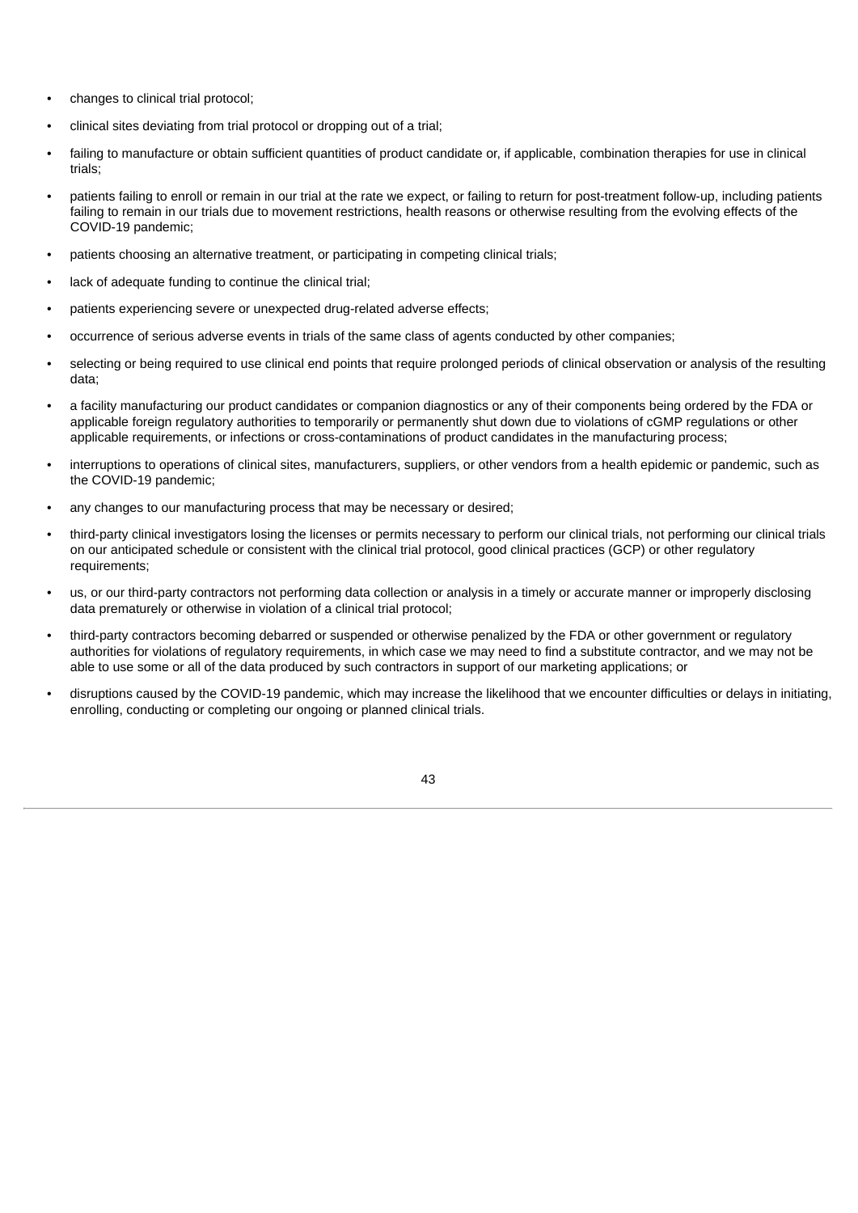- changes to clinical trial protocol;
- clinical sites deviating from trial protocol or dropping out of a trial;
- failing to manufacture or obtain sufficient quantities of product candidate or, if applicable, combination therapies for use in clinical trials;
- patients failing to enroll or remain in our trial at the rate we expect, or failing to return for post-treatment follow-up, including patients failing to remain in our trials due to movement restrictions, health reasons or otherwise resulting from the evolving effects of the COVID-19 pandemic;
- patients choosing an alternative treatment, or participating in competing clinical trials;
- lack of adequate funding to continue the clinical trial;
- patients experiencing severe or unexpected drug-related adverse effects;
- occurrence of serious adverse events in trials of the same class of agents conducted by other companies;
- selecting or being required to use clinical end points that require prolonged periods of clinical observation or analysis of the resulting data;
- a facility manufacturing our product candidates or companion diagnostics or any of their components being ordered by the FDA or applicable foreign regulatory authorities to temporarily or permanently shut down due to violations of cGMP regulations or other applicable requirements, or infections or cross-contaminations of product candidates in the manufacturing process;
- interruptions to operations of clinical sites, manufacturers, suppliers, or other vendors from a health epidemic or pandemic, such as the COVID-19 pandemic;
- any changes to our manufacturing process that may be necessary or desired;
- third-party clinical investigators losing the licenses or permits necessary to perform our clinical trials, not performing our clinical trials on our anticipated schedule or consistent with the clinical trial protocol, good clinical practices (GCP) or other regulatory requirements;
- us, or our third-party contractors not performing data collection or analysis in a timely or accurate manner or improperly disclosing data prematurely or otherwise in violation of a clinical trial protocol;
- third-party contractors becoming debarred or suspended or otherwise penalized by the FDA or other government or regulatory authorities for violations of regulatory requirements, in which case we may need to find a substitute contractor, and we may not be able to use some or all of the data produced by such contractors in support of our marketing applications; or
- disruptions caused by the COVID-19 pandemic, which may increase the likelihood that we encounter difficulties or delays in initiating, enrolling, conducting or completing our ongoing or planned clinical trials.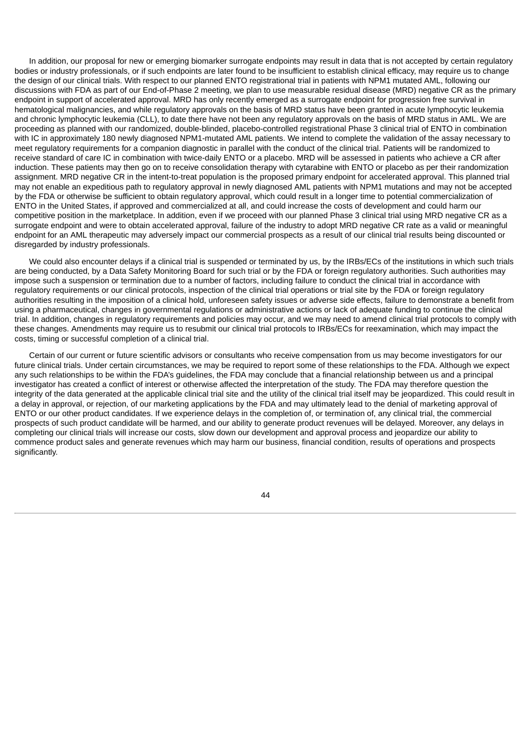In addition, our proposal for new or emerging biomarker surrogate endpoints may result in data that is not accepted by certain regulatory bodies or industry professionals, or if such endpoints are later found to be insufficient to establish clinical efficacy, may require us to change the design of our clinical trials. With respect to our planned ENTO registrational trial in patients with NPM1 mutated AML, following our discussions with FDA as part of our End-of-Phase 2 meeting, we plan to use measurable residual disease (MRD) negative CR as the primary endpoint in support of accelerated approval. MRD has only recently emerged as a surrogate endpoint for progression free survival in hematological malignancies, and while regulatory approvals on the basis of MRD status have been granted in acute lymphocytic leukemia and chronic lymphocytic leukemia (CLL), to date there have not been any regulatory approvals on the basis of MRD status in AML. We are proceeding as planned with our randomized, double-blinded, placebo-controlled registrational Phase 3 clinical trial of ENTO in combination with IC in approximately 180 newly diagnosed NPM1-mutated AML patients. We intend to complete the validation of the assay necessary to meet regulatory requirements for a companion diagnostic in parallel with the conduct of the clinical trial. Patients will be randomized to receive standard of care IC in combination with twice-daily ENTO or a placebo. MRD will be assessed in patients who achieve a CR after induction. These patients may then go on to receive consolidation therapy with cytarabine with ENTO or placebo as per their randomization assignment. MRD negative CR in the intent-to-treat population is the proposed primary endpoint for accelerated approval. This planned trial may not enable an expeditious path to regulatory approval in newly diagnosed AML patients with NPM1 mutations and may not be accepted by the FDA or otherwise be sufficient to obtain regulatory approval, which could result in a longer time to potential commercialization of ENTO in the United States, if approved and commercialized at all, and could increase the costs of development and could harm our competitive position in the marketplace. In addition, even if we proceed with our planned Phase 3 clinical trial using MRD negative CR as a surrogate endpoint and were to obtain accelerated approval, failure of the industry to adopt MRD negative CR rate as a valid or meaningful endpoint for an AML therapeutic may adversely impact our commercial prospects as a result of our clinical trial results being discounted or disregarded by industry professionals.

We could also encounter delays if a clinical trial is suspended or terminated by us, by the IRBs/ECs of the institutions in which such trials are being conducted, by a Data Safety Monitoring Board for such trial or by the FDA or foreign regulatory authorities. Such authorities may impose such a suspension or termination due to a number of factors, including failure to conduct the clinical trial in accordance with regulatory requirements or our clinical protocols, inspection of the clinical trial operations or trial site by the FDA or foreign regulatory authorities resulting in the imposition of a clinical hold, unforeseen safety issues or adverse side effects, failure to demonstrate a benefit from using a pharmaceutical, changes in governmental regulations or administrative actions or lack of adequate funding to continue the clinical trial. In addition, changes in regulatory requirements and policies may occur, and we may need to amend clinical trial protocols to comply with these changes. Amendments may require us to resubmit our clinical trial protocols to IRBs/ECs for reexamination, which may impact the costs, timing or successful completion of a clinical trial.

Certain of our current or future scientific advisors or consultants who receive compensation from us may become investigators for our future clinical trials. Under certain circumstances, we may be required to report some of these relationships to the FDA. Although we expect any such relationships to be within the FDA's guidelines, the FDA may conclude that a financial relationship between us and a principal investigator has created a conflict of interest or otherwise affected the interpretation of the study. The FDA may therefore question the integrity of the data generated at the applicable clinical trial site and the utility of the clinical trial itself may be jeopardized. This could result in a delay in approval, or rejection, of our marketing applications by the FDA and may ultimately lead to the denial of marketing approval of ENTO or our other product candidates. If we experience delays in the completion of, or termination of, any clinical trial, the commercial prospects of such product candidate will be harmed, and our ability to generate product revenues will be delayed. Moreover, any delays in completing our clinical trials will increase our costs, slow down our development and approval process and jeopardize our ability to commence product sales and generate revenues which may harm our business, financial condition, results of operations and prospects significantly.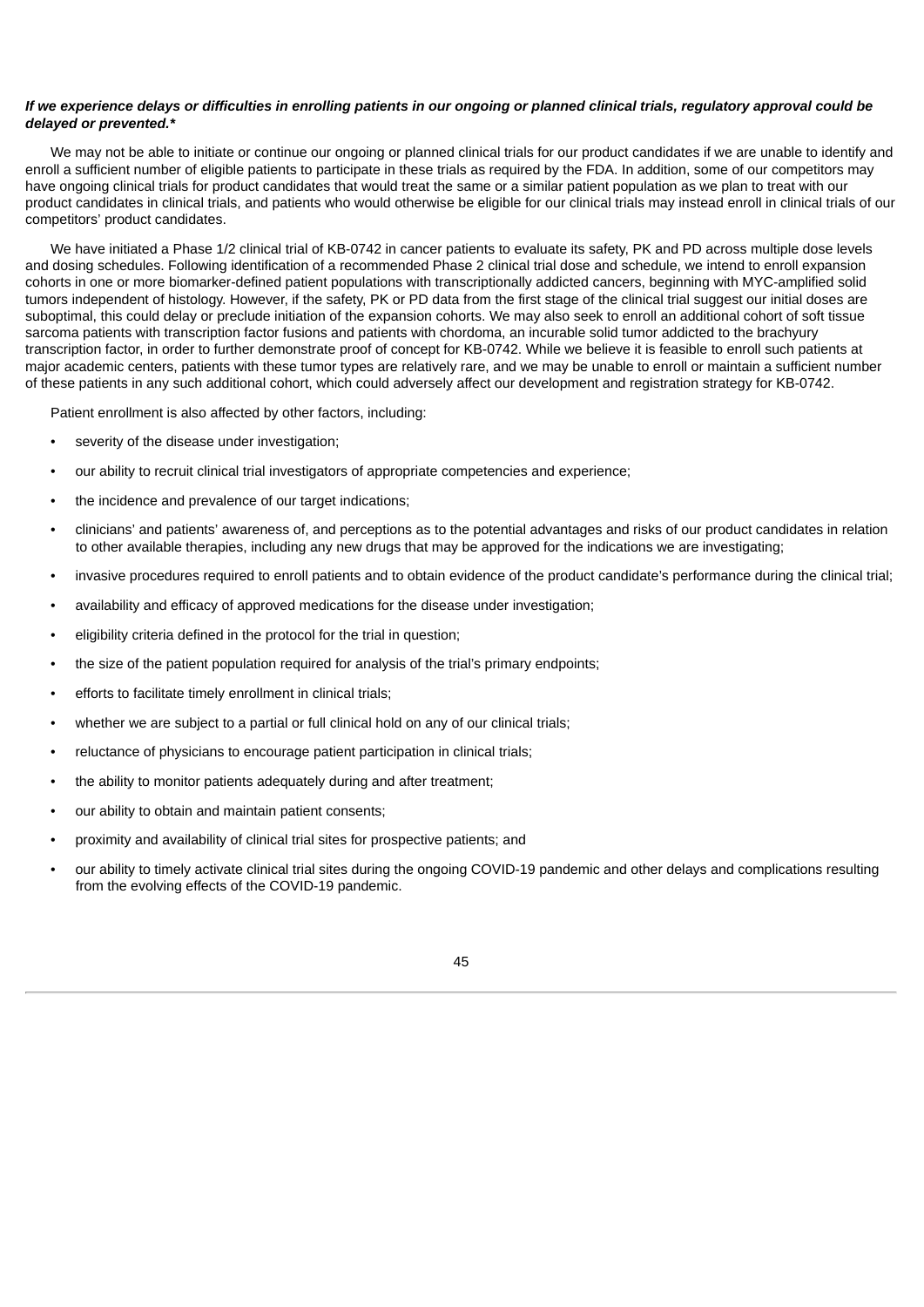***If we experience delays or difficulties in enrolling patients in our ongoing or planned clinical trials, regulatory approval could be delayed or prevented.****

We may not be able to initiate or continue our ongoing or planned clinical trials for our product candidates if we are unable to identify and enroll a sufficient number of eligible patients to participate in these trials as required by the FDA. In addition, some of our competitors may have ongoing clinical trials for product candidates that would treat the same or a similar patient population as we plan to treat with our product candidates in clinical trials, and patients who would otherwise be eligible for our clinical trials may instead enroll in clinical trials of our competitors' product candidates.

We have initiated a Phase 1/2 clinical trial of KB-0742 in cancer patients to evaluate its safety, PK and PD across multiple dose levels and dosing schedules. Following identification of a recommended Phase 2 clinical trial dose and schedule, we intend to enroll expansion cohorts in one or more biomarker-defined patient populations with transcriptionally addicted cancers, beginning with MYC-amplified solid tumors independent of histology. However, if the safety, PK or PD data from the first stage of the clinical trial suggest our initial doses are suboptimal, this could delay or preclude initiation of the expansion cohorts. We may also seek to enroll an additional cohort of soft tissue sarcoma patients with transcription factor fusions and patients with chordoma, an incurable solid tumor addicted to the brachyury transcription factor, in order to further demonstrate proof of concept for KB-0742. While we believe it is feasible to enroll such patients at major academic centers, patients with these tumor types are relatively rare, and we may be unable to enroll or maintain a sufficient number of these patients in any such additional cohort, which could adversely affect our development and registration strategy for KB-0742.

Patient enrollment is also affected by other factors, including:

- severity of the disease under investigation;
- our ability to recruit clinical trial investigators of appropriate competencies and experience;
- the incidence and prevalence of our target indications;
- clinicians' and patients' awareness of, and perceptions as to the potential advantages and risks of our product candidates in relation to other available therapies, including any new drugs that may be approved for the indications we are investigating;
- invasive procedures required to enroll patients and to obtain evidence of the product candidate's performance during the clinical trial;
- availability and efficacy of approved medications for the disease under investigation;
- eligibility criteria defined in the protocol for the trial in question;
- the size of the patient population required for analysis of the trial's primary endpoints;
- efforts to facilitate timely enrollment in clinical trials;
- whether we are subject to a partial or full clinical hold on any of our clinical trials;
- reluctance of physicians to encourage patient participation in clinical trials;
- the ability to monitor patients adequately during and after treatment;
- our ability to obtain and maintain patient consents;
- proximity and availability of clinical trial sites for prospective patients; and
- our ability to timely activate clinical trial sites during the ongoing COVID-19 pandemic and other delays and complications resulting from the evolving effects of the COVID-19 pandemic.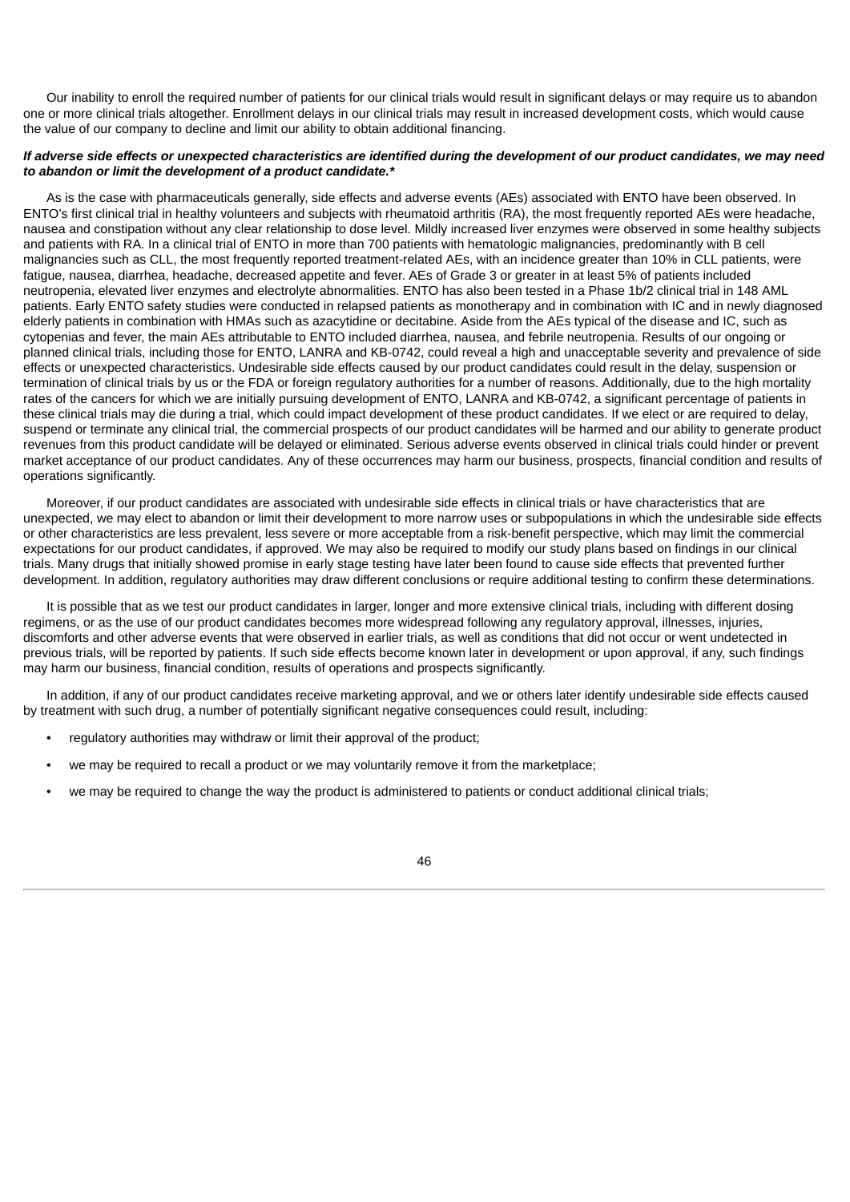Our inability to enroll the required number of patients for our clinical trials would result in significant delays or may require us to abandon one or more clinical trials altogether. Enrollment delays in our clinical trials may result in increased development costs, which would cause the value of our company to decline and limit our ability to obtain additional financing.

***If adverse side effects or unexpected characteristics are identified during the development of our product candidates, we may need to abandon or limit the development of a product candidate.****

As is the case with pharmaceuticals generally, side effects and adverse events (AEs) associated with ENTO have been observed. In ENTO's first clinical trial in healthy volunteers and subjects with rheumatoid arthritis (RA), the most frequently reported AEs were headache, nausea and constipation without any clear relationship to dose level. Mildly increased liver enzymes were observed in some healthy subjects and patients with RA. In a clinical trial of ENTO in more than 700 patients with hematologic malignancies, predominantly with B cell malignancies such as CLL, the most frequently reported treatment-related AEs, with an incidence greater than 10% in CLL patients, were fatigue, nausea, diarrhea, headache, decreased appetite and fever. AEs of Grade 3 or greater in at least 5% of patients included neutropenia, elevated liver enzymes and electrolyte abnormalities. ENTO has also been tested in a Phase 1b/2 clinical trial in 148 AML patients. Early ENTO safety studies were conducted in relapsed patients as monotherapy and in combination with IC and in newly diagnosed elderly patients in combination with HMAs such as azacytidine or decitabine. Aside from the AEs typical of the disease and IC, such as cytopenias and fever, the main AEs attributable to ENTO included diarrhea, nausea, and febrile neutropenia. Results of our ongoing or planned clinical trials, including those for ENTO, LANRA and KB-0742, could reveal a high and unacceptable severity and prevalence of side effects or unexpected characteristics. Undesirable side effects caused by our product candidates could result in the delay, suspension or termination of clinical trials by us or the FDA or foreign regulatory authorities for a number of reasons. Additionally, due to the high mortality rates of the cancers for which we are initially pursuing development of ENTO, LANRA and KB-0742, a significant percentage of patients in these clinical trials may die during a trial, which could impact development of these product candidates. If we elect or are required to delay, suspend or terminate any clinical trial, the commercial prospects of our product candidates will be harmed and our ability to generate product revenues from this product candidate will be delayed or eliminated. Serious adverse events observed in clinical trials could hinder or prevent market acceptance of our product candidates. Any of these occurrences may harm our business, prospects, financial condition and results of operations significantly.

Moreover, if our product candidates are associated with undesirable side effects in clinical trials or have characteristics that are unexpected, we may elect to abandon or limit their development to more narrow uses or subpopulations in which the undesirable side effects or other characteristics are less prevalent, less severe or more acceptable from a risk-benefit perspective, which may limit the commercial expectations for our product candidates, if approved. We may also be required to modify our study plans based on findings in our clinical trials. Many drugs that initially showed promise in early stage testing have later been found to cause side effects that prevented further development. In addition, regulatory authorities may draw different conclusions or require additional testing to confirm these determinations.

It is possible that as we test our product candidates in larger, longer and more extensive clinical trials, including with different dosing regimens, or as the use of our product candidates becomes more widespread following any regulatory approval, illnesses, injuries, discomforts and other adverse events that were observed in earlier trials, as well as conditions that did not occur or went undetected in previous trials, will be reported by patients. If such side effects become known later in development or upon approval, if any, such findings may harm our business, financial condition, results of operations and prospects significantly.

In addition, if any of our product candidates receive marketing approval, and we or others later identify undesirable side effects caused by treatment with such drug, a number of potentially significant negative consequences could result, including:

- regulatory authorities may withdraw or limit their approval of the product;
- we may be required to recall a product or we may voluntarily remove it from the marketplace;
- we may be required to change the way the product is administered to patients or conduct additional clinical trials;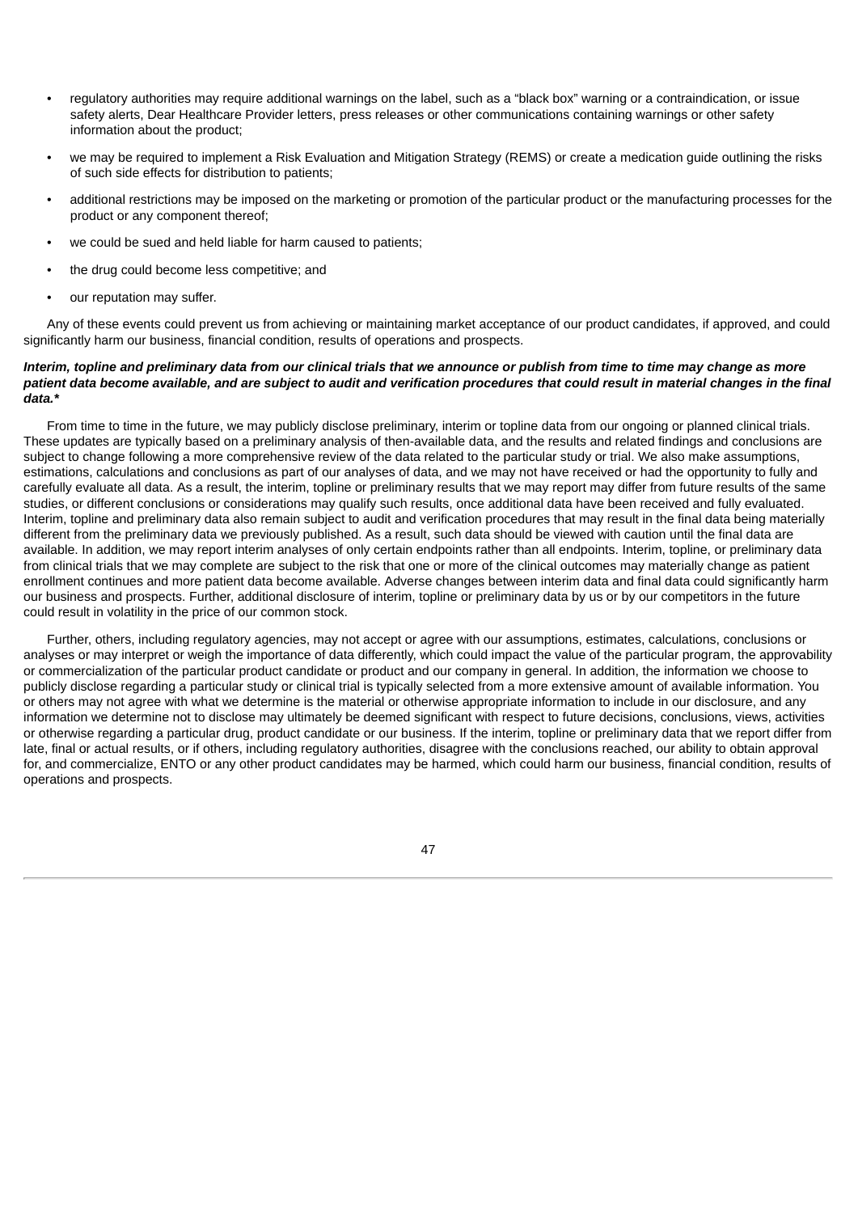- regulatory authorities may require additional warnings on the label, such as a "black box" warning or a contraindication, or issue safety alerts, Dear Healthcare Provider letters, press releases or other communications containing warnings or other safety information about the product;
- we may be required to implement a Risk Evaluation and Mitigation Strategy (REMS) or create a medication guide outlining the risks of such side effects for distribution to patients;
- additional restrictions may be imposed on the marketing or promotion of the particular product or the manufacturing processes for the product or any component thereof;
- we could be sued and held liable for harm caused to patients;
- the drug could become less competitive; and
- our reputation may suffer.

Any of these events could prevent us from achieving or maintaining market acceptance of our product candidates, if approved, and could significantly harm our business, financial condition, results of operations and prospects.

***Interim, topline and preliminary data from our clinical trials that we announce or publish from time to time may change as more patient data become available, and are subject to audit and verification procedures that could result in material changes in the final data.****

From time to time in the future, we may publicly disclose preliminary, interim or topline data from our ongoing or planned clinical trials. These updates are typically based on a preliminary analysis of then-available data, and the results and related findings and conclusions are subject to change following a more comprehensive review of the data related to the particular study or trial. We also make assumptions, estimations, calculations and conclusions as part of our analyses of data, and we may not have received or had the opportunity to fully and carefully evaluate all data. As a result, the interim, topline or preliminary results that we may report may differ from future results of the same studies, or different conclusions or considerations may qualify such results, once additional data have been received and fully evaluated. Interim, topline and preliminary data also remain subject to audit and verification procedures that may result in the final data being materially different from the preliminary data we previously published. As a result, such data should be viewed with caution until the final data are available. In addition, we may report interim analyses of only certain endpoints rather than all endpoints. Interim, topline, or preliminary data from clinical trials that we may complete are subject to the risk that one or more of the clinical outcomes may materially change as patient enrollment continues and more patient data become available. Adverse changes between interim data and final data could significantly harm our business and prospects. Further, additional disclosure of interim, topline or preliminary data by us or by our competitors in the future could result in volatility in the price of our common stock.

Further, others, including regulatory agencies, may not accept or agree with our assumptions, estimates, calculations, conclusions or analyses or may interpret or weigh the importance of data differently, which could impact the value of the particular program, the approvability or commercialization of the particular product candidate or product and our company in general. In addition, the information we choose to publicly disclose regarding a particular study or clinical trial is typically selected from a more extensive amount of available information. You or others may not agree with what we determine is the material or otherwise appropriate information to include in our disclosure, and any information we determine not to disclose may ultimately be deemed significant with respect to future decisions, conclusions, views, activities or otherwise regarding a particular drug, product candidate or our business. If the interim, topline or preliminary data that we report differ from late, final or actual results, or if others, including regulatory authorities, disagree with the conclusions reached, our ability to obtain approval for, and commercialize, ENTO or any other product candidates may be harmed, which could harm our business, financial condition, results of operations and prospects.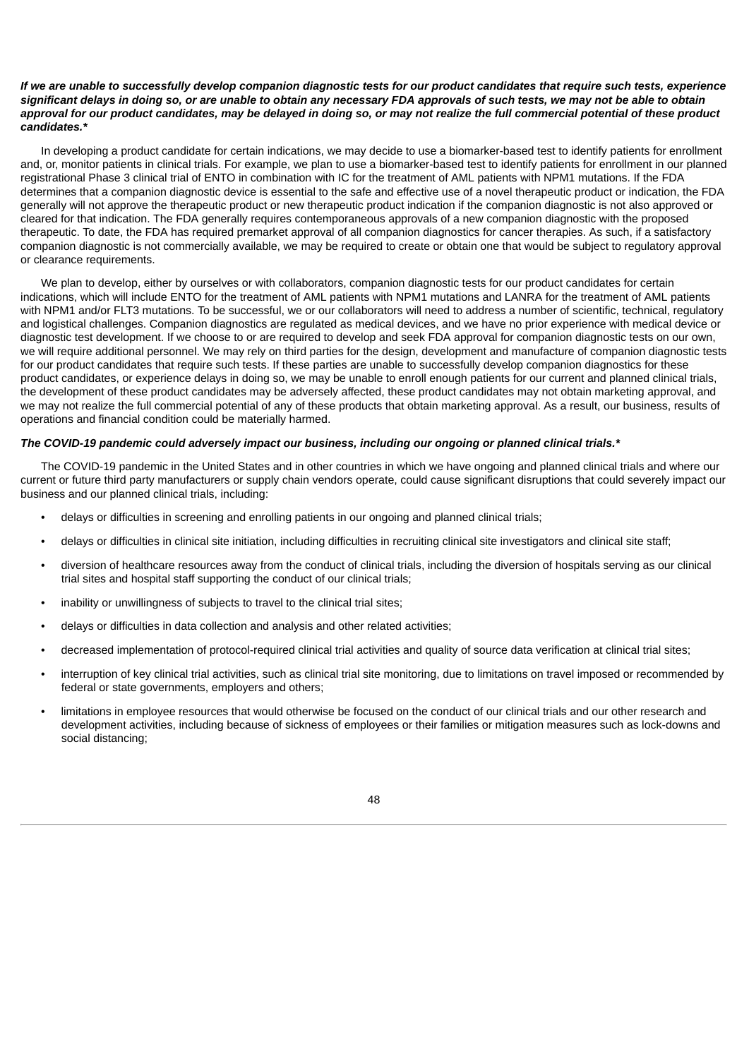***If we are unable to successfully develop companion diagnostic tests for our product candidates that require such tests, experience significant delays in doing so, or are unable to obtain any necessary FDA approvals of such tests, we may not be able to obtain approval for our product candidates, may be delayed in doing so, or may not realize the full commercial potential of these product candidates.****

In developing a product candidate for certain indications, we may decide to use a biomarker-based test to identify patients for enrollment and, or, monitor patients in clinical trials. For example, we plan to use a biomarker-based test to identify patients for enrollment in our planned registrational Phase 3 clinical trial of ENTO in combination with IC for the treatment of AML patients with NPM1 mutations. If the FDA determines that a companion diagnostic device is essential to the safe and effective use of a novel therapeutic product or indication, the FDA generally will not approve the therapeutic product or new therapeutic product indication if the companion diagnostic is not also approved or cleared for that indication. The FDA generally requires contemporaneous approvals of a new companion diagnostic with the proposed therapeutic. To date, the FDA has required premarket approval of all companion diagnostics for cancer therapies. As such, if a satisfactory companion diagnostic is not commercially available, we may be required to create or obtain one that would be subject to regulatory approval or clearance requirements.

We plan to develop, either by ourselves or with collaborators, companion diagnostic tests for our product candidates for certain indications, which will include ENTO for the treatment of AML patients with NPM1 mutations and LANRA for the treatment of AML patients with NPM1 and/or FLT3 mutations. To be successful, we or our collaborators will need to address a number of scientific, technical, regulatory and logistical challenges. Companion diagnostics are regulated as medical devices, and we have no prior experience with medical device or diagnostic test development. If we choose to or are required to develop and seek FDA approval for companion diagnostic tests on our own, we will require additional personnel. We may rely on third parties for the design, development and manufacture of companion diagnostic tests for our product candidates that require such tests. If these parties are unable to successfully develop companion diagnostics for these product candidates, or experience delays in doing so, we may be unable to enroll enough patients for our current and planned clinical trials, the development of these product candidates may be adversely affected, these product candidates may not obtain marketing approval, and we may not realize the full commercial potential of any of these products that obtain marketing approval. As a result, our business, results of operations and financial condition could be materially harmed.

***The COVID-19 pandemic could adversely impact our business, including our ongoing or planned clinical trials.****

The COVID-19 pandemic in the United States and in other countries in which we have ongoing and planned clinical trials and where our current or future third party manufacturers or supply chain vendors operate, could cause significant disruptions that could severely impact our business and our planned clinical trials, including:

- delays or difficulties in screening and enrolling patients in our ongoing and planned clinical trials;
- delays or difficulties in clinical site initiation, including difficulties in recruiting clinical site investigators and clinical site staff;
- diversion of healthcare resources away from the conduct of clinical trials, including the diversion of hospitals serving as our clinical trial sites and hospital staff supporting the conduct of our clinical trials;
- inability or unwillingness of subjects to travel to the clinical trial sites;
- delays or difficulties in data collection and analysis and other related activities;
- decreased implementation of protocol-required clinical trial activities and quality of source data verification at clinical trial sites;
- interruption of key clinical trial activities, such as clinical trial site monitoring, due to limitations on travel imposed or recommended by federal or state governments, employers and others;
- limitations in employee resources that would otherwise be focused on the conduct of our clinical trials and our other research and development activities, including because of sickness of employees or their families or mitigation measures such as lock-downs and social distancing;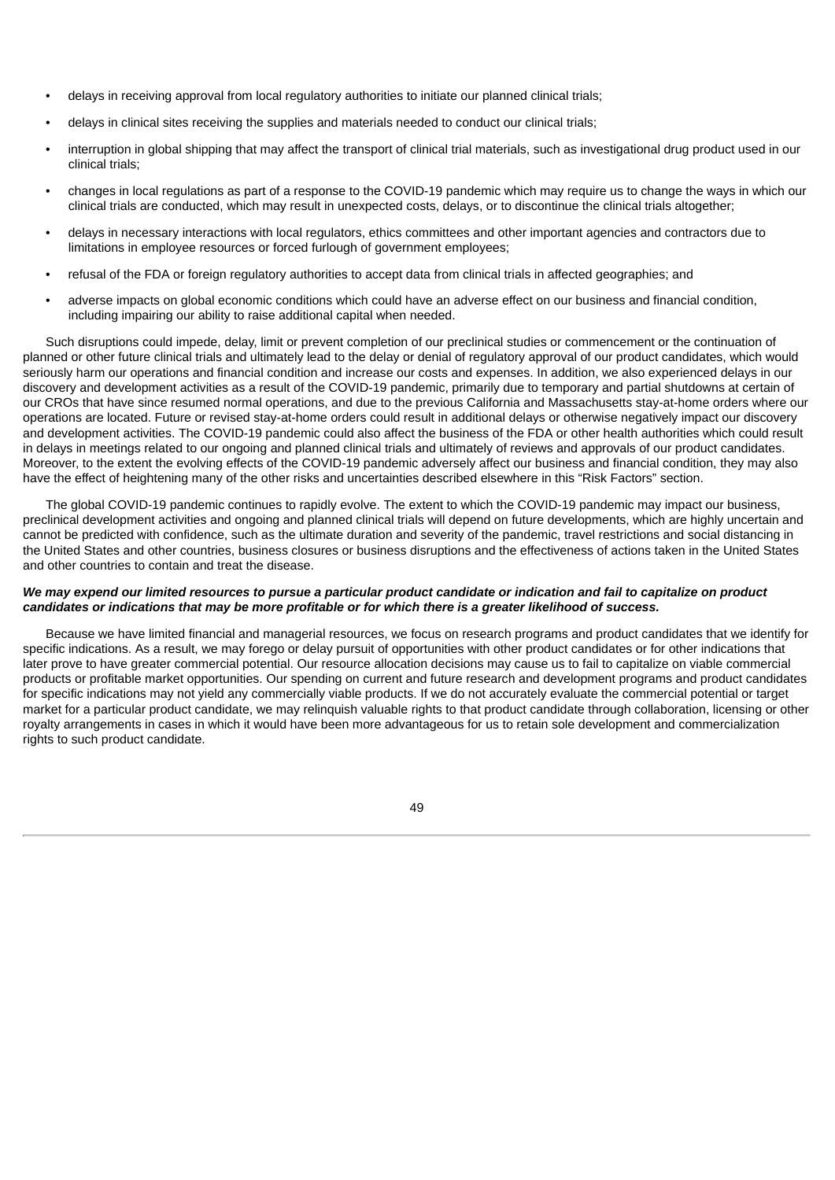- delays in receiving approval from local regulatory authorities to initiate our planned clinical trials;
- delays in clinical sites receiving the supplies and materials needed to conduct our clinical trials;
- interruption in global shipping that may affect the transport of clinical trial materials, such as investigational drug product used in our clinical trials;
- changes in local regulations as part of a response to the COVID-19 pandemic which may require us to change the ways in which our clinical trials are conducted, which may result in unexpected costs, delays, or to discontinue the clinical trials altogether;
- delays in necessary interactions with local regulators, ethics committees and other important agencies and contractors due to limitations in employee resources or forced furlough of government employees;
- refusal of the FDA or foreign regulatory authorities to accept data from clinical trials in affected geographies; and
- adverse impacts on global economic conditions which could have an adverse effect on our business and financial condition, including impairing our ability to raise additional capital when needed.

Such disruptions could impede, delay, limit or prevent completion of our preclinical studies or commencement or the continuation of planned or other future clinical trials and ultimately lead to the delay or denial of regulatory approval of our product candidates, which would seriously harm our operations and financial condition and increase our costs and expenses. In addition, we also experienced delays in our discovery and development activities as a result of the COVID-19 pandemic, primarily due to temporary and partial shutdowns at certain of our CROs that have since resumed normal operations, and due to the previous California and Massachusetts stay-at-home orders where our operations are located. Future or revised stay-at-home orders could result in additional delays or otherwise negatively impact our discovery and development activities. The COVID-19 pandemic could also affect the business of the FDA or other health authorities which could result in delays in meetings related to our ongoing and planned clinical trials and ultimately of reviews and approvals of our product candidates. Moreover, to the extent the evolving effects of the COVID-19 pandemic adversely affect our business and financial condition, they may also have the effect of heightening many of the other risks and uncertainties described elsewhere in this "Risk Factors" section.

The global COVID-19 pandemic continues to rapidly evolve. The extent to which the COVID-19 pandemic may impact our business, preclinical development activities and ongoing and planned clinical trials will depend on future developments, which are highly uncertain and cannot be predicted with confidence, such as the ultimate duration and severity of the pandemic, travel restrictions and social distancing in the United States and other countries, business closures or business disruptions and the effectiveness of actions taken in the United States and other countries to contain and treat the disease.

***We may expend our limited resources to pursue a particular product candidate or indication and fail to capitalize on product candidates or indications that may be more profitable or for which there is a greater likelihood of success.***

Because we have limited financial and managerial resources, we focus on research programs and product candidates that we identify for specific indications. As a result, we may forego or delay pursuit of opportunities with other product candidates or for other indications that later prove to have greater commercial potential. Our resource allocation decisions may cause us to fail to capitalize on viable commercial products or profitable market opportunities. Our spending on current and future research and development programs and product candidates for specific indications may not yield any commercially viable products. If we do not accurately evaluate the commercial potential or target market for a particular product candidate, we may relinquish valuable rights to that product candidate through collaboration, licensing or other royalty arrangements in cases in which it would have been more advantageous for us to retain sole development and commercialization rights to such product candidate.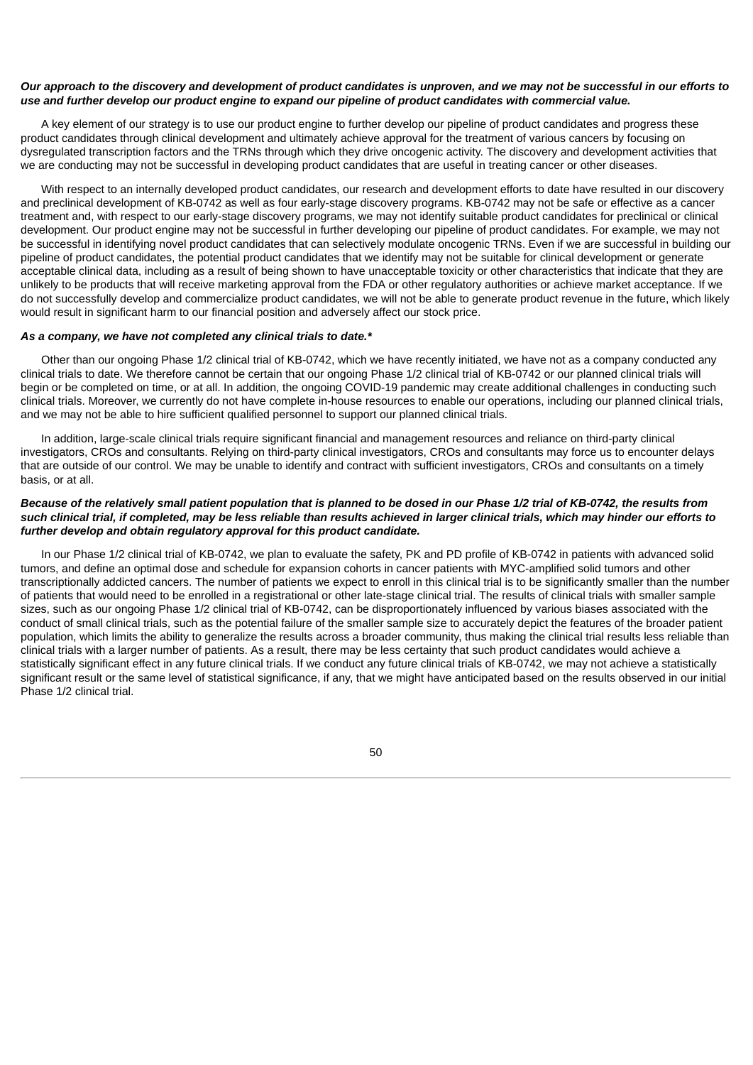***Our approach to the discovery and development of product candidates is unproven, and we may not be successful in our efforts to use and further develop our product engine to expand our pipeline of product candidates with commercial value.***

A key element of our strategy is to use our product engine to further develop our pipeline of product candidates and progress these product candidates through clinical development and ultimately achieve approval for the treatment of various cancers by focusing on dysregulated transcription factors and the TRNs through which they drive oncogenic activity. The discovery and development activities that we are conducting may not be successful in developing product candidates that are useful in treating cancer or other diseases.

With respect to an internally developed product candidates, our research and development efforts to date have resulted in our discovery and preclinical development of KB-0742 as well as four early-stage discovery programs. KB-0742 may not be safe or effective as a cancer treatment and, with respect to our early-stage discovery programs, we may not identify suitable product candidates for preclinical or clinical development. Our product engine may not be successful in further developing our pipeline of product candidates. For example, we may not be successful in identifying novel product candidates that can selectively modulate oncogenic TRNs. Even if we are successful in building our pipeline of product candidates, the potential product candidates that we identify may not be suitable for clinical development or generate acceptable clinical data, including as a result of being shown to have unacceptable toxicity or other characteristics that indicate that they are unlikely to be products that will receive marketing approval from the FDA or other regulatory authorities or achieve market acceptance. If we do not successfully develop and commercialize product candidates, we will not be able to generate product revenue in the future, which likely would result in significant harm to our financial position and adversely affect our stock price.

***As a company, we have not completed any clinical trials to date.****

Other than our ongoing Phase 1/2 clinical trial of KB-0742, which we have recently initiated, we have not as a company conducted any clinical trials to date. We therefore cannot be certain that our ongoing Phase 1/2 clinical trial of KB-0742 or our planned clinical trials will begin or be completed on time, or at all. In addition, the ongoing COVID-19 pandemic may create additional challenges in conducting such clinical trials. Moreover, we currently do not have complete in-house resources to enable our operations, including our planned clinical trials, and we may not be able to hire sufficient qualified personnel to support our planned clinical trials.

In addition, large-scale clinical trials require significant financial and management resources and reliance on third-party clinical investigators, CROs and consultants. Relying on third-party clinical investigators, CROs and consultants may force us to encounter delays that are outside of our control. We may be unable to identify and contract with sufficient investigators, CROs and consultants on a timely basis, or at all.

***Because of the relatively small patient population that is planned to be dosed in our Phase 1/2 trial of KB-0742, the results from such clinical trial, if completed, may be less reliable than results achieved in larger clinical trials, which may hinder our efforts to further develop and obtain regulatory approval for this product candidate.***

In our Phase 1/2 clinical trial of KB-0742, we plan to evaluate the safety, PK and PD profile of KB-0742 in patients with advanced solid tumors, and define an optimal dose and schedule for expansion cohorts in cancer patients with MYC-amplified solid tumors and other transcriptionally addicted cancers. The number of patients we expect to enroll in this clinical trial is to be significantly smaller than the number of patients that would need to be enrolled in a registrational or other late-stage clinical trial. The results of clinical trials with smaller sample sizes, such as our ongoing Phase 1/2 clinical trial of KB-0742, can be disproportionately influenced by various biases associated with the conduct of small clinical trials, such as the potential failure of the smaller sample size to accurately depict the features of the broader patient population, which limits the ability to generalize the results across a broader community, thus making the clinical trial results less reliable than clinical trials with a larger number of patients. As a result, there may be less certainty that such product candidates would achieve a statistically significant effect in any future clinical trials. If we conduct any future clinical trials of KB-0742, we may not achieve a statistically significant result or the same level of statistical significance, if any, that we might have anticipated based on the results observed in our initial Phase 1/2 clinical trial.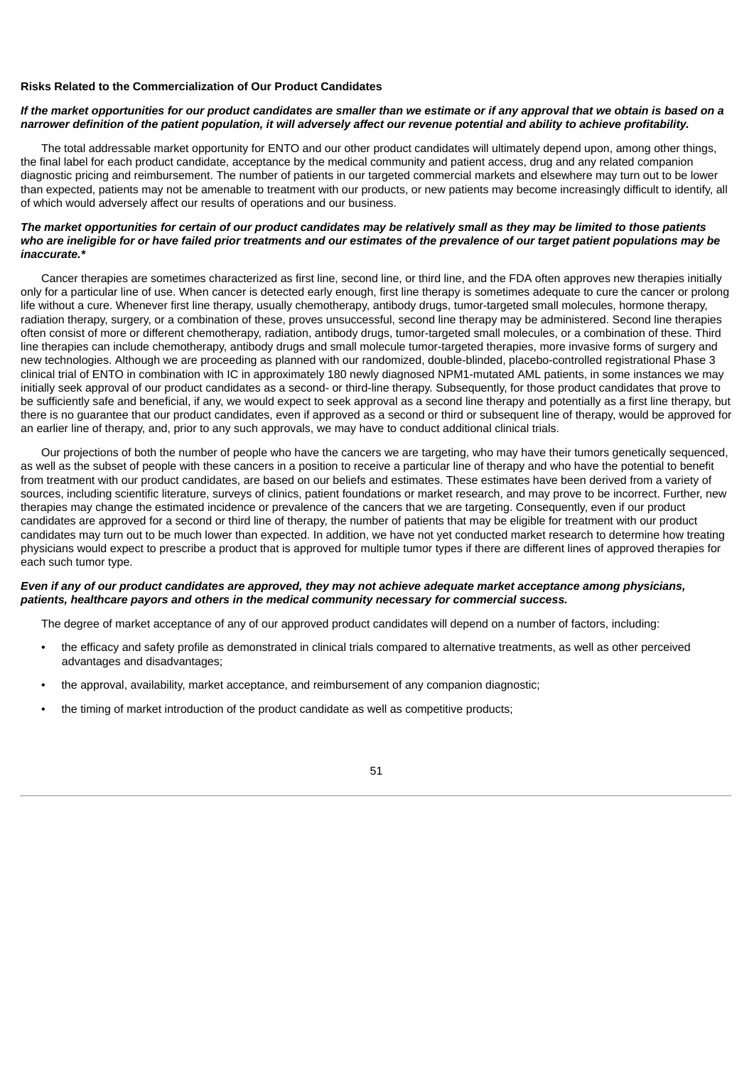**Risks Related to the Commercialization of Our Product Candidates**

***If the market opportunities for our product candidates are smaller than we estimate or if any approval that we obtain is based on a narrower definition of the patient population, it will adversely affect our revenue potential and ability to achieve profitability.***

The total addressable market opportunity for ENTO and our other product candidates will ultimately depend upon, among other things, the final label for each product candidate, acceptance by the medical community and patient access, drug and any related companion diagnostic pricing and reimbursement. The number of patients in our targeted commercial markets and elsewhere may turn out to be lower than expected, patients may not be amenable to treatment with our products, or new patients may become increasingly difficult to identify, all of which would adversely affect our results of operations and our business.

***The market opportunities for certain of our product candidates may be relatively small as they may be limited to those patients who are ineligible for or have failed prior treatments and our estimates of the prevalence of our target patient populations may be inaccurate.****

Cancer therapies are sometimes characterized as first line, second line, or third line, and the FDA often approves new therapies initially only for a particular line of use. When cancer is detected early enough, first line therapy is sometimes adequate to cure the cancer or prolong life without a cure. Whenever first line therapy, usually chemotherapy, antibody drugs, tumor-targeted small molecules, hormone therapy, radiation therapy, surgery, or a combination of these, proves unsuccessful, second line therapy may be administered. Second line therapies often consist of more or different chemotherapy, radiation, antibody drugs, tumor-targeted small molecules, or a combination of these. Third line therapies can include chemotherapy, antibody drugs and small molecule tumor-targeted therapies, more invasive forms of surgery and new technologies. Although we are proceeding as planned with our randomized, double-blinded, placebo-controlled registrational Phase 3 clinical trial of ENTO in combination with IC in approximately 180 newly diagnosed NPM1-mutated AML patients, in some instances we may initially seek approval of our product candidates as a second- or third-line therapy. Subsequently, for those product candidates that prove to be sufficiently safe and beneficial, if any, we would expect to seek approval as a second line therapy and potentially as a first line therapy, but there is no guarantee that our product candidates, even if approved as a second or third or subsequent line of therapy, would be approved for an earlier line of therapy, and, prior to any such approvals, we may have to conduct additional clinical trials.

Our projections of both the number of people who have the cancers we are targeting, who may have their tumors genetically sequenced, as well as the subset of people with these cancers in a position to receive a particular line of therapy and who have the potential to benefit from treatment with our product candidates, are based on our beliefs and estimates. These estimates have been derived from a variety of sources, including scientific literature, surveys of clinics, patient foundations or market research, and may prove to be incorrect. Further, new therapies may change the estimated incidence or prevalence of the cancers that we are targeting. Consequently, even if our product candidates are approved for a second or third line of therapy, the number of patients that may be eligible for treatment with our product candidates may turn out to be much lower than expected. In addition, we have not yet conducted market research to determine how treating physicians would expect to prescribe a product that is approved for multiple tumor types if there are different lines of approved therapies for each such tumor type.

***Even if any of our product candidates are approved, they may not achieve adequate market acceptance among physicians, patients, healthcare payors and others in the medical community necessary for commercial success.***

The degree of market acceptance of any of our approved product candidates will depend on a number of factors, including:

- the efficacy and safety profile as demonstrated in clinical trials compared to alternative treatments, as well as other perceived advantages and disadvantages;
- the approval, availability, market acceptance, and reimbursement of any companion diagnostic;
- the timing of market introduction of the product candidate as well as competitive products;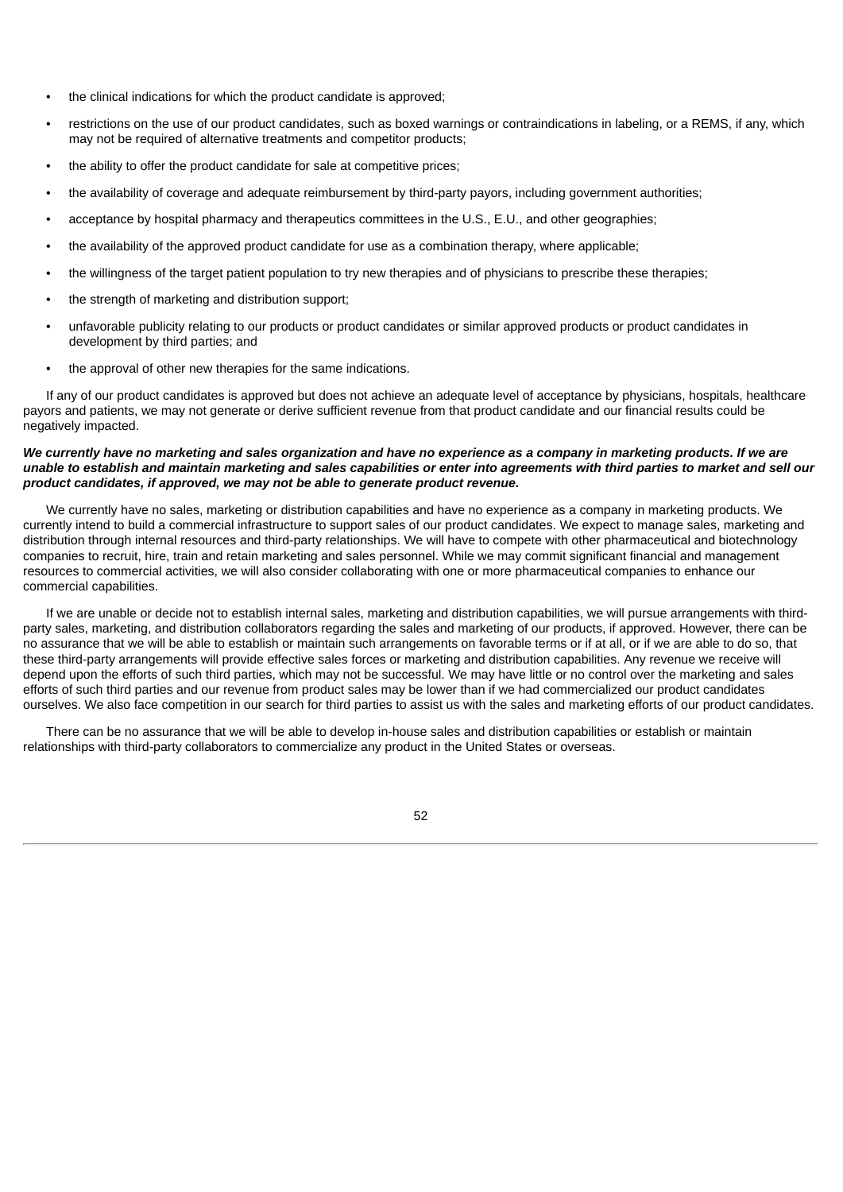- the clinical indications for which the product candidate is approved;
- restrictions on the use of our product candidates, such as boxed warnings or contraindications in labeling, or a REMS, if any, which may not be required of alternative treatments and competitor products;
- the ability to offer the product candidate for sale at competitive prices;
- the availability of coverage and adequate reimbursement by third-party payors, including government authorities;
- acceptance by hospital pharmacy and therapeutics committees in the U.S., E.U., and other geographies;
- the availability of the approved product candidate for use as a combination therapy, where applicable;
- the willingness of the target patient population to try new therapies and of physicians to prescribe these therapies;
- the strength of marketing and distribution support;
- unfavorable publicity relating to our products or product candidates or similar approved products or product candidates in development by third parties; and
- the approval of other new therapies for the same indications.

If any of our product candidates is approved but does not achieve an adequate level of acceptance by physicians, hospitals, healthcare payors and patients, we may not generate or derive sufficient revenue from that product candidate and our financial results could be negatively impacted.

***We currently have no marketing and sales organization and have no experience as a company in marketing products. If we are unable to establish and maintain marketing and sales capabilities or enter into agreements with third parties to market and sell our product candidates, if approved, we may not be able to generate product revenue.***

We currently have no sales, marketing or distribution capabilities and have no experience as a company in marketing products. We currently intend to build a commercial infrastructure to support sales of our product candidates. We expect to manage sales, marketing and distribution through internal resources and third-party relationships. We will have to compete with other pharmaceutical and biotechnology companies to recruit, hire, train and retain marketing and sales personnel. While we may commit significant financial and management resources to commercial activities, we will also consider collaborating with one or more pharmaceutical companies to enhance our commercial capabilities.

If we are unable or decide not to establish internal sales, marketing and distribution capabilities, we will pursue arrangements with third-party sales, marketing, and distribution collaborators regarding the sales and marketing of our products, if approved. However, there can be no assurance that we will be able to establish or maintain such arrangements on favorable terms or if at all, or if we are able to do so, that these third-party arrangements will provide effective sales forces or marketing and distribution capabilities. Any revenue we receive will depend upon the efforts of such third parties, which may not be successful. We may have little or no control over the marketing and sales efforts of such third parties and our revenue from product sales may be lower than if we had commercialized our product candidates ourselves. We also face competition in our search for third parties to assist us with the sales and marketing efforts of our product candidates.

There can be no assurance that we will be able to develop in-house sales and distribution capabilities or establish or maintain relationships with third-party collaborators to commercialize any product in the United States or overseas.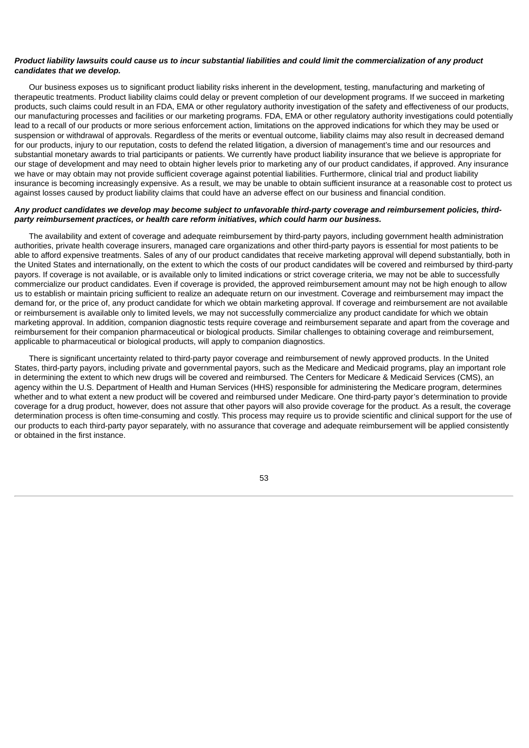***Product liability lawsuits could cause us to incur substantial liabilities and could limit the commercialization of any product candidates that we develop.***

Our business exposes us to significant product liability risks inherent in the development, testing, manufacturing and marketing of therapeutic treatments. Product liability claims could delay or prevent completion of our development programs. If we succeed in marketing products, such claims could result in an FDA, EMA or other regulatory authority investigation of the safety and effectiveness of our products, our manufacturing processes and facilities or our marketing programs. FDA, EMA or other regulatory authority investigations could potentially lead to a recall of our products or more serious enforcement action, limitations on the approved indications for which they may be used or suspension or withdrawal of approvals. Regardless of the merits or eventual outcome, liability claims may also result in decreased demand for our products, injury to our reputation, costs to defend the related litigation, a diversion of management's time and our resources and substantial monetary awards to trial participants or patients. We currently have product liability insurance that we believe is appropriate for our stage of development and may need to obtain higher levels prior to marketing any of our product candidates, if approved. Any insurance we have or may obtain may not provide sufficient coverage against potential liabilities. Furthermore, clinical trial and product liability insurance is becoming increasingly expensive. As a result, we may be unable to obtain sufficient insurance at a reasonable cost to protect us against losses caused by product liability claims that could have an adverse effect on our business and financial condition.

***Any product candidates we develop may become subject to unfavorable third-party coverage and reimbursement policies, third-party reimbursement practices, or health care reform initiatives, which could harm our business.***

The availability and extent of coverage and adequate reimbursement by third-party payors, including government health administration authorities, private health coverage insurers, managed care organizations and other third-party payors is essential for most patients to be able to afford expensive treatments. Sales of any of our product candidates that receive marketing approval will depend substantially, both in the United States and internationally, on the extent to which the costs of our product candidates will be covered and reimbursed by third-party payors. If coverage is not available, or is available only to limited indications or strict coverage criteria, we may not be able to successfully commercialize our product candidates. Even if coverage is provided, the approved reimbursement amount may not be high enough to allow us to establish or maintain pricing sufficient to realize an adequate return on our investment. Coverage and reimbursement may impact the demand for, or the price of, any product candidate for which we obtain marketing approval. If coverage and reimbursement are not available or reimbursement is available only to limited levels, we may not successfully commercialize any product candidate for which we obtain marketing approval. In addition, companion diagnostic tests require coverage and reimbursement separate and apart from the coverage and reimbursement for their companion pharmaceutical or biological products. Similar challenges to obtaining coverage and reimbursement, applicable to pharmaceutical or biological products, will apply to companion diagnostics.

There is significant uncertainty related to third-party payor coverage and reimbursement of newly approved products. In the United States, third-party payors, including private and governmental payors, such as the Medicare and Medicaid programs, play an important role in determining the extent to which new drugs will be covered and reimbursed. The Centers for Medicare & Medicaid Services (CMS), an agency within the U.S. Department of Health and Human Services (HHS) responsible for administering the Medicare program, determines whether and to what extent a new product will be covered and reimbursed under Medicare. One third-party payor's determination to provide coverage for a drug product, however, does not assure that other payors will also provide coverage for the product. As a result, the coverage determination process is often time-consuming and costly. This process may require us to provide scientific and clinical support for the use of our products to each third-party payor separately, with no assurance that coverage and adequate reimbursement will be applied consistently or obtained in the first instance.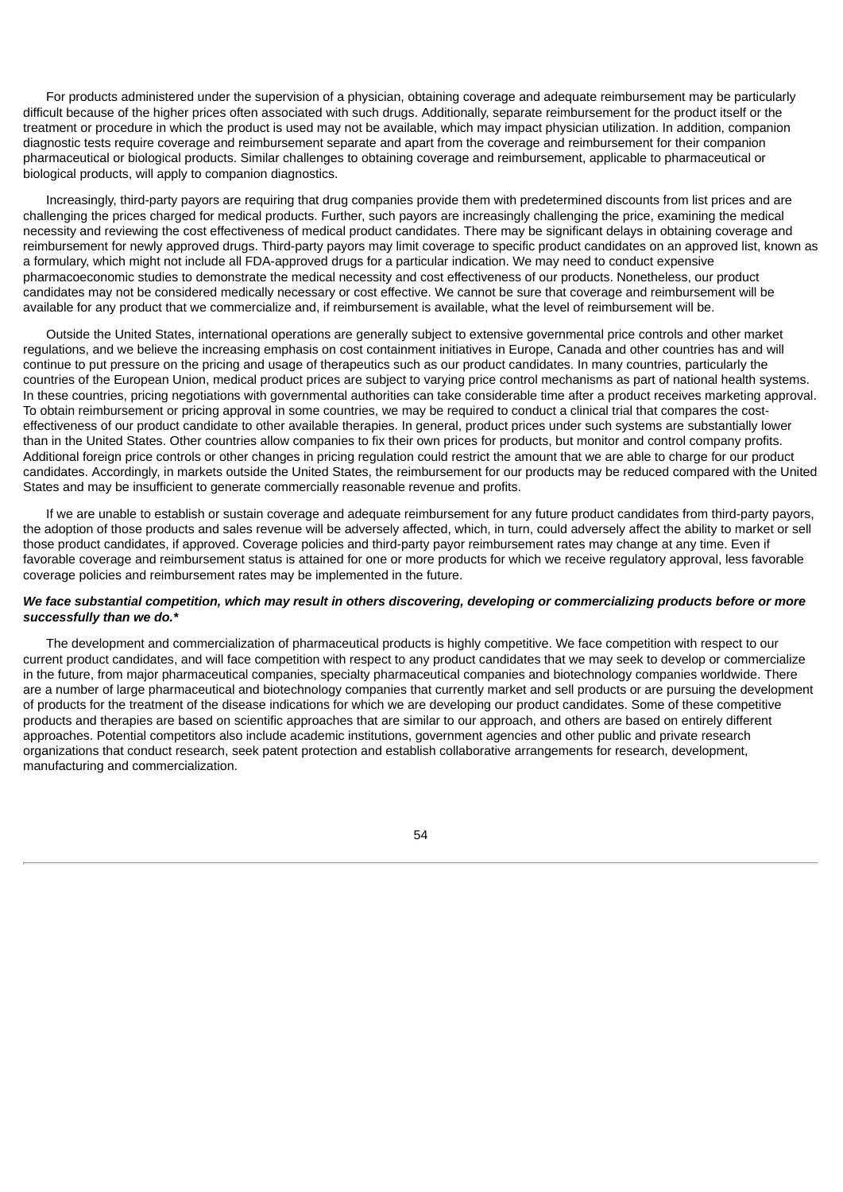For products administered under the supervision of a physician, obtaining coverage and adequate reimbursement may be particularly difficult because of the higher prices often associated with such drugs. Additionally, separate reimbursement for the product itself or the treatment or procedure in which the product is used may not be available, which may impact physician utilization. In addition, companion diagnostic tests require coverage and reimbursement separate and apart from the coverage and reimbursement for their companion pharmaceutical or biological products. Similar challenges to obtaining coverage and reimbursement, applicable to pharmaceutical or biological products, will apply to companion diagnostics.

Increasingly, third-party payors are requiring that drug companies provide them with predetermined discounts from list prices and are challenging the prices charged for medical products. Further, such payors are increasingly challenging the price, examining the medical necessity and reviewing the cost effectiveness of medical product candidates. There may be significant delays in obtaining coverage and reimbursement for newly approved drugs. Third-party payors may limit coverage to specific product candidates on an approved list, known as a formulary, which might not include all FDA-approved drugs for a particular indication. We may need to conduct expensive pharmacoeconomic studies to demonstrate the medical necessity and cost effectiveness of our products. Nonetheless, our product candidates may not be considered medically necessary or cost effective. We cannot be sure that coverage and reimbursement will be available for any product that we commercialize and, if reimbursement is available, what the level of reimbursement will be.

Outside the United States, international operations are generally subject to extensive governmental price controls and other market regulations, and we believe the increasing emphasis on cost containment initiatives in Europe, Canada and other countries has and will continue to put pressure on the pricing and usage of therapeutics such as our product candidates. In many countries, particularly the countries of the European Union, medical product prices are subject to varying price control mechanisms as part of national health systems. In these countries, pricing negotiations with governmental authorities can take considerable time after a product receives marketing approval. To obtain reimbursement or pricing approval in some countries, we may be required to conduct a clinical trial that compares the cost-effectiveness of our product candidate to other available therapies. In general, product prices under such systems are substantially lower than in the United States. Other countries allow companies to fix their own prices for products, but monitor and control company profits. Additional foreign price controls or other changes in pricing regulation could restrict the amount that we are able to charge for our product candidates. Accordingly, in markets outside the United States, the reimbursement for our products may be reduced compared with the United States and may be insufficient to generate commercially reasonable revenue and profits.

If we are unable to establish or sustain coverage and adequate reimbursement for any future product candidates from third-party payors, the adoption of those products and sales revenue will be adversely affected, which, in turn, could adversely affect the ability to market or sell those product candidates, if approved. Coverage policies and third-party payor reimbursement rates may change at any time. Even if favorable coverage and reimbursement status is attained for one or more products for which we receive regulatory approval, less favorable coverage policies and reimbursement rates may be implemented in the future.

***We face substantial competition, which may result in others discovering, developing or commercializing products before or more successfully than we do.****

The development and commercialization of pharmaceutical products is highly competitive. We face competition with respect to our current product candidates, and will face competition with respect to any product candidates that we may seek to develop or commercialize in the future, from major pharmaceutical companies, specialty pharmaceutical companies and biotechnology companies worldwide. There are a number of large pharmaceutical and biotechnology companies that currently market and sell products or are pursuing the development of products for the treatment of the disease indications for which we are developing our product candidates. Some of these competitive products and therapies are based on scientific approaches that are similar to our approach, and others are based on entirely different approaches. Potential competitors also include academic institutions, government agencies and other public and private research organizations that conduct research, seek patent protection and establish collaborative arrangements for research, development, manufacturing and commercialization.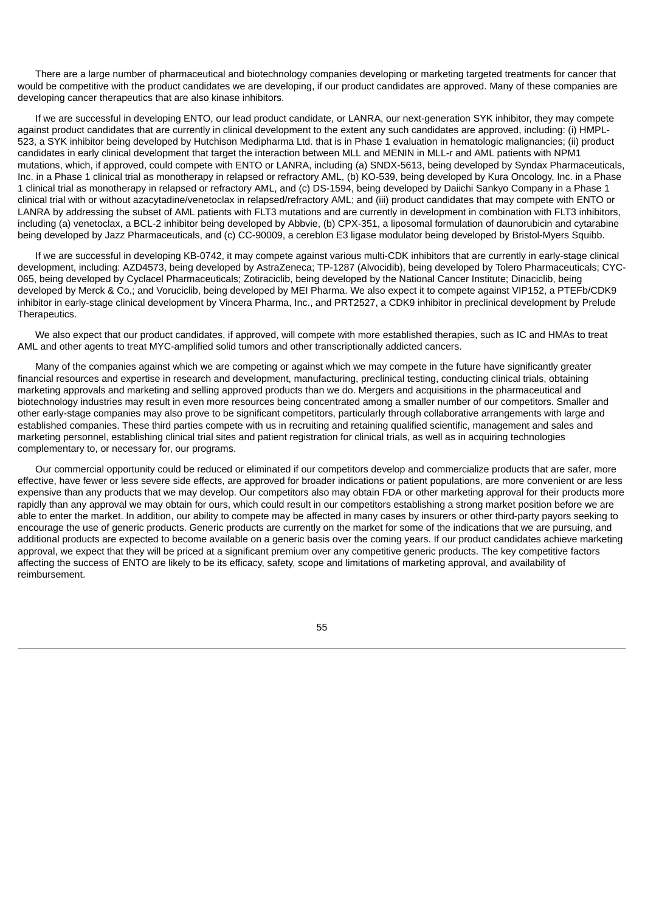There are a large number of pharmaceutical and biotechnology companies developing or marketing targeted treatments for cancer that would be competitive with the product candidates we are developing, if our product candidates are approved. Many of these companies are developing cancer therapeutics that are also kinase inhibitors.

If we are successful in developing ENTO, our lead product candidate, or LANRA, our next-generation SYK inhibitor, they may compete against product candidates that are currently in clinical development to the extent any such candidates are approved, including: (i) HMPL-523, a SYK inhibitor being developed by Hutchison Medipharma Ltd. that is in Phase 1 evaluation in hematologic malignancies; (ii) product candidates in early clinical development that target the interaction between MLL and MENIN in MLL-r and AML patients with NPM1 mutations, which, if approved, could compete with ENTO or LANRA, including (a) SNDX-5613, being developed by Syndax Pharmaceuticals, Inc. in a Phase 1 clinical trial as monotherapy in relapsed or refractory AML, (b) KO-539, being developed by Kura Oncology, Inc. in a Phase 1 clinical trial as monotherapy in relapsed or refractory AML, and (c) DS-1594, being developed by Daiichi Sankyo Company in a Phase 1 clinical trial with or without azacytadine/venetoclax in relapsed/refractory AML; and (iii) product candidates that may compete with ENTO or LANRA by addressing the subset of AML patients with FLT3 mutations and are currently in development in combination with FLT3 inhibitors, including (a) venetoclax, a BCL-2 inhibitor being developed by Abbvie, (b) CPX-351, a liposomal formulation of daunorubicin and cytarabine being developed by Jazz Pharmaceuticals, and (c) CC-90009, a cereblon E3 ligase modulator being developed by Bristol-Myers Squibb.

If we are successful in developing KB-0742, it may compete against various multi-CDK inhibitors that are currently in early-stage clinical development, including: AZD4573, being developed by AstraZeneca; TP-1287 (Alvocidib), being developed by Tolero Pharmaceuticals; CYC-065, being developed by Cyclacel Pharmaceuticals; Zotiraciclib, being developed by the National Cancer Institute; Dinaciclib, being developed by Merck & Co.; and Voruciclib, being developed by MEI Pharma. We also expect it to compete against VIP152, a PTEFb/CDK9 inhibitor in early-stage clinical development by Vincera Pharma, Inc., and PRT2527, a CDK9 inhibitor in preclinical development by Prelude Therapeutics.

We also expect that our product candidates, if approved, will compete with more established therapies, such as IC and HMAs to treat AML and other agents to treat MYC-amplified solid tumors and other transcriptionally addicted cancers.

Many of the companies against which we are competing or against which we may compete in the future have significantly greater financial resources and expertise in research and development, manufacturing, preclinical testing, conducting clinical trials, obtaining marketing approvals and marketing and selling approved products than we do. Mergers and acquisitions in the pharmaceutical and biotechnology industries may result in even more resources being concentrated among a smaller number of our competitors. Smaller and other early-stage companies may also prove to be significant competitors, particularly through collaborative arrangements with large and established companies. These third parties compete with us in recruiting and retaining qualified scientific, management and sales and marketing personnel, establishing clinical trial sites and patient registration for clinical trials, as well as in acquiring technologies complementary to, or necessary for, our programs.

Our commercial opportunity could be reduced or eliminated if our competitors develop and commercialize products that are safer, more effective, have fewer or less severe side effects, are approved for broader indications or patient populations, are more convenient or are less expensive than any products that we may develop. Our competitors also may obtain FDA or other marketing approval for their products more rapidly than any approval we may obtain for ours, which could result in our competitors establishing a strong market position before we are able to enter the market. In addition, our ability to compete may be affected in many cases by insurers or other third-party payors seeking to encourage the use of generic products. Generic products are currently on the market for some of the indications that we are pursuing, and additional products are expected to become available on a generic basis over the coming years. If our product candidates achieve marketing approval, we expect that they will be priced at a significant premium over any competitive generic products. The key competitive factors affecting the success of ENTO are likely to be its efficacy, safety, scope and limitations of marketing approval, and availability of reimbursement.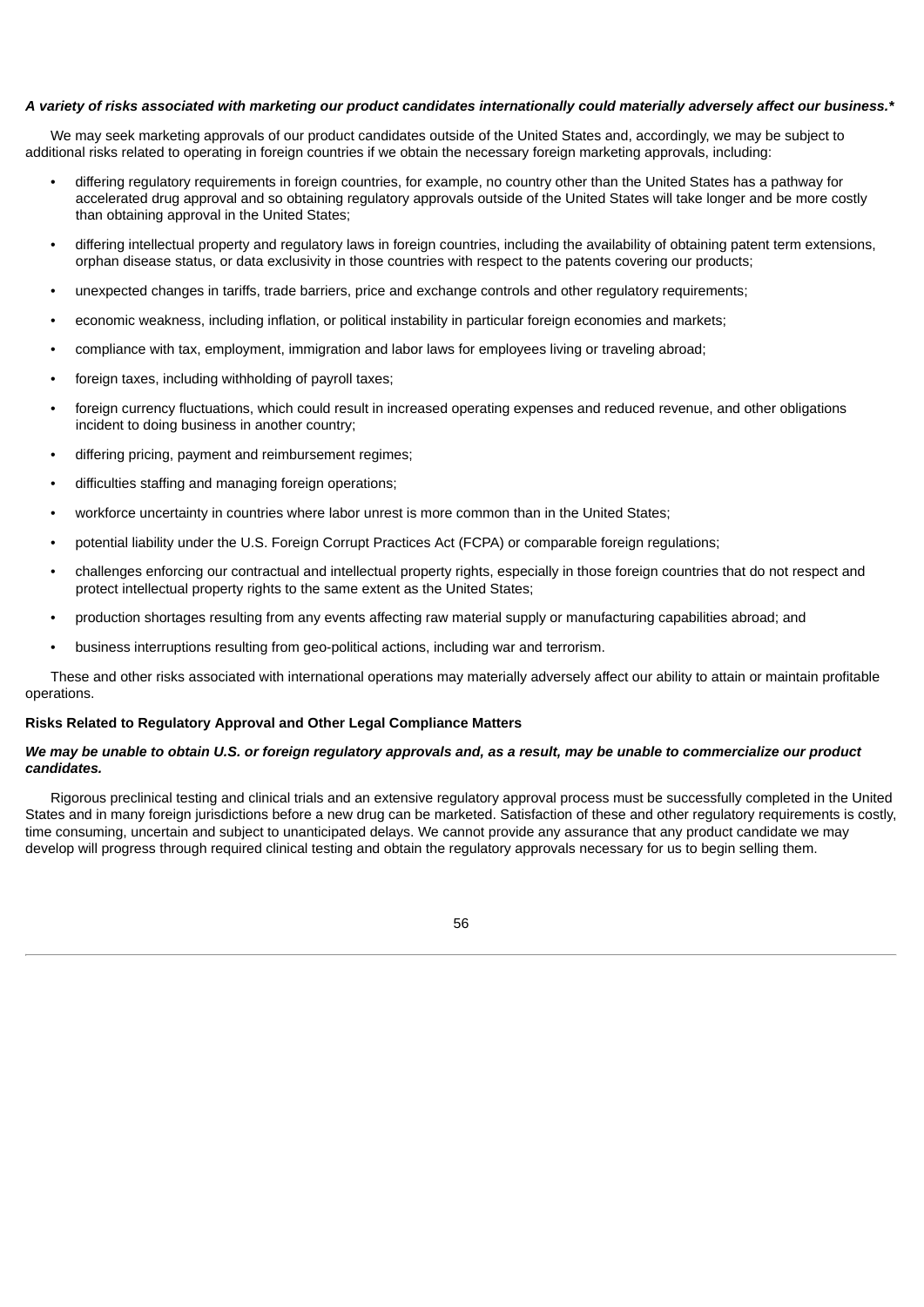***A variety of risks associated with marketing our product candidates internationally could materially adversely affect our business.****

We may seek marketing approvals of our product candidates outside of the United States and, accordingly, we may be subject to additional risks related to operating in foreign countries if we obtain the necessary foreign marketing approvals, including:

- differing regulatory requirements in foreign countries, for example, no country other than the United States has a pathway for accelerated drug approval and so obtaining regulatory approvals outside of the United States will take longer and be more costly than obtaining approval in the United States;
- differing intellectual property and regulatory laws in foreign countries, including the availability of obtaining patent term extensions, orphan disease status, or data exclusivity in those countries with respect to the patents covering our products;
- unexpected changes in tariffs, trade barriers, price and exchange controls and other regulatory requirements;
- economic weakness, including inflation, or political instability in particular foreign economies and markets;
- compliance with tax, employment, immigration and labor laws for employees living or traveling abroad;
- foreign taxes, including withholding of payroll taxes;
- foreign currency fluctuations, which could result in increased operating expenses and reduced revenue, and other obligations incident to doing business in another country;
- differing pricing, payment and reimbursement regimes;
- difficulties staffing and managing foreign operations;
- workforce uncertainty in countries where labor unrest is more common than in the United States;
- potential liability under the U.S. Foreign Corrupt Practices Act (FCPA) or comparable foreign regulations;
- challenges enforcing our contractual and intellectual property rights, especially in those foreign countries that do not respect and protect intellectual property rights to the same extent as the United States;
- production shortages resulting from any events affecting raw material supply or manufacturing capabilities abroad; and
- business interruptions resulting from geo-political actions, including war and terrorism.

These and other risks associated with international operations may materially adversely affect our ability to attain or maintain profitable operations.

**Risks Related to Regulatory Approval and Other Legal Compliance Matters**

***We may be unable to obtain U.S. or foreign regulatory approvals and, as a result, may be unable to commercialize our product candidates.***

Rigorous preclinical testing and clinical trials and an extensive regulatory approval process must be successfully completed in the United States and in many foreign jurisdictions before a new drug can be marketed. Satisfaction of these and other regulatory requirements is costly, time consuming, uncertain and subject to unanticipated delays. We cannot provide any assurance that any product candidate we may develop will progress through required clinical testing and obtain the regulatory approvals necessary for us to begin selling them.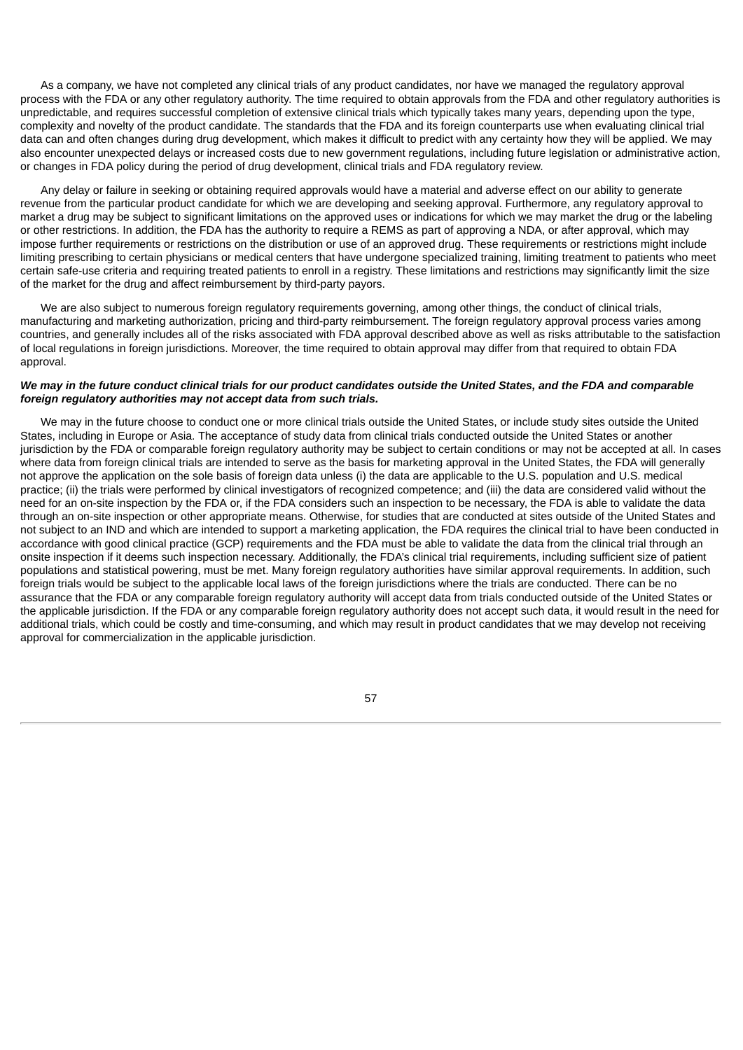As a company, we have not completed any clinical trials of any product candidates, nor have we managed the regulatory approval process with the FDA or any other regulatory authority. The time required to obtain approvals from the FDA and other regulatory authorities is unpredictable, and requires successful completion of extensive clinical trials which typically takes many years, depending upon the type, complexity and novelty of the product candidate. The standards that the FDA and its foreign counterparts use when evaluating clinical trial data can and often changes during drug development, which makes it difficult to predict with any certainty how they will be applied. We may also encounter unexpected delays or increased costs due to new government regulations, including future legislation or administrative action, or changes in FDA policy during the period of drug development, clinical trials and FDA regulatory review.

Any delay or failure in seeking or obtaining required approvals would have a material and adverse effect on our ability to generate revenue from the particular product candidate for which we are developing and seeking approval. Furthermore, any regulatory approval to market a drug may be subject to significant limitations on the approved uses or indications for which we may market the drug or the labeling or other restrictions. In addition, the FDA has the authority to require a REMS as part of approving a NDA, or after approval, which may impose further requirements or restrictions on the distribution or use of an approved drug. These requirements or restrictions might include limiting prescribing to certain physicians or medical centers that have undergone specialized training, limiting treatment to patients who meet certain safe-use criteria and requiring treated patients to enroll in a registry. These limitations and restrictions may significantly limit the size of the market for the drug and affect reimbursement by third-party payors.

We are also subject to numerous foreign regulatory requirements governing, among other things, the conduct of clinical trials, manufacturing and marketing authorization, pricing and third-party reimbursement. The foreign regulatory approval process varies among countries, and generally includes all of the risks associated with FDA approval described above as well as risks attributable to the satisfaction of local regulations in foreign jurisdictions. Moreover, the time required to obtain approval may differ from that required to obtain FDA approval.

***We may in the future conduct clinical trials for our product candidates outside the United States, and the FDA and comparable foreign regulatory authorities may not accept data from such trials.***

We may in the future choose to conduct one or more clinical trials outside the United States, or include study sites outside the United States, including in Europe or Asia. The acceptance of study data from clinical trials conducted outside the United States or another jurisdiction by the FDA or comparable foreign regulatory authority may be subject to certain conditions or may not be accepted at all. In cases where data from foreign clinical trials are intended to serve as the basis for marketing approval in the United States, the FDA will generally not approve the application on the sole basis of foreign data unless (i) the data are applicable to the U.S. population and U.S. medical practice; (ii) the trials were performed by clinical investigators of recognized competence; and (iii) the data are considered valid without the need for an on-site inspection by the FDA or, if the FDA considers such an inspection to be necessary, the FDA is able to validate the data through an on-site inspection or other appropriate means. Otherwise, for studies that are conducted at sites outside of the United States and not subject to an IND and which are intended to support a marketing application, the FDA requires the clinical trial to have been conducted in accordance with good clinical practice (GCP) requirements and the FDA must be able to validate the data from the clinical trial through an onsite inspection if it deems such inspection necessary. Additionally, the FDA's clinical trial requirements, including sufficient size of patient populations and statistical powering, must be met. Many foreign regulatory authorities have similar approval requirements. In addition, such foreign trials would be subject to the applicable local laws of the foreign jurisdictions where the trials are conducted. There can be no assurance that the FDA or any comparable foreign regulatory authority will accept data from trials conducted outside of the United States or the applicable jurisdiction. If the FDA or any comparable foreign regulatory authority does not accept such data, it would result in the need for additional trials, which could be costly and time-consuming, and which may result in product candidates that we may develop not receiving approval for commercialization in the applicable jurisdiction.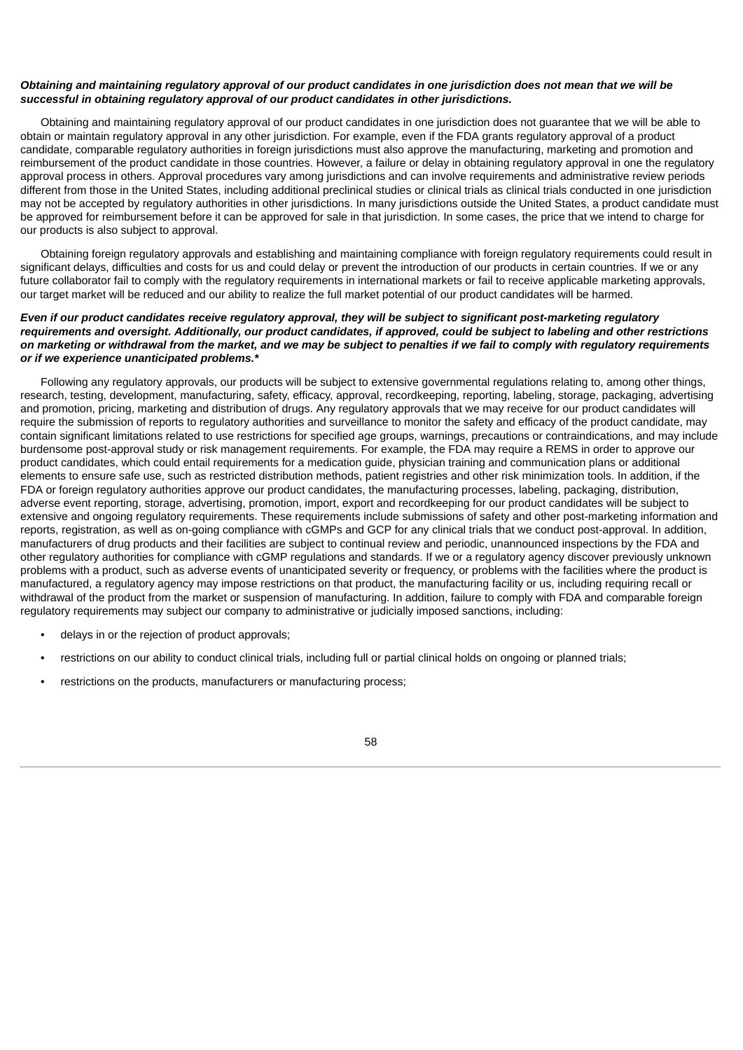***Obtaining and maintaining regulatory approval of our product candidates in one jurisdiction does not mean that we will be successful in obtaining regulatory approval of our product candidates in other jurisdictions.***

Obtaining and maintaining regulatory approval of our product candidates in one jurisdiction does not guarantee that we will be able to obtain or maintain regulatory approval in any other jurisdiction. For example, even if the FDA grants regulatory approval of a product candidate, comparable regulatory authorities in foreign jurisdictions must also approve the manufacturing, marketing and promotion and reimbursement of the product candidate in those countries. However, a failure or delay in obtaining regulatory approval in one the regulatory approval process in others. Approval procedures vary among jurisdictions and can involve requirements and administrative review periods different from those in the United States, including additional preclinical studies or clinical trials as clinical trials conducted in one jurisdiction may not be accepted by regulatory authorities in other jurisdictions. In many jurisdictions outside the United States, a product candidate must be approved for reimbursement before it can be approved for sale in that jurisdiction. In some cases, the price that we intend to charge for our products is also subject to approval.

Obtaining foreign regulatory approvals and establishing and maintaining compliance with foreign regulatory requirements could result in significant delays, difficulties and costs for us and could delay or prevent the introduction of our products in certain countries. If we or any future collaborator fail to comply with the regulatory requirements in international markets or fail to receive applicable marketing approvals, our target market will be reduced and our ability to realize the full market potential of our product candidates will be harmed.

***Even if our product candidates receive regulatory approval, they will be subject to significant post-marketing regulatory requirements and oversight. Additionally, our product candidates, if approved, could be subject to labeling and other restrictions on marketing or withdrawal from the market, and we may be subject to penalties if we fail to comply with regulatory requirements or if we experience unanticipated problems.****

Following any regulatory approvals, our products will be subject to extensive governmental regulations relating to, among other things, research, testing, development, manufacturing, safety, efficacy, approval, recordkeeping, reporting, labeling, storage, packaging, advertising and promotion, pricing, marketing and distribution of drugs. Any regulatory approvals that we may receive for our product candidates will require the submission of reports to regulatory authorities and surveillance to monitor the safety and efficacy of the product candidate, may contain significant limitations related to use restrictions for specified age groups, warnings, precautions or contraindications, and may include burdensome post-approval study or risk management requirements. For example, the FDA may require a REMS in order to approve our product candidates, which could entail requirements for a medication guide, physician training and communication plans or additional elements to ensure safe use, such as restricted distribution methods, patient registries and other risk minimization tools. In addition, if the FDA or foreign regulatory authorities approve our product candidates, the manufacturing processes, labeling, packaging, distribution, adverse event reporting, storage, advertising, promotion, import, export and recordkeeping for our product candidates will be subject to extensive and ongoing regulatory requirements. These requirements include submissions of safety and other post-marketing information and reports, registration, as well as on-going compliance with cGMPs and GCP for any clinical trials that we conduct post-approval. In addition, manufacturers of drug products and their facilities are subject to continual review and periodic, unannounced inspections by the FDA and other regulatory authorities for compliance with cGMP regulations and standards. If we or a regulatory agency discover previously unknown problems with a product, such as adverse events of unanticipated severity or frequency, or problems with the facilities where the product is manufactured, a regulatory agency may impose restrictions on that product, the manufacturing facility or us, including requiring recall or withdrawal of the product from the market or suspension of manufacturing. In addition, failure to comply with FDA and comparable foreign regulatory requirements may subject our company to administrative or judicially imposed sanctions, including:

- delays in or the rejection of product approvals;
- restrictions on our ability to conduct clinical trials, including full or partial clinical holds on ongoing or planned trials;
- restrictions on the products, manufacturers or manufacturing process;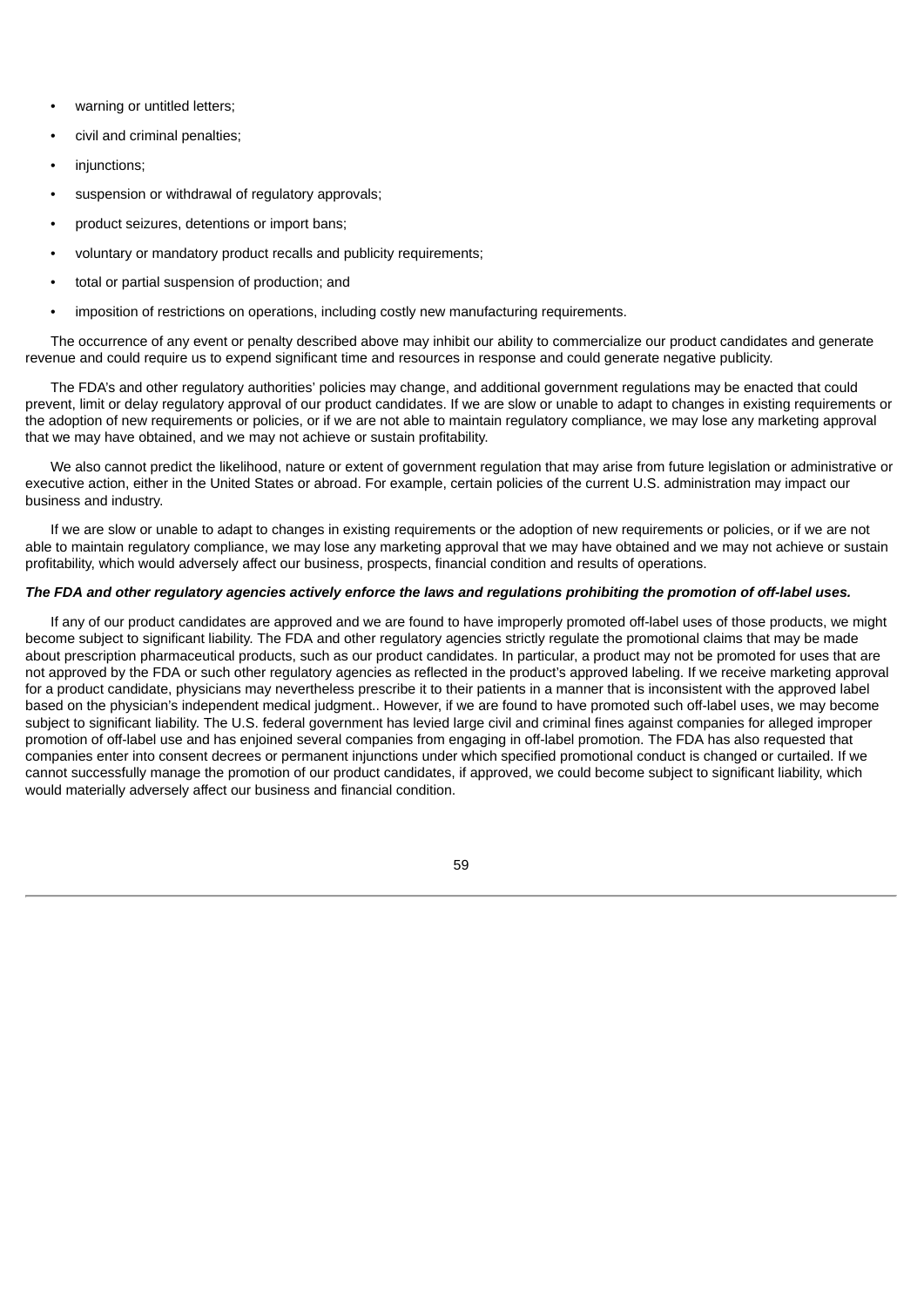- warning or untitled letters;
- civil and criminal penalties;
- injunctions;
- suspension or withdrawal of regulatory approvals;
- product seizures, detentions or import bans;
- voluntary or mandatory product recalls and publicity requirements;
- total or partial suspension of production; and
- imposition of restrictions on operations, including costly new manufacturing requirements.

The occurrence of any event or penalty described above may inhibit our ability to commercialize our product candidates and generate revenue and could require us to expend significant time and resources in response and could generate negative publicity.

The FDA's and other regulatory authorities' policies may change, and additional government regulations may be enacted that could prevent, limit or delay regulatory approval of our product candidates. If we are slow or unable to adapt to changes in existing requirements or the adoption of new requirements or policies, or if we are not able to maintain regulatory compliance, we may lose any marketing approval that we may have obtained, and we may not achieve or sustain profitability.

We also cannot predict the likelihood, nature or extent of government regulation that may arise from future legislation or administrative or executive action, either in the United States or abroad. For example, certain policies of the current U.S. administration may impact our business and industry.

If we are slow or unable to adapt to changes in existing requirements or the adoption of new requirements or policies, or if we are not able to maintain regulatory compliance, we may lose any marketing approval that we may have obtained and we may not achieve or sustain profitability, which would adversely affect our business, prospects, financial condition and results of operations.

***The FDA and other regulatory agencies actively enforce the laws and regulations prohibiting the promotion of off-label uses.***

If any of our product candidates are approved and we are found to have improperly promoted off-label uses of those products, we might become subject to significant liability. The FDA and other regulatory agencies strictly regulate the promotional claims that may be made about prescription pharmaceutical products, such as our product candidates. In particular, a product may not be promoted for uses that are not approved by the FDA or such other regulatory agencies as reflected in the product's approved labeling. If we receive marketing approval for a product candidate, physicians may nevertheless prescribe it to their patients in a manner that is inconsistent with the approved label based on the physician's independent medical judgment.. However, if we are found to have promoted such off-label uses, we may become subject to significant liability. The U.S. federal government has levied large civil and criminal fines against companies for alleged improper promotion of off-label use and has enjoined several companies from engaging in off-label promotion. The FDA has also requested that companies enter into consent decrees or permanent injunctions under which specified promotional conduct is changed or curtailed. If we cannot successfully manage the promotion of our product candidates, if approved, we could become subject to significant liability, which would materially adversely affect our business and financial condition.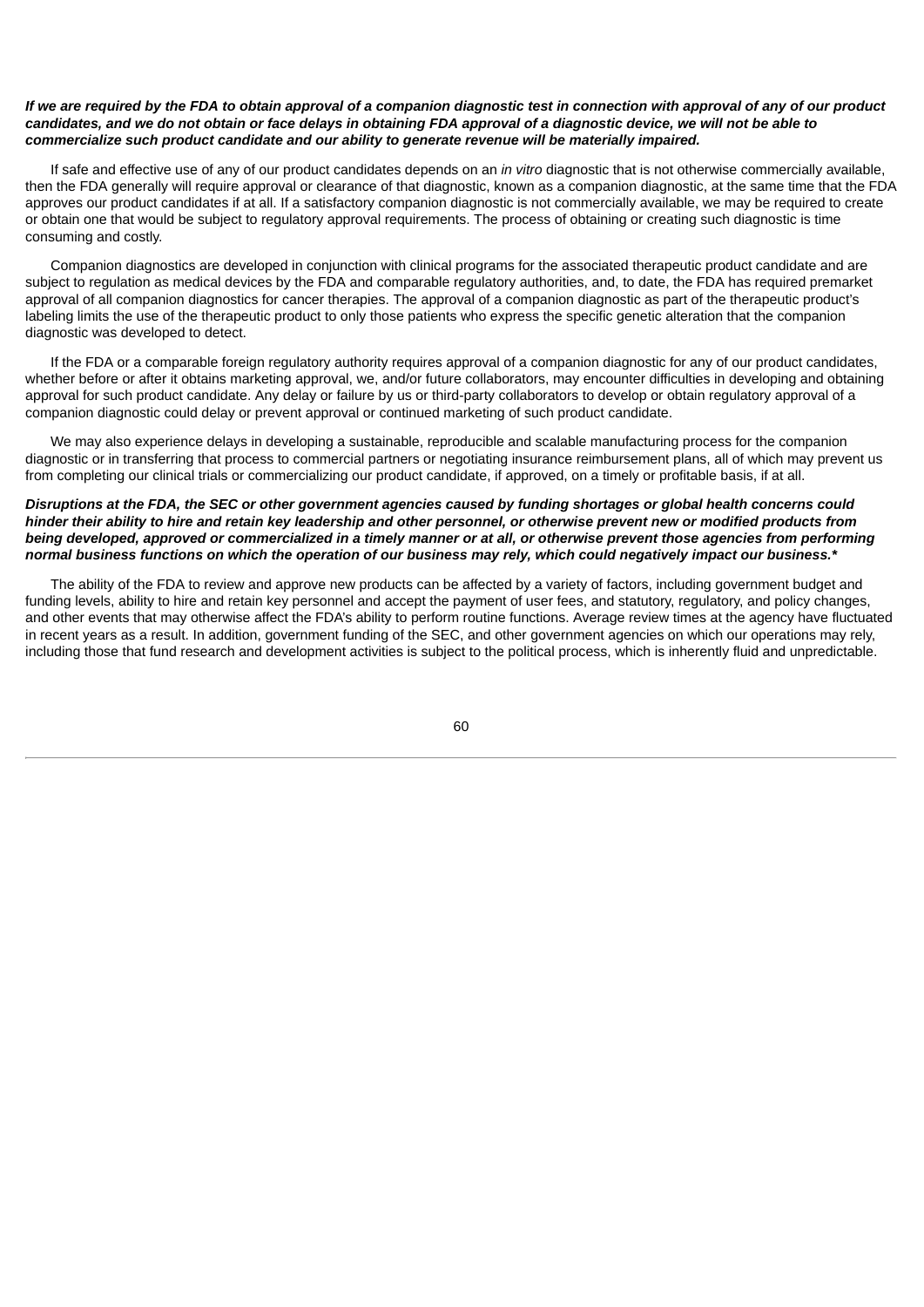***If we are required by the FDA to obtain approval of a companion diagnostic test in connection with approval of any of our product candidates, and we do not obtain or face delays in obtaining FDA approval of a diagnostic device, we will not be able to commercialize such product candidate and our ability to generate revenue will be materially impaired.***

If safe and effective use of any of our product candidates depends on an *in vitro* diagnostic that is not otherwise commercially available, then the FDA generally will require approval or clearance of that diagnostic, known as a companion diagnostic, at the same time that the FDA approves our product candidates if at all. If a satisfactory companion diagnostic is not commercially available, we may be required to create or obtain one that would be subject to regulatory approval requirements. The process of obtaining or creating such diagnostic is time consuming and costly.

Companion diagnostics are developed in conjunction with clinical programs for the associated therapeutic product candidate and are subject to regulation as medical devices by the FDA and comparable regulatory authorities, and, to date, the FDA has required premarket approval of all companion diagnostics for cancer therapies. The approval of a companion diagnostic as part of the therapeutic product's labeling limits the use of the therapeutic product to only those patients who express the specific genetic alteration that the companion diagnostic was developed to detect.

If the FDA or a comparable foreign regulatory authority requires approval of a companion diagnostic for any of our product candidates, whether before or after it obtains marketing approval, we, and/or future collaborators, may encounter difficulties in developing and obtaining approval for such product candidate. Any delay or failure by us or third-party collaborators to develop or obtain regulatory approval of a companion diagnostic could delay or prevent approval or continued marketing of such product candidate.

We may also experience delays in developing a sustainable, reproducible and scalable manufacturing process for the companion diagnostic or in transferring that process to commercial partners or negotiating insurance reimbursement plans, all of which may prevent us from completing our clinical trials or commercializing our product candidate, if approved, on a timely or profitable basis, if at all.

***Disruptions at the FDA, the SEC or other government agencies caused by funding shortages or global health concerns could hinder their ability to hire and retain key leadership and other personnel, or otherwise prevent new or modified products from being developed, approved or commercialized in a timely manner or at all, or otherwise prevent those agencies from performing normal business functions on which the operation of our business may rely, which could negatively impact our business.****

The ability of the FDA to review and approve new products can be affected by a variety of factors, including government budget and funding levels, ability to hire and retain key personnel and accept the payment of user fees, and statutory, regulatory, and policy changes, and other events that may otherwise affect the FDA's ability to perform routine functions. Average review times at the agency have fluctuated in recent years as a result. In addition, government funding of the SEC, and other government agencies on which our operations may rely, including those that fund research and development activities is subject to the political process, which is inherently fluid and unpredictable.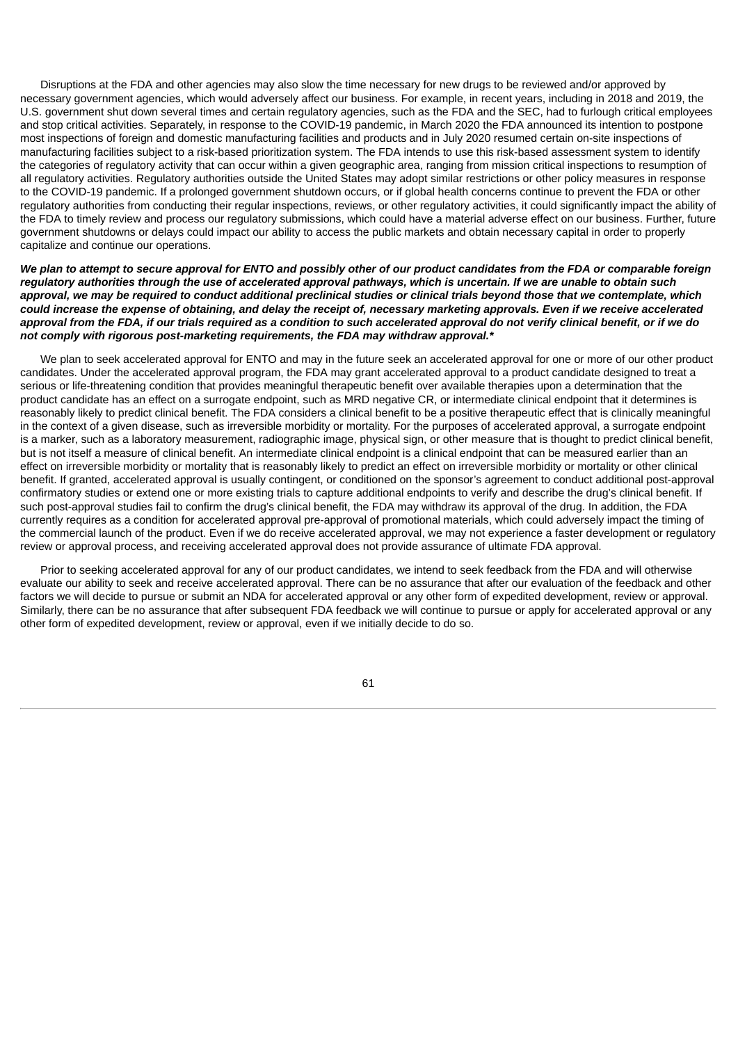Disruptions at the FDA and other agencies may also slow the time necessary for new drugs to be reviewed and/or approved by necessary government agencies, which would adversely affect our business. For example, in recent years, including in 2018 and 2019, the U.S. government shut down several times and certain regulatory agencies, such as the FDA and the SEC, had to furlough critical employees and stop critical activities. Separately, in response to the COVID-19 pandemic, in March 2020 the FDA announced its intention to postpone most inspections of foreign and domestic manufacturing facilities and products and in July 2020 resumed certain on-site inspections of manufacturing facilities subject to a risk-based prioritization system. The FDA intends to use this risk-based assessment system to identify the categories of regulatory activity that can occur within a given geographic area, ranging from mission critical inspections to resumption of all regulatory activities. Regulatory authorities outside the United States may adopt similar restrictions or other policy measures in response to the COVID-19 pandemic. If a prolonged government shutdown occurs, or if global health concerns continue to prevent the FDA or other regulatory authorities from conducting their regular inspections, reviews, or other regulatory activities, it could significantly impact the ability of the FDA to timely review and process our regulatory submissions, which could have a material adverse effect on our business. Further, future government shutdowns or delays could impact our ability to access the public markets and obtain necessary capital in order to properly capitalize and continue our operations.

***We plan to attempt to secure approval for ENTO and possibly other of our product candidates from the FDA or comparable foreign regulatory authorities through the use of accelerated approval pathways, which is uncertain. If we are unable to obtain such approval, we may be required to conduct additional preclinical studies or clinical trials beyond those that we contemplate, which could increase the expense of obtaining, and delay the receipt of, necessary marketing approvals. Even if we receive accelerated approval from the FDA, if our trials required as a condition to such accelerated approval do not verify clinical benefit, or if we do not comply with rigorous post-marketing requirements, the FDA may withdraw approval.****

We plan to seek accelerated approval for ENTO and may in the future seek an accelerated approval for one or more of our other product candidates. Under the accelerated approval program, the FDA may grant accelerated approval to a product candidate designed to treat a serious or life-threatening condition that provides meaningful therapeutic benefit over available therapies upon a determination that the product candidate has an effect on a surrogate endpoint, such as MRD negative CR, or intermediate clinical endpoint that it determines is reasonably likely to predict clinical benefit. The FDA considers a clinical benefit to be a positive therapeutic effect that is clinically meaningful in the context of a given disease, such as irreversible morbidity or mortality. For the purposes of accelerated approval, a surrogate endpoint is a marker, such as a laboratory measurement, radiographic image, physical sign, or other measure that is thought to predict clinical benefit, but is not itself a measure of clinical benefit. An intermediate clinical endpoint is a clinical endpoint that can be measured earlier than an effect on irreversible morbidity or mortality that is reasonably likely to predict an effect on irreversible morbidity or mortality or other clinical benefit. If granted, accelerated approval is usually contingent, or conditioned on the sponsor's agreement to conduct additional post-approval confirmatory studies or extend one or more existing trials to capture additional endpoints to verify and describe the drug's clinical benefit. If such post-approval studies fail to confirm the drug's clinical benefit, the FDA may withdraw its approval of the drug. In addition, the FDA currently requires as a condition for accelerated approval pre-approval of promotional materials, which could adversely impact the timing of the commercial launch of the product. Even if we do receive accelerated approval, we may not experience a faster development or regulatory review or approval process, and receiving accelerated approval does not provide assurance of ultimate FDA approval.

Prior to seeking accelerated approval for any of our product candidates, we intend to seek feedback from the FDA and will otherwise evaluate our ability to seek and receive accelerated approval. There can be no assurance that after our evaluation of the feedback and other factors we will decide to pursue or submit an NDA for accelerated approval or any other form of expedited development, review or approval. Similarly, there can be no assurance that after subsequent FDA feedback we will continue to pursue or apply for accelerated approval or any other form of expedited development, review or approval, even if we initially decide to do so.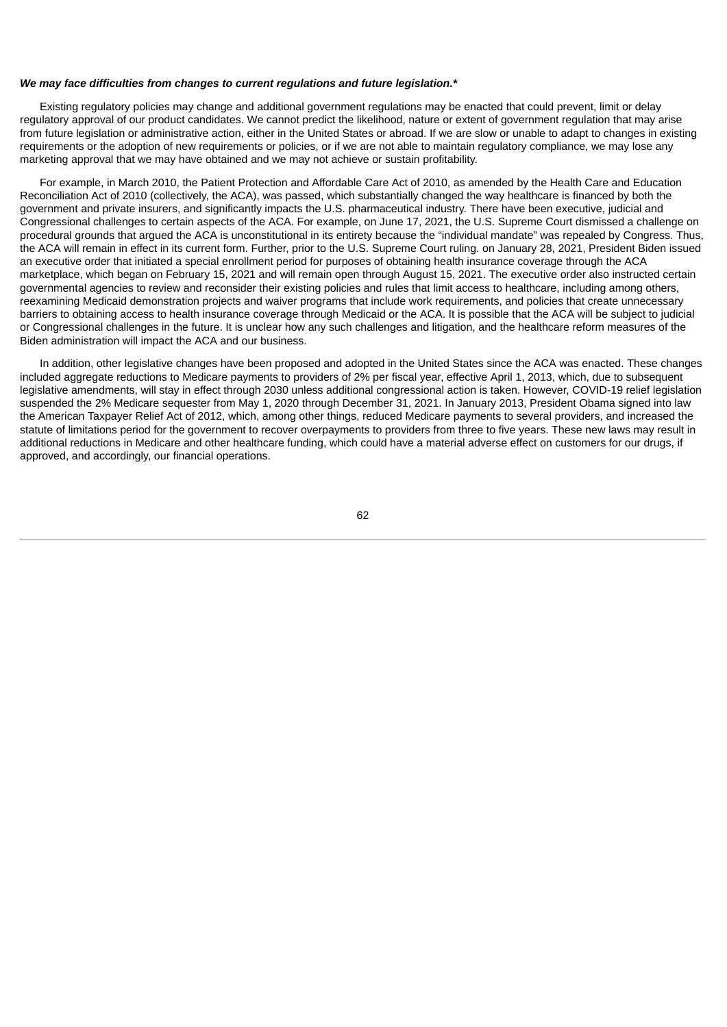***We may face difficulties from changes to current regulations and future legislation.****

Existing regulatory policies may change and additional government regulations may be enacted that could prevent, limit or delay regulatory approval of our product candidates. We cannot predict the likelihood, nature or extent of government regulation that may arise from future legislation or administrative action, either in the United States or abroad. If we are slow or unable to adapt to changes in existing requirements or the adoption of new requirements or policies, or if we are not able to maintain regulatory compliance, we may lose any marketing approval that we may have obtained and we may not achieve or sustain profitability.

For example, in March 2010, the Patient Protection and Affordable Care Act of 2010, as amended by the Health Care and Education Reconciliation Act of 2010 (collectively, the ACA), was passed, which substantially changed the way healthcare is financed by both the government and private insurers, and significantly impacts the U.S. pharmaceutical industry. There have been executive, judicial and Congressional challenges to certain aspects of the ACA. For example, on June 17, 2021, the U.S. Supreme Court dismissed a challenge on procedural grounds that argued the ACA is unconstitutional in its entirety because the "individual mandate" was repealed by Congress. Thus, the ACA will remain in effect in its current form. Further, prior to the U.S. Supreme Court ruling. on January 28, 2021, President Biden issued an executive order that initiated a special enrollment period for purposes of obtaining health insurance coverage through the ACA marketplace, which began on February 15, 2021 and will remain open through August 15, 2021. The executive order also instructed certain governmental agencies to review and reconsider their existing policies and rules that limit access to healthcare, including among others, reexamining Medicaid demonstration projects and waiver programs that include work requirements, and policies that create unnecessary barriers to obtaining access to health insurance coverage through Medicaid or the ACA. It is possible that the ACA will be subject to judicial or Congressional challenges in the future. It is unclear how any such challenges and litigation, and the healthcare reform measures of the Biden administration will impact the ACA and our business.

In addition, other legislative changes have been proposed and adopted in the United States since the ACA was enacted. These changes included aggregate reductions to Medicare payments to providers of 2% per fiscal year, effective April 1, 2013, which, due to subsequent legislative amendments, will stay in effect through 2030 unless additional congressional action is taken. However, COVID-19 relief legislation suspended the 2% Medicare sequester from May 1, 2020 through December 31, 2021. In January 2013, President Obama signed into law the American Taxpayer Relief Act of 2012, which, among other things, reduced Medicare payments to several providers, and increased the statute of limitations period for the government to recover overpayments to providers from three to five years. These new laws may result in additional reductions in Medicare and other healthcare funding, which could have a material adverse effect on customers for our drugs, if approved, and accordingly, our financial operations.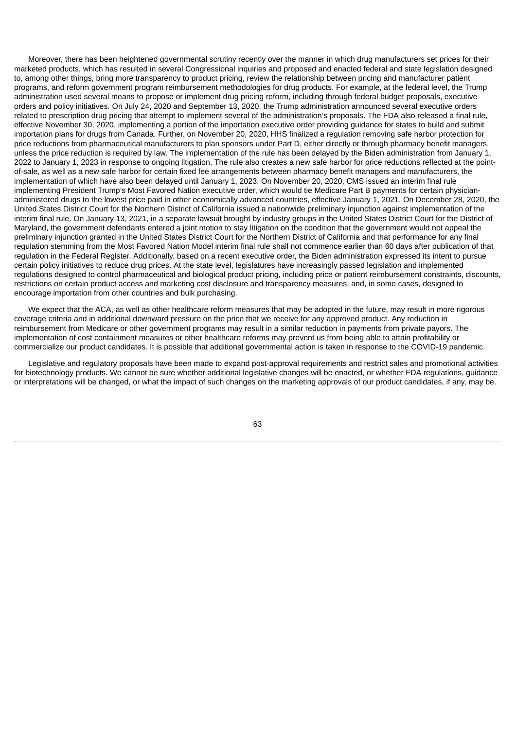Moreover, there has been heightened governmental scrutiny recently over the manner in which drug manufacturers set prices for their marketed products, which has resulted in several Congressional inquiries and proposed and enacted federal and state legislation designed to, among other things, bring more transparency to product pricing, review the relationship between pricing and manufacturer patient programs, and reform government program reimbursement methodologies for drug products. For example, at the federal level, the Trump administration used several means to propose or implement drug pricing reform, including through federal budget proposals, executive orders and policy initiatives. On July 24, 2020 and September 13, 2020, the Trump administration announced several executive orders related to prescription drug pricing that attempt to implement several of the administration's proposals. The FDA also released a final rule, effective November 30, 2020, implementing a portion of the importation executive order providing guidance for states to build and submit importation plans for drugs from Canada. Further, on November 20, 2020, HHS finalized a regulation removing safe harbor protection for price reductions from pharmaceutical manufacturers to plan sponsors under Part D, either directly or through pharmacy benefit managers, unless the price reduction is required by law. The implementation of the rule has been delayed by the Biden administration from January 1, 2022 to January 1, 2023 in response to ongoing litigation. The rule also creates a new safe harbor for price reductions reflected at the point-of-sale, as well as a new safe harbor for certain fixed fee arrangements between pharmacy benefit managers and manufacturers, the implementation of which have also been delayed until January 1, 2023. On November 20, 2020, CMS issued an interim final rule implementing President Trump's Most Favored Nation executive order, which would tie Medicare Part B payments for certain physician-administered drugs to the lowest price paid in other economically advanced countries, effective January 1, 2021. On December 28, 2020, the United States District Court for the Northern District of California issued a nationwide preliminary injunction against implementation of the interim final rule. On January 13, 2021, in a separate lawsuit brought by industry groups in the United States District Court for the District of Maryland, the government defendants entered a joint motion to stay litigation on the condition that the government would not appeal the preliminary injunction granted in the United States District Court for the Northern District of California and that performance for any final regulation stemming from the Most Favored Nation Model interim final rule shall not commence earlier than 60 days after publication of that regulation in the Federal Register. Additionally, based on a recent executive order, the Biden administration expressed its intent to pursue certain policy initiatives to reduce drug prices. At the state level, legislatures have increasingly passed legislation and implemented regulations designed to control pharmaceutical and biological product pricing, including price or patient reimbursement constraints, discounts, restrictions on certain product access and marketing cost disclosure and transparency measures, and, in some cases, designed to encourage importation from other countries and bulk purchasing.

We expect that the ACA, as well as other healthcare reform measures that may be adopted in the future, may result in more rigorous coverage criteria and in additional downward pressure on the price that we receive for any approved product. Any reduction in reimbursement from Medicare or other government programs may result in a similar reduction in payments from private payors. The implementation of cost containment measures or other healthcare reforms may prevent us from being able to attain profitability or commercialize our product candidates. It is possible that additional governmental action is taken in response to the COVID-19 pandemic.

Legislative and regulatory proposals have been made to expand post-approval requirements and restrict sales and promotional activities for biotechnology products. We cannot be sure whether additional legislative changes will be enacted, or whether FDA regulations, guidance or interpretations will be changed, or what the impact of such changes on the marketing approvals of our product candidates, if any, may be.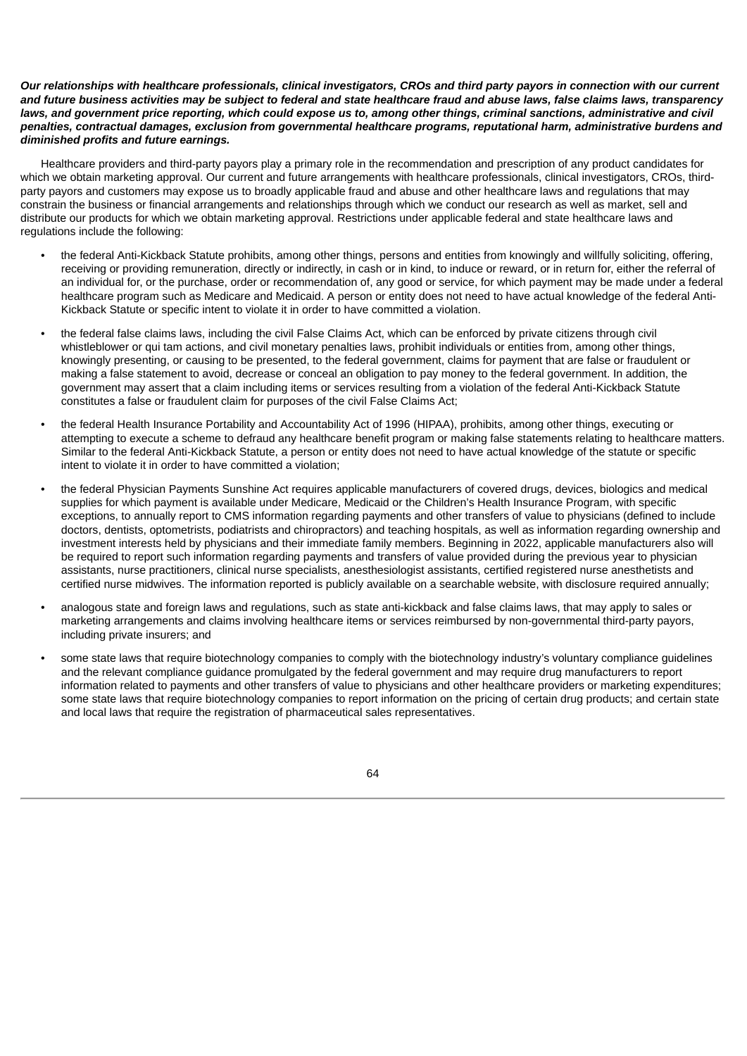***Our relationships with healthcare professionals, clinical investigators, CROs and third party payors in connection with our current and future business activities may be subject to federal and state healthcare fraud and abuse laws, false claims laws, transparency laws, and government price reporting, which could expose us to, among other things, criminal sanctions, administrative and civil penalties, contractual damages, exclusion from governmental healthcare programs, reputational harm, administrative burdens and diminished profits and future earnings.***

Healthcare providers and third-party payors play a primary role in the recommendation and prescription of any product candidates for which we obtain marketing approval. Our current and future arrangements with healthcare professionals, clinical investigators, CROs, third-party payors and customers may expose us to broadly applicable fraud and abuse and other healthcare laws and regulations that may constrain the business or financial arrangements and relationships through which we conduct our research as well as market, sell and distribute our products for which we obtain marketing approval. Restrictions under applicable federal and state healthcare laws and regulations include the following:

- the federal Anti-Kickback Statute prohibits, among other things, persons and entities from knowingly and willfully soliciting, offering, receiving or providing remuneration, directly or indirectly, in cash or in kind, to induce or reward, or in return for, either the referral of an individual for, or the purchase, order or recommendation of, any good or service, for which payment may be made under a federal healthcare program such as Medicare and Medicaid. A person or entity does not need to have actual knowledge of the federal Anti-Kickback Statute or specific intent to violate it in order to have committed a violation.
- the federal false claims laws, including the civil False Claims Act, which can be enforced by private citizens through civil whistleblower or qui tam actions, and civil monetary penalties laws, prohibit individuals or entities from, among other things, knowingly presenting, or causing to be presented, to the federal government, claims for payment that are false or fraudulent or making a false statement to avoid, decrease or conceal an obligation to pay money to the federal government. In addition, the government may assert that a claim including items or services resulting from a violation of the federal Anti-Kickback Statute constitutes a false or fraudulent claim for purposes of the civil False Claims Act;
- the federal Health Insurance Portability and Accountability Act of 1996 (HIPAA), prohibits, among other things, executing or attempting to execute a scheme to defraud any healthcare benefit program or making false statements relating to healthcare matters. Similar to the federal Anti-Kickback Statute, a person or entity does not need to have actual knowledge of the statute or specific intent to violate it in order to have committed a violation;
- the federal Physician Payments Sunshine Act requires applicable manufacturers of covered drugs, devices, biologics and medical supplies for which payment is available under Medicare, Medicaid or the Children's Health Insurance Program, with specific exceptions, to annually report to CMS information regarding payments and other transfers of value to physicians (defined to include doctors, dentists, optometrists, podiatrists and chiropractors) and teaching hospitals, as well as information regarding ownership and investment interests held by physicians and their immediate family members. Beginning in 2022, applicable manufacturers also will be required to report such information regarding payments and transfers of value provided during the previous year to physician assistants, nurse practitioners, clinical nurse specialists, anesthesiologist assistants, certified registered nurse anesthetists and certified nurse midwives. The information reported is publicly available on a searchable website, with disclosure required annually;
- analogous state and foreign laws and regulations, such as state anti-kickback and false claims laws, that may apply to sales or marketing arrangements and claims involving healthcare items or services reimbursed by non-governmental third-party payors, including private insurers; and
- some state laws that require biotechnology companies to comply with the biotechnology industry's voluntary compliance guidelines and the relevant compliance guidance promulgated by the federal government and may require drug manufacturers to report information related to payments and other transfers of value to physicians and other healthcare providers or marketing expenditures; some state laws that require biotechnology companies to report information on the pricing of certain drug products; and certain state and local laws that require the registration of pharmaceutical sales representatives.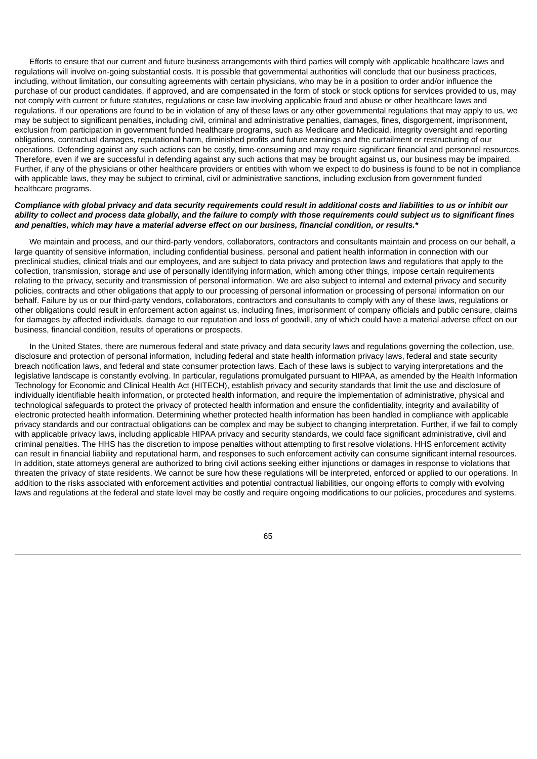Efforts to ensure that our current and future business arrangements with third parties will comply with applicable healthcare laws and regulations will involve on-going substantial costs. It is possible that governmental authorities will conclude that our business practices, including, without limitation, our consulting agreements with certain physicians, who may be in a position to order and/or influence the purchase of our product candidates, if approved, and are compensated in the form of stock or stock options for services provided to us, may not comply with current or future statutes, regulations or case law involving applicable fraud and abuse or other healthcare laws and regulations. If our operations are found to be in violation of any of these laws or any other governmental regulations that may apply to us, we may be subject to significant penalties, including civil, criminal and administrative penalties, damages, fines, disgorgement, imprisonment, exclusion from participation in government funded healthcare programs, such as Medicare and Medicaid, integrity oversight and reporting obligations, contractual damages, reputational harm, diminished profits and future earnings and the curtailment or restructuring of our operations. Defending against any such actions can be costly, time-consuming and may require significant financial and personnel resources. Therefore, even if we are successful in defending against any such actions that may be brought against us, our business may be impaired. Further, if any of the physicians or other healthcare providers or entities with whom we expect to do business is found to be not in compliance with applicable laws, they may be subject to criminal, civil or administrative sanctions, including exclusion from government funded healthcare programs.

***Compliance with global privacy and data security requirements could result in additional costs and liabilities to us or inhibit our ability to collect and process data globally, and the failure to comply with those requirements could subject us to significant fines and penalties, which may have a material adverse effect on our business, financial condition, or results.****

We maintain and process, and our third-party vendors, collaborators, contractors and consultants maintain and process on our behalf, a large quantity of sensitive information, including confidential business, personal and patient health information in connection with our preclinical studies, clinical trials and our employees, and are subject to data privacy and protection laws and regulations that apply to the collection, transmission, storage and use of personally identifying information, which among other things, impose certain requirements relating to the privacy, security and transmission of personal information. We are also subject to internal and external privacy and security policies, contracts and other obligations that apply to our processing of personal information or processing of personal information on our behalf. Failure by us or our third-party vendors, collaborators, contractors and consultants to comply with any of these laws, regulations or other obligations could result in enforcement action against us, including fines, imprisonment of company officials and public censure, claims for damages by affected individuals, damage to our reputation and loss of goodwill, any of which could have a material adverse effect on our business, financial condition, results of operations or prospects.

In the United States, there are numerous federal and state privacy and data security laws and regulations governing the collection, use, disclosure and protection of personal information, including federal and state health information privacy laws, federal and state security breach notification laws, and federal and state consumer protection laws. Each of these laws is subject to varying interpretations and the legislative landscape is constantly evolving. In particular, regulations promulgated pursuant to HIPAA, as amended by the Health Information Technology for Economic and Clinical Health Act (HITECH), establish privacy and security standards that limit the use and disclosure of individually identifiable health information, or protected health information, and require the implementation of administrative, physical and technological safeguards to protect the privacy of protected health information and ensure the confidentiality, integrity and availability of electronic protected health information. Determining whether protected health information has been handled in compliance with applicable privacy standards and our contractual obligations can be complex and may be subject to changing interpretation. Further, if we fail to comply with applicable privacy laws, including applicable HIPAA privacy and security standards, we could face significant administrative, civil and criminal penalties. The HHS has the discretion to impose penalties without attempting to first resolve violations. HHS enforcement activity can result in financial liability and reputational harm, and responses to such enforcement activity can consume significant internal resources. In addition, state attorneys general are authorized to bring civil actions seeking either injunctions or damages in response to violations that threaten the privacy of state residents. We cannot be sure how these regulations will be interpreted, enforced or applied to our operations. In addition to the risks associated with enforcement activities and potential contractual liabilities, our ongoing efforts to comply with evolving laws and regulations at the federal and state level may be costly and require ongoing modifications to our policies, procedures and systems.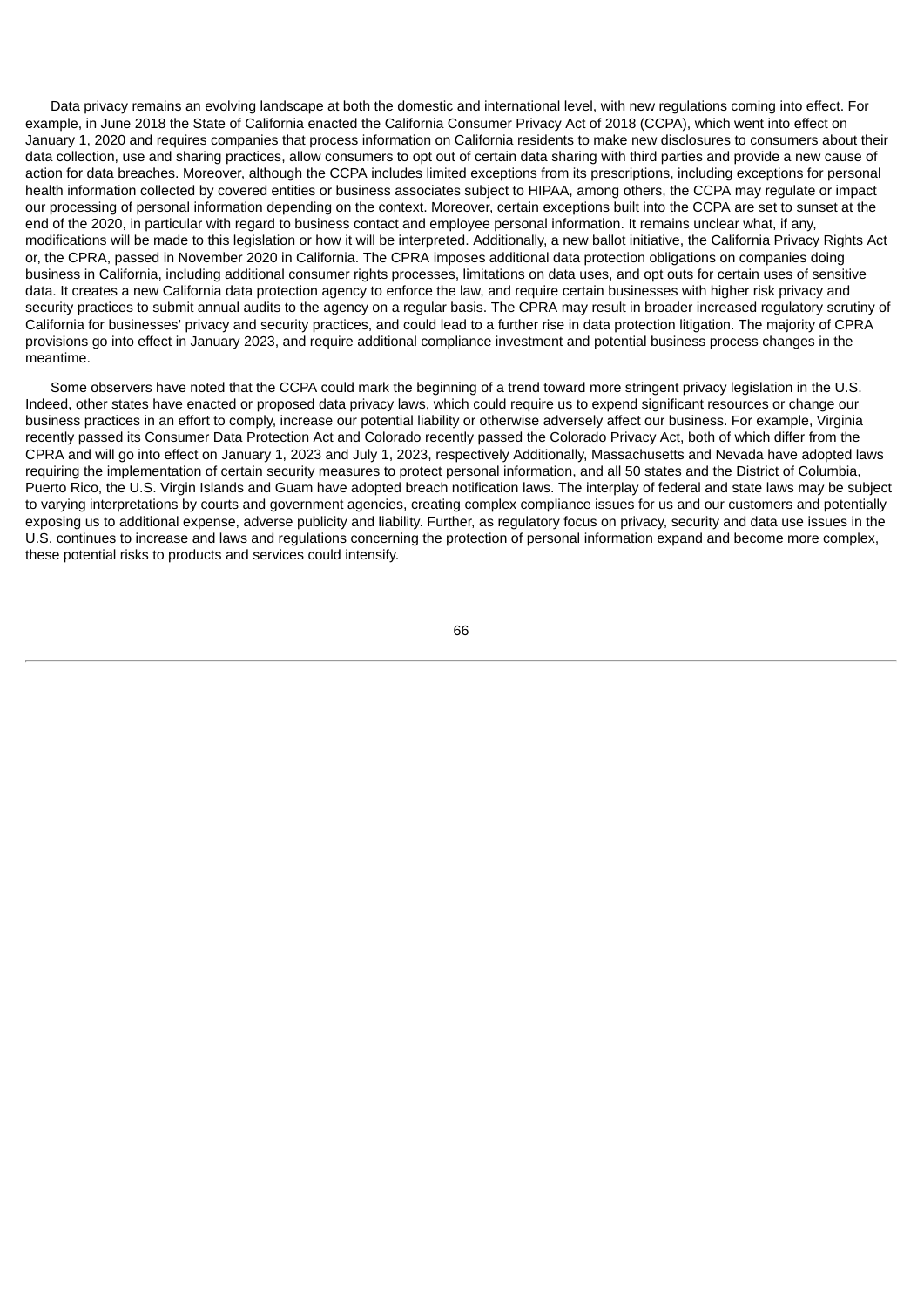Data privacy remains an evolving landscape at both the domestic and international level, with new regulations coming into effect. For example, in June 2018 the State of California enacted the California Consumer Privacy Act of 2018 (CCPA), which went into effect on January 1, 2020 and requires companies that process information on California residents to make new disclosures to consumers about their data collection, use and sharing practices, allow consumers to opt out of certain data sharing with third parties and provide a new cause of action for data breaches. Moreover, although the CCPA includes limited exceptions from its prescriptions, including exceptions for personal health information collected by covered entities or business associates subject to HIPAA, among others, the CCPA may regulate or impact our processing of personal information depending on the context. Moreover, certain exceptions built into the CCPA are set to sunset at the end of the 2020, in particular with regard to business contact and employee personal information. It remains unclear what, if any, modifications will be made to this legislation or how it will be interpreted. Additionally, a new ballot initiative, the California Privacy Rights Act or, the CPRA, passed in November 2020 in California. The CPRA imposes additional data protection obligations on companies doing business in California, including additional consumer rights processes, limitations on data uses, and opt outs for certain uses of sensitive data. It creates a new California data protection agency to enforce the law, and require certain businesses with higher risk privacy and security practices to submit annual audits to the agency on a regular basis. The CPRA may result in broader increased regulatory scrutiny of California for businesses' privacy and security practices, and could lead to a further rise in data protection litigation. The majority of CPRA provisions go into effect in January 2023, and require additional compliance investment and potential business process changes in the meantime.

Some observers have noted that the CCPA could mark the beginning of a trend toward more stringent privacy legislation in the U.S. Indeed, other states have enacted or proposed data privacy laws, which could require us to expend significant resources or change our business practices in an effort to comply, increase our potential liability or otherwise adversely affect our business. For example, Virginia recently passed its Consumer Data Protection Act and Colorado recently passed the Colorado Privacy Act, both of which differ from the CPRA and will go into effect on January 1, 2023 and July 1, 2023, respectively Additionally, Massachusetts and Nevada have adopted laws requiring the implementation of certain security measures to protect personal information, and all 50 states and the District of Columbia, Puerto Rico, the U.S. Virgin Islands and Guam have adopted breach notification laws. The interplay of federal and state laws may be subject to varying interpretations by courts and government agencies, creating complex compliance issues for us and our customers and potentially exposing us to additional expense, adverse publicity and liability. Further, as regulatory focus on privacy, security and data use issues in the U.S. continues to increase and laws and regulations concerning the protection of personal information expand and become more complex, these potential risks to products and services could intensify.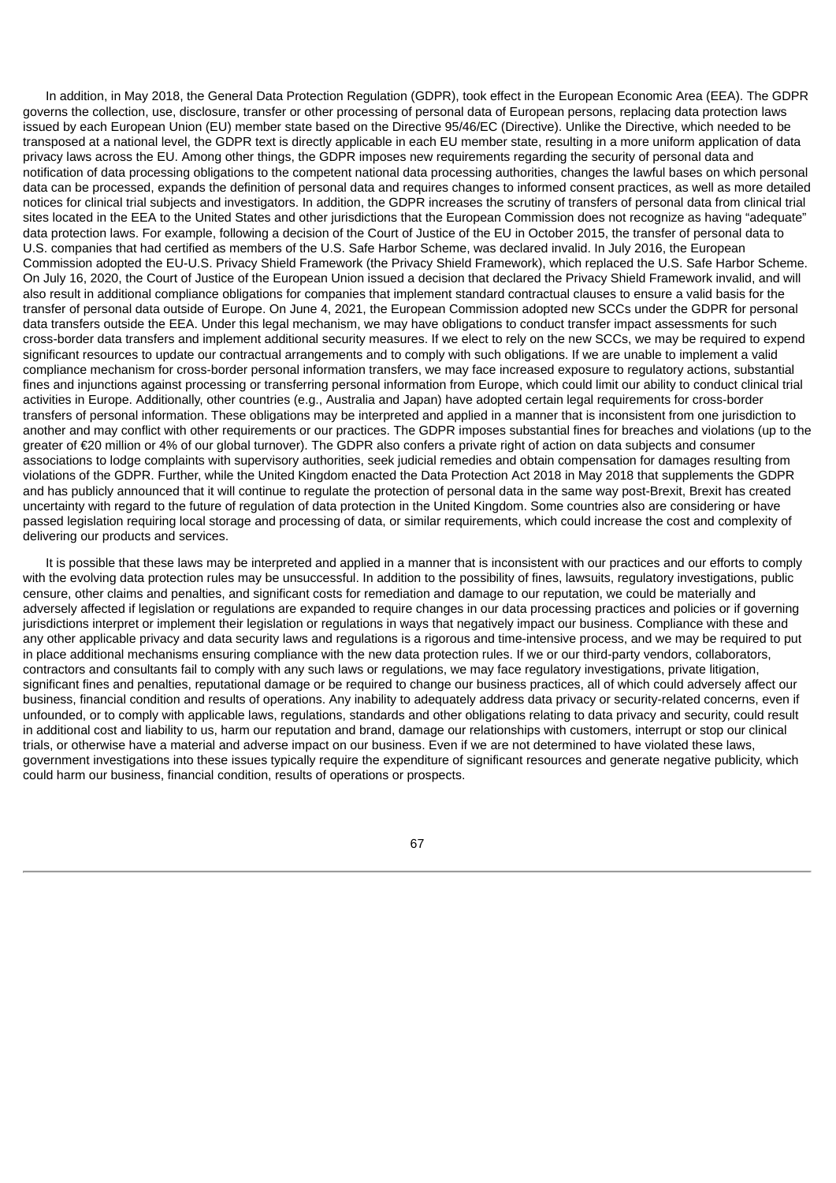In addition, in May 2018, the General Data Protection Regulation (GDPR), took effect in the European Economic Area (EEA). The GDPR governs the collection, use, disclosure, transfer or other processing of personal data of European persons, replacing data protection laws issued by each European Union (EU) member state based on the Directive 95/46/EC (Directive). Unlike the Directive, which needed to be transposed at a national level, the GDPR text is directly applicable in each EU member state, resulting in a more uniform application of data privacy laws across the EU. Among other things, the GDPR imposes new requirements regarding the security of personal data and notification of data processing obligations to the competent national data processing authorities, changes the lawful bases on which personal data can be processed, expands the definition of personal data and requires changes to informed consent practices, as well as more detailed notices for clinical trial subjects and investigators. In addition, the GDPR increases the scrutiny of transfers of personal data from clinical trial sites located in the EEA to the United States and other jurisdictions that the European Commission does not recognize as having "adequate" data protection laws. For example, following a decision of the Court of Justice of the EU in October 2015, the transfer of personal data to U.S. companies that had certified as members of the U.S. Safe Harbor Scheme, was declared invalid. In July 2016, the European Commission adopted the EU-U.S. Privacy Shield Framework (the Privacy Shield Framework), which replaced the U.S. Safe Harbor Scheme. On July 16, 2020, the Court of Justice of the European Union issued a decision that declared the Privacy Shield Framework invalid, and will also result in additional compliance obligations for companies that implement standard contractual clauses to ensure a valid basis for the transfer of personal data outside of Europe. On June 4, 2021, the European Commission adopted new SCCs under the GDPR for personal data transfers outside the EEA. Under this legal mechanism, we may have obligations to conduct transfer impact assessments for such cross-border data transfers and implement additional security measures. If we elect to rely on the new SCCs, we may be required to expend significant resources to update our contractual arrangements and to comply with such obligations. If we are unable to implement a valid compliance mechanism for cross-border personal information transfers, we may face increased exposure to regulatory actions, substantial fines and injunctions against processing or transferring personal information from Europe, which could limit our ability to conduct clinical trial activities in Europe. Additionally, other countries (e.g., Australia and Japan) have adopted certain legal requirements for cross-border transfers of personal information. These obligations may be interpreted and applied in a manner that is inconsistent from one jurisdiction to another and may conflict with other requirements or our practices. The GDPR imposes substantial fines for breaches and violations (up to the greater of €20 million or 4% of our global turnover). The GDPR also confers a private right of action on data subjects and consumer associations to lodge complaints with supervisory authorities, seek judicial remedies and obtain compensation for damages resulting from violations of the GDPR. Further, while the United Kingdom enacted the Data Protection Act 2018 in May 2018 that supplements the GDPR and has publicly announced that it will continue to regulate the protection of personal data in the same way post-Brexit, Brexit has created uncertainty with regard to the future of regulation of data protection in the United Kingdom. Some countries also are considering or have passed legislation requiring local storage and processing of data, or similar requirements, which could increase the cost and complexity of delivering our products and services.

It is possible that these laws may be interpreted and applied in a manner that is inconsistent with our practices and our efforts to comply with the evolving data protection rules may be unsuccessful. In addition to the possibility of fines, lawsuits, regulatory investigations, public censure, other claims and penalties, and significant costs for remediation and damage to our reputation, we could be materially and adversely affected if legislation or regulations are expanded to require changes in our data processing practices and policies or if governing jurisdictions interpret or implement their legislation or regulations in ways that negatively impact our business. Compliance with these and any other applicable privacy and data security laws and regulations is a rigorous and time-intensive process, and we may be required to put in place additional mechanisms ensuring compliance with the new data protection rules. If we or our third-party vendors, collaborators, contractors and consultants fail to comply with any such laws or regulations, we may face regulatory investigations, private litigation, significant fines and penalties, reputational damage or be required to change our business practices, all of which could adversely affect our business, financial condition and results of operations. Any inability to adequately address data privacy or security-related concerns, even if unfounded, or to comply with applicable laws, regulations, standards and other obligations relating to data privacy and security, could result in additional cost and liability to us, harm our reputation and brand, damage our relationships with customers, interrupt or stop our clinical trials, or otherwise have a material and adverse impact on our business. Even if we are not determined to have violated these laws, government investigations into these issues typically require the expenditure of significant resources and generate negative publicity, which could harm our business, financial condition, results of operations or prospects.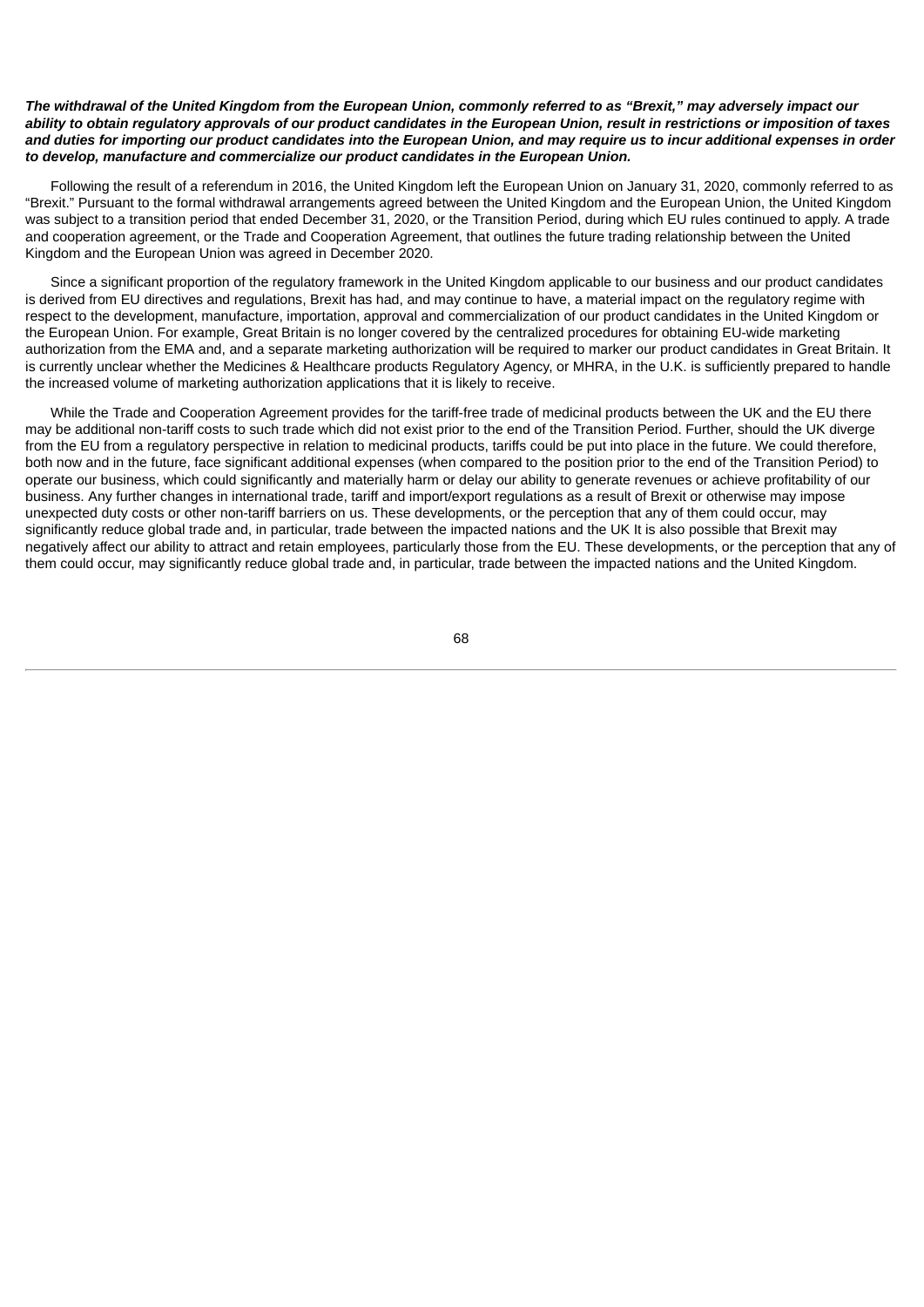***The withdrawal of the United Kingdom from the European Union, commonly referred to as "Brexit," may adversely impact our ability to obtain regulatory approvals of our product candidates in the European Union, result in restrictions or imposition of taxes and duties for importing our product candidates into the European Union, and may require us to incur additional expenses in order to develop, manufacture and commercialize our product candidates in the European Union.***

Following the result of a referendum in 2016, the United Kingdom left the European Union on January 31, 2020, commonly referred to as "Brexit." Pursuant to the formal withdrawal arrangements agreed between the United Kingdom and the European Union, the United Kingdom was subject to a transition period that ended December 31, 2020, or the Transition Period, during which EU rules continued to apply. A trade and cooperation agreement, or the Trade and Cooperation Agreement, that outlines the future trading relationship between the United Kingdom and the European Union was agreed in December 2020.

Since a significant proportion of the regulatory framework in the United Kingdom applicable to our business and our product candidates is derived from EU directives and regulations, Brexit has had, and may continue to have, a material impact on the regulatory regime with respect to the development, manufacture, importation, approval and commercialization of our product candidates in the United Kingdom or the European Union. For example, Great Britain is no longer covered by the centralized procedures for obtaining EU-wide marketing authorization from the EMA and, and a separate marketing authorization will be required to marker our product candidates in Great Britain. It is currently unclear whether the Medicines & Healthcare products Regulatory Agency, or MHRA, in the U.K. is sufficiently prepared to handle the increased volume of marketing authorization applications that it is likely to receive.

While the Trade and Cooperation Agreement provides for the tariff-free trade of medicinal products between the UK and the EU there may be additional non-tariff costs to such trade which did not exist prior to the end of the Transition Period. Further, should the UK diverge from the EU from a regulatory perspective in relation to medicinal products, tariffs could be put into place in the future. We could therefore, both now and in the future, face significant additional expenses (when compared to the position prior to the end of the Transition Period) to operate our business, which could significantly and materially harm or delay our ability to generate revenues or achieve profitability of our business. Any further changes in international trade, tariff and import/export regulations as a result of Brexit or otherwise may impose unexpected duty costs or other non-tariff barriers on us. These developments, or the perception that any of them could occur, may significantly reduce global trade and, in particular, trade between the impacted nations and the UK It is also possible that Brexit may negatively affect our ability to attract and retain employees, particularly those from the EU. These developments, or the perception that any of them could occur, may significantly reduce global trade and, in particular, trade between the impacted nations and the United Kingdom.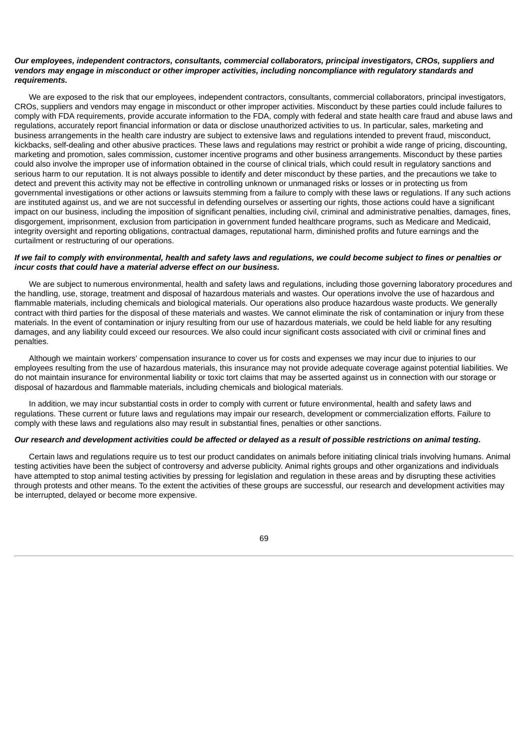***Our employees, independent contractors, consultants, commercial collaborators, principal investigators, CROs, suppliers and vendors may engage in misconduct or other improper activities, including noncompliance with regulatory standards and requirements.***

We are exposed to the risk that our employees, independent contractors, consultants, commercial collaborators, principal investigators, CROs, suppliers and vendors may engage in misconduct or other improper activities. Misconduct by these parties could include failures to comply with FDA requirements, provide accurate information to the FDA, comply with federal and state health care fraud and abuse laws and regulations, accurately report financial information or data or disclose unauthorized activities to us. In particular, sales, marketing and business arrangements in the health care industry are subject to extensive laws and regulations intended to prevent fraud, misconduct, kickbacks, self-dealing and other abusive practices. These laws and regulations may restrict or prohibit a wide range of pricing, discounting, marketing and promotion, sales commission, customer incentive programs and other business arrangements. Misconduct by these parties could also involve the improper use of information obtained in the course of clinical trials, which could result in regulatory sanctions and serious harm to our reputation. It is not always possible to identify and deter misconduct by these parties, and the precautions we take to detect and prevent this activity may not be effective in controlling unknown or unmanaged risks or losses or in protecting us from governmental investigations or other actions or lawsuits stemming from a failure to comply with these laws or regulations. If any such actions are instituted against us, and we are not successful in defending ourselves or asserting our rights, those actions could have a significant impact on our business, including the imposition of significant penalties, including civil, criminal and administrative penalties, damages, fines, disgorgement, imprisonment, exclusion from participation in government funded healthcare programs, such as Medicare and Medicaid, integrity oversight and reporting obligations, contractual damages, reputational harm, diminished profits and future earnings and the curtailment or restructuring of our operations.

***If we fail to comply with environmental, health and safety laws and regulations, we could become subject to fines or penalties or incur costs that could have a material adverse effect on our business.***

We are subject to numerous environmental, health and safety laws and regulations, including those governing laboratory procedures and the handling, use, storage, treatment and disposal of hazardous materials and wastes. Our operations involve the use of hazardous and flammable materials, including chemicals and biological materials. Our operations also produce hazardous waste products. We generally contract with third parties for the disposal of these materials and wastes. We cannot eliminate the risk of contamination or injury from these materials. In the event of contamination or injury resulting from our use of hazardous materials, we could be held liable for any resulting damages, and any liability could exceed our resources. We also could incur significant costs associated with civil or criminal fines and penalties.

Although we maintain workers' compensation insurance to cover us for costs and expenses we may incur due to injuries to our employees resulting from the use of hazardous materials, this insurance may not provide adequate coverage against potential liabilities. We do not maintain insurance for environmental liability or toxic tort claims that may be asserted against us in connection with our storage or disposal of hazardous and flammable materials, including chemicals and biological materials.

In addition, we may incur substantial costs in order to comply with current or future environmental, health and safety laws and regulations. These current or future laws and regulations may impair our research, development or commercialization efforts. Failure to comply with these laws and regulations also may result in substantial fines, penalties or other sanctions.

***Our research and development activities could be affected or delayed as a result of possible restrictions on animal testing.***

Certain laws and regulations require us to test our product candidates on animals before initiating clinical trials involving humans. Animal testing activities have been the subject of controversy and adverse publicity. Animal rights groups and other organizations and individuals have attempted to stop animal testing activities by pressing for legislation and regulation in these areas and by disrupting these activities through protests and other means. To the extent the activities of these groups are successful, our research and development activities may be interrupted, delayed or become more expensive.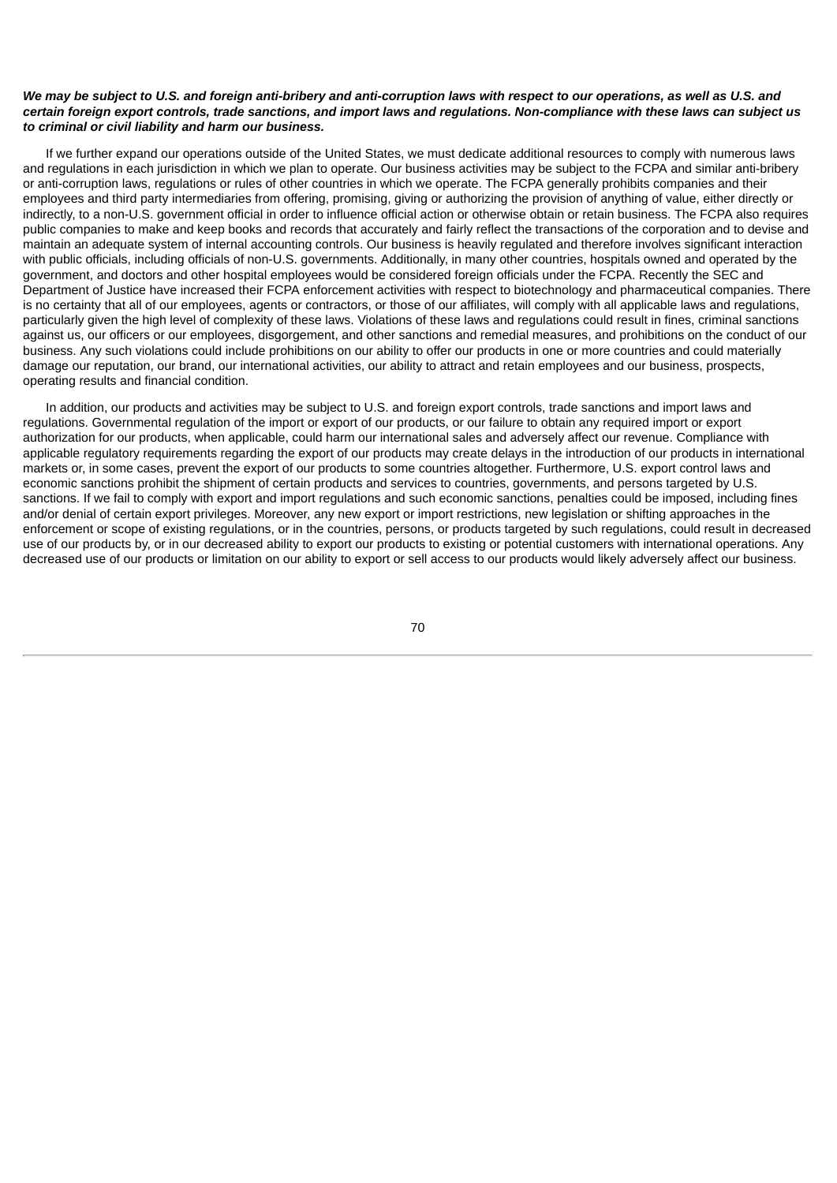***We may be subject to U.S. and foreign anti-bribery and anti-corruption laws with respect to our operations, as well as U.S. and certain foreign export controls, trade sanctions, and import laws and regulations. Non-compliance with these laws can subject us to criminal or civil liability and harm our business.***

If we further expand our operations outside of the United States, we must dedicate additional resources to comply with numerous laws and regulations in each jurisdiction in which we plan to operate. Our business activities may be subject to the FCPA and similar anti-bribery or anti-corruption laws, regulations or rules of other countries in which we operate. The FCPA generally prohibits companies and their employees and third party intermediaries from offering, promising, giving or authorizing the provision of anything of value, either directly or indirectly, to a non-U.S. government official in order to influence official action or otherwise obtain or retain business. The FCPA also requires public companies to make and keep books and records that accurately and fairly reflect the transactions of the corporation and to devise and maintain an adequate system of internal accounting controls. Our business is heavily regulated and therefore involves significant interaction with public officials, including officials of non-U.S. governments. Additionally, in many other countries, hospitals owned and operated by the government, and doctors and other hospital employees would be considered foreign officials under the FCPA. Recently the SEC and Department of Justice have increased their FCPA enforcement activities with respect to biotechnology and pharmaceutical companies. There is no certainty that all of our employees, agents or contractors, or those of our affiliates, will comply with all applicable laws and regulations, particularly given the high level of complexity of these laws. Violations of these laws and regulations could result in fines, criminal sanctions against us, our officers or our employees, disgorgement, and other sanctions and remedial measures, and prohibitions on the conduct of our business. Any such violations could include prohibitions on our ability to offer our products in one or more countries and could materially damage our reputation, our brand, our international activities, our ability to attract and retain employees and our business, prospects, operating results and financial condition.

In addition, our products and activities may be subject to U.S. and foreign export controls, trade sanctions and import laws and regulations. Governmental regulation of the import or export of our products, or our failure to obtain any required import or export authorization for our products, when applicable, could harm our international sales and adversely affect our revenue. Compliance with applicable regulatory requirements regarding the export of our products may create delays in the introduction of our products in international markets or, in some cases, prevent the export of our products to some countries altogether. Furthermore, U.S. export control laws and economic sanctions prohibit the shipment of certain products and services to countries, governments, and persons targeted by U.S. sanctions. If we fail to comply with export and import regulations and such economic sanctions, penalties could be imposed, including fines and/or denial of certain export privileges. Moreover, any new export or import restrictions, new legislation or shifting approaches in the enforcement or scope of existing regulations, or in the countries, persons, or products targeted by such regulations, could result in decreased use of our products by, or in our decreased ability to export our products to existing or potential customers with international operations. Any decreased use of our products or limitation on our ability to export or sell access to our products would likely adversely affect our business.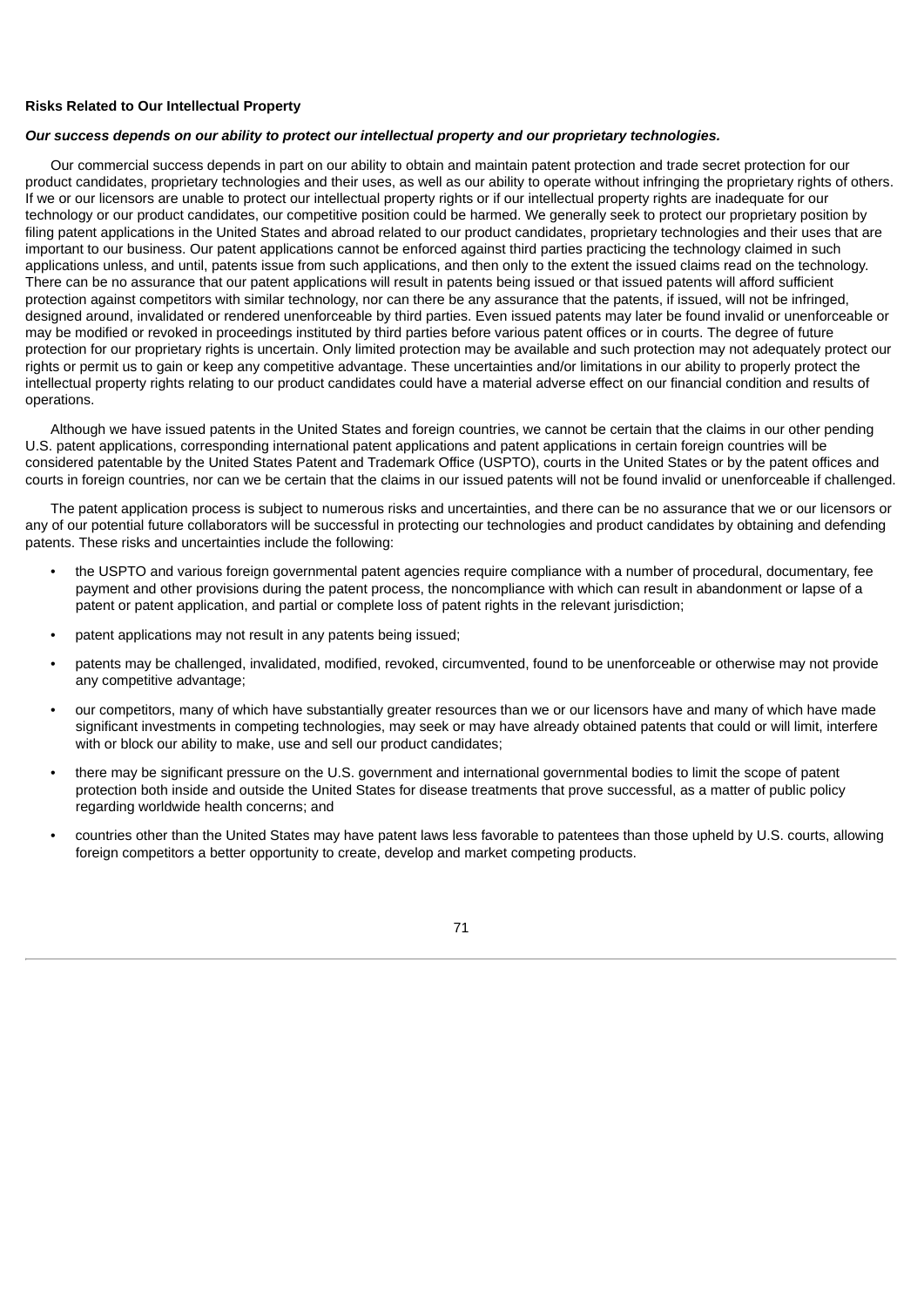**Risks Related to Our Intellectual Property**

***Our success depends on our ability to protect our intellectual property and our proprietary technologies.***

Our commercial success depends in part on our ability to obtain and maintain patent protection and trade secret protection for our product candidates, proprietary technologies and their uses, as well as our ability to operate without infringing the proprietary rights of others. If we or our licensors are unable to protect our intellectual property rights or if our intellectual property rights are inadequate for our technology or our product candidates, our competitive position could be harmed. We generally seek to protect our proprietary position by filing patent applications in the United States and abroad related to our product candidates, proprietary technologies and their uses that are important to our business. Our patent applications cannot be enforced against third parties practicing the technology claimed in such applications unless, and until, patents issue from such applications, and then only to the extent the issued claims read on the technology. There can be no assurance that our patent applications will result in patents being issued or that issued patents will afford sufficient protection against competitors with similar technology, nor can there be any assurance that the patents, if issued, will not be infringed, designed around, invalidated or rendered unenforceable by third parties. Even issued patents may later be found invalid or unenforceable or may be modified or revoked in proceedings instituted by third parties before various patent offices or in courts. The degree of future protection for our proprietary rights is uncertain. Only limited protection may be available and such protection may not adequately protect our rights or permit us to gain or keep any competitive advantage. These uncertainties and/or limitations in our ability to properly protect the intellectual property rights relating to our product candidates could have a material adverse effect on our financial condition and results of operations.

Although we have issued patents in the United States and foreign countries, we cannot be certain that the claims in our other pending U.S. patent applications, corresponding international patent applications and patent applications in certain foreign countries will be considered patentable by the United States Patent and Trademark Office (USPTO), courts in the United States or by the patent offices and courts in foreign countries, nor can we be certain that the claims in our issued patents will not be found invalid or unenforceable if challenged.

The patent application process is subject to numerous risks and uncertainties, and there can be no assurance that we or our licensors or any of our potential future collaborators will be successful in protecting our technologies and product candidates by obtaining and defending patents. These risks and uncertainties include the following:

- the USPTO and various foreign governmental patent agencies require compliance with a number of procedural, documentary, fee payment and other provisions during the patent process, the noncompliance with which can result in abandonment or lapse of a patent or patent application, and partial or complete loss of patent rights in the relevant jurisdiction;
- patent applications may not result in any patents being issued;
- patents may be challenged, invalidated, modified, revoked, circumvented, found to be unenforceable or otherwise may not provide any competitive advantage;
- our competitors, many of which have substantially greater resources than we or our licensors have and many of which have made significant investments in competing technologies, may seek or may have already obtained patents that could or will limit, interfere with or block our ability to make, use and sell our product candidates;
- there may be significant pressure on the U.S. government and international governmental bodies to limit the scope of patent protection both inside and outside the United States for disease treatments that prove successful, as a matter of public policy regarding worldwide health concerns; and
- countries other than the United States may have patent laws less favorable to patentees than those upheld by U.S. courts, allowing foreign competitors a better opportunity to create, develop and market competing products.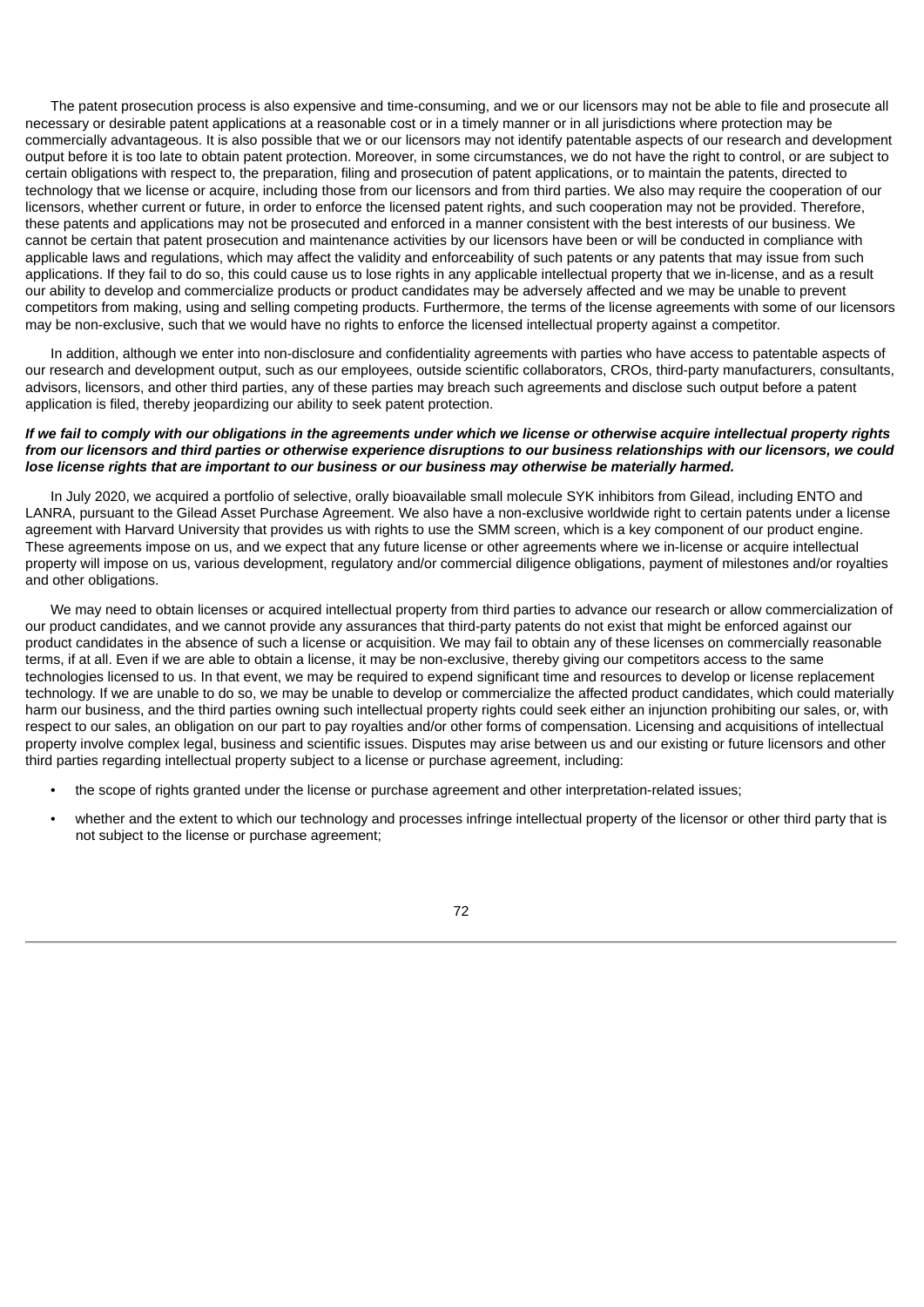The patent prosecution process is also expensive and time-consuming, and we or our licensors may not be able to file and prosecute all necessary or desirable patent applications at a reasonable cost or in a timely manner or in all jurisdictions where protection may be commercially advantageous. It is also possible that we or our licensors may not identify patentable aspects of our research and development output before it is too late to obtain patent protection. Moreover, in some circumstances, we do not have the right to control, or are subject to certain obligations with respect to, the preparation, filing and prosecution of patent applications, or to maintain the patents, directed to technology that we license or acquire, including those from our licensors and from third parties. We also may require the cooperation of our licensors, whether current or future, in order to enforce the licensed patent rights, and such cooperation may not be provided. Therefore, these patents and applications may not be prosecuted and enforced in a manner consistent with the best interests of our business. We cannot be certain that patent prosecution and maintenance activities by our licensors have been or will be conducted in compliance with applicable laws and regulations, which may affect the validity and enforceability of such patents or any patents that may issue from such applications. If they fail to do so, this could cause us to lose rights in any applicable intellectual property that we in-license, and as a result our ability to develop and commercialize products or product candidates may be adversely affected and we may be unable to prevent competitors from making, using and selling competing products. Furthermore, the terms of the license agreements with some of our licensors may be non-exclusive, such that we would have no rights to enforce the licensed intellectual property against a competitor.

In addition, although we enter into non-disclosure and confidentiality agreements with parties who have access to patentable aspects of our research and development output, such as our employees, outside scientific collaborators, CROs, third-party manufacturers, consultants, advisors, licensors, and other third parties, any of these parties may breach such agreements and disclose such output before a patent application is filed, thereby jeopardizing our ability to seek patent protection.

***If we fail to comply with our obligations in the agreements under which we license or otherwise acquire intellectual property rights from our licensors and third parties or otherwise experience disruptions to our business relationships with our licensors, we could lose license rights that are important to our business or our business may otherwise be materially harmed.***

In July 2020, we acquired a portfolio of selective, orally bioavailable small molecule SYK inhibitors from Gilead, including ENTO and LANRA, pursuant to the Gilead Asset Purchase Agreement. We also have a non-exclusive worldwide right to certain patents under a license agreement with Harvard University that provides us with rights to use the SMM screen, which is a key component of our product engine. These agreements impose on us, and we expect that any future license or other agreements where we in-license or acquire intellectual property will impose on us, various development, regulatory and/or commercial diligence obligations, payment of milestones and/or royalties and other obligations.

We may need to obtain licenses or acquired intellectual property from third parties to advance our research or allow commercialization of our product candidates, and we cannot provide any assurances that third-party patents do not exist that might be enforced against our product candidates in the absence of such a license or acquisition. We may fail to obtain any of these licenses on commercially reasonable terms, if at all. Even if we are able to obtain a license, it may be non-exclusive, thereby giving our competitors access to the same technologies licensed to us. In that event, we may be required to expend significant time and resources to develop or license replacement technology. If we are unable to do so, we may be unable to develop or commercialize the affected product candidates, which could materially harm our business, and the third parties owning such intellectual property rights could seek either an injunction prohibiting our sales, or, with respect to our sales, an obligation on our part to pay royalties and/or other forms of compensation. Licensing and acquisitions of intellectual property involve complex legal, business and scientific issues. Disputes may arise between us and our existing or future licensors and other third parties regarding intellectual property subject to a license or purchase agreement, including:

- the scope of rights granted under the license or purchase agreement and other interpretation-related issues;
- whether and the extent to which our technology and processes infringe intellectual property of the licensor or other third party that is not subject to the license or purchase agreement;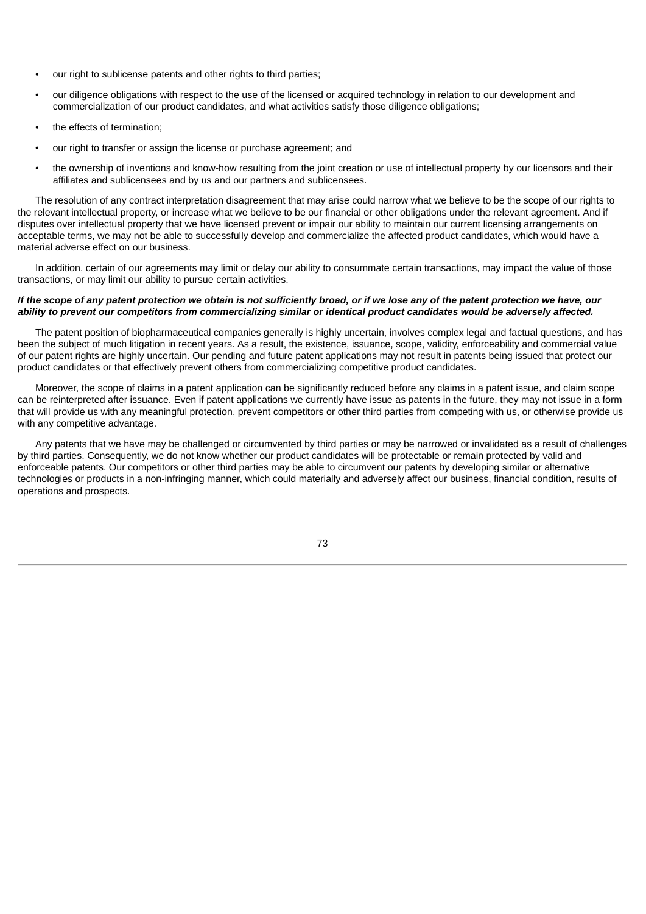- our right to sublicense patents and other rights to third parties;
- our diligence obligations with respect to the use of the licensed or acquired technology in relation to our development and commercialization of our product candidates, and what activities satisfy those diligence obligations;
- the effects of termination;
- our right to transfer or assign the license or purchase agreement; and
- the ownership of inventions and know-how resulting from the joint creation or use of intellectual property by our licensors and their affiliates and sublicensees and by us and our partners and sublicensees.

The resolution of any contract interpretation disagreement that may arise could narrow what we believe to be the scope of our rights to the relevant intellectual property, or increase what we believe to be our financial or other obligations under the relevant agreement. And if disputes over intellectual property that we have licensed prevent or impair our ability to maintain our current licensing arrangements on acceptable terms, we may not be able to successfully develop and commercialize the affected product candidates, which would have a material adverse effect on our business.

In addition, certain of our agreements may limit or delay our ability to consummate certain transactions, may impact the value of those transactions, or may limit our ability to pursue certain activities.

***If the scope of any patent protection we obtain is not sufficiently broad, or if we lose any of the patent protection we have, our ability to prevent our competitors from commercializing similar or identical product candidates would be adversely affected.***

The patent position of biopharmaceutical companies generally is highly uncertain, involves complex legal and factual questions, and has been the subject of much litigation in recent years. As a result, the existence, issuance, scope, validity, enforceability and commercial value of our patent rights are highly uncertain. Our pending and future patent applications may not result in patents being issued that protect our product candidates or that effectively prevent others from commercializing competitive product candidates.

Moreover, the scope of claims in a patent application can be significantly reduced before any claims in a patent issue, and claim scope can be reinterpreted after issuance. Even if patent applications we currently have issue as patents in the future, they may not issue in a form that will provide us with any meaningful protection, prevent competitors or other third parties from competing with us, or otherwise provide us with any competitive advantage.

Any patents that we have may be challenged or circumvented by third parties or may be narrowed or invalidated as a result of challenges by third parties. Consequently, we do not know whether our product candidates will be protectable or remain protected by valid and enforceable patents. Our competitors or other third parties may be able to circumvent our patents by developing similar or alternative technologies or products in a non-infringing manner, which could materially and adversely affect our business, financial condition, results of operations and prospects.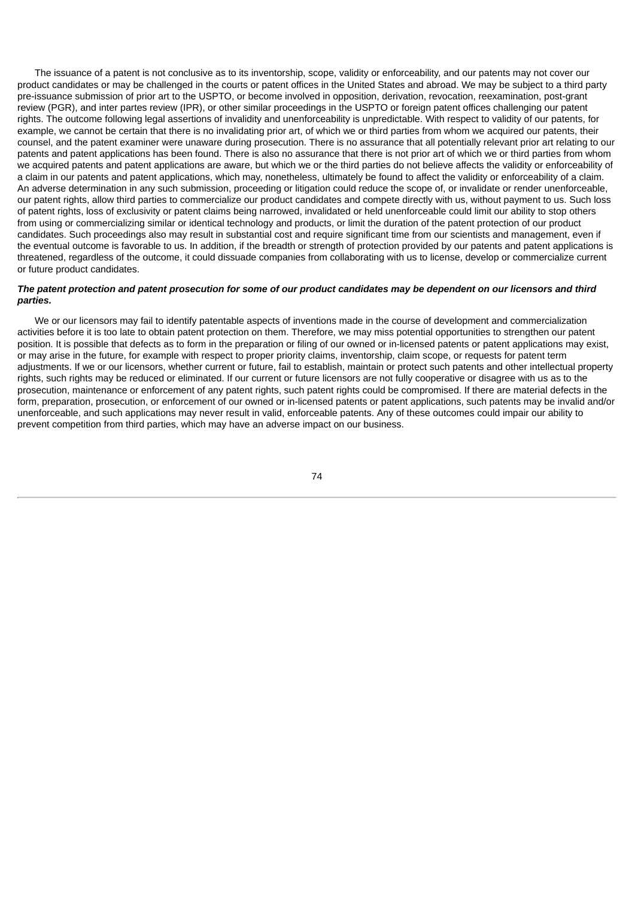The issuance of a patent is not conclusive as to its inventorship, scope, validity or enforceability, and our patents may not cover our product candidates or may be challenged in the courts or patent offices in the United States and abroad. We may be subject to a third party pre-issuance submission of prior art to the USPTO, or become involved in opposition, derivation, revocation, reexamination, post-grant review (PGR), and inter partes review (IPR), or other similar proceedings in the USPTO or foreign patent offices challenging our patent rights. The outcome following legal assertions of invalidity and unenforceability is unpredictable. With respect to validity of our patents, for example, we cannot be certain that there is no invalidating prior art, of which we or third parties from whom we acquired our patents, their counsel, and the patent examiner were unaware during prosecution. There is no assurance that all potentially relevant prior art relating to our patents and patent applications has been found. There is also no assurance that there is not prior art of which we or third parties from whom we acquired patents and patent applications are aware, but which we or the third parties do not believe affects the validity or enforceability of a claim in our patents and patent applications, which may, nonetheless, ultimately be found to affect the validity or enforceability of a claim. An adverse determination in any such submission, proceeding or litigation could reduce the scope of, or invalidate or render unenforceable, our patent rights, allow third parties to commercialize our product candidates and compete directly with us, without payment to us. Such loss of patent rights, loss of exclusivity or patent claims being narrowed, invalidated or held unenforceable could limit our ability to stop others from using or commercializing similar or identical technology and products, or limit the duration of the patent protection of our product candidates. Such proceedings also may result in substantial cost and require significant time from our scientists and management, even if the eventual outcome is favorable to us. In addition, if the breadth or strength of protection provided by our patents and patent applications is threatened, regardless of the outcome, it could dissuade companies from collaborating with us to license, develop or commercialize current or future product candidates.

***The patent protection and patent prosecution for some of our product candidates may be dependent on our licensors and third parties.***

We or our licensors may fail to identify patentable aspects of inventions made in the course of development and commercialization activities before it is too late to obtain patent protection on them. Therefore, we may miss potential opportunities to strengthen our patent position. It is possible that defects as to form in the preparation or filing of our owned or in-licensed patents or patent applications may exist, or may arise in the future, for example with respect to proper priority claims, inventorship, claim scope, or requests for patent term adjustments. If we or our licensors, whether current or future, fail to establish, maintain or protect such patents and other intellectual property rights, such rights may be reduced or eliminated. If our current or future licensors are not fully cooperative or disagree with us as to the prosecution, maintenance or enforcement of any patent rights, such patent rights could be compromised. If there are material defects in the form, preparation, prosecution, or enforcement of our owned or in-licensed patents or patent applications, such patents may be invalid and/or unenforceable, and such applications may never result in valid, enforceable patents. Any of these outcomes could impair our ability to prevent competition from third parties, which may have an adverse impact on our business.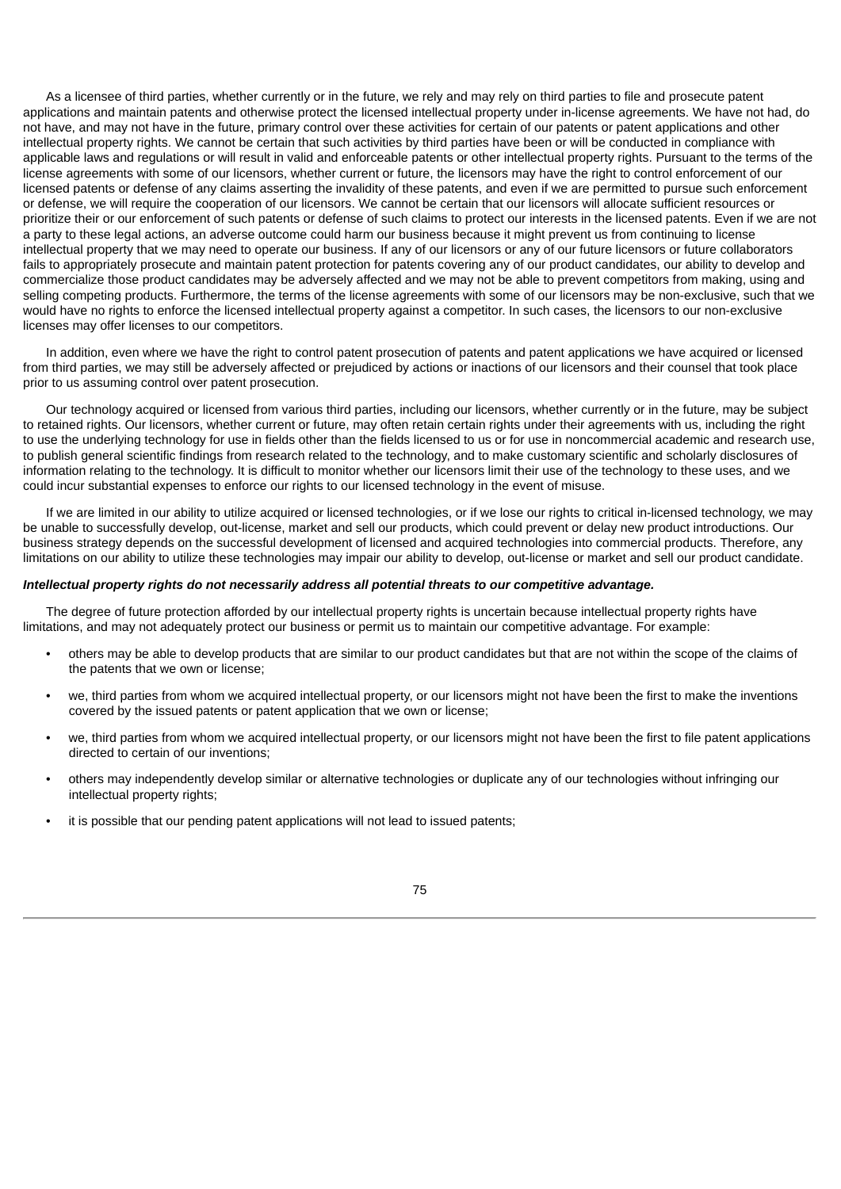As a licensee of third parties, whether currently or in the future, we rely and may rely on third parties to file and prosecute patent applications and maintain patents and otherwise protect the licensed intellectual property under in-license agreements. We have not had, do not have, and may not have in the future, primary control over these activities for certain of our patents or patent applications and other intellectual property rights. We cannot be certain that such activities by third parties have been or will be conducted in compliance with applicable laws and regulations or will result in valid and enforceable patents or other intellectual property rights. Pursuant to the terms of the license agreements with some of our licensors, whether current or future, the licensors may have the right to control enforcement of our licensed patents or defense of any claims asserting the invalidity of these patents, and even if we are permitted to pursue such enforcement or defense, we will require the cooperation of our licensors. We cannot be certain that our licensors will allocate sufficient resources or prioritize their or our enforcement of such patents or defense of such claims to protect our interests in the licensed patents. Even if we are not a party to these legal actions, an adverse outcome could harm our business because it might prevent us from continuing to license intellectual property that we may need to operate our business. If any of our licensors or any of our future licensors or future collaborators fails to appropriately prosecute and maintain patent protection for patents covering any of our product candidates, our ability to develop and commercialize those product candidates may be adversely affected and we may not be able to prevent competitors from making, using and selling competing products. Furthermore, the terms of the license agreements with some of our licensors may be non-exclusive, such that we would have no rights to enforce the licensed intellectual property against a competitor. In such cases, the licensors to our non-exclusive licenses may offer licenses to our competitors.

In addition, even where we have the right to control patent prosecution of patents and patent applications we have acquired or licensed from third parties, we may still be adversely affected or prejudiced by actions or inactions of our licensors and their counsel that took place prior to us assuming control over patent prosecution.

Our technology acquired or licensed from various third parties, including our licensors, whether currently or in the future, may be subject to retained rights. Our licensors, whether current or future, may often retain certain rights under their agreements with us, including the right to use the underlying technology for use in fields other than the fields licensed to us or for use in noncommercial academic and research use, to publish general scientific findings from research related to the technology, and to make customary scientific and scholarly disclosures of information relating to the technology. It is difficult to monitor whether our licensors limit their use of the technology to these uses, and we could incur substantial expenses to enforce our rights to our licensed technology in the event of misuse.

If we are limited in our ability to utilize acquired or licensed technologies, or if we lose our rights to critical in-licensed technology, we may be unable to successfully develop, out-license, market and sell our products, which could prevent or delay new product introductions. Our business strategy depends on the successful development of licensed and acquired technologies into commercial products. Therefore, any limitations on our ability to utilize these technologies may impair our ability to develop, out-license or market and sell our product candidate.

***Intellectual property rights do not necessarily address all potential threats to our competitive advantage.***

The degree of future protection afforded by our intellectual property rights is uncertain because intellectual property rights have limitations, and may not adequately protect our business or permit us to maintain our competitive advantage. For example:

- others may be able to develop products that are similar to our product candidates but that are not within the scope of the claims of the patents that we own or license;
- we, third parties from whom we acquired intellectual property, or our licensors might not have been the first to make the inventions covered by the issued patents or patent application that we own or license;
- we, third parties from whom we acquired intellectual property, or our licensors might not have been the first to file patent applications directed to certain of our inventions;
- others may independently develop similar or alternative technologies or duplicate any of our technologies without infringing our intellectual property rights;
- it is possible that our pending patent applications will not lead to issued patents;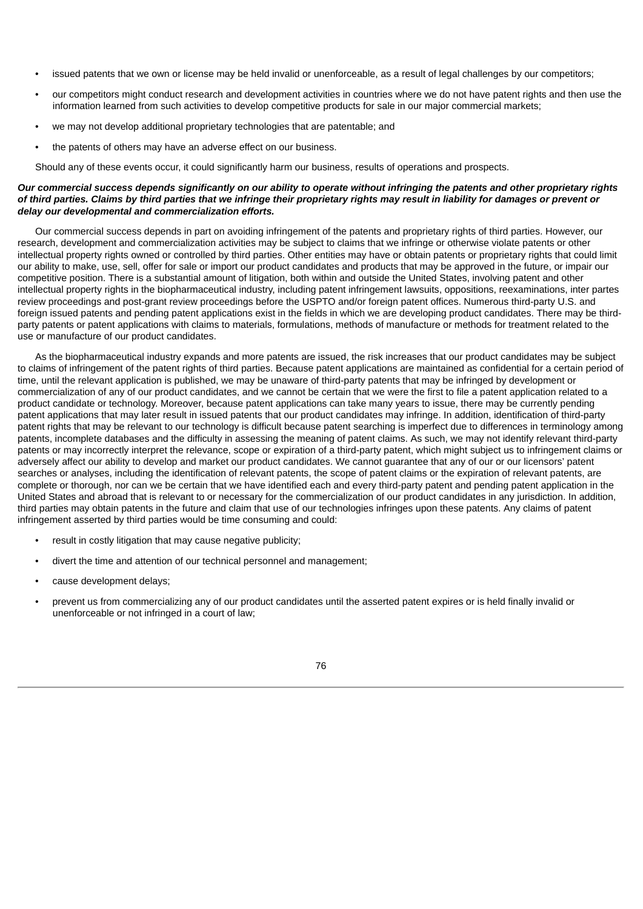- issued patents that we own or license may be held invalid or unenforceable, as a result of legal challenges by our competitors;
- our competitors might conduct research and development activities in countries where we do not have patent rights and then use the information learned from such activities to develop competitive products for sale in our major commercial markets;
- we may not develop additional proprietary technologies that are patentable; and
- the patents of others may have an adverse effect on our business.

Should any of these events occur, it could significantly harm our business, results of operations and prospects.

***Our commercial success depends significantly on our ability to operate without infringing the patents and other proprietary rights of third parties. Claims by third parties that we infringe their proprietary rights may result in liability for damages or prevent or delay our developmental and commercialization efforts.***

Our commercial success depends in part on avoiding infringement of the patents and proprietary rights of third parties. However, our research, development and commercialization activities may be subject to claims that we infringe or otherwise violate patents or other intellectual property rights owned or controlled by third parties. Other entities may have or obtain patents or proprietary rights that could limit our ability to make, use, sell, offer for sale or import our product candidates and products that may be approved in the future, or impair our competitive position. There is a substantial amount of litigation, both within and outside the United States, involving patent and other intellectual property rights in the biopharmaceutical industry, including patent infringement lawsuits, oppositions, reexaminations, inter partes review proceedings and post-grant review proceedings before the USPTO and/or foreign patent offices. Numerous third-party U.S. and foreign issued patents and pending patent applications exist in the fields in which we are developing product candidates. There may be third-party patents or patent applications with claims to materials, formulations, methods of manufacture or methods for treatment related to the use or manufacture of our product candidates.

As the biopharmaceutical industry expands and more patents are issued, the risk increases that our product candidates may be subject to claims of infringement of the patent rights of third parties. Because patent applications are maintained as confidential for a certain period of time, until the relevant application is published, we may be unaware of third-party patents that may be infringed by development or commercialization of any of our product candidates, and we cannot be certain that we were the first to file a patent application related to a product candidate or technology. Moreover, because patent applications can take many years to issue, there may be currently pending patent applications that may later result in issued patents that our product candidates may infringe. In addition, identification of third-party patent rights that may be relevant to our technology is difficult because patent searching is imperfect due to differences in terminology among patents, incomplete databases and the difficulty in assessing the meaning of patent claims. As such, we may not identify relevant third-party patents or may incorrectly interpret the relevance, scope or expiration of a third-party patent, which might subject us to infringement claims or adversely affect our ability to develop and market our product candidates. We cannot guarantee that any of our or our licensors' patent searches or analyses, including the identification of relevant patents, the scope of patent claims or the expiration of relevant patents, are complete or thorough, nor can we be certain that we have identified each and every third-party patent and pending patent application in the United States and abroad that is relevant to or necessary for the commercialization of our product candidates in any jurisdiction. In addition, third parties may obtain patents in the future and claim that use of our technologies infringes upon these patents. Any claims of patent infringement asserted by third parties would be time consuming and could:

- result in costly litigation that may cause negative publicity;
- divert the time and attention of our technical personnel and management;
- cause development delays;
- prevent us from commercializing any of our product candidates until the asserted patent expires or is held finally invalid or unenforceable or not infringed in a court of law;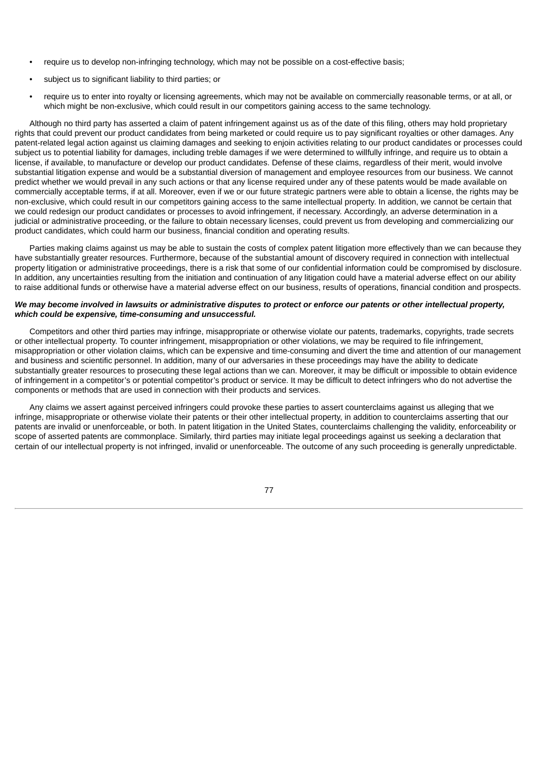- require us to develop non-infringing technology, which may not be possible on a cost-effective basis;
- subject us to significant liability to third parties; or
- require us to enter into royalty or licensing agreements, which may not be available on commercially reasonable terms, or at all, or which might be non-exclusive, which could result in our competitors gaining access to the same technology.

Although no third party has asserted a claim of patent infringement against us as of the date of this filing, others may hold proprietary rights that could prevent our product candidates from being marketed or could require us to pay significant royalties or other damages. Any patent-related legal action against us claiming damages and seeking to enjoin activities relating to our product candidates or processes could subject us to potential liability for damages, including treble damages if we were determined to willfully infringe, and require us to obtain a license, if available, to manufacture or develop our product candidates. Defense of these claims, regardless of their merit, would involve substantial litigation expense and would be a substantial diversion of management and employee resources from our business. We cannot predict whether we would prevail in any such actions or that any license required under any of these patents would be made available on commercially acceptable terms, if at all. Moreover, even if we or our future strategic partners were able to obtain a license, the rights may be non-exclusive, which could result in our competitors gaining access to the same intellectual property. In addition, we cannot be certain that we could redesign our product candidates or processes to avoid infringement, if necessary. Accordingly, an adverse determination in a judicial or administrative proceeding, or the failure to obtain necessary licenses, could prevent us from developing and commercializing our product candidates, which could harm our business, financial condition and operating results.

Parties making claims against us may be able to sustain the costs of complex patent litigation more effectively than we can because they have substantially greater resources. Furthermore, because of the substantial amount of discovery required in connection with intellectual property litigation or administrative proceedings, there is a risk that some of our confidential information could be compromised by disclosure. In addition, any uncertainties resulting from the initiation and continuation of any litigation could have a material adverse effect on our ability to raise additional funds or otherwise have a material adverse effect on our business, results of operations, financial condition and prospects.

***We may become involved in lawsuits or administrative disputes to protect or enforce our patents or other intellectual property, which could be expensive, time-consuming and unsuccessful.***

Competitors and other third parties may infringe, misappropriate or otherwise violate our patents, trademarks, copyrights, trade secrets or other intellectual property. To counter infringement, misappropriation or other violations, we may be required to file infringement, misappropriation or other violation claims, which can be expensive and time-consuming and divert the time and attention of our management and business and scientific personnel. In addition, many of our adversaries in these proceedings may have the ability to dedicate substantially greater resources to prosecuting these legal actions than we can. Moreover, it may be difficult or impossible to obtain evidence of infringement in a competitor's or potential competitor's product or service. It may be difficult to detect infringers who do not advertise the components or methods that are used in connection with their products and services.

Any claims we assert against perceived infringers could provoke these parties to assert counterclaims against us alleging that we infringe, misappropriate or otherwise violate their patents or their other intellectual property, in addition to counterclaims asserting that our patents are invalid or unenforceable, or both. In patent litigation in the United States, counterclaims challenging the validity, enforceability or scope of asserted patents are commonplace. Similarly, third parties may initiate legal proceedings against us seeking a declaration that certain of our intellectual property is not infringed, invalid or unenforceable. The outcome of any such proceeding is generally unpredictable.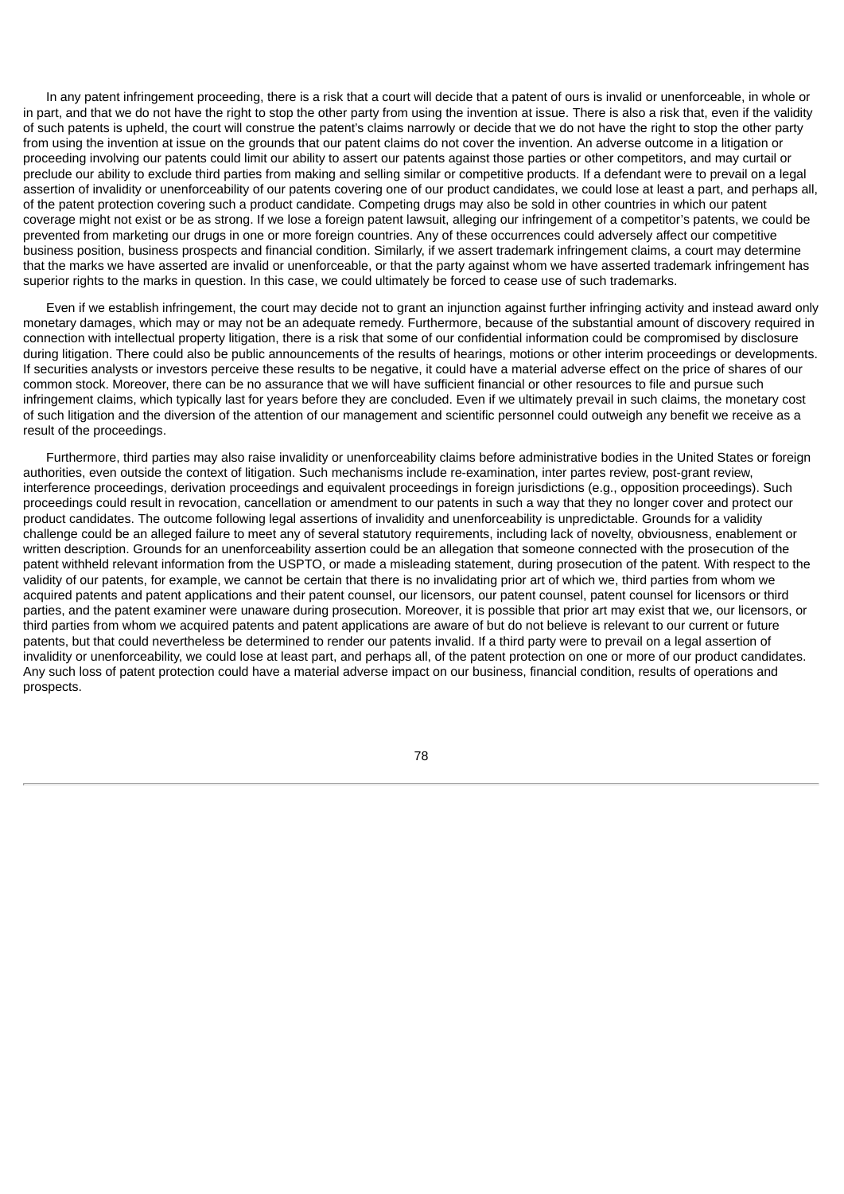In any patent infringement proceeding, there is a risk that a court will decide that a patent of ours is invalid or unenforceable, in whole or in part, and that we do not have the right to stop the other party from using the invention at issue. There is also a risk that, even if the validity of such patents is upheld, the court will construe the patent's claims narrowly or decide that we do not have the right to stop the other party from using the invention at issue on the grounds that our patent claims do not cover the invention. An adverse outcome in a litigation or proceeding involving our patents could limit our ability to assert our patents against those parties or other competitors, and may curtail or preclude our ability to exclude third parties from making and selling similar or competitive products. If a defendant were to prevail on a legal assertion of invalidity or unenforceability of our patents covering one of our product candidates, we could lose at least a part, and perhaps all, of the patent protection covering such a product candidate. Competing drugs may also be sold in other countries in which our patent coverage might not exist or be as strong. If we lose a foreign patent lawsuit, alleging our infringement of a competitor's patents, we could be prevented from marketing our drugs in one or more foreign countries. Any of these occurrences could adversely affect our competitive business position, business prospects and financial condition. Similarly, if we assert trademark infringement claims, a court may determine that the marks we have asserted are invalid or unenforceable, or that the party against whom we have asserted trademark infringement has superior rights to the marks in question. In this case, we could ultimately be forced to cease use of such trademarks.

Even if we establish infringement, the court may decide not to grant an injunction against further infringing activity and instead award only monetary damages, which may or may not be an adequate remedy. Furthermore, because of the substantial amount of discovery required in connection with intellectual property litigation, there is a risk that some of our confidential information could be compromised by disclosure during litigation. There could also be public announcements of the results of hearings, motions or other interim proceedings or developments. If securities analysts or investors perceive these results to be negative, it could have a material adverse effect on the price of shares of our common stock. Moreover, there can be no assurance that we will have sufficient financial or other resources to file and pursue such infringement claims, which typically last for years before they are concluded. Even if we ultimately prevail in such claims, the monetary cost of such litigation and the diversion of the attention of our management and scientific personnel could outweigh any benefit we receive as a result of the proceedings.

Furthermore, third parties may also raise invalidity or unenforceability claims before administrative bodies in the United States or foreign authorities, even outside the context of litigation. Such mechanisms include re-examination, inter partes review, post-grant review, interference proceedings, derivation proceedings and equivalent proceedings in foreign jurisdictions (e.g., opposition proceedings). Such proceedings could result in revocation, cancellation or amendment to our patents in such a way that they no longer cover and protect our product candidates. The outcome following legal assertions of invalidity and unenforceability is unpredictable. Grounds for a validity challenge could be an alleged failure to meet any of several statutory requirements, including lack of novelty, obviousness, enablement or written description. Grounds for an unenforceability assertion could be an allegation that someone connected with the prosecution of the patent withheld relevant information from the USPTO, or made a misleading statement, during prosecution of the patent. With respect to the validity of our patents, for example, we cannot be certain that there is no invalidating prior art of which we, third parties from whom we acquired patents and patent applications and their patent counsel, our licensors, our patent counsel, patent counsel for licensors or third parties, and the patent examiner were unaware during prosecution. Moreover, it is possible that prior art may exist that we, our licensors, or third parties from whom we acquired patents and patent applications are aware of but do not believe is relevant to our current or future patents, but that could nevertheless be determined to render our patents invalid. If a third party were to prevail on a legal assertion of invalidity or unenforceability, we could lose at least part, and perhaps all, of the patent protection on one or more of our product candidates. Any such loss of patent protection could have a material adverse impact on our business, financial condition, results of operations and prospects.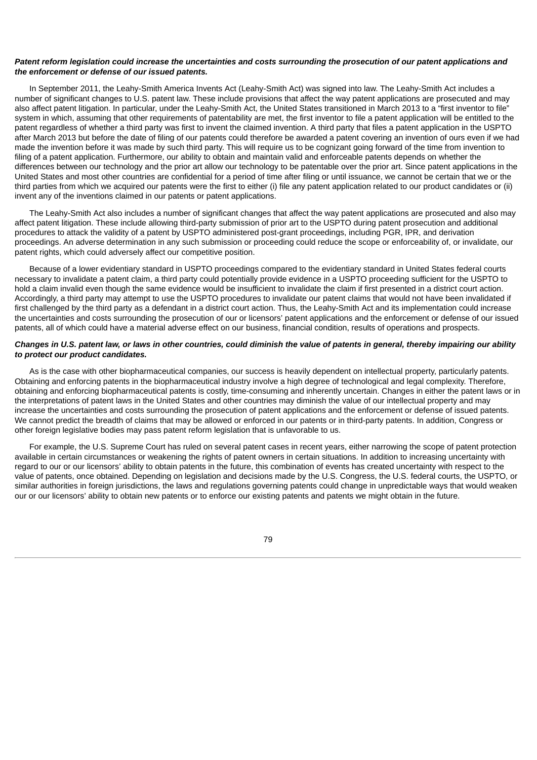***Patent reform legislation could increase the uncertainties and costs surrounding the prosecution of our patent applications and the enforcement or defense of our issued patents.***

In September 2011, the Leahy-Smith America Invents Act (Leahy-Smith Act) was signed into law. The Leahy-Smith Act includes a number of significant changes to U.S. patent law. These include provisions that affect the way patent applications are prosecuted and may also affect patent litigation. In particular, under the Leahy-Smith Act, the United States transitioned in March 2013 to a "first inventor to file" system in which, assuming that other requirements of patentability are met, the first inventor to file a patent application will be entitled to the patent regardless of whether a third party was first to invent the claimed invention. A third party that files a patent application in the USPTO after March 2013 but before the date of filing of our patents could therefore be awarded a patent covering an invention of ours even if we had made the invention before it was made by such third party. This will require us to be cognizant going forward of the time from invention to filing of a patent application. Furthermore, our ability to obtain and maintain valid and enforceable patents depends on whether the differences between our technology and the prior art allow our technology to be patentable over the prior art. Since patent applications in the United States and most other countries are confidential for a period of time after filing or until issuance, we cannot be certain that we or the third parties from which we acquired our patents were the first to either (i) file any patent application related to our product candidates or (ii) invent any of the inventions claimed in our patents or patent applications.

The Leahy-Smith Act also includes a number of significant changes that affect the way patent applications are prosecuted and also may affect patent litigation. These include allowing third-party submission of prior art to the USPTO during patent prosecution and additional procedures to attack the validity of a patent by USPTO administered post-grant proceedings, including PGR, IPR, and derivation proceedings. An adverse determination in any such submission or proceeding could reduce the scope or enforceability of, or invalidate, our patent rights, which could adversely affect our competitive position.

Because of a lower evidentiary standard in USPTO proceedings compared to the evidentiary standard in United States federal courts necessary to invalidate a patent claim, a third party could potentially provide evidence in a USPTO proceeding sufficient for the USPTO to hold a claim invalid even though the same evidence would be insufficient to invalidate the claim if first presented in a district court action. Accordingly, a third party may attempt to use the USPTO procedures to invalidate our patent claims that would not have been invalidated if first challenged by the third party as a defendant in a district court action. Thus, the Leahy-Smith Act and its implementation could increase the uncertainties and costs surrounding the prosecution of our or licensors' patent applications and the enforcement or defense of our issued patents, all of which could have a material adverse effect on our business, financial condition, results of operations and prospects.

***Changes in U.S. patent law, or laws in other countries, could diminish the value of patents in general, thereby impairing our ability to protect our product candidates.***

As is the case with other biopharmaceutical companies, our success is heavily dependent on intellectual property, particularly patents. Obtaining and enforcing patents in the biopharmaceutical industry involve a high degree of technological and legal complexity. Therefore, obtaining and enforcing biopharmaceutical patents is costly, time-consuming and inherently uncertain. Changes in either the patent laws or in the interpretations of patent laws in the United States and other countries may diminish the value of our intellectual property and may increase the uncertainties and costs surrounding the prosecution of patent applications and the enforcement or defense of issued patents. We cannot predict the breadth of claims that may be allowed or enforced in our patents or in third-party patents. In addition, Congress or other foreign legislative bodies may pass patent reform legislation that is unfavorable to us.

For example, the U.S. Supreme Court has ruled on several patent cases in recent years, either narrowing the scope of patent protection available in certain circumstances or weakening the rights of patent owners in certain situations. In addition to increasing uncertainty with regard to our or our licensors' ability to obtain patents in the future, this combination of events has created uncertainty with respect to the value of patents, once obtained. Depending on legislation and decisions made by the U.S. Congress, the U.S. federal courts, the USPTO, or similar authorities in foreign jurisdictions, the laws and regulations governing patents could change in unpredictable ways that would weaken our or our licensors' ability to obtain new patents or to enforce our existing patents and patents we might obtain in the future.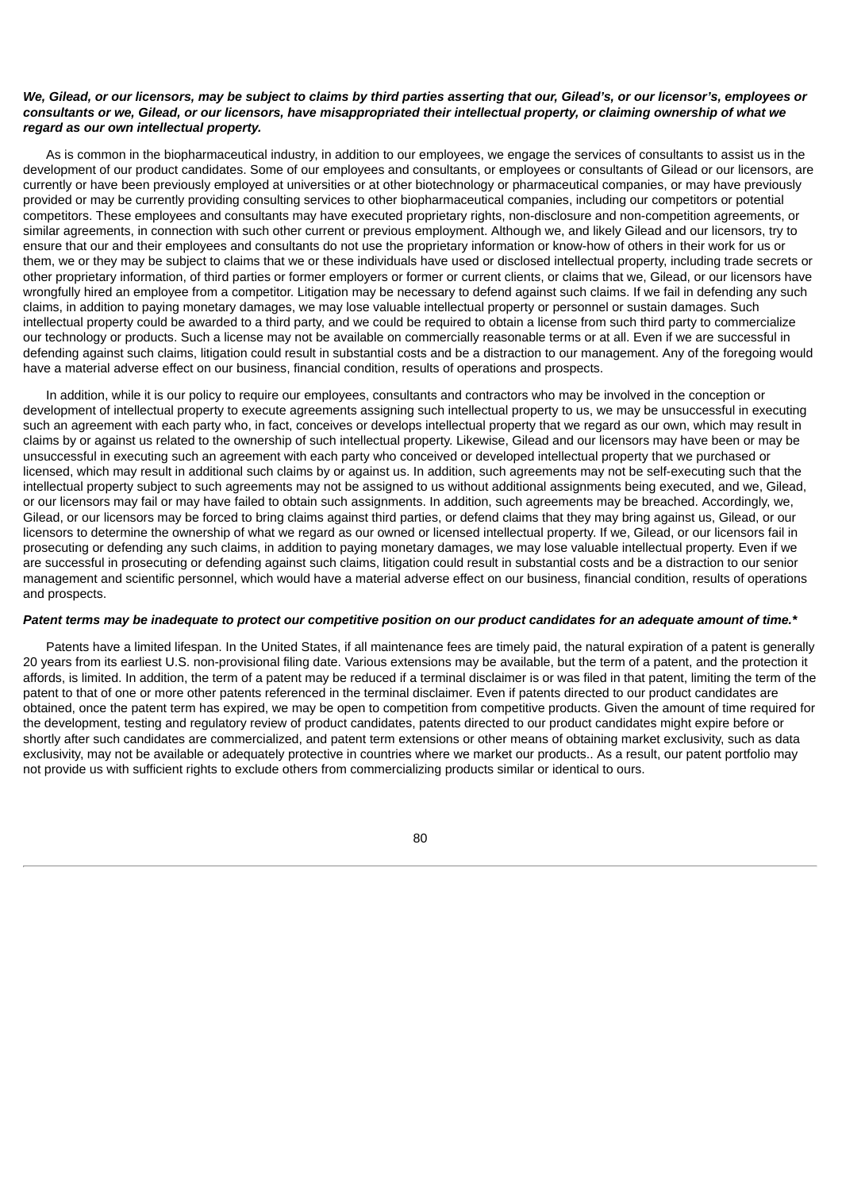***We, Gilead, or our licensors, may be subject to claims by third parties asserting that our, Gilead's, or our licensor's, employees or consultants or we, Gilead, or our licensors, have misappropriated their intellectual property, or claiming ownership of what we regard as our own intellectual property.***

As is common in the biopharmaceutical industry, in addition to our employees, we engage the services of consultants to assist us in the development of our product candidates. Some of our employees and consultants, or employees or consultants of Gilead or our licensors, are currently or have been previously employed at universities or at other biotechnology or pharmaceutical companies, or may have previously provided or may be currently providing consulting services to other biopharmaceutical companies, including our competitors or potential competitors. These employees and consultants may have executed proprietary rights, non-disclosure and non-competition agreements, or similar agreements, in connection with such other current or previous employment. Although we, and likely Gilead and our licensors, try to ensure that our and their employees and consultants do not use the proprietary information or know-how of others in their work for us or them, we or they may be subject to claims that we or these individuals have used or disclosed intellectual property, including trade secrets or other proprietary information, of third parties or former employers or former or current clients, or claims that we, Gilead, or our licensors have wrongfully hired an employee from a competitor. Litigation may be necessary to defend against such claims. If we fail in defending any such claims, in addition to paying monetary damages, we may lose valuable intellectual property or personnel or sustain damages. Such intellectual property could be awarded to a third party, and we could be required to obtain a license from such third party to commercialize our technology or products. Such a license may not be available on commercially reasonable terms or at all. Even if we are successful in defending against such claims, litigation could result in substantial costs and be a distraction to our management. Any of the foregoing would have a material adverse effect on our business, financial condition, results of operations and prospects.

In addition, while it is our policy to require our employees, consultants and contractors who may be involved in the conception or development of intellectual property to execute agreements assigning such intellectual property to us, we may be unsuccessful in executing such an agreement with each party who, in fact, conceives or develops intellectual property that we regard as our own, which may result in claims by or against us related to the ownership of such intellectual property. Likewise, Gilead and our licensors may have been or may be unsuccessful in executing such an agreement with each party who conceived or developed intellectual property that we purchased or licensed, which may result in additional such claims by or against us. In addition, such agreements may not be self-executing such that the intellectual property subject to such agreements may not be assigned to us without additional assignments being executed, and we, Gilead, or our licensors may fail or may have failed to obtain such assignments. In addition, such agreements may be breached. Accordingly, we, Gilead, or our licensors may be forced to bring claims against third parties, or defend claims that they may bring against us, Gilead, or our licensors to determine the ownership of what we regard as our owned or licensed intellectual property. If we, Gilead, or our licensors fail in prosecuting or defending any such claims, in addition to paying monetary damages, we may lose valuable intellectual property. Even if we are successful in prosecuting or defending against such claims, litigation could result in substantial costs and be a distraction to our senior management and scientific personnel, which would have a material adverse effect on our business, financial condition, results of operations and prospects.

***Patent terms may be inadequate to protect our competitive position on our product candidates for an adequate amount of time.****

Patents have a limited lifespan. In the United States, if all maintenance fees are timely paid, the natural expiration of a patent is generally 20 years from its earliest U.S. non-provisional filing date. Various extensions may be available, but the term of a patent, and the protection it affords, is limited. In addition, the term of a patent may be reduced if a terminal disclaimer is or was filed in that patent, limiting the term of the patent to that of one or more other patents referenced in the terminal disclaimer. Even if patents directed to our product candidates are obtained, once the patent term has expired, we may be open to competition from competitive products. Given the amount of time required for the development, testing and regulatory review of product candidates, patents directed to our product candidates might expire before or shortly after such candidates are commercialized, and patent term extensions or other means of obtaining market exclusivity, such as data exclusivity, may not be available or adequately protective in countries where we market our products.. As a result, our patent portfolio may not provide us with sufficient rights to exclude others from commercializing products similar or identical to ours.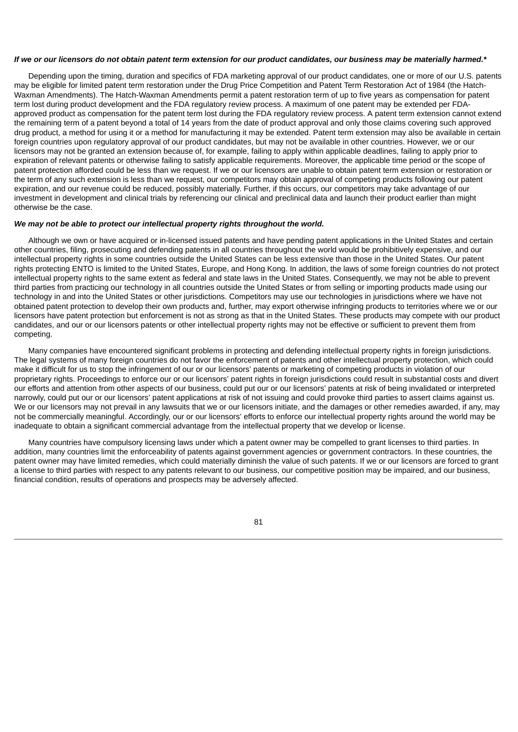***If we or our licensors do not obtain patent term extension for our product candidates, our business may be materially harmed.****

Depending upon the timing, duration and specifics of FDA marketing approval of our product candidates, one or more of our U.S. patents may be eligible for limited patent term restoration under the Drug Price Competition and Patent Term Restoration Act of 1984 (the Hatch-Waxman Amendments). The Hatch-Waxman Amendments permit a patent restoration term of up to five years as compensation for patent term lost during product development and the FDA regulatory review process. A maximum of one patent may be extended per FDA-approved product as compensation for the patent term lost during the FDA regulatory review process. A patent term extension cannot extend the remaining term of a patent beyond a total of 14 years from the date of product approval and only those claims covering such approved drug product, a method for using it or a method for manufacturing it may be extended. Patent term extension may also be available in certain foreign countries upon regulatory approval of our product candidates, but may not be available in other countries. However, we or our licensors may not be granted an extension because of, for example, failing to apply within applicable deadlines, failing to apply prior to expiration of relevant patents or otherwise failing to satisfy applicable requirements. Moreover, the applicable time period or the scope of patent protection afforded could be less than we request. If we or our licensors are unable to obtain patent term extension or restoration or the term of any such extension is less than we request, our competitors may obtain approval of competing products following our patent expiration, and our revenue could be reduced, possibly materially. Further, if this occurs, our competitors may take advantage of our investment in development and clinical trials by referencing our clinical and preclinical data and launch their product earlier than might otherwise be the case.

***We may not be able to protect our intellectual property rights throughout the world.***

Although we own or have acquired or in-licensed issued patents and have pending patent applications in the United States and certain other countries, filing, prosecuting and defending patents in all countries throughout the world would be prohibitively expensive, and our intellectual property rights in some countries outside the United States can be less extensive than those in the United States. Our patent rights protecting ENTO is limited to the United States, Europe, and Hong Kong. In addition, the laws of some foreign countries do not protect intellectual property rights to the same extent as federal and state laws in the United States. Consequently, we may not be able to prevent third parties from practicing our technology in all countries outside the United States or from selling or importing products made using our technology in and into the United States or other jurisdictions. Competitors may use our technologies in jurisdictions where we have not obtained patent protection to develop their own products and, further, may export otherwise infringing products to territories where we or our licensors have patent protection but enforcement is not as strong as that in the United States. These products may compete with our product candidates, and our or our licensors patents or other intellectual property rights may not be effective or sufficient to prevent them from competing.

Many companies have encountered significant problems in protecting and defending intellectual property rights in foreign jurisdictions. The legal systems of many foreign countries do not favor the enforcement of patents and other intellectual property protection, which could make it difficult for us to stop the infringement of our or our licensors' patents or marketing of competing products in violation of our proprietary rights. Proceedings to enforce our or our licensors' patent rights in foreign jurisdictions could result in substantial costs and divert our efforts and attention from other aspects of our business, could put our or our licensors' patents at risk of being invalidated or interpreted narrowly, could put our or our licensors' patent applications at risk of not issuing and could provoke third parties to assert claims against us. We or our licensors may not prevail in any lawsuits that we or our licensors initiate, and the damages or other remedies awarded, if any, may not be commercially meaningful. Accordingly, our or our licensors' efforts to enforce our intellectual property rights around the world may be inadequate to obtain a significant commercial advantage from the intellectual property that we develop or license.

Many countries have compulsory licensing laws under which a patent owner may be compelled to grant licenses to third parties. In addition, many countries limit the enforceability of patents against government agencies or government contractors. In these countries, the patent owner may have limited remedies, which could materially diminish the value of such patents. If we or our licensors are forced to grant a license to third parties with respect to any patents relevant to our business, our competitive position may be impaired, and our business, financial condition, results of operations and prospects may be adversely affected.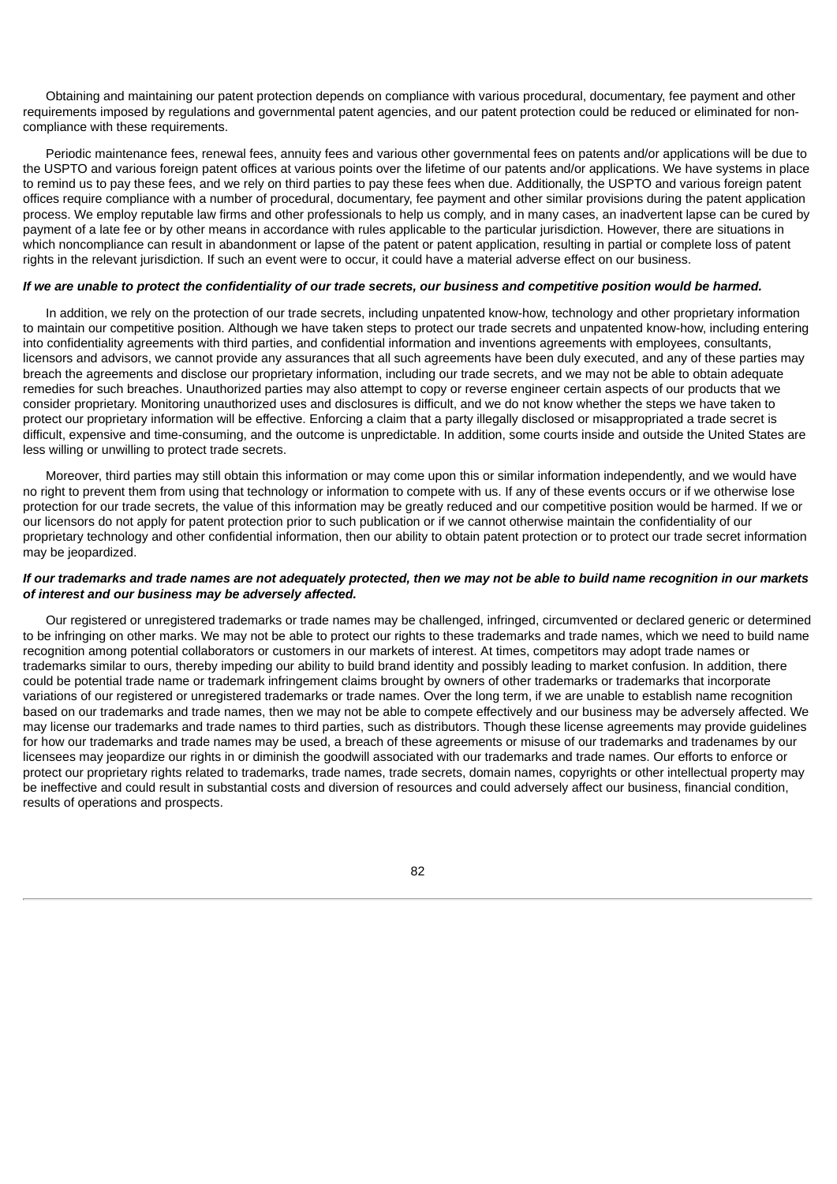Obtaining and maintaining our patent protection depends on compliance with various procedural, documentary, fee payment and other requirements imposed by regulations and governmental patent agencies, and our patent protection could be reduced or eliminated for non-compliance with these requirements.

Periodic maintenance fees, renewal fees, annuity fees and various other governmental fees on patents and/or applications will be due to the USPTO and various foreign patent offices at various points over the lifetime of our patents and/or applications. We have systems in place to remind us to pay these fees, and we rely on third parties to pay these fees when due. Additionally, the USPTO and various foreign patent offices require compliance with a number of procedural, documentary, fee payment and other similar provisions during the patent application process. We employ reputable law firms and other professionals to help us comply, and in many cases, an inadvertent lapse can be cured by payment of a late fee or by other means in accordance with rules applicable to the particular jurisdiction. However, there are situations in which noncompliance can result in abandonment or lapse of the patent or patent application, resulting in partial or complete loss of patent rights in the relevant jurisdiction. If such an event were to occur, it could have a material adverse effect on our business.

***If we are unable to protect the confidentiality of our trade secrets, our business and competitive position would be harmed.***

In addition, we rely on the protection of our trade secrets, including unpatented know-how, technology and other proprietary information to maintain our competitive position. Although we have taken steps to protect our trade secrets and unpatented know-how, including entering into confidentiality agreements with third parties, and confidential information and inventions agreements with employees, consultants, licensors and advisors, we cannot provide any assurances that all such agreements have been duly executed, and any of these parties may breach the agreements and disclose our proprietary information, including our trade secrets, and we may not be able to obtain adequate remedies for such breaches. Unauthorized parties may also attempt to copy or reverse engineer certain aspects of our products that we consider proprietary. Monitoring unauthorized uses and disclosures is difficult, and we do not know whether the steps we have taken to protect our proprietary information will be effective. Enforcing a claim that a party illegally disclosed or misappropriated a trade secret is difficult, expensive and time-consuming, and the outcome is unpredictable. In addition, some courts inside and outside the United States are less willing or unwilling to protect trade secrets.

Moreover, third parties may still obtain this information or may come upon this or similar information independently, and we would have no right to prevent them from using that technology or information to compete with us. If any of these events occurs or if we otherwise lose protection for our trade secrets, the value of this information may be greatly reduced and our competitive position would be harmed. If we or our licensors do not apply for patent protection prior to such publication or if we cannot otherwise maintain the confidentiality of our proprietary technology and other confidential information, then our ability to obtain patent protection or to protect our trade secret information may be jeopardized.

***If our trademarks and trade names are not adequately protected, then we may not be able to build name recognition in our markets of interest and our business may be adversely affected.***

Our registered or unregistered trademarks or trade names may be challenged, infringed, circumvented or declared generic or determined to be infringing on other marks. We may not be able to protect our rights to these trademarks and trade names, which we need to build name recognition among potential collaborators or customers in our markets of interest. At times, competitors may adopt trade names or trademarks similar to ours, thereby impeding our ability to build brand identity and possibly leading to market confusion. In addition, there could be potential trade name or trademark infringement claims brought by owners of other trademarks or trademarks that incorporate variations of our registered or unregistered trademarks or trade names. Over the long term, if we are unable to establish name recognition based on our trademarks and trade names, then we may not be able to compete effectively and our business may be adversely affected. We may license our trademarks and trade names to third parties, such as distributors. Though these license agreements may provide guidelines for how our trademarks and trade names may be used, a breach of these agreements or misuse of our trademarks and tradenames by our licensees may jeopardize our rights in or diminish the goodwill associated with our trademarks and trade names. Our efforts to enforce or protect our proprietary rights related to trademarks, trade names, trade secrets, domain names, copyrights or other intellectual property may be ineffective and could result in substantial costs and diversion of resources and could adversely affect our business, financial condition, results of operations and prospects.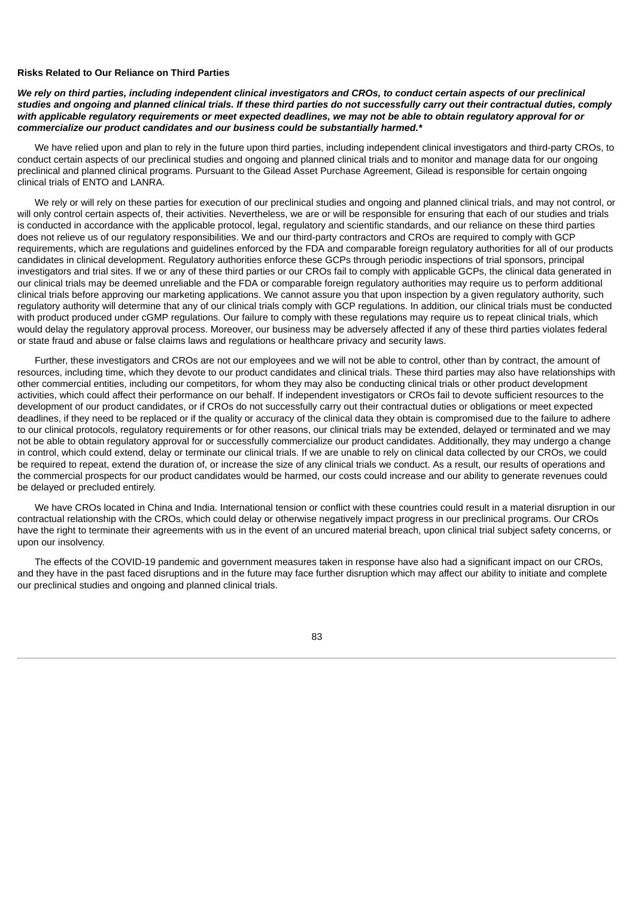**Risks Related to Our Reliance on Third Parties**

***We rely on third parties, including independent clinical investigators and CROs, to conduct certain aspects of our preclinical studies and ongoing and planned clinical trials. If these third parties do not successfully carry out their contractual duties, comply with applicable regulatory requirements or meet expected deadlines, we may not be able to obtain regulatory approval for or commercialize our product candidates and our business could be substantially harmed.****

We have relied upon and plan to rely in the future upon third parties, including independent clinical investigators and third-party CROs, to conduct certain aspects of our preclinical studies and ongoing and planned clinical trials and to monitor and manage data for our ongoing preclinical and planned clinical programs. Pursuant to the Gilead Asset Purchase Agreement, Gilead is responsible for certain ongoing clinical trials of ENTO and LANRA.

We rely or will rely on these parties for execution of our preclinical studies and ongoing and planned clinical trials, and may not control, or will only control certain aspects of, their activities. Nevertheless, we are or will be responsible for ensuring that each of our studies and trials is conducted in accordance with the applicable protocol, legal, regulatory and scientific standards, and our reliance on these third parties does not relieve us of our regulatory responsibilities. We and our third-party contractors and CROs are required to comply with GCP requirements, which are regulations and guidelines enforced by the FDA and comparable foreign regulatory authorities for all of our products candidates in clinical development. Regulatory authorities enforce these GCPs through periodic inspections of trial sponsors, principal investigators and trial sites. If we or any of these third parties or our CROs fail to comply with applicable GCPs, the clinical data generated in our clinical trials may be deemed unreliable and the FDA or comparable foreign regulatory authorities may require us to perform additional clinical trials before approving our marketing applications. We cannot assure you that upon inspection by a given regulatory authority, such regulatory authority will determine that any of our clinical trials comply with GCP regulations. In addition, our clinical trials must be conducted with product produced under cGMP regulations. Our failure to comply with these regulations may require us to repeat clinical trials, which would delay the regulatory approval process. Moreover, our business may be adversely affected if any of these third parties violates federal or state fraud and abuse or false claims laws and regulations or healthcare privacy and security laws.

Further, these investigators and CROs are not our employees and we will not be able to control, other than by contract, the amount of resources, including time, which they devote to our product candidates and clinical trials. These third parties may also have relationships with other commercial entities, including our competitors, for whom they may also be conducting clinical trials or other product development activities, which could affect their performance on our behalf. If independent investigators or CROs fail to devote sufficient resources to the development of our product candidates, or if CROs do not successfully carry out their contractual duties or obligations or meet expected deadlines, if they need to be replaced or if the quality or accuracy of the clinical data they obtain is compromised due to the failure to adhere to our clinical protocols, regulatory requirements or for other reasons, our clinical trials may be extended, delayed or terminated and we may not be able to obtain regulatory approval for or successfully commercialize our product candidates. Additionally, they may undergo a change in control, which could extend, delay or terminate our clinical trials. If we are unable to rely on clinical data collected by our CROs, we could be required to repeat, extend the duration of, or increase the size of any clinical trials we conduct. As a result, our results of operations and the commercial prospects for our product candidates would be harmed, our costs could increase and our ability to generate revenues could be delayed or precluded entirely.

We have CROs located in China and India. International tension or conflict with these countries could result in a material disruption in our contractual relationship with the CROs, which could delay or otherwise negatively impact progress in our preclinical programs. Our CROs have the right to terminate their agreements with us in the event of an uncured material breach, upon clinical trial subject safety concerns, or upon our insolvency.

The effects of the COVID-19 pandemic and government measures taken in response have also had a significant impact on our CROs, and they have in the past faced disruptions and in the future may face further disruption which may affect our ability to initiate and complete our preclinical studies and ongoing and planned clinical trials.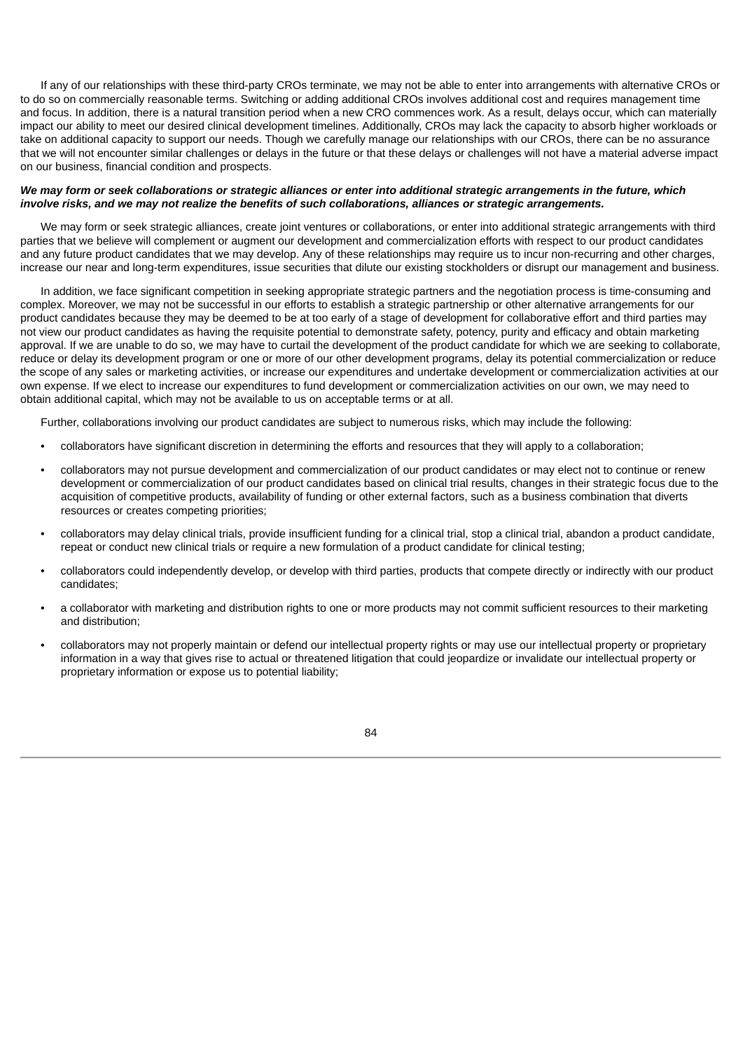If any of our relationships with these third-party CROs terminate, we may not be able to enter into arrangements with alternative CROs or to do so on commercially reasonable terms. Switching or adding additional CROs involves additional cost and requires management time and focus. In addition, there is a natural transition period when a new CRO commences work. As a result, delays occur, which can materially impact our ability to meet our desired clinical development timelines. Additionally, CROs may lack the capacity to absorb higher workloads or take on additional capacity to support our needs. Though we carefully manage our relationships with our CROs, there can be no assurance that we will not encounter similar challenges or delays in the future or that these delays or challenges will not have a material adverse impact on our business, financial condition and prospects.

***We may form or seek collaborations or strategic alliances or enter into additional strategic arrangements in the future, which involve risks, and we may not realize the benefits of such collaborations, alliances or strategic arrangements.***

We may form or seek strategic alliances, create joint ventures or collaborations, or enter into additional strategic arrangements with third parties that we believe will complement or augment our development and commercialization efforts with respect to our product candidates and any future product candidates that we may develop. Any of these relationships may require us to incur non-recurring and other charges, increase our near and long-term expenditures, issue securities that dilute our existing stockholders or disrupt our management and business.

In addition, we face significant competition in seeking appropriate strategic partners and the negotiation process is time-consuming and complex. Moreover, we may not be successful in our efforts to establish a strategic partnership or other alternative arrangements for our product candidates because they may be deemed to be at too early of a stage of development for collaborative effort and third parties may not view our product candidates as having the requisite potential to demonstrate safety, potency, purity and efficacy and obtain marketing approval. If we are unable to do so, we may have to curtail the development of the product candidate for which we are seeking to collaborate, reduce or delay its development program or one or more of our other development programs, delay its potential commercialization or reduce the scope of any sales or marketing activities, or increase our expenditures and undertake development or commercialization activities at our own expense. If we elect to increase our expenditures to fund development or commercialization activities on our own, we may need to obtain additional capital, which may not be available to us on acceptable terms or at all.

Further, collaborations involving our product candidates are subject to numerous risks, which may include the following:

- collaborators have significant discretion in determining the efforts and resources that they will apply to a collaboration;
- collaborators may not pursue development and commercialization of our product candidates or may elect not to continue or renew development or commercialization of our product candidates based on clinical trial results, changes in their strategic focus due to the acquisition of competitive products, availability of funding or other external factors, such as a business combination that diverts resources or creates competing priorities;
- collaborators may delay clinical trials, provide insufficient funding for a clinical trial, stop a clinical trial, abandon a product candidate, repeat or conduct new clinical trials or require a new formulation of a product candidate for clinical testing;
- collaborators could independently develop, or develop with third parties, products that compete directly or indirectly with our product candidates;
- a collaborator with marketing and distribution rights to one or more products may not commit sufficient resources to their marketing and distribution;
- collaborators may not properly maintain or defend our intellectual property rights or may use our intellectual property or proprietary information in a way that gives rise to actual or threatened litigation that could jeopardize or invalidate our intellectual property or proprietary information or expose us to potential liability;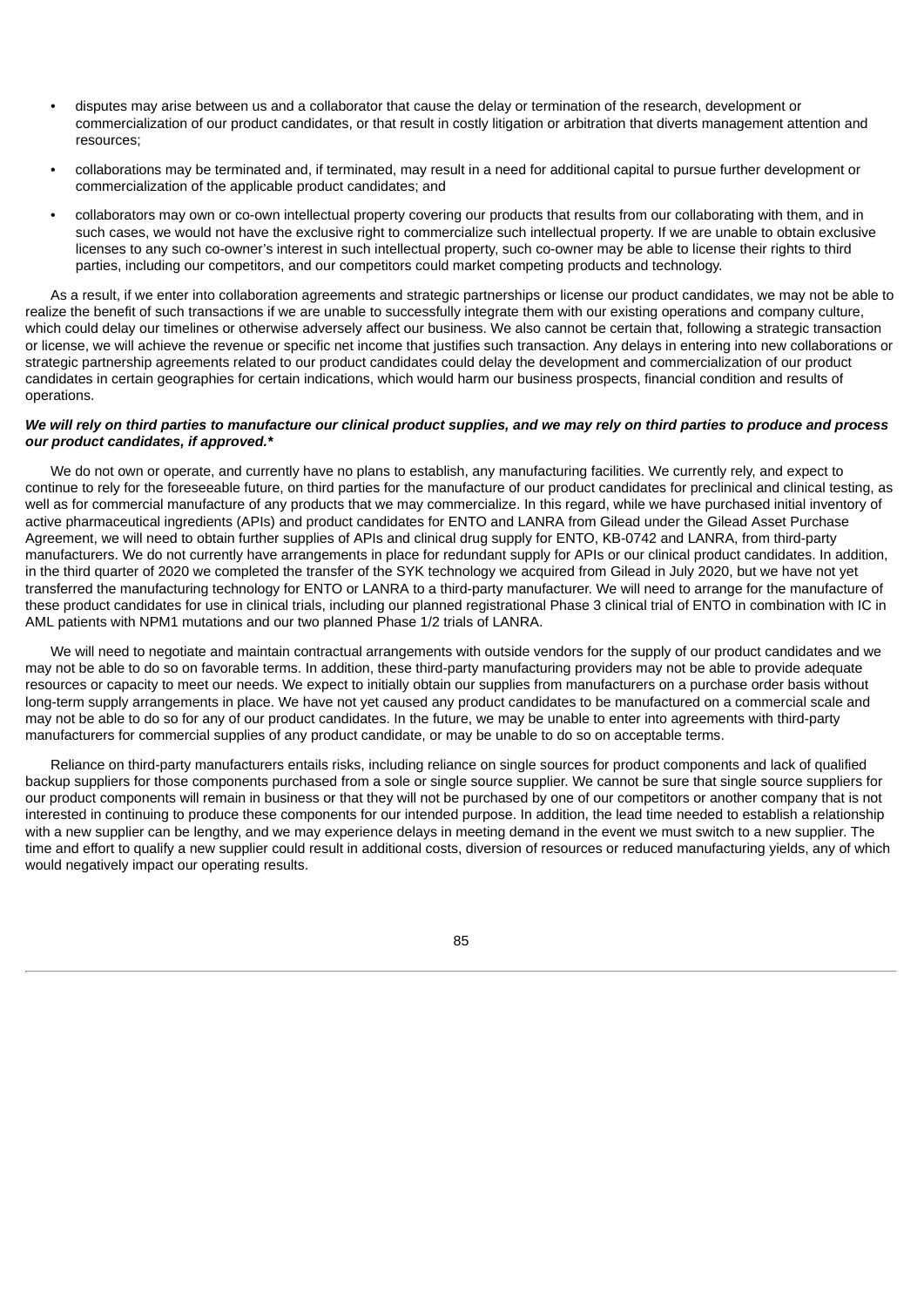- disputes may arise between us and a collaborator that cause the delay or termination of the research, development or commercialization of our product candidates, or that result in costly litigation or arbitration that diverts management attention and resources;
- collaborations may be terminated and, if terminated, may result in a need for additional capital to pursue further development or commercialization of the applicable product candidates; and
- collaborators may own or co-own intellectual property covering our products that results from our collaborating with them, and in such cases, we would not have the exclusive right to commercialize such intellectual property. If we are unable to obtain exclusive licenses to any such co-owner's interest in such intellectual property, such co-owner may be able to license their rights to third parties, including our competitors, and our competitors could market competing products and technology.

As a result, if we enter into collaboration agreements and strategic partnerships or license our product candidates, we may not be able to realize the benefit of such transactions if we are unable to successfully integrate them with our existing operations and company culture, which could delay our timelines or otherwise adversely affect our business. We also cannot be certain that, following a strategic transaction or license, we will achieve the revenue or specific net income that justifies such transaction. Any delays in entering into new collaborations or strategic partnership agreements related to our product candidates could delay the development and commercialization of our product candidates in certain geographies for certain indications, which would harm our business prospects, financial condition and results of operations.

***We will rely on third parties to manufacture our clinical product supplies, and we may rely on third parties to produce and process our product candidates, if approved.****

We do not own or operate, and currently have no plans to establish, any manufacturing facilities. We currently rely, and expect to continue to rely for the foreseeable future, on third parties for the manufacture of our product candidates for preclinical and clinical testing, as well as for commercial manufacture of any products that we may commercialize. In this regard, while we have purchased initial inventory of active pharmaceutical ingredients (APIs) and product candidates for ENTO and LANRA from Gilead under the Gilead Asset Purchase Agreement, we will need to obtain further supplies of APIs and clinical drug supply for ENTO, KB-0742 and LANRA, from third-party manufacturers. We do not currently have arrangements in place for redundant supply for APIs or our clinical product candidates. In addition, in the third quarter of 2020 we completed the transfer of the SYK technology we acquired from Gilead in July 2020, but we have not yet transferred the manufacturing technology for ENTO or LANRA to a third-party manufacturer. We will need to arrange for the manufacture of these product candidates for use in clinical trials, including our planned registrational Phase 3 clinical trial of ENTO in combination with IC in AML patients with NPM1 mutations and our two planned Phase 1/2 trials of LANRA.

We will need to negotiate and maintain contractual arrangements with outside vendors for the supply of our product candidates and we may not be able to do so on favorable terms. In addition, these third-party manufacturing providers may not be able to provide adequate resources or capacity to meet our needs. We expect to initially obtain our supplies from manufacturers on a purchase order basis without long-term supply arrangements in place. We have not yet caused any product candidates to be manufactured on a commercial scale and may not be able to do so for any of our product candidates. In the future, we may be unable to enter into agreements with third-party manufacturers for commercial supplies of any product candidate, or may be unable to do so on acceptable terms.

Reliance on third-party manufacturers entails risks, including reliance on single sources for product components and lack of qualified backup suppliers for those components purchased from a sole or single source supplier. We cannot be sure that single source suppliers for our product components will remain in business or that they will not be purchased by one of our competitors or another company that is not interested in continuing to produce these components for our intended purpose. In addition, the lead time needed to establish a relationship with a new supplier can be lengthy, and we may experience delays in meeting demand in the event we must switch to a new supplier. The time and effort to qualify a new supplier could result in additional costs, diversion of resources or reduced manufacturing yields, any of which would negatively impact our operating results.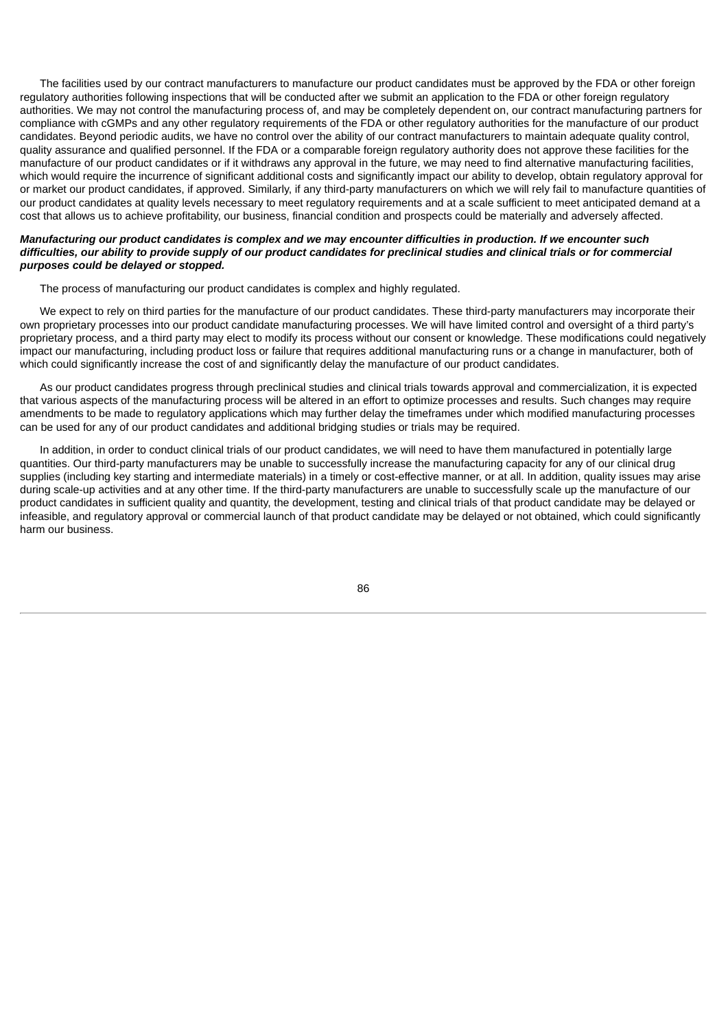The facilities used by our contract manufacturers to manufacture our product candidates must be approved by the FDA or other foreign regulatory authorities following inspections that will be conducted after we submit an application to the FDA or other foreign regulatory authorities. We may not control the manufacturing process of, and may be completely dependent on, our contract manufacturing partners for compliance with cGMPs and any other regulatory requirements of the FDA or other regulatory authorities for the manufacture of our product candidates. Beyond periodic audits, we have no control over the ability of our contract manufacturers to maintain adequate quality control, quality assurance and qualified personnel. If the FDA or a comparable foreign regulatory authority does not approve these facilities for the manufacture of our product candidates or if it withdraws any approval in the future, we may need to find alternative manufacturing facilities, which would require the incurrence of significant additional costs and significantly impact our ability to develop, obtain regulatory approval for or market our product candidates, if approved. Similarly, if any third-party manufacturers on which we will rely fail to manufacture quantities of our product candidates at quality levels necessary to meet regulatory requirements and at a scale sufficient to meet anticipated demand at a cost that allows us to achieve profitability, our business, financial condition and prospects could be materially and adversely affected.

***Manufacturing our product candidates is complex and we may encounter difficulties in production. If we encounter such difficulties, our ability to provide supply of our product candidates for preclinical studies and clinical trials or for commercial purposes could be delayed or stopped.***

The process of manufacturing our product candidates is complex and highly regulated.

We expect to rely on third parties for the manufacture of our product candidates. These third-party manufacturers may incorporate their own proprietary processes into our product candidate manufacturing processes. We will have limited control and oversight of a third party's proprietary process, and a third party may elect to modify its process without our consent or knowledge. These modifications could negatively impact our manufacturing, including product loss or failure that requires additional manufacturing runs or a change in manufacturer, both of which could significantly increase the cost of and significantly delay the manufacture of our product candidates.

As our product candidates progress through preclinical studies and clinical trials towards approval and commercialization, it is expected that various aspects of the manufacturing process will be altered in an effort to optimize processes and results. Such changes may require amendments to be made to regulatory applications which may further delay the timeframes under which modified manufacturing processes can be used for any of our product candidates and additional bridging studies or trials may be required.

In addition, in order to conduct clinical trials of our product candidates, we will need to have them manufactured in potentially large quantities. Our third-party manufacturers may be unable to successfully increase the manufacturing capacity for any of our clinical drug supplies (including key starting and intermediate materials) in a timely or cost-effective manner, or at all. In addition, quality issues may arise during scale-up activities and at any other time. If the third-party manufacturers are unable to successfully scale up the manufacture of our product candidates in sufficient quality and quantity, the development, testing and clinical trials of that product candidate may be delayed or infeasible, and regulatory approval or commercial launch of that product candidate may be delayed or not obtained, which could significantly harm our business.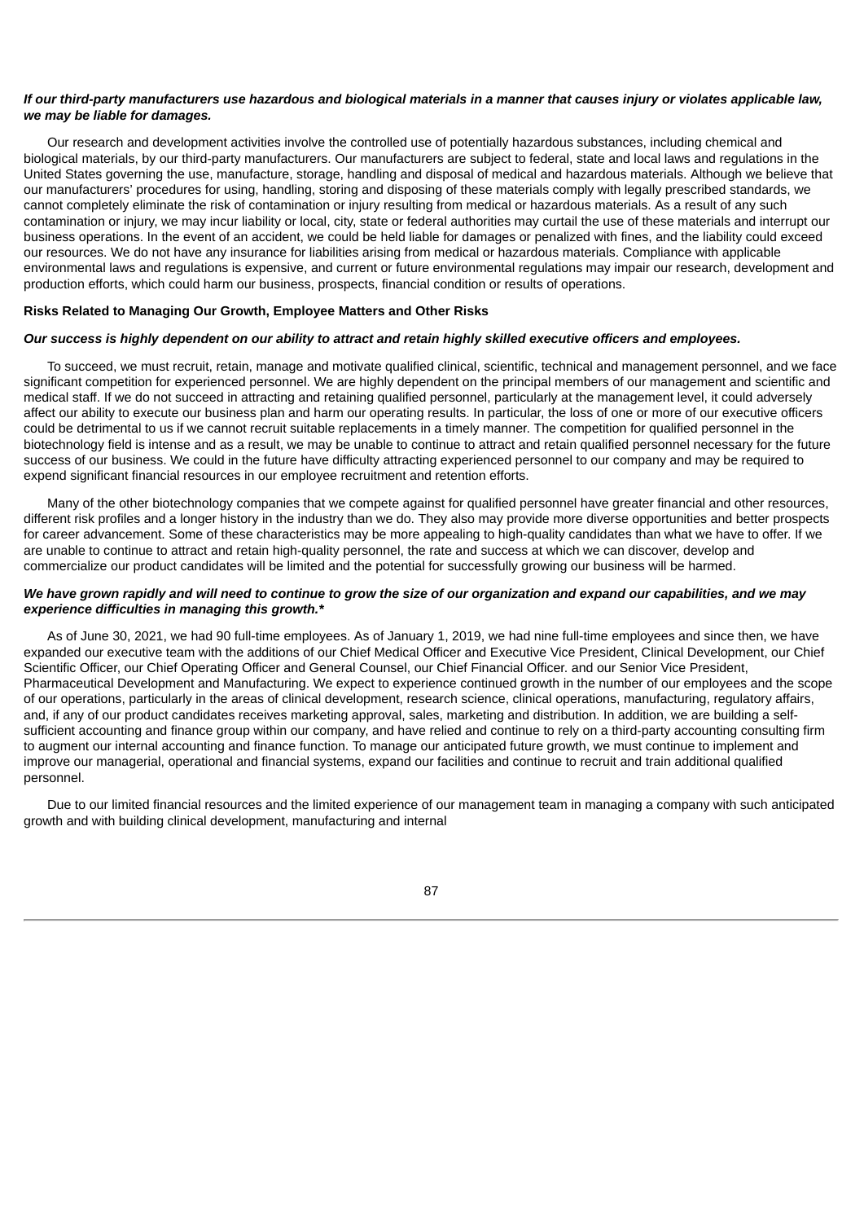***If our third-party manufacturers use hazardous and biological materials in a manner that causes injury or violates applicable law, we may be liable for damages.***

Our research and development activities involve the controlled use of potentially hazardous substances, including chemical and biological materials, by our third-party manufacturers. Our manufacturers are subject to federal, state and local laws and regulations in the United States governing the use, manufacture, storage, handling and disposal of medical and hazardous materials. Although we believe that our manufacturers' procedures for using, handling, storing and disposing of these materials comply with legally prescribed standards, we cannot completely eliminate the risk of contamination or injury resulting from medical or hazardous materials. As a result of any such contamination or injury, we may incur liability or local, city, state or federal authorities may curtail the use of these materials and interrupt our business operations. In the event of an accident, we could be held liable for damages or penalized with fines, and the liability could exceed our resources. We do not have any insurance for liabilities arising from medical or hazardous materials. Compliance with applicable environmental laws and regulations is expensive, and current or future environmental regulations may impair our research, development and production efforts, which could harm our business, prospects, financial condition or results of operations.

**Risks Related to Managing Our Growth, Employee Matters and Other Risks**

***Our success is highly dependent on our ability to attract and retain highly skilled executive officers and employees.***

To succeed, we must recruit, retain, manage and motivate qualified clinical, scientific, technical and management personnel, and we face significant competition for experienced personnel. We are highly dependent on the principal members of our management and scientific and medical staff. If we do not succeed in attracting and retaining qualified personnel, particularly at the management level, it could adversely affect our ability to execute our business plan and harm our operating results. In particular, the loss of one or more of our executive officers could be detrimental to us if we cannot recruit suitable replacements in a timely manner. The competition for qualified personnel in the biotechnology field is intense and as a result, we may be unable to continue to attract and retain qualified personnel necessary for the future success of our business. We could in the future have difficulty attracting experienced personnel to our company and may be required to expend significant financial resources in our employee recruitment and retention efforts.

Many of the other biotechnology companies that we compete against for qualified personnel have greater financial and other resources, different risk profiles and a longer history in the industry than we do. They also may provide more diverse opportunities and better prospects for career advancement. Some of these characteristics may be more appealing to high-quality candidates than what we have to offer. If we are unable to continue to attract and retain high-quality personnel, the rate and success at which we can discover, develop and commercialize our product candidates will be limited and the potential for successfully growing our business will be harmed.

***We have grown rapidly and will need to continue to grow the size of our organization and expand our capabilities, and we may experience difficulties in managing this growth.****

As of June 30, 2021, we had 90 full-time employees. As of January 1, 2019, we had nine full-time employees and since then, we have expanded our executive team with the additions of our Chief Medical Officer and Executive Vice President, Clinical Development, our Chief Scientific Officer, our Chief Operating Officer and General Counsel, our Chief Financial Officer. and our Senior Vice President, Pharmaceutical Development and Manufacturing. We expect to experience continued growth in the number of our employees and the scope of our operations, particularly in the areas of clinical development, research science, clinical operations, manufacturing, regulatory affairs, and, if any of our product candidates receives marketing approval, sales, marketing and distribution. In addition, we are building a self-sufficient accounting and finance group within our company, and have relied and continue to rely on a third-party accounting consulting firm to augment our internal accounting and finance function. To manage our anticipated future growth, we must continue to implement and improve our managerial, operational and financial systems, expand our facilities and continue to recruit and train additional qualified personnel.

Due to our limited financial resources and the limited experience of our management team in managing a company with such anticipated growth and with building clinical development, manufacturing and internal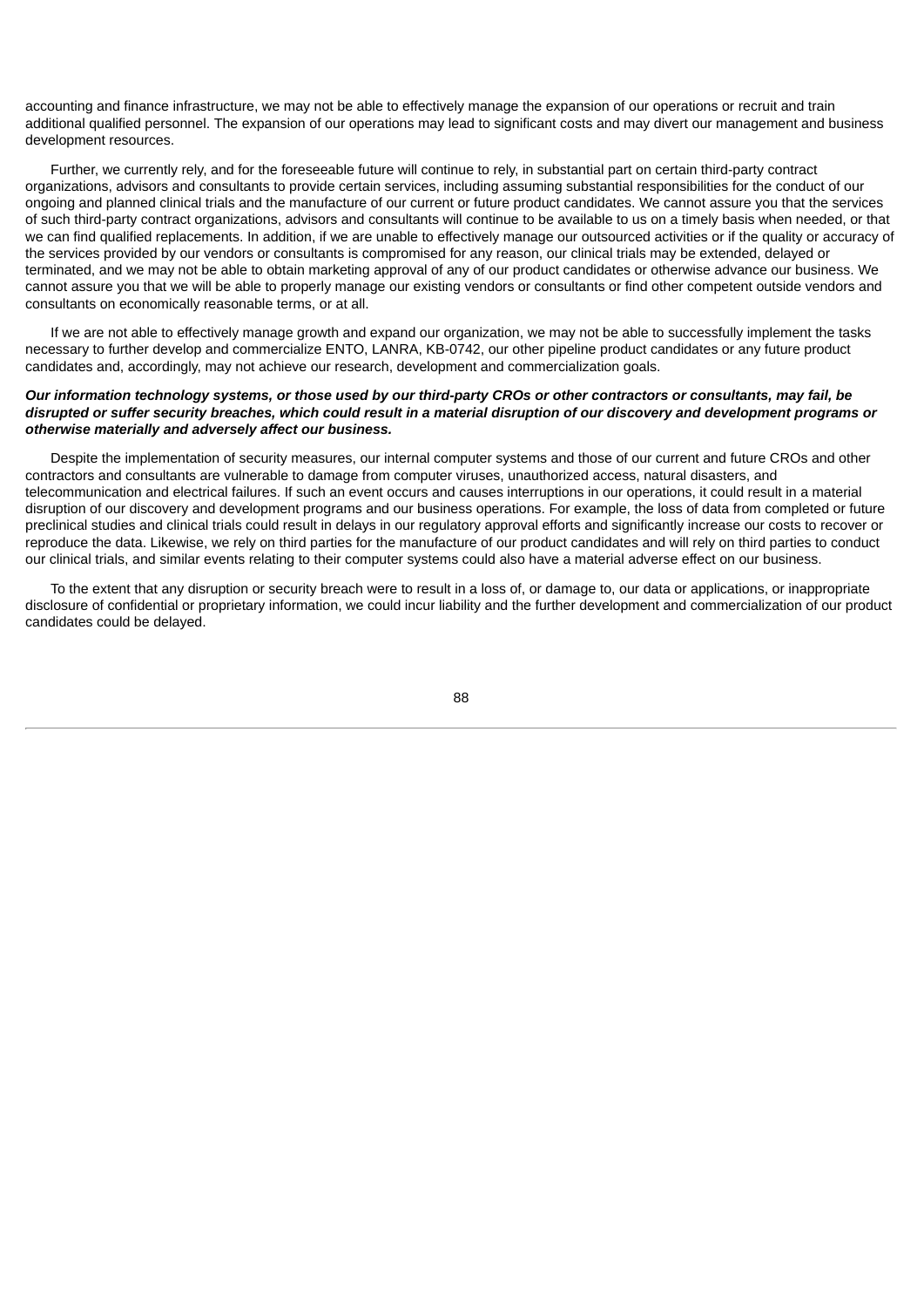accounting and finance infrastructure, we may not be able to effectively manage the expansion of our operations or recruit and train additional qualified personnel. The expansion of our operations may lead to significant costs and may divert our management and business development resources.

Further, we currently rely, and for the foreseeable future will continue to rely, in substantial part on certain third-party contract organizations, advisors and consultants to provide certain services, including assuming substantial responsibilities for the conduct of our ongoing and planned clinical trials and the manufacture of our current or future product candidates. We cannot assure you that the services of such third-party contract organizations, advisors and consultants will continue to be available to us on a timely basis when needed, or that we can find qualified replacements. In addition, if we are unable to effectively manage our outsourced activities or if the quality or accuracy of the services provided by our vendors or consultants is compromised for any reason, our clinical trials may be extended, delayed or terminated, and we may not be able to obtain marketing approval of any of our product candidates or otherwise advance our business. We cannot assure you that we will be able to properly manage our existing vendors or consultants or find other competent outside vendors and consultants on economically reasonable terms, or at all.

If we are not able to effectively manage growth and expand our organization, we may not be able to successfully implement the tasks necessary to further develop and commercialize ENTO, LANRA, KB-0742, our other pipeline product candidates or any future product candidates and, accordingly, may not achieve our research, development and commercialization goals.

***Our information technology systems, or those used by our third-party CROs or other contractors or consultants, may fail, be disrupted or suffer security breaches, which could result in a material disruption of our discovery and development programs or otherwise materially and adversely affect our business.***

Despite the implementation of security measures, our internal computer systems and those of our current and future CROs and other contractors and consultants are vulnerable to damage from computer viruses, unauthorized access, natural disasters, and telecommunication and electrical failures. If such an event occurs and causes interruptions in our operations, it could result in a material disruption of our discovery and development programs and our business operations. For example, the loss of data from completed or future preclinical studies and clinical trials could result in delays in our regulatory approval efforts and significantly increase our costs to recover or reproduce the data. Likewise, we rely on third parties for the manufacture of our product candidates and will rely on third parties to conduct our clinical trials, and similar events relating to their computer systems could also have a material adverse effect on our business.

To the extent that any disruption or security breach were to result in a loss of, or damage to, our data or applications, or inappropriate disclosure of confidential or proprietary information, we could incur liability and the further development and commercialization of our product candidates could be delayed.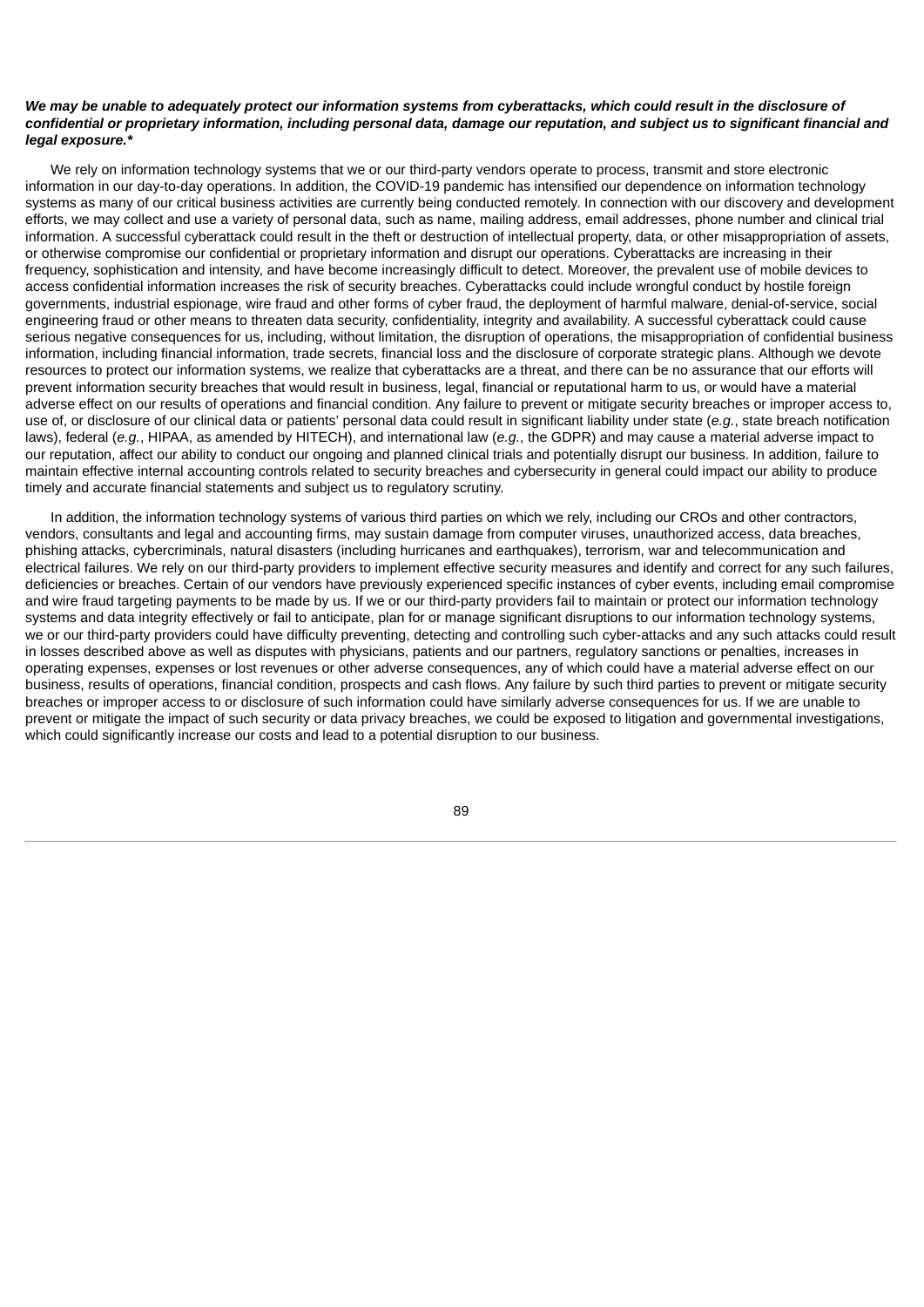***We may be unable to adequately protect our information systems from cyberattacks, which could result in the disclosure of confidential or proprietary information, including personal data, damage our reputation, and subject us to significant financial and legal exposure.****

We rely on information technology systems that we or our third-party vendors operate to process, transmit and store electronic information in our day-to-day operations. In addition, the COVID-19 pandemic has intensified our dependence on information technology systems as many of our critical business activities are currently being conducted remotely. In connection with our discovery and development efforts, we may collect and use a variety of personal data, such as name, mailing address, email addresses, phone number and clinical trial information. A successful cyberattack could result in the theft or destruction of intellectual property, data, or other misappropriation of assets, or otherwise compromise our confidential or proprietary information and disrupt our operations. Cyberattacks are increasing in their frequency, sophistication and intensity, and have become increasingly difficult to detect. Moreover, the prevalent use of mobile devices to access confidential information increases the risk of security breaches. Cyberattacks could include wrongful conduct by hostile foreign governments, industrial espionage, wire fraud and other forms of cyber fraud, the deployment of harmful malware, denial-of-service, social engineering fraud or other means to threaten data security, confidentiality, integrity and availability. A successful cyberattack could cause serious negative consequences for us, including, without limitation, the disruption of operations, the misappropriation of confidential business information, including financial information, trade secrets, financial loss and the disclosure of corporate strategic plans. Although we devote resources to protect our information systems, we realize that cyberattacks are a threat, and there can be no assurance that our efforts will prevent information security breaches that would result in business, legal, financial or reputational harm to us, or would have a material adverse effect on our results of operations and financial condition. Any failure to prevent or mitigate security breaches or improper access to, use of, or disclosure of our clinical data or patients' personal data could result in significant liability under state (*e.g.*, state breach notification laws), federal (*e.g.*, HIPAA, as amended by HITECH), and international law (*e.g.*, the GDPR) and may cause a material adverse impact to our reputation, affect our ability to conduct our ongoing and planned clinical trials and potentially disrupt our business. In addition, failure to maintain effective internal accounting controls related to security breaches and cybersecurity in general could impact our ability to produce timely and accurate financial statements and subject us to regulatory scrutiny.

In addition, the information technology systems of various third parties on which we rely, including our CROs and other contractors, vendors, consultants and legal and accounting firms, may sustain damage from computer viruses, unauthorized access, data breaches, phishing attacks, cybercriminals, natural disasters (including hurricanes and earthquakes), terrorism, war and telecommunication and electrical failures. We rely on our third-party providers to implement effective security measures and identify and correct for any such failures, deficiencies or breaches. Certain of our vendors have previously experienced specific instances of cyber events, including email compromise and wire fraud targeting payments to be made by us. If we or our third-party providers fail to maintain or protect our information technology systems and data integrity effectively or fail to anticipate, plan for or manage significant disruptions to our information technology systems, we or our third-party providers could have difficulty preventing, detecting and controlling such cyber-attacks and any such attacks could result in losses described above as well as disputes with physicians, patients and our partners, regulatory sanctions or penalties, increases in operating expenses, expenses or lost revenues or other adverse consequences, any of which could have a material adverse effect on our business, results of operations, financial condition, prospects and cash flows. Any failure by such third parties to prevent or mitigate security breaches or improper access to or disclosure of such information could have similarly adverse consequences for us. If we are unable to prevent or mitigate the impact of such security or data privacy breaches, we could be exposed to litigation and governmental investigations, which could significantly increase our costs and lead to a potential disruption to our business.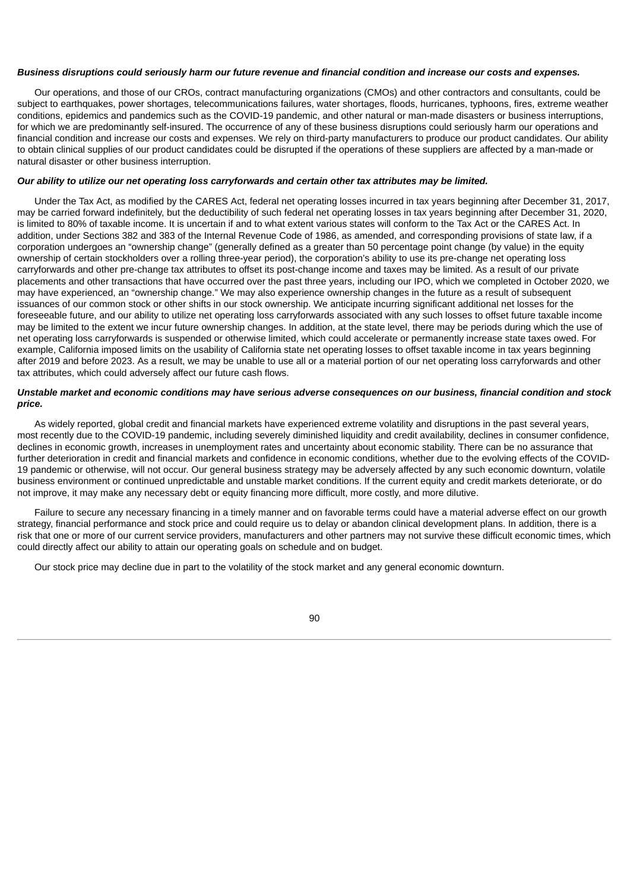***Business disruptions could seriously harm our future revenue and financial condition and increase our costs and expenses.***

Our operations, and those of our CROs, contract manufacturing organizations (CMOs) and other contractors and consultants, could be subject to earthquakes, power shortages, telecommunications failures, water shortages, floods, hurricanes, typhoons, fires, extreme weather conditions, epidemics and pandemics such as the COVID-19 pandemic, and other natural or man-made disasters or business interruptions, for which we are predominantly self-insured. The occurrence of any of these business disruptions could seriously harm our operations and financial condition and increase our costs and expenses. We rely on third-party manufacturers to produce our product candidates. Our ability to obtain clinical supplies of our product candidates could be disrupted if the operations of these suppliers are affected by a man-made or natural disaster or other business interruption.

***Our ability to utilize our net operating loss carryforwards and certain other tax attributes may be limited.***

Under the Tax Act, as modified by the CARES Act, federal net operating losses incurred in tax years beginning after December 31, 2017, may be carried forward indefinitely, but the deductibility of such federal net operating losses in tax years beginning after December 31, 2020, is limited to 80% of taxable income. It is uncertain if and to what extent various states will conform to the Tax Act or the CARES Act. In addition, under Sections 382 and 383 of the Internal Revenue Code of 1986, as amended, and corresponding provisions of state law, if a corporation undergoes an "ownership change" (generally defined as a greater than 50 percentage point change (by value) in the equity ownership of certain stockholders over a rolling three-year period), the corporation's ability to use its pre-change net operating loss carryforwards and other pre-change tax attributes to offset its post-change income and taxes may be limited. As a result of our private placements and other transactions that have occurred over the past three years, including our IPO, which we completed in October 2020, we may have experienced, an "ownership change." We may also experience ownership changes in the future as a result of subsequent issuances of our common stock or other shifts in our stock ownership. We anticipate incurring significant additional net losses for the foreseeable future, and our ability to utilize net operating loss carryforwards associated with any such losses to offset future taxable income may be limited to the extent we incur future ownership changes. In addition, at the state level, there may be periods during which the use of net operating loss carryforwards is suspended or otherwise limited, which could accelerate or permanently increase state taxes owed. For example, California imposed limits on the usability of California state net operating losses to offset taxable income in tax years beginning after 2019 and before 2023. As a result, we may be unable to use all or a material portion of our net operating loss carryforwards and other tax attributes, which could adversely affect our future cash flows.

***Unstable market and economic conditions may have serious adverse consequences on our business, financial condition and stock price.***

As widely reported, global credit and financial markets have experienced extreme volatility and disruptions in the past several years, most recently due to the COVID-19 pandemic, including severely diminished liquidity and credit availability, declines in consumer confidence, declines in economic growth, increases in unemployment rates and uncertainty about economic stability. There can be no assurance that further deterioration in credit and financial markets and confidence in economic conditions, whether due to the evolving effects of the COVID-19 pandemic or otherwise, will not occur. Our general business strategy may be adversely affected by any such economic downturn, volatile business environment or continued unpredictable and unstable market conditions. If the current equity and credit markets deteriorate, or do not improve, it may make any necessary debt or equity financing more difficult, more costly, and more dilutive.

Failure to secure any necessary financing in a timely manner and on favorable terms could have a material adverse effect on our growth strategy, financial performance and stock price and could require us to delay or abandon clinical development plans. In addition, there is a risk that one or more of our current service providers, manufacturers and other partners may not survive these difficult economic times, which could directly affect our ability to attain our operating goals on schedule and on budget.

Our stock price may decline due in part to the volatility of the stock market and any general economic downturn.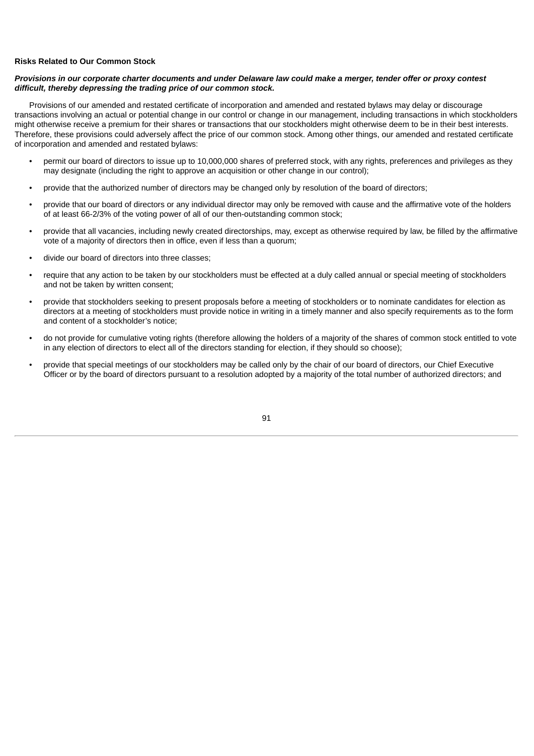**Risks Related to Our Common Stock**

***Provisions in our corporate charter documents and under Delaware law could make a merger, tender offer or proxy contest difficult, thereby depressing the trading price of our common stock.***

Provisions of our amended and restated certificate of incorporation and amended and restated bylaws may delay or discourage transactions involving an actual or potential change in our control or change in our management, including transactions in which stockholders might otherwise receive a premium for their shares or transactions that our stockholders might otherwise deem to be in their best interests. Therefore, these provisions could adversely affect the price of our common stock. Among other things, our amended and restated certificate of incorporation and amended and restated bylaws:

- permit our board of directors to issue up to 10,000,000 shares of preferred stock, with any rights, preferences and privileges as they may designate (including the right to approve an acquisition or other change in our control);
- provide that the authorized number of directors may be changed only by resolution of the board of directors;
- provide that our board of directors or any individual director may only be removed with cause and the affirmative vote of the holders of at least 66-2/3% of the voting power of all of our then-outstanding common stock;
- provide that all vacancies, including newly created directorships, may, except as otherwise required by law, be filled by the affirmative vote of a majority of directors then in office, even if less than a quorum;
- divide our board of directors into three classes;
- require that any action to be taken by our stockholders must be effected at a duly called annual or special meeting of stockholders and not be taken by written consent;
- provide that stockholders seeking to present proposals before a meeting of stockholders or to nominate candidates for election as directors at a meeting of stockholders must provide notice in writing in a timely manner and also specify requirements as to the form and content of a stockholder's notice;
- do not provide for cumulative voting rights (therefore allowing the holders of a majority of the shares of common stock entitled to vote in any election of directors to elect all of the directors standing for election, if they should so choose);
- provide that special meetings of our stockholders may be called only by the chair of our board of directors, our Chief Executive Officer or by the board of directors pursuant to a resolution adopted by a majority of the total number of authorized directors; and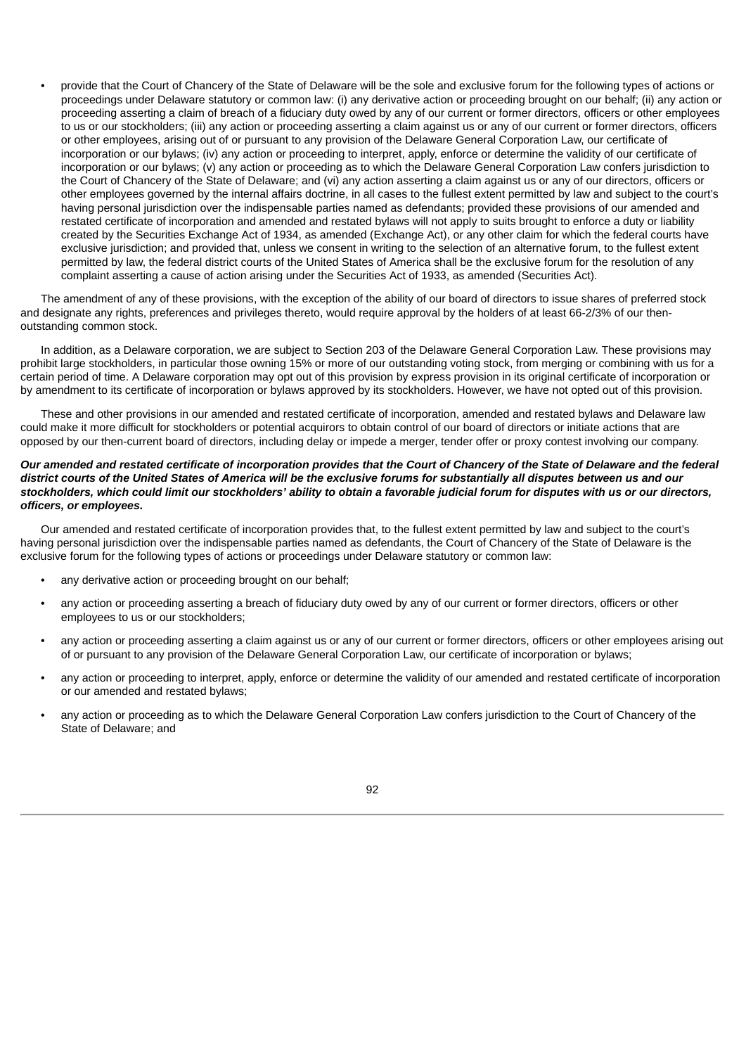- provide that the Court of Chancery of the State of Delaware will be the sole and exclusive forum for the following types of actions or proceedings under Delaware statutory or common law: (i) any derivative action or proceeding brought on our behalf; (ii) any action or proceeding asserting a claim of breach of a fiduciary duty owed by any of our current or former directors, officers or other employees to us or our stockholders; (iii) any action or proceeding asserting a claim against us or any of our current or former directors, officers or other employees, arising out of or pursuant to any provision of the Delaware General Corporation Law, our certificate of incorporation or our bylaws; (iv) any action or proceeding to interpret, apply, enforce or determine the validity of our certificate of incorporation or our bylaws; (v) any action or proceeding as to which the Delaware General Corporation Law confers jurisdiction to the Court of Chancery of the State of Delaware; and (vi) any action asserting a claim against us or any of our directors, officers or other employees governed by the internal affairs doctrine, in all cases to the fullest extent permitted by law and subject to the court's having personal jurisdiction over the indispensable parties named as defendants; provided these provisions of our amended and restated certificate of incorporation and amended and restated bylaws will not apply to suits brought to enforce a duty or liability created by the Securities Exchange Act of 1934, as amended (Exchange Act), or any other claim for which the federal courts have exclusive jurisdiction; and provided that, unless we consent in writing to the selection of an alternative forum, to the fullest extent permitted by law, the federal district courts of the United States of America shall be the exclusive forum for the resolution of any complaint asserting a cause of action arising under the Securities Act of 1933, as amended (Securities Act).

The amendment of any of these provisions, with the exception of the ability of our board of directors to issue shares of preferred stock and designate any rights, preferences and privileges thereto, would require approval by the holders of at least 66-2/3% of our then-outstanding common stock.

In addition, as a Delaware corporation, we are subject to Section 203 of the Delaware General Corporation Law. These provisions may prohibit large stockholders, in particular those owning 15% or more of our outstanding voting stock, from merging or combining with us for a certain period of time. A Delaware corporation may opt out of this provision by express provision in its original certificate of incorporation or by amendment to its certificate of incorporation or bylaws approved by its stockholders. However, we have not opted out of this provision.

These and other provisions in our amended and restated certificate of incorporation, amended and restated bylaws and Delaware law could make it more difficult for stockholders or potential acquirors to obtain control of our board of directors or initiate actions that are opposed by our then-current board of directors, including delay or impede a merger, tender offer or proxy contest involving our company.

***Our amended and restated certificate of incorporation provides that the Court of Chancery of the State of Delaware and the federal district courts of the United States of America will be the exclusive forums for substantially all disputes between us and our stockholders, which could limit our stockholders' ability to obtain a favorable judicial forum for disputes with us or our directors, officers, or employees.***

Our amended and restated certificate of incorporation provides that, to the fullest extent permitted by law and subject to the court's having personal jurisdiction over the indispensable parties named as defendants, the Court of Chancery of the State of Delaware is the exclusive forum for the following types of actions or proceedings under Delaware statutory or common law:

- any derivative action or proceeding brought on our behalf;
- any action or proceeding asserting a breach of fiduciary duty owed by any of our current or former directors, officers or other employees to us or our stockholders;
- any action or proceeding asserting a claim against us or any of our current or former directors, officers or other employees arising out of or pursuant to any provision of the Delaware General Corporation Law, our certificate of incorporation or bylaws;
- any action or proceeding to interpret, apply, enforce or determine the validity of our amended and restated certificate of incorporation or our amended and restated bylaws;
- any action or proceeding as to which the Delaware General Corporation Law confers jurisdiction to the Court of Chancery of the State of Delaware; and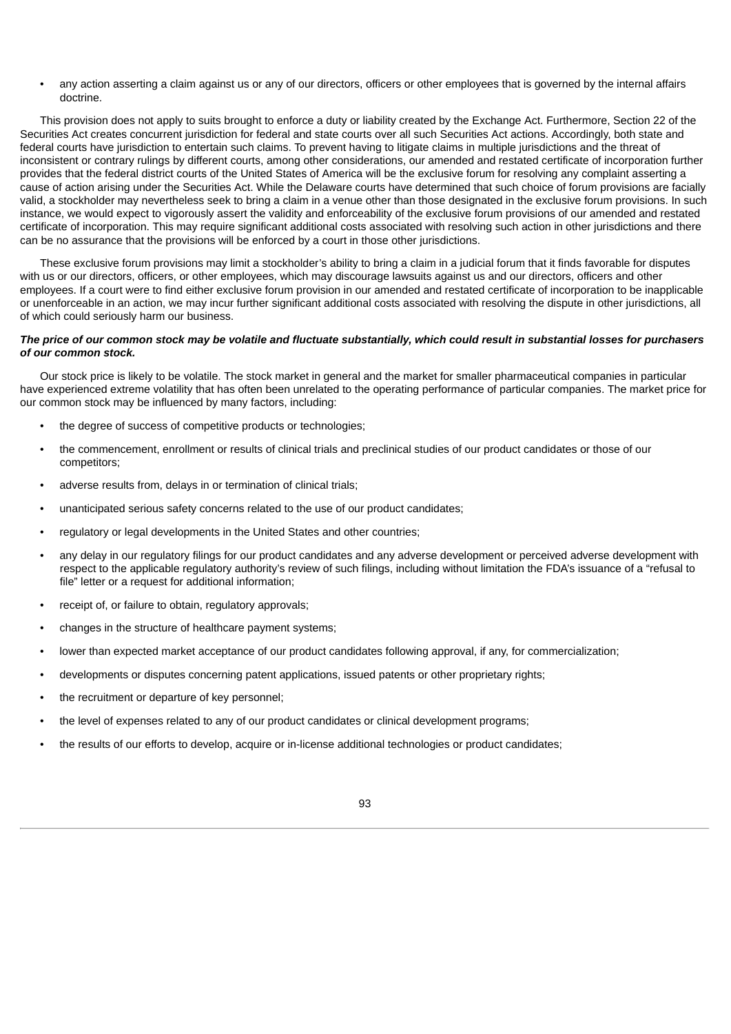- any action asserting a claim against us or any of our directors, officers or other employees that is governed by the internal affairs doctrine.

This provision does not apply to suits brought to enforce a duty or liability created by the Exchange Act. Furthermore, Section 22 of the Securities Act creates concurrent jurisdiction for federal and state courts over all such Securities Act actions. Accordingly, both state and federal courts have jurisdiction to entertain such claims. To prevent having to litigate claims in multiple jurisdictions and the threat of inconsistent or contrary rulings by different courts, among other considerations, our amended and restated certificate of incorporation further provides that the federal district courts of the United States of America will be the exclusive forum for resolving any complaint asserting a cause of action arising under the Securities Act. While the Delaware courts have determined that such choice of forum provisions are facially valid, a stockholder may nevertheless seek to bring a claim in a venue other than those designated in the exclusive forum provisions. In such instance, we would expect to vigorously assert the validity and enforceability of the exclusive forum provisions of our amended and restated certificate of incorporation. This may require significant additional costs associated with resolving such action in other jurisdictions and there can be no assurance that the provisions will be enforced by a court in those other jurisdictions.

These exclusive forum provisions may limit a stockholder's ability to bring a claim in a judicial forum that it finds favorable for disputes with us or our directors, officers, or other employees, which may discourage lawsuits against us and our directors, officers and other employees. If a court were to find either exclusive forum provision in our amended and restated certificate of incorporation to be inapplicable or unenforceable in an action, we may incur further significant additional costs associated with resolving the dispute in other jurisdictions, all of which could seriously harm our business.

***The price of our common stock may be volatile and fluctuate substantially, which could result in substantial losses for purchasers of our common stock.***

Our stock price is likely to be volatile. The stock market in general and the market for smaller pharmaceutical companies in particular have experienced extreme volatility that has often been unrelated to the operating performance of particular companies. The market price for our common stock may be influenced by many factors, including:

- the degree of success of competitive products or technologies;
- the commencement, enrollment or results of clinical trials and preclinical studies of our product candidates or those of our competitors;
- adverse results from, delays in or termination of clinical trials;
- unanticipated serious safety concerns related to the use of our product candidates;
- regulatory or legal developments in the United States and other countries;
- any delay in our regulatory filings for our product candidates and any adverse development or perceived adverse development with respect to the applicable regulatory authority's review of such filings, including without limitation the FDA's issuance of a "refusal to file" letter or a request for additional information;
- receipt of, or failure to obtain, regulatory approvals;
- changes in the structure of healthcare payment systems;
- lower than expected market acceptance of our product candidates following approval, if any, for commercialization;
- developments or disputes concerning patent applications, issued patents or other proprietary rights;
- the recruitment or departure of key personnel;
- the level of expenses related to any of our product candidates or clinical development programs;
- the results of our efforts to develop, acquire or in-license additional technologies or product candidates;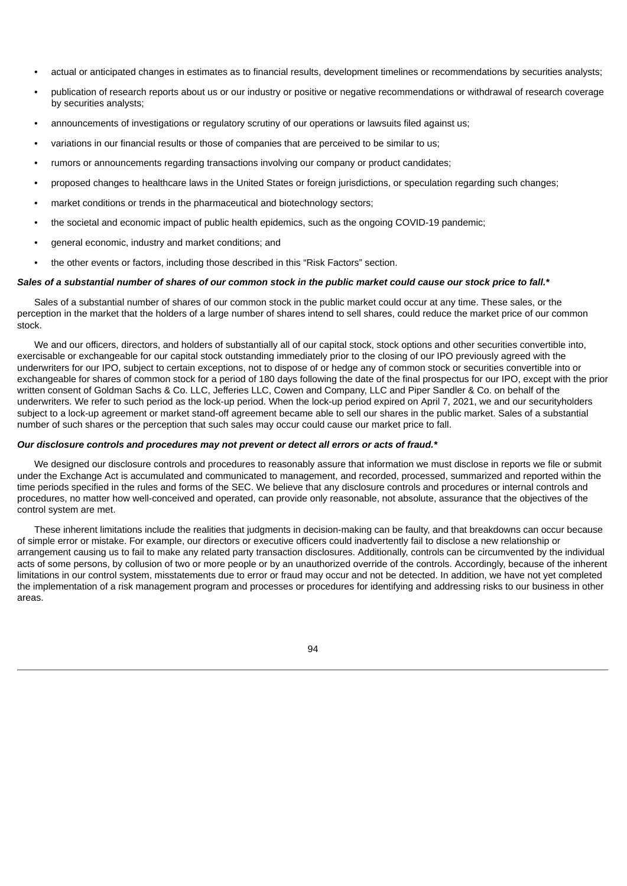- actual or anticipated changes in estimates as to financial results, development timelines or recommendations by securities analysts;
- publication of research reports about us or our industry or positive or negative recommendations or withdrawal of research coverage by securities analysts;
- announcements of investigations or regulatory scrutiny of our operations or lawsuits filed against us;
- variations in our financial results or those of companies that are perceived to be similar to us;
- rumors or announcements regarding transactions involving our company or product candidates;
- proposed changes to healthcare laws in the United States or foreign jurisdictions, or speculation regarding such changes;
- market conditions or trends in the pharmaceutical and biotechnology sectors;
- the societal and economic impact of public health epidemics, such as the ongoing COVID-19 pandemic;
- general economic, industry and market conditions; and
- the other events or factors, including those described in this "Risk Factors" section.

***Sales of a substantial number of shares of our common stock in the public market could cause our stock price to fall.****

Sales of a substantial number of shares of our common stock in the public market could occur at any time. These sales, or the perception in the market that the holders of a large number of shares intend to sell shares, could reduce the market price of our common stock.

We and our officers, directors, and holders of substantially all of our capital stock, stock options and other securities convertible into, exercisable or exchangeable for our capital stock outstanding immediately prior to the closing of our IPO previously agreed with the underwriters for our IPO, subject to certain exceptions, not to dispose of or hedge any of common stock or securities convertible into or exchangeable for shares of common stock for a period of 180 days following the date of the final prospectus for our IPO, except with the prior written consent of Goldman Sachs & Co. LLC, Jefferies LLC, Cowen and Company, LLC and Piper Sandler & Co. on behalf of the underwriters. We refer to such period as the lock-up period. When the lock-up period expired on April 7, 2021, we and our securityholders subject to a lock-up agreement or market stand-off agreement became able to sell our shares in the public market. Sales of a substantial number of such shares or the perception that such sales may occur could cause our market price to fall.

***Our disclosure controls and procedures may not prevent or detect all errors or acts of fraud.****

We designed our disclosure controls and procedures to reasonably assure that information we must disclose in reports we file or submit under the Exchange Act is accumulated and communicated to management, and recorded, processed, summarized and reported within the time periods specified in the rules and forms of the SEC. We believe that any disclosure controls and procedures or internal controls and procedures, no matter how well-conceived and operated, can provide only reasonable, not absolute, assurance that the objectives of the control system are met.

These inherent limitations include the realities that judgments in decision-making can be faulty, and that breakdowns can occur because of simple error or mistake. For example, our directors or executive officers could inadvertently fail to disclose a new relationship or arrangement causing us to fail to make any related party transaction disclosures. Additionally, controls can be circumvented by the individual acts of some persons, by collusion of two or more people or by an unauthorized override of the controls. Accordingly, because of the inherent limitations in our control system, misstatements due to error or fraud may occur and not be detected. In addition, we have not yet completed the implementation of a risk management program and processes or procedures for identifying and addressing risks to our business in other areas.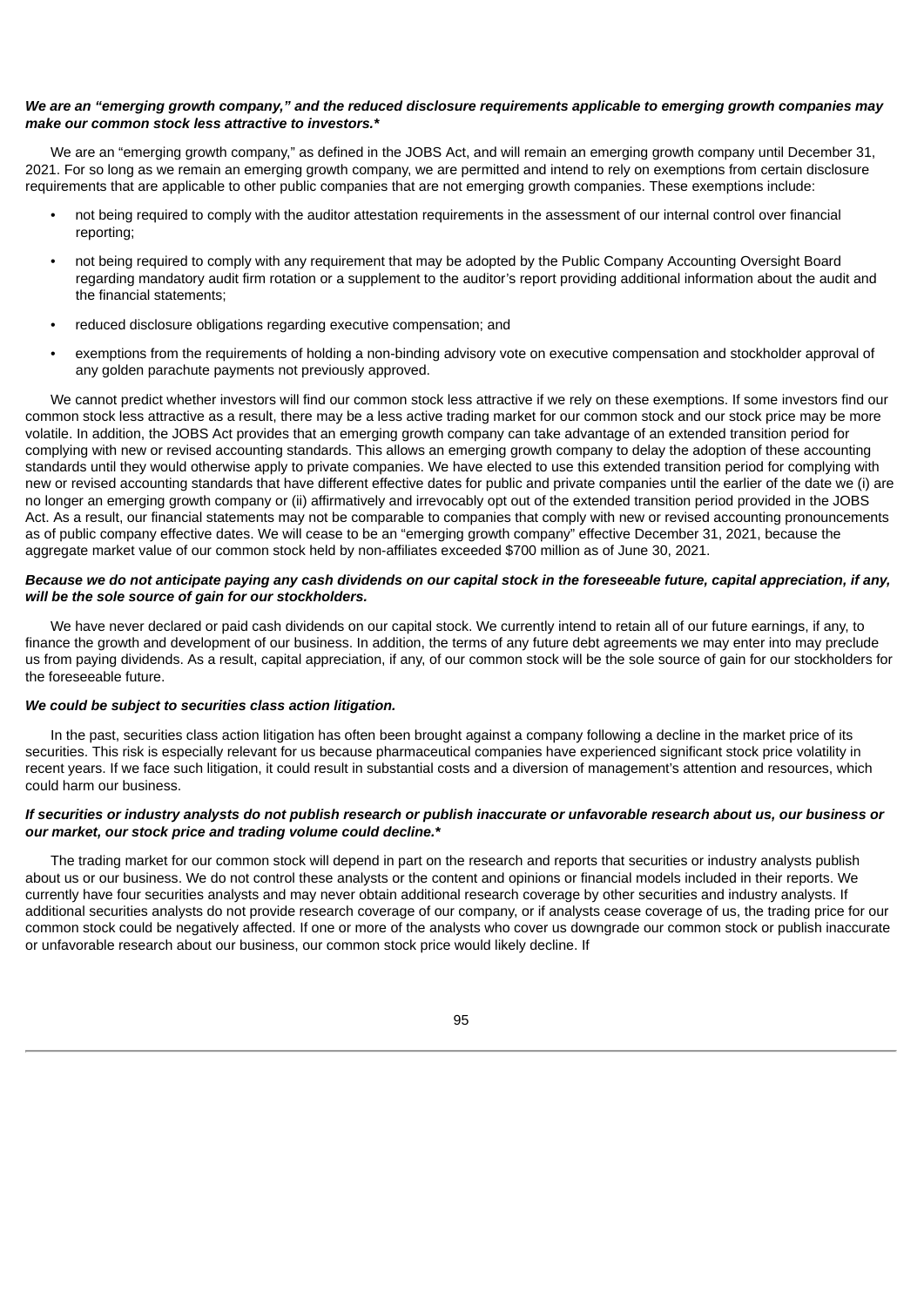***We are an "emerging growth company," and the reduced disclosure requirements applicable to emerging growth companies may make our common stock less attractive to investors.****

We are an "emerging growth company," as defined in the JOBS Act, and will remain an emerging growth company until December 31, 2021. For so long as we remain an emerging growth company, we are permitted and intend to rely on exemptions from certain disclosure requirements that are applicable to other public companies that are not emerging growth companies. These exemptions include:

- not being required to comply with the auditor attestation requirements in the assessment of our internal control over financial reporting;
- not being required to comply with any requirement that may be adopted by the Public Company Accounting Oversight Board regarding mandatory audit firm rotation or a supplement to the auditor's report providing additional information about the audit and the financial statements;
- reduced disclosure obligations regarding executive compensation; and
- exemptions from the requirements of holding a non-binding advisory vote on executive compensation and stockholder approval of any golden parachute payments not previously approved.

We cannot predict whether investors will find our common stock less attractive if we rely on these exemptions. If some investors find our common stock less attractive as a result, there may be a less active trading market for our common stock and our stock price may be more volatile. In addition, the JOBS Act provides that an emerging growth company can take advantage of an extended transition period for complying with new or revised accounting standards. This allows an emerging growth company to delay the adoption of these accounting standards until they would otherwise apply to private companies. We have elected to use this extended transition period for complying with new or revised accounting standards that have different effective dates for public and private companies until the earlier of the date we (i) are no longer an emerging growth company or (ii) affirmatively and irrevocably opt out of the extended transition period provided in the JOBS Act. As a result, our financial statements may not be comparable to companies that comply with new or revised accounting pronouncements as of public company effective dates. We will cease to be an "emerging growth company" effective December 31, 2021, because the aggregate market value of our common stock held by non-affiliates exceeded $700 million as of June 30, 2021.

***Because we do not anticipate paying any cash dividends on our capital stock in the foreseeable future, capital appreciation, if any, will be the sole source of gain for our stockholders.***

We have never declared or paid cash dividends on our capital stock. We currently intend to retain all of our future earnings, if any, to finance the growth and development of our business. In addition, the terms of any future debt agreements we may enter into may preclude us from paying dividends. As a result, capital appreciation, if any, of our common stock will be the sole source of gain for our stockholders for the foreseeable future.

***We could be subject to securities class action litigation.***

In the past, securities class action litigation has often been brought against a company following a decline in the market price of its securities. This risk is especially relevant for us because pharmaceutical companies have experienced significant stock price volatility in recent years. If we face such litigation, it could result in substantial costs and a diversion of management's attention and resources, which could harm our business.

***If securities or industry analysts do not publish research or publish inaccurate or unfavorable research about us, our business or our market, our stock price and trading volume could decline.****

The trading market for our common stock will depend in part on the research and reports that securities or industry analysts publish about us or our business. We do not control these analysts or the content and opinions or financial models included in their reports. We currently have four securities analysts and may never obtain additional research coverage by other securities and industry analysts. If additional securities analysts do not provide research coverage of our company, or if analysts cease coverage of us, the trading price for our common stock could be negatively affected. If one or more of the analysts who cover us downgrade our common stock or publish inaccurate or unfavorable research about our business, our common stock price would likely decline. If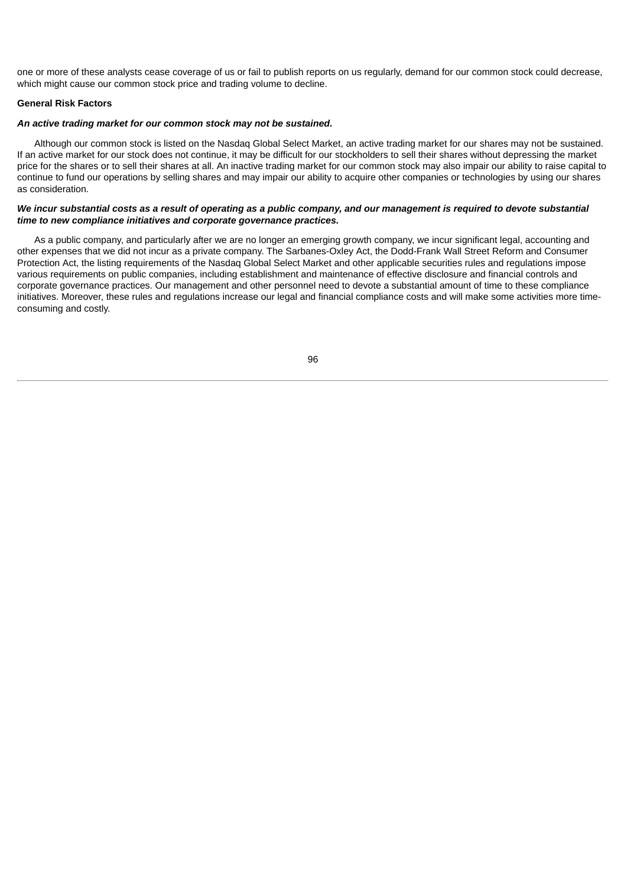one or more of these analysts cease coverage of us or fail to publish reports on us regularly, demand for our common stock could decrease, which might cause our common stock price and trading volume to decline.

**General Risk Factors**

***An active trading market for our common stock may not be sustained.***

Although our common stock is listed on the Nasdaq Global Select Market, an active trading market for our shares may not be sustained. If an active market for our stock does not continue, it may be difficult for our stockholders to sell their shares without depressing the market price for the shares or to sell their shares at all. An inactive trading market for our common stock may also impair our ability to raise capital to continue to fund our operations by selling shares and may impair our ability to acquire other companies or technologies by using our shares as consideration.

***We incur substantial costs as a result of operating as a public company, and our management is required to devote substantial time to new compliance initiatives and corporate governance practices.***

As a public company, and particularly after we are no longer an emerging growth company, we incur significant legal, accounting and other expenses that we did not incur as a private company. The Sarbanes-Oxley Act, the Dodd-Frank Wall Street Reform and Consumer Protection Act, the listing requirements of the Nasdaq Global Select Market and other applicable securities rules and regulations impose various requirements on public companies, including establishment and maintenance of effective disclosure and financial controls and corporate governance practices. Our management and other personnel need to devote a substantial amount of time to these compliance initiatives. Moreover, these rules and regulations increase our legal and financial compliance costs and will make some activities more time-consuming and costly.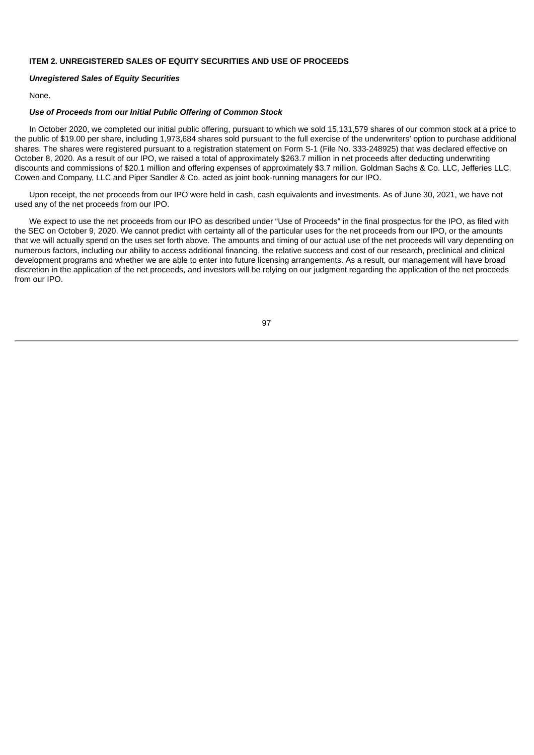## ITEM 2. UNREGISTERED SALES OF EQUITY SECURITIES AND USE OF PROCEEDS

***Unregistered Sales of Equity Securities***

None.

***Use of Proceeds from our Initial Public Offering of Common Stock***

In October 2020, we completed our initial public offering, pursuant to which we sold 15,131,579 shares of our common stock at a price to the public of $19.00 per share, including 1,973,684 shares sold pursuant to the full exercise of the underwriters' option to purchase additional shares. The shares were registered pursuant to a registration statement on Form S-1 (File No. 333-248925) that was declared effective on October 8, 2020. As a result of our IPO, we raised a total of approximately $263.7 million in net proceeds after deducting underwriting discounts and commissions of $20.1 million and offering expenses of approximately $3.7 million. Goldman Sachs & Co. LLC, Jefferies LLC, Cowen and Company, LLC and Piper Sandler & Co. acted as joint book-running managers for our IPO.

Upon receipt, the net proceeds from our IPO were held in cash, cash equivalents and investments. As of June 30, 2021, we have not used any of the net proceeds from our IPO.

We expect to use the net proceeds from our IPO as described under "Use of Proceeds" in the final prospectus for the IPO, as filed with the SEC on October 9, 2020. We cannot predict with certainty all of the particular uses for the net proceeds from our IPO, or the amounts that we will actually spend on the uses set forth above. The amounts and timing of our actual use of the net proceeds will vary depending on numerous factors, including our ability to access additional financing, the relative success and cost of our research, preclinical and clinical development programs and whether we are able to enter into future licensing arrangements. As a result, our management will have broad discretion in the application of the net proceeds, and investors will be relying on our judgment regarding the application of the net proceeds from our IPO.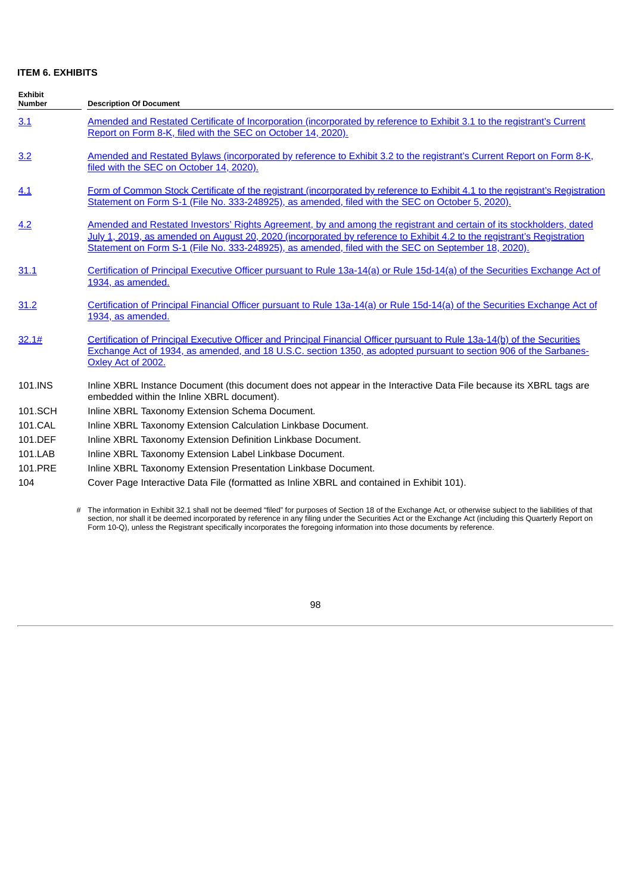### ITEM 6. EXHIBITS

| Exhibit Number | Description Of Document |
|---|---|
| 3.1 | Amended and Restated Certificate of Incorporation (incorporated by reference to Exhibit 3.1 to the registrant's Current Report on Form 8-K, filed with the SEC on October 14, 2020). |
| 3.2 | Amended and Restated Bylaws (incorporated by reference to Exhibit 3.2 to the registrant's Current Report on Form 8-K, filed with the SEC on October 14, 2020). |
| 4.1 | Form of Common Stock Certificate of the registrant (incorporated by reference to Exhibit 4.1 to the registrant's Registration Statement on Form S-1 (File No. 333-248925), as amended, filed with the SEC on October 5, 2020). |
| 4.2 | Amended and Restated Investors' Rights Agreement, by and among the registrant and certain of its stockholders, dated July 1, 2019, as amended on August 20, 2020 (incorporated by reference to Exhibit 4.2 to the registrant's Registration Statement on Form S-1 (File No. 333-248925), as amended, filed with the SEC on September 18, 2020). |
| 31.1 | Certification of Principal Executive Officer pursuant to Rule 13a-14(a) or Rule 15d-14(a) of the Securities Exchange Act of 1934, as amended. |
| 31.2 | Certification of Principal Financial Officer pursuant to Rule 13a-14(a) or Rule 15d-14(a) of the Securities Exchange Act of 1934, as amended. |
| 32.1# | Certification of Principal Executive Officer and Principal Financial Officer pursuant to Rule 13a-14(b) of the Securities Exchange Act of 1934, as amended, and 18 U.S.C. section 1350, as adopted pursuant to section 906 of the Sarbanes-Oxley Act of 2002. |
| 101.INS | Inline XBRL Instance Document (this document does not appear in the Interactive Data File because its XBRL tags are embedded within the Inline XBRL document). |
| 101.SCH | Inline XBRL Taxonomy Extension Schema Document. |
| 101.CAL | Inline XBRL Taxonomy Extension Calculation Linkbase Document. |
| 101.DEF | Inline XBRL Taxonomy Extension Definition Linkbase Document. |
| 101.LAB | Inline XBRL Taxonomy Extension Label Linkbase Document. |
| 101.PRE | Inline XBRL Taxonomy Extension Presentation Linkbase Document. |
| 104 | Cover Page Interactive Data File (formatted as Inline XBRL and contained in Exhibit 101). |

# The information in Exhibit 32.1 shall not be deemed "filed" for purposes of Section 18 of the Exchange Act, or otherwise subject to the liabilities of that section, nor shall it be deemed incorporated by reference in any filing under the Securities Act or the Exchange Act (including this Quarterly Report on Form 10-Q), unless the Registrant specifically incorporates the foregoing information into those documents by reference.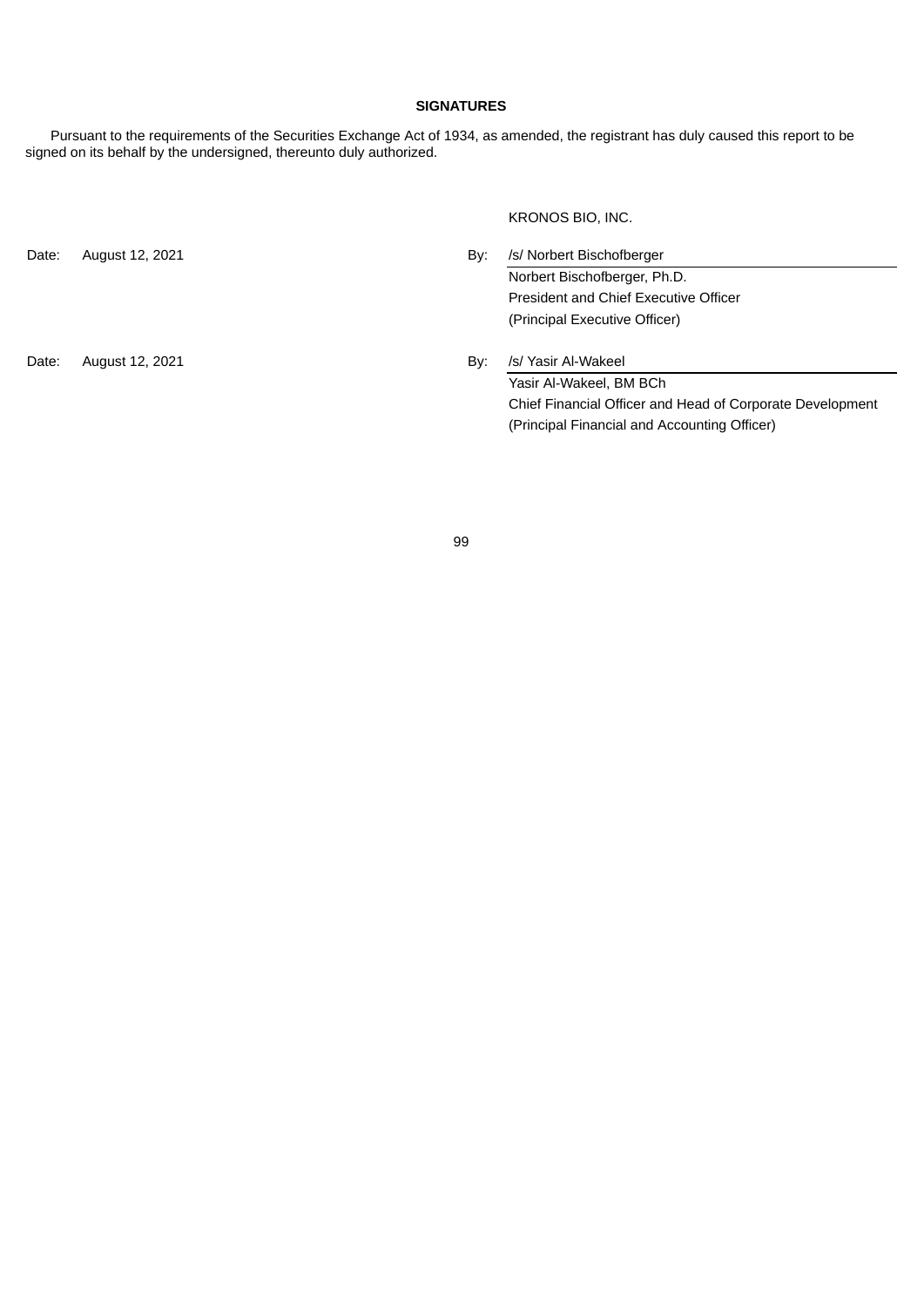## SIGNATURES

Pursuant to the requirements of the Securities Exchange Act of 1934, as amended, the registrant has duly caused this report to be signed on its behalf by the undersigned, thereunto duly authorized.

KRONOS BIO, INC.

| | | | |
|---|---|---|---|
| Date: | August 12, 2021 | By: | /s/ Norbert Bischofberger |
| | | | Norbert Bischofberger, Ph.D. |
| | | | President and Chief Executive Officer |
| | | | (Principal Executive Officer) |
| Date: | August 12, 2021 | By: | /s/ Yasir Al-Wakeel |
| | | | Yasir Al-Wakeel, BM BCh |
| | | | Chief Financial Officer and Head of Corporate Development |
| | | | (Principal Financial and Accounting Officer) |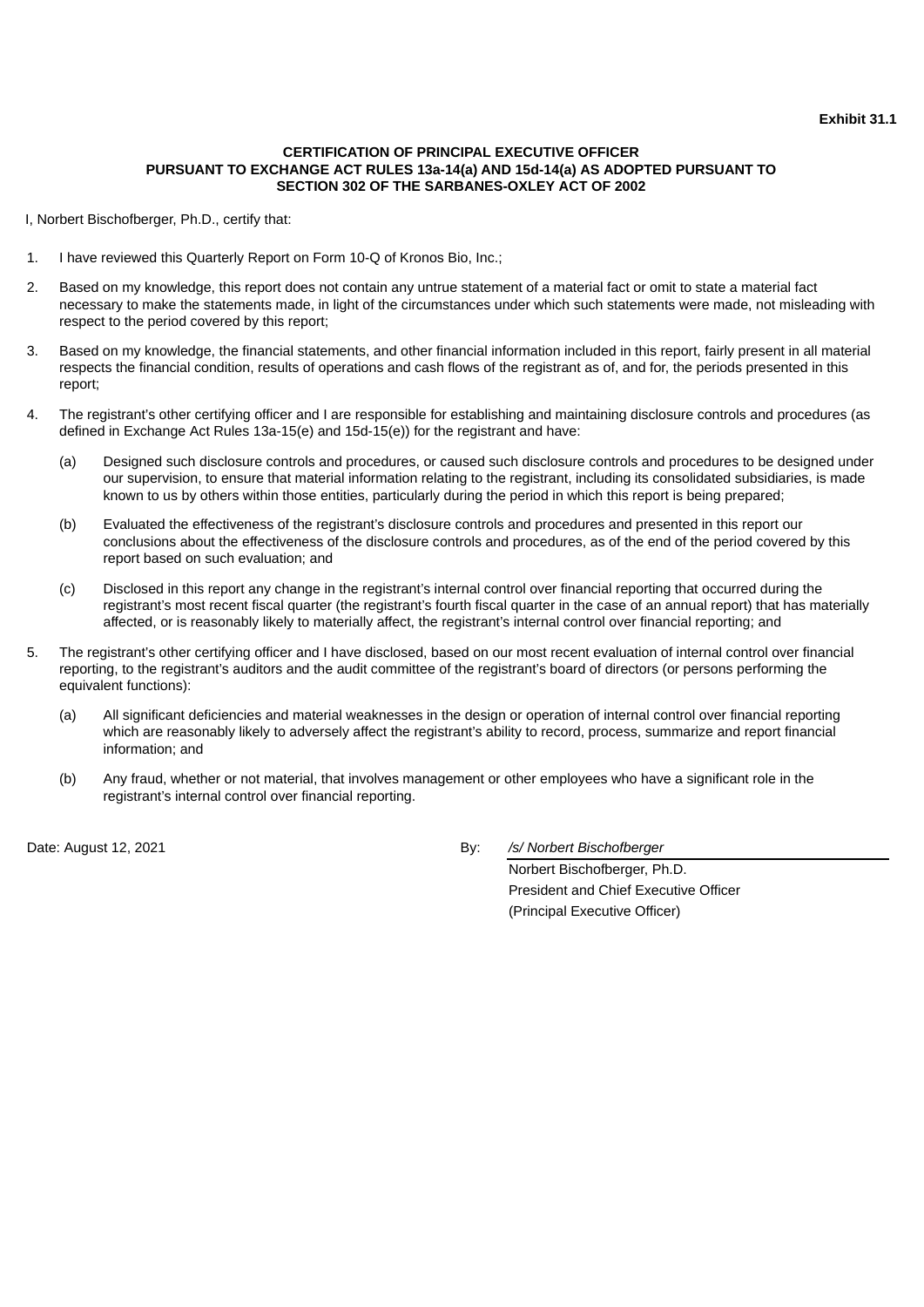**Exhibit 31.1**

**CERTIFICATION OF PRINCIPAL EXECUTIVE OFFICER PURSUANT TO EXCHANGE ACT RULES 13a-14(a) AND 15d-14(a) AS ADOPTED PURSUANT TO SECTION 302 OF THE SARBANES-OXLEY ACT OF 2002**

I, Norbert Bischofberger, Ph.D., certify that:

1. I have reviewed this Quarterly Report on Form 10-Q of Kronos Bio, Inc.;
2. Based on my knowledge, this report does not contain any untrue statement of a material fact or omit to state a material fact necessary to make the statements made, in light of the circumstances under which such statements were made, not misleading with respect to the period covered by this report;
3. Based on my knowledge, the financial statements, and other financial information included in this report, fairly present in all material respects the financial condition, results of operations and cash flows of the registrant as of, and for, the periods presented in this report;
4. The registrant's other certifying officer and I are responsible for establishing and maintaining disclosure controls and procedures (as defined in Exchange Act Rules 13a-15(e) and 15d-15(e)) for the registrant and have:
   (a) Designed such disclosure controls and procedures, or caused such disclosure controls and procedures to be designed under our supervision, to ensure that material information relating to the registrant, including its consolidated subsidiaries, is made known to us by others within those entities, particularly during the period in which this report is being prepared;
   (b) Evaluated the effectiveness of the registrant's disclosure controls and procedures and presented in this report our conclusions about the effectiveness of the disclosure controls and procedures, as of the end of the period covered by this report based on such evaluation; and
   (c) Disclosed in this report any change in the registrant's internal control over financial reporting that occurred during the registrant's most recent fiscal quarter (the registrant's fourth fiscal quarter in the case of an annual report) that has materially affected, or is reasonably likely to materially affect, the registrant's internal control over financial reporting; and
5. The registrant's other certifying officer and I have disclosed, based on our most recent evaluation of internal control over financial reporting, to the registrant's auditors and the audit committee of the registrant's board of directors (or persons performing the equivalent functions):
   (a) All significant deficiencies and material weaknesses in the design or operation of internal control over financial reporting which are reasonably likely to adversely affect the registrant's ability to record, process, summarize and report financial information; and
   (b) Any fraud, whether or not material, that involves management or other employees who have a significant role in the registrant's internal control over financial reporting.

Date: August 12, 2021

By: */s/ Norbert Bischofberger*
Norbert Bischofberger, Ph.D.
President and Chief Executive Officer
(Principal Executive Officer)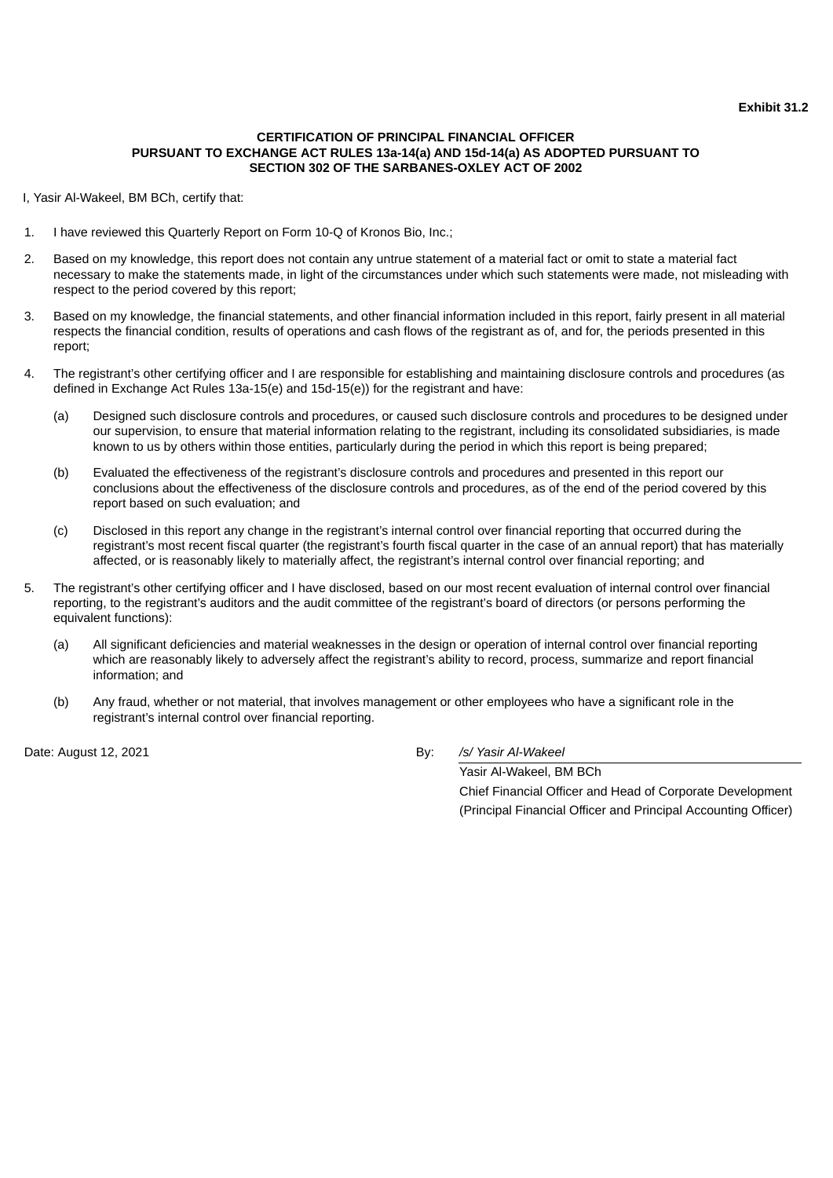**Exhibit 31.2**

**CERTIFICATION OF PRINCIPAL FINANCIAL OFFICER PURSUANT TO EXCHANGE ACT RULES 13a-14(a) AND 15d-14(a) AS ADOPTED PURSUANT TO SECTION 302 OF THE SARBANES-OXLEY ACT OF 2002**

I, Yasir Al-Wakeel, BM BCh, certify that:

1. I have reviewed this Quarterly Report on Form 10-Q of Kronos Bio, Inc.;

2. Based on my knowledge, this report does not contain any untrue statement of a material fact or omit to state a material fact necessary to make the statements made, in light of the circumstances under which such statements were made, not misleading with respect to the period covered by this report;

3. Based on my knowledge, the financial statements, and other financial information included in this report, fairly present in all material respects the financial condition, results of operations and cash flows of the registrant as of, and for, the periods presented in this report;

4. The registrant's other certifying officer and I are responsible for establishing and maintaining disclosure controls and procedures (as defined in Exchange Act Rules 13a-15(e) and 15d-15(e)) for the registrant and have:

   (a) Designed such disclosure controls and procedures, or caused such disclosure controls and procedures to be designed under our supervision, to ensure that material information relating to the registrant, including its consolidated subsidiaries, is made known to us by others within those entities, particularly during the period in which this report is being prepared;

   (b) Evaluated the effectiveness of the registrant's disclosure controls and procedures and presented in this report our conclusions about the effectiveness of the disclosure controls and procedures, as of the end of the period covered by this report based on such evaluation; and

   (c) Disclosed in this report any change in the registrant's internal control over financial reporting that occurred during the registrant's most recent fiscal quarter (the registrant's fourth fiscal quarter in the case of an annual report) that has materially affected, or is reasonably likely to materially affect, the registrant's internal control over financial reporting; and

5. The registrant's other certifying officer and I have disclosed, based on our most recent evaluation of internal control over financial reporting, to the registrant's auditors and the audit committee of the registrant's board of directors (or persons performing the equivalent functions):

   (a) All significant deficiencies and material weaknesses in the design or operation of internal control over financial reporting which are reasonably likely to adversely affect the registrant's ability to record, process, summarize and report financial information; and

   (b) Any fraud, whether or not material, that involves management or other employees who have a significant role in the registrant's internal control over financial reporting.

Date: August 12, 2021

By: */s/ Yasir Al-Wakeel*
Yasir Al-Wakeel, BM BCh
Chief Financial Officer and Head of Corporate Development
(Principal Financial Officer and Principal Accounting Officer)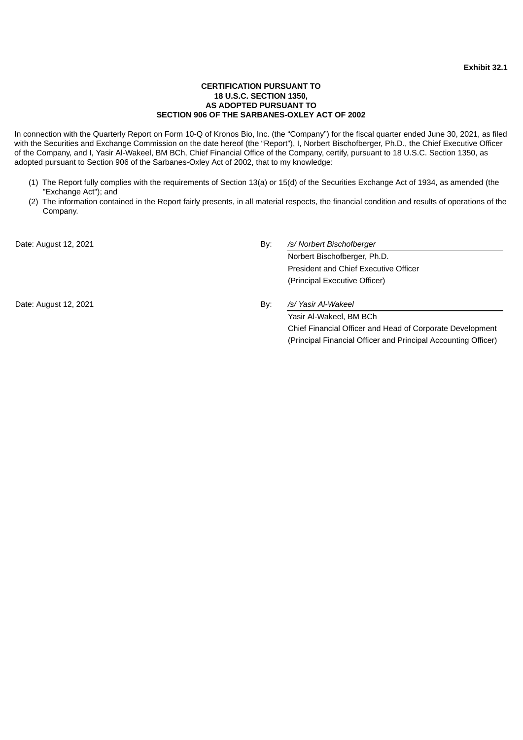**Exhibit 32.1**

**CERTIFICATION PURSUANT TO**
**18 U.S.C. SECTION 1350,**
**AS ADOPTED PURSUANT TO**
**SECTION 906 OF THE SARBANES-OXLEY ACT OF 2002**

In connection with the Quarterly Report on Form 10-Q of Kronos Bio, Inc. (the "Company") for the fiscal quarter ended June 30, 2021, as filed with the Securities and Exchange Commission on the date hereof (the "Report"), I, Norbert Bischofberger, Ph.D., the Chief Executive Officer of the Company, and I, Yasir Al-Wakeel, BM BCh, Chief Financial Office of the Company, certify, pursuant to 18 U.S.C. Section 1350, as adopted pursuant to Section 906 of the Sarbanes-Oxley Act of 2002, that to my knowledge:

(1) The Report fully complies with the requirements of Section 13(a) or 15(d) of the Securities Exchange Act of 1934, as amended (the "Exchange Act"); and

(2) The information contained in the Report fairly presents, in all material respects, the financial condition and results of operations of the Company.

Date: August 12, 2021

By: */s/ Norbert Bischofberger*
Norbert Bischofberger, Ph.D.
President and Chief Executive Officer
(Principal Executive Officer)

Date: August 12, 2021

By: */s/ Yasir Al-Wakeel*
Yasir Al-Wakeel, BM BCh
Chief Financial Officer and Head of Corporate Development
(Principal Financial Officer and Principal Accounting Officer)